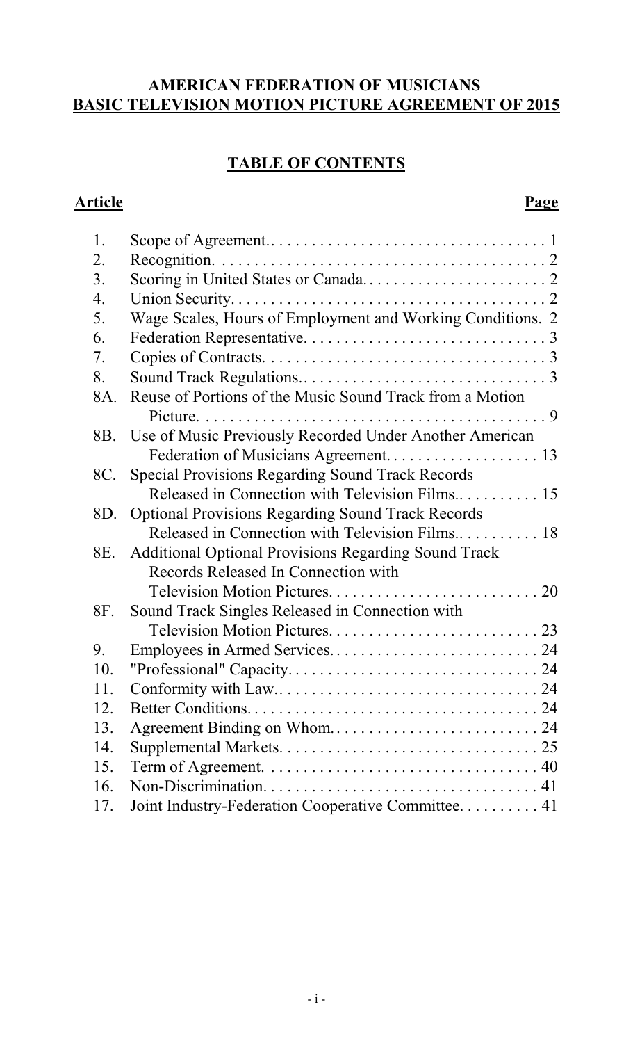# AMERICAN FEDERATION OF MUSICIANS
## BASIC TELEVISION MOTION PICTURE AGREEMENT OF 2015

## TABLE OF CONTENTS

| Article | | Page |
|---|---|---|
| 1. | Scope of Agreement | 1 |
| 2. | Recognition | 2 |
| 3. | Scoring in United States or Canada | 2 |
| 4. | Union Security | 2 |
| 5. | Wage Scales, Hours of Employment and Working Conditions | 2 |
| 6. | Federation Representative | 3 |
| 7. | Copies of Contracts | 3 |
| 8. | Sound Track Regulations | 3 |
| 8A. | Reuse of Portions of the Music Sound Track from a Motion Picture | 9 |
| 8B. | Use of Music Previously Recorded Under Another American Federation of Musicians Agreement | 13 |
| 8C. | Special Provisions Regarding Sound Track Records Released in Connection with Television Films | 15 |
| 8D. | Optional Provisions Regarding Sound Track Records Released in Connection with Television Films | 18 |
| 8E. | Additional Optional Provisions Regarding Sound Track Records Released In Connection with Television Motion Pictures | 20 |
| 8F. | Sound Track Singles Released in Connection with Television Motion Pictures | 23 |
| 9. | Employees in Armed Services | 24 |
| 10. | "Professional" Capacity | 24 |
| 11. | Conformity with Law | 24 |
| 12. | Better Conditions | 24 |
| 13. | Agreement Binding on Whom | 24 |
| 14. | Supplemental Markets | 25 |
| 15. | Term of Agreement | 40 |
| 16. | Non-Discrimination | 41 |
| 17. | Joint Industry-Federation Cooperative Committee | 41 |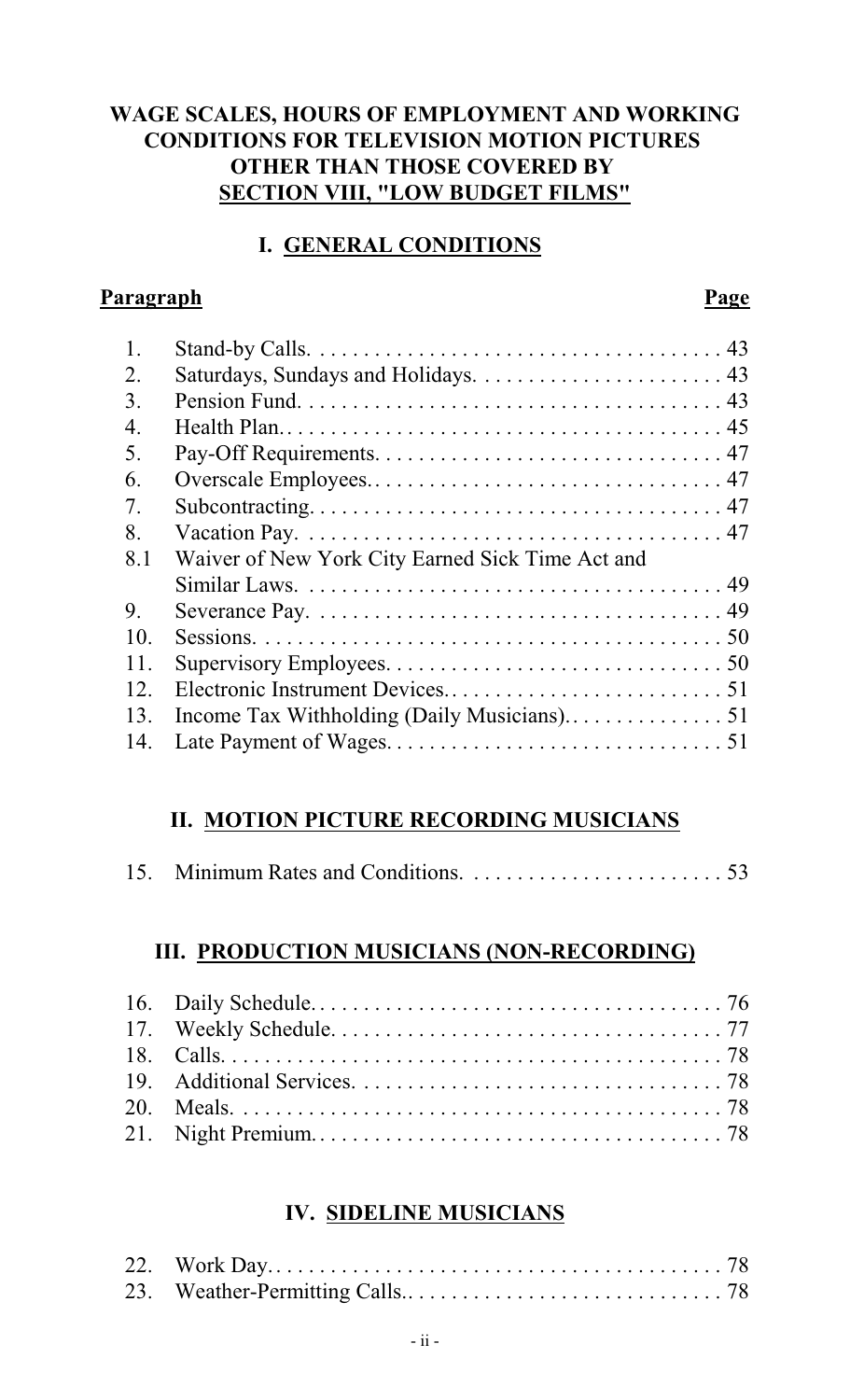## WAGE SCALES, HOURS OF EMPLOYMENT AND WORKING CONDITIONS FOR TELEVISION MOTION PICTURES OTHER THAN THOSE COVERED BY SECTION VIII, "LOW BUDGET FILMS"

### I. GENERAL CONDITIONS

| Paragraph | | Page |
|---|---|---|
| 1. | Stand-by Calls. | 43 |
| 2. | Saturdays, Sundays and Holidays. | 43 |
| 3. | Pension Fund. | 43 |
| 4. | Health Plan. | 45 |
| 5. | Pay-Off Requirements. | 47 |
| 6. | Overscale Employees. | 47 |
| 7. | Subcontracting. | 47 |
| 8. | Vacation Pay. | 47 |
| 8.1 | Waiver of New York City Earned Sick Time Act and Similar Laws. | 49 |
| 9. | Severance Pay. | 49 |
| 10. | Sessions. | 50 |
| 11. | Supervisory Employees. | 50 |
| 12. | Electronic Instrument Devices. | 51 |
| 13. | Income Tax Withholding (Daily Musicians). | 51 |
| 14. | Late Payment of Wages. | 51 |

### II. MOTION PICTURE RECORDING MUSICIANS

| | | |
|---|---|---|
| 15. | Minimum Rates and Conditions. | 53 |

### III. PRODUCTION MUSICIANS (NON-RECORDING)

| | | |
|---|---|---|
| 16. | Daily Schedule. | 76 |
| 17. | Weekly Schedule. | 77 |
| 18. | Calls. | 78 |
| 19. | Additional Services. | 78 |
| 20. | Meals. | 78 |
| 21. | Night Premium. | 78 |

### IV. SIDELINE MUSICIANS

| | | |
|---|---|---|
| 22. | Work Day. | 78 |
| 23. | Weather-Permitting Calls. | 78 |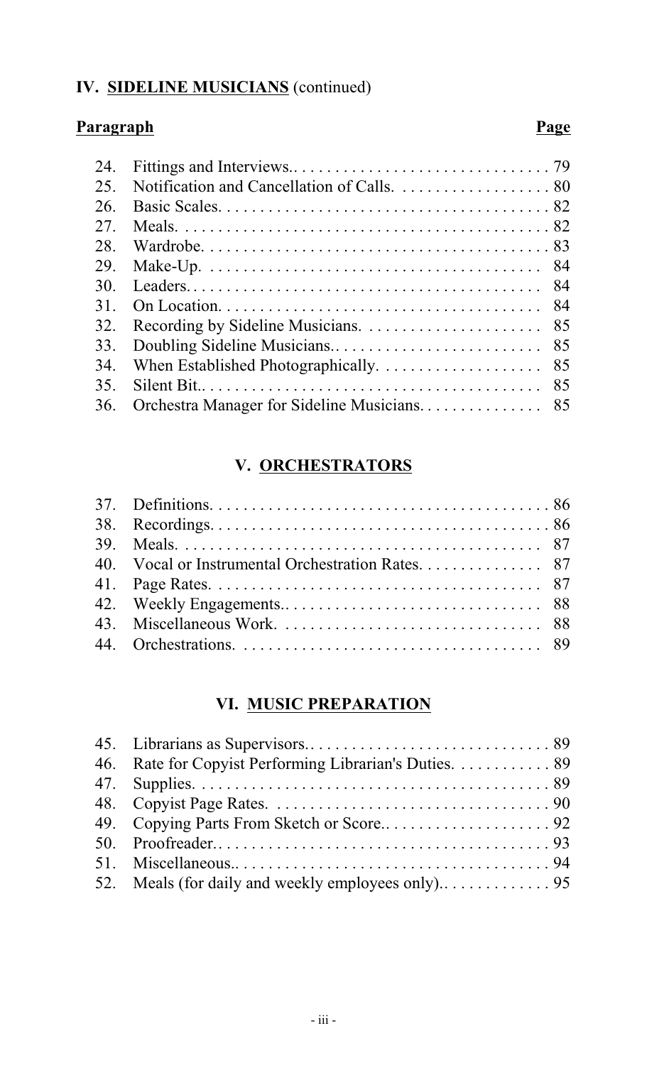## IV. SIDELINE MUSICIANS (continued)

| Paragraph | | Page |
|---|---|---|
| 24. | Fittings and Interviews. | 79 |
| 25. | Notification and Cancellation of Calls. | 80 |
| 26. | Basic Scales. | 82 |
| 27. | Meals. | 82 |
| 28. | Wardrobe. | 83 |
| 29. | Make-Up. | 84 |
| 30. | Leaders. | 84 |
| 31. | On Location. | 84 |
| 32. | Recording by Sideline Musicians. | 85 |
| 33. | Doubling Sideline Musicians. | 85 |
| 34. | When Established Photographically. | 85 |
| 35. | Silent Bit. | 85 |
| 36. | Orchestra Manager for Sideline Musicians. | 85 |

## V. ORCHESTRATORS

| | | |
|---|---|---|
| 37. | Definitions. | 86 |
| 38. | Recordings. | 86 |
| 39. | Meals. | 87 |
| 40. | Vocal or Instrumental Orchestration Rates. | 87 |
| 41. | Page Rates. | 87 |
| 42. | Weekly Engagements. | 88 |
| 43. | Miscellaneous Work. | 88 |
| 44. | Orchestrations. | 89 |

## VI. MUSIC PREPARATION

| | | |
|---|---|---|
| 45. | Librarians as Supervisors. | 89 |
| 46. | Rate for Copyist Performing Librarian's Duties. | 89 |
| 47. | Supplies. | 89 |
| 48. | Copyist Page Rates. | 90 |
| 49. | Copying Parts From Sketch or Score. | 92 |
| 50. | Proofreader. | 93 |
| 51. | Miscellaneous. | 94 |
| 52. | Meals (for daily and weekly employees only). | 95 |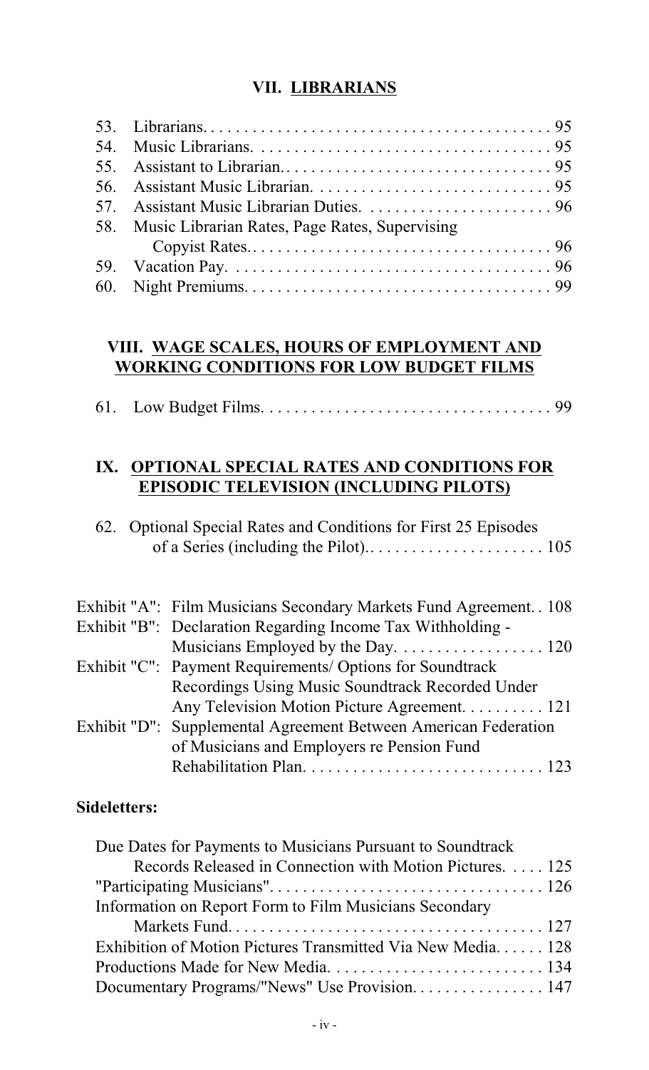## VII. LIBRARIANS

53. Librarians. . . . . . . . . . . . . . . . . . . . . . . . . . . . . . . . . . . . . . . . . . 95
54. Music Librarians. . . . . . . . . . . . . . . . . . . . . . . . . . . . . . . . . . . . 95
55. Assistant to Librarian. . . . . . . . . . . . . . . . . . . . . . . . . . . . . . . . 95
56. Assistant Music Librarian. . . . . . . . . . . . . . . . . . . . . . . . . . . . . 95
57. Assistant Music Librarian Duties. . . . . . . . . . . . . . . . . . . . . . . 96
58. Music Librarian Rates, Page Rates, Supervising Copyist Rates. . . . . . . . . . . . . . . . . . . . . . . . . . . . . . . . . . . . . . 96
59. Vacation Pay. . . . . . . . . . . . . . . . . . . . . . . . . . . . . . . . . . . . . . . 96
60. Night Premiums. . . . . . . . . . . . . . . . . . . . . . . . . . . . . . . . . . . . . 99

## VIII. WAGE SCALES, HOURS OF EMPLOYMENT AND WORKING CONDITIONS FOR LOW BUDGET FILMS

61. Low Budget Films. . . . . . . . . . . . . . . . . . . . . . . . . . . . . . . . . . . 99

## IX. OPTIONAL SPECIAL RATES AND CONDITIONS FOR EPISODIC TELEVISION (INCLUDING PILOTS)

62. Optional Special Rates and Conditions for First 25 Episodes of a Series (including the Pilot).. . . . . . . . . . . . . . . . . . . . . 105

Exhibit "A": Film Musicians Secondary Markets Fund Agreement. . 108
Exhibit "B": Declaration Regarding Income Tax Withholding - Musicians Employed by the Day. . . . . . . . . . . . . . . . . 120
Exhibit "C": Payment Requirements/ Options for Soundtrack Recordings Using Music Soundtrack Recorded Under Any Television Motion Picture Agreement. . . . . . . . . . 121
Exhibit "D": Supplemental Agreement Between American Federation of Musicians and Employers re Pension Fund Rehabilitation Plan. . . . . . . . . . . . . . . . . . . . . . . . . . . . 123

**Sideletters:**

Due Dates for Payments to Musicians Pursuant to Soundtrack Records Released in Connection with Motion Pictures. . . . . 125
"Participating Musicians". . . . . . . . . . . . . . . . . . . . . . . . . . . . . . . . 126
Information on Report Form to Film Musicians Secondary Markets Fund. . . . . . . . . . . . . . . . . . . . . . . . . . . . . . . . . . . . . 127
Exhibition of Motion Pictures Transmitted Via New Media. . . . . . 128
Productions Made for New Media. . . . . . . . . . . . . . . . . . . . . . . . . 134
Documentary Programs/"News" Use Provision. . . . . . . . . . . . . . . . 147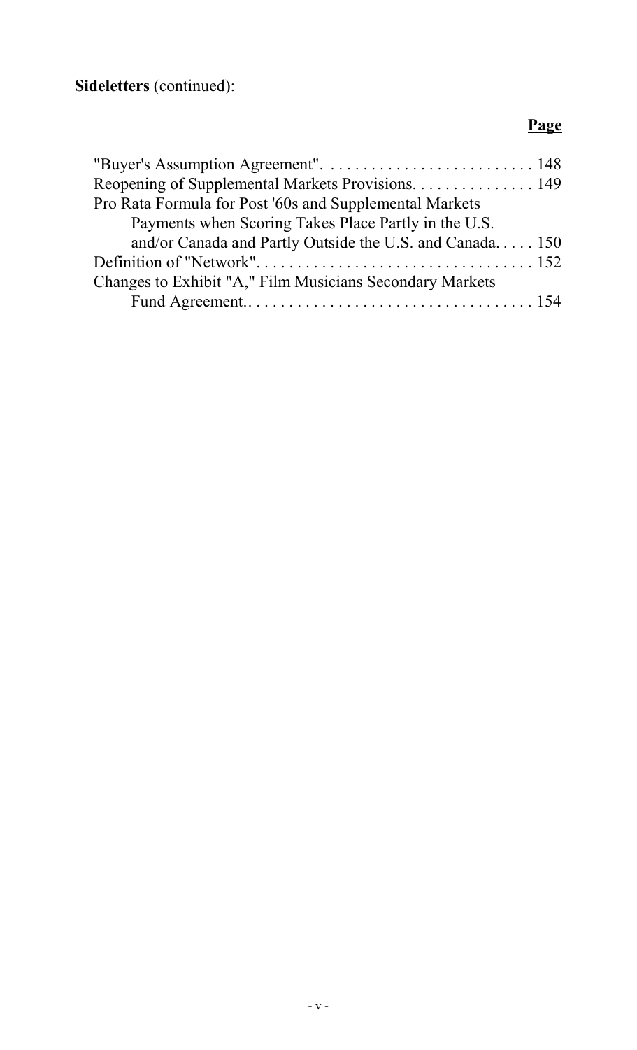**Sideletters** (continued):

| | Page |
|---|---|
| "Buyer's Assumption Agreement". | 148 |
| Reopening of Supplemental Markets Provisions. | 149 |
| Pro Rata Formula for Post '60s and Supplemental Markets Payments when Scoring Takes Place Partly in the U.S. and/or Canada and Partly Outside the U.S. and Canada. | 150 |
| Definition of "Network". | 152 |
| Changes to Exhibit "A," Film Musicians Secondary Markets Fund Agreement.. | 154 |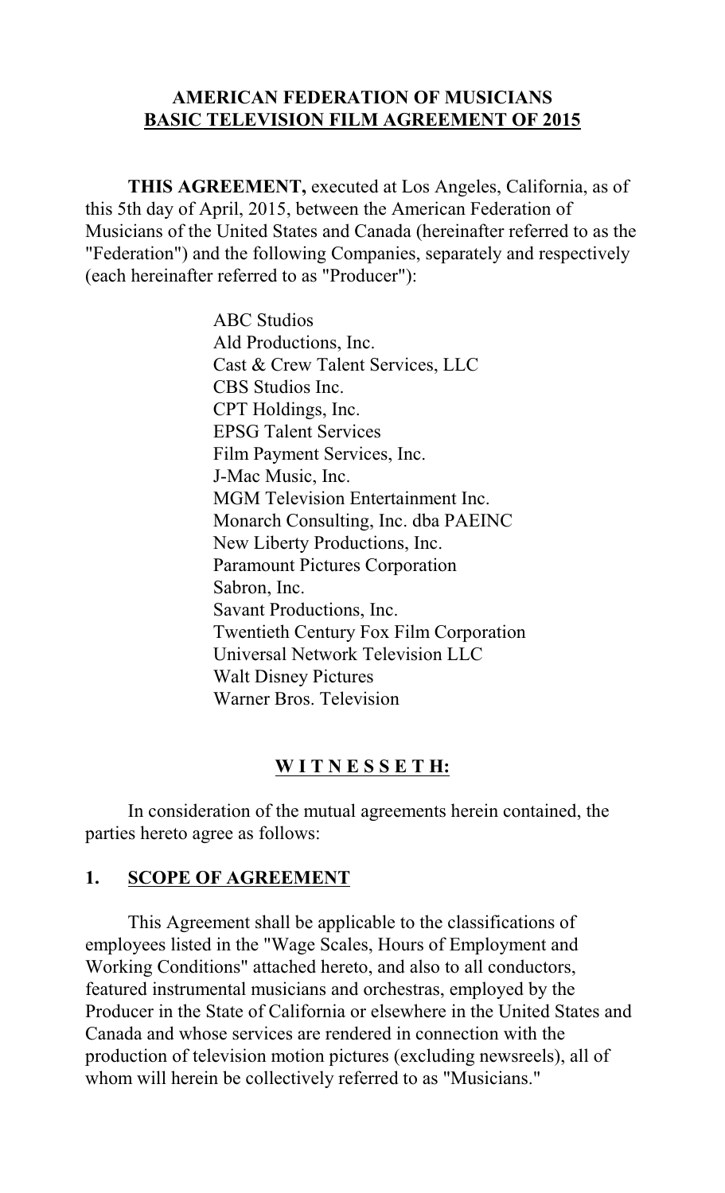# AMERICAN FEDERATION OF MUSICIANS
## BASIC TELEVISION FILM AGREEMENT OF 2015

**THIS AGREEMENT,** executed at Los Angeles, California, as of this 5th day of April, 2015, between the American Federation of Musicians of the United States and Canada (hereinafter referred to as the "Federation") and the following Companies, separately and respectively (each hereinafter referred to as "Producer"):

ABC Studios
Ald Productions, Inc.
Cast & Crew Talent Services, LLC
CBS Studios Inc.
CPT Holdings, Inc.
EPSG Talent Services
Film Payment Services, Inc.
J-Mac Music, Inc.
MGM Television Entertainment Inc.
Monarch Consulting, Inc. dba PAEINC
New Liberty Productions, Inc.
Paramount Pictures Corporation
Sabron, Inc.
Savant Productions, Inc.
Twentieth Century Fox Film Corporation
Universal Network Television LLC
Walt Disney Pictures
Warner Bros. Television

**W I T N E S S E T H:**

In consideration of the mutual agreements herein contained, the parties hereto agree as follows:

## 1. SCOPE OF AGREEMENT

This Agreement shall be applicable to the classifications of employees listed in the "Wage Scales, Hours of Employment and Working Conditions" attached hereto, and also to all conductors, featured instrumental musicians and orchestras, employed by the Producer in the State of California or elsewhere in the United States and Canada and whose services are rendered in connection with the production of television motion pictures (excluding newsreels), all of whom will herein be collectively referred to as "Musicians."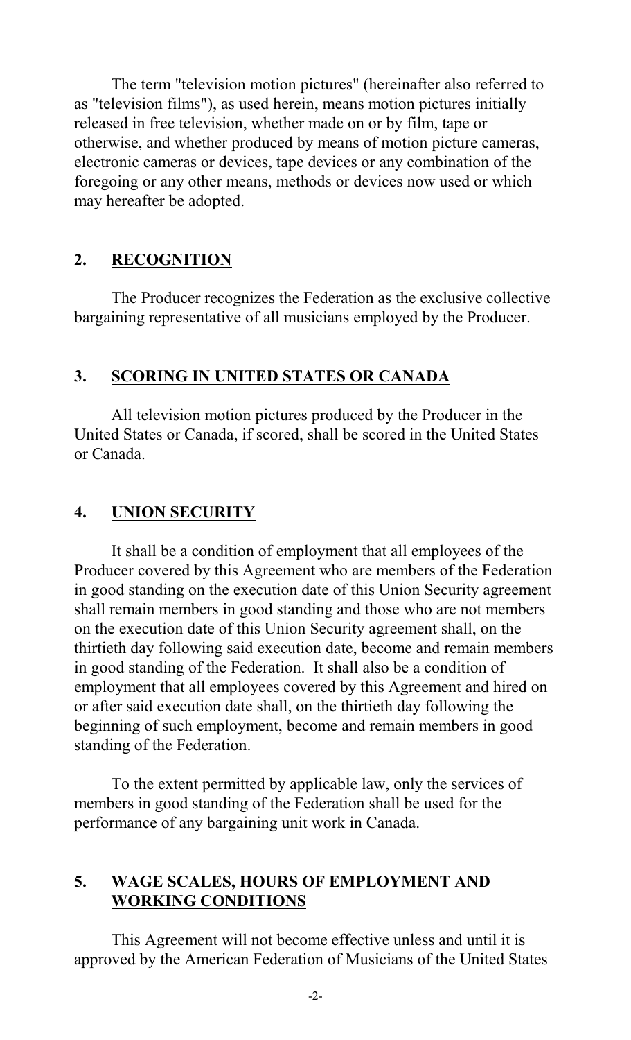The term "television motion pictures" (hereinafter also referred to as "television films"), as used herein, means motion pictures initially released in free television, whether made on or by film, tape or otherwise, and whether produced by means of motion picture cameras, electronic cameras or devices, tape devices or any combination of the foregoing or any other means, methods or devices now used or which may hereafter be adopted.

## 2. RECOGNITION

The Producer recognizes the Federation as the exclusive collective bargaining representative of all musicians employed by the Producer.

## 3. SCORING IN UNITED STATES OR CANADA

All television motion pictures produced by the Producer in the United States or Canada, if scored, shall be scored in the United States or Canada.

## 4. UNION SECURITY

It shall be a condition of employment that all employees of the Producer covered by this Agreement who are members of the Federation in good standing on the execution date of this Union Security agreement shall remain members in good standing and those who are not members on the execution date of this Union Security agreement shall, on the thirtieth day following said execution date, become and remain members in good standing of the Federation. It shall also be a condition of employment that all employees covered by this Agreement and hired on or after said execution date shall, on the thirtieth day following the beginning of such employment, become and remain members in good standing of the Federation.

To the extent permitted by applicable law, only the services of members in good standing of the Federation shall be used for the performance of any bargaining unit work in Canada.

## 5. WAGE SCALES, HOURS OF EMPLOYMENT AND WORKING CONDITIONS

This Agreement will not become effective unless and until it is approved by the American Federation of Musicians of the United States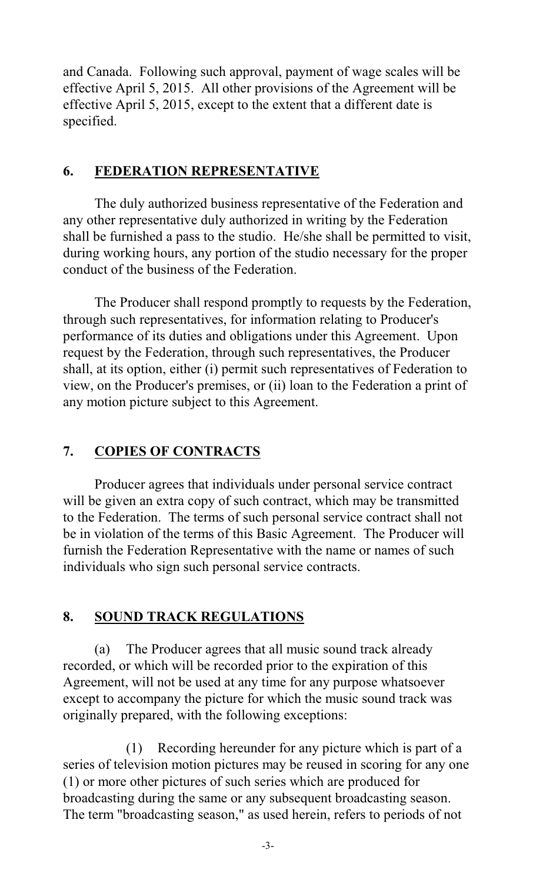and Canada. Following such approval, payment of wage scales will be effective April 5, 2015. All other provisions of the Agreement will be effective April 5, 2015, except to the extent that a different date is specified.

## 6. FEDERATION REPRESENTATIVE

The duly authorized business representative of the Federation and any other representative duly authorized in writing by the Federation shall be furnished a pass to the studio. He/she shall be permitted to visit, during working hours, any portion of the studio necessary for the proper conduct of the business of the Federation.

The Producer shall respond promptly to requests by the Federation, through such representatives, for information relating to Producer's performance of its duties and obligations under this Agreement. Upon request by the Federation, through such representatives, the Producer shall, at its option, either (i) permit such representatives of Federation to view, on the Producer's premises, or (ii) loan to the Federation a print of any motion picture subject to this Agreement.

## 7. COPIES OF CONTRACTS

Producer agrees that individuals under personal service contract will be given an extra copy of such contract, which may be transmitted to the Federation. The terms of such personal service contract shall not be in violation of the terms of this Basic Agreement. The Producer will furnish the Federation Representative with the name or names of such individuals who sign such personal service contracts.

## 8. SOUND TRACK REGULATIONS

(a) The Producer agrees that all music sound track already recorded, or which will be recorded prior to the expiration of this Agreement, will not be used at any time for any purpose whatsoever except to accompany the picture for which the music sound track was originally prepared, with the following exceptions:

(1) Recording hereunder for any picture which is part of a series of television motion pictures may be reused in scoring for any one (1) or more other pictures of such series which are produced for broadcasting during the same or any subsequent broadcasting season. The term "broadcasting season," as used herein, refers to periods of not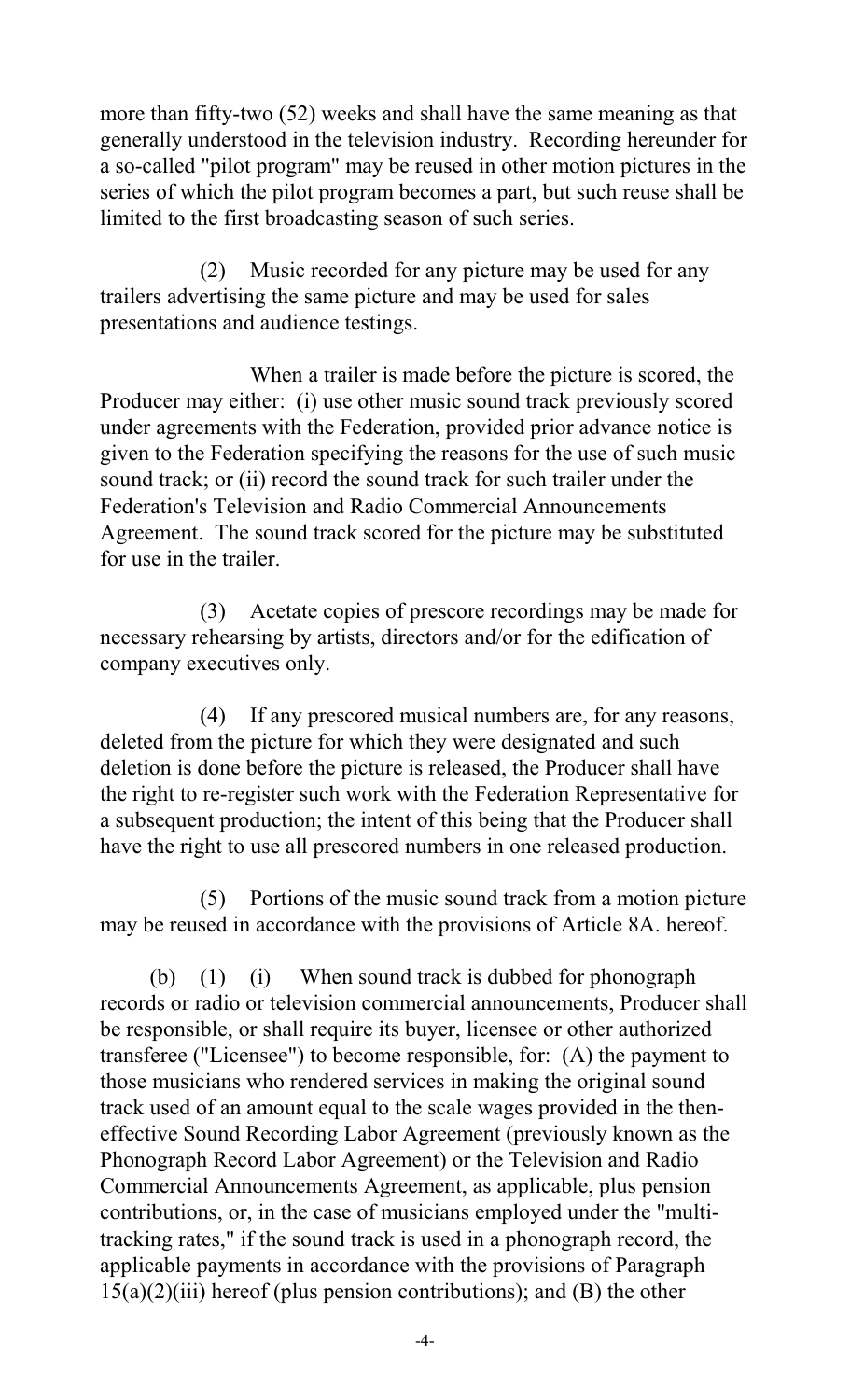more than fifty-two (52) weeks and shall have the same meaning as that generally understood in the television industry. Recording hereunder for a so-called "pilot program" may be reused in other motion pictures in the series of which the pilot program becomes a part, but such reuse shall be limited to the first broadcasting season of such series.

(2) Music recorded for any picture may be used for any trailers advertising the same picture and may be used for sales presentations and audience testings.

When a trailer is made before the picture is scored, the Producer may either: (i) use other music sound track previously scored under agreements with the Federation, provided prior advance notice is given to the Federation specifying the reasons for the use of such music sound track; or (ii) record the sound track for such trailer under the Federation's Television and Radio Commercial Announcements Agreement. The sound track scored for the picture may be substituted for use in the trailer.

(3) Acetate copies of prescore recordings may be made for necessary rehearsing by artists, directors and/or for the edification of company executives only.

(4) If any prescored musical numbers are, for any reasons, deleted from the picture for which they were designated and such deletion is done before the picture is released, the Producer shall have the right to re-register such work with the Federation Representative for a subsequent production; the intent of this being that the Producer shall have the right to use all prescored numbers in one released production.

(5) Portions of the music sound track from a motion picture may be reused in accordance with the provisions of Article 8A. hereof.

(b) (1) (i) When sound track is dubbed for phonograph records or radio or television commercial announcements, Producer shall be responsible, or shall require its buyer, licensee or other authorized transferee ("Licensee") to become responsible, for: (A) the payment to those musicians who rendered services in making the original sound track used of an amount equal to the scale wages provided in the then-effective Sound Recording Labor Agreement (previously known as the Phonograph Record Labor Agreement) or the Television and Radio Commercial Announcements Agreement, as applicable, plus pension contributions, or, in the case of musicians employed under the "multi-tracking rates," if the sound track is used in a phonograph record, the applicable payments in accordance with the provisions of Paragraph 15(a)(2)(iii) hereof (plus pension contributions); and (B) the other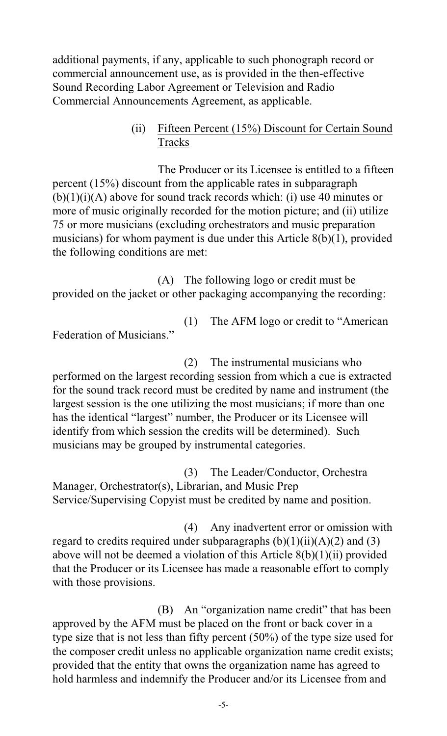additional payments, if any, applicable to such phonograph record or commercial announcement use, as is provided in the then-effective Sound Recording Labor Agreement or Television and Radio Commercial Announcements Agreement, as applicable.

(ii) Fifteen Percent (15%) Discount for Certain Sound Tracks

The Producer or its Licensee is entitled to a fifteen percent (15%) discount from the applicable rates in subparagraph (b)(1)(i)(A) above for sound track records which: (i) use 40 minutes or more of music originally recorded for the motion picture; and (ii) utilize 75 or more musicians (excluding orchestrators and music preparation musicians) for whom payment is due under this Article 8(b)(1), provided the following conditions are met:

(A) The following logo or credit must be provided on the jacket or other packaging accompanying the recording:

(1) The AFM logo or credit to "American Federation of Musicians."

(2) The instrumental musicians who performed on the largest recording session from which a cue is extracted for the sound track record must be credited by name and instrument (the largest session is the one utilizing the most musicians; if more than one has the identical "largest" number, the Producer or its Licensee will identify from which session the credits will be determined). Such musicians may be grouped by instrumental categories.

(3) The Leader/Conductor, Orchestra Manager, Orchestrator(s), Librarian, and Music Prep Service/Supervising Copyist must be credited by name and position.

(4) Any inadvertent error or omission with regard to credits required under subparagraphs (b)(1)(ii)(A)(2) and (3) above will not be deemed a violation of this Article 8(b)(1)(ii) provided that the Producer or its Licensee has made a reasonable effort to comply with those provisions.

(B) An "organization name credit" that has been approved by the AFM must be placed on the front or back cover in a type size that is not less than fifty percent (50%) of the type size used for the composer credit unless no applicable organization name credit exists; provided that the entity that owns the organization name has agreed to hold harmless and indemnify the Producer and/or its Licensee from and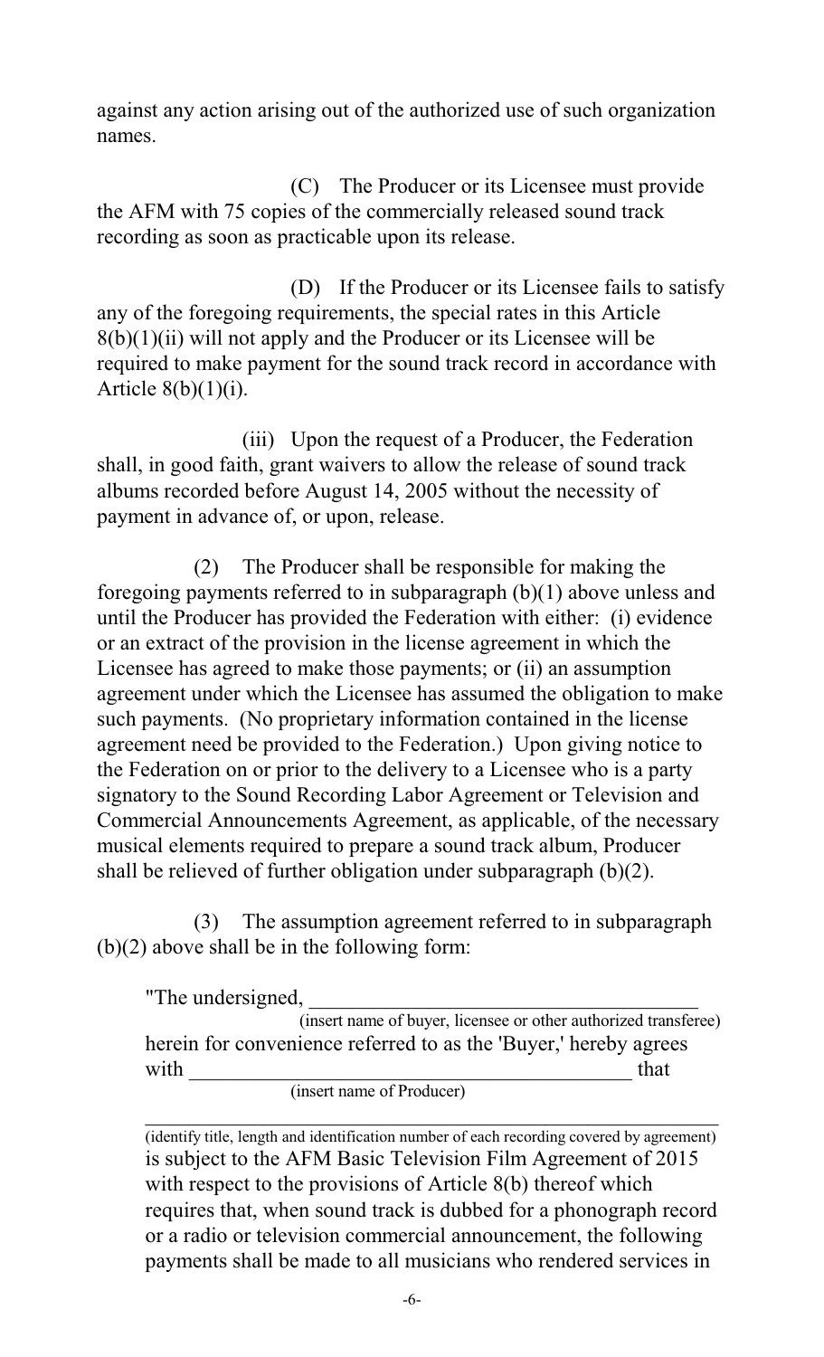against any action arising out of the authorized use of such organization names.

(C) The Producer or its Licensee must provide the AFM with 75 copies of the commercially released sound track recording as soon as practicable upon its release.

(D) If the Producer or its Licensee fails to satisfy any of the foregoing requirements, the special rates in this Article 8(b)(1)(ii) will not apply and the Producer or its Licensee will be required to make payment for the sound track record in accordance with Article 8(b)(1)(i).

(iii) Upon the request of a Producer, the Federation shall, in good faith, grant waivers to allow the release of sound track albums recorded before August 14, 2005 without the necessity of payment in advance of, or upon, release.

(2) The Producer shall be responsible for making the foregoing payments referred to in subparagraph (b)(1) above unless and until the Producer has provided the Federation with either: (i) evidence or an extract of the provision in the license agreement in which the Licensee has agreed to make those payments; or (ii) an assumption agreement under which the Licensee has assumed the obligation to make such payments. (No proprietary information contained in the license agreement need be provided to the Federation.) Upon giving notice to the Federation on or prior to the delivery to a Licensee who is a party signatory to the Sound Recording Labor Agreement or Television and Commercial Announcements Agreement, as applicable, of the necessary musical elements required to prepare a sound track album, Producer shall be relieved of further obligation under subparagraph (b)(2).

(3) The assumption agreement referred to in subparagraph (b)(2) above shall be in the following form:

"The undersigned, ______________________________________
(insert name of buyer, licensee or other authorized transferee)
herein for convenience referred to as the 'Buyer,' hereby agrees with ________________________________________ that
(insert name of Producer)

______________________________________________________________
(identify title, length and identification number of each recording covered by agreement)
is subject to the AFM Basic Television Film Agreement of 2015 with respect to the provisions of Article 8(b) thereof which requires that, when sound track is dubbed for a phonograph record or a radio or television commercial announcement, the following payments shall be made to all musicians who rendered services in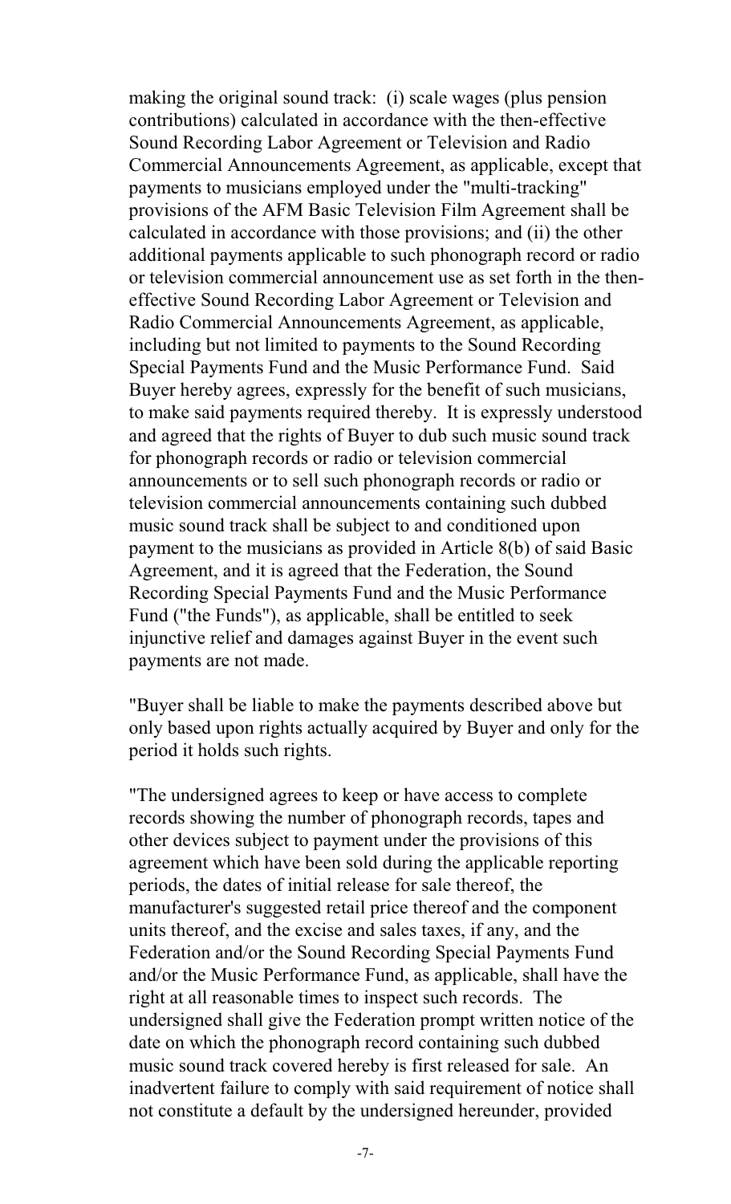making the original sound track: (i) scale wages (plus pension contributions) calculated in accordance with the then-effective Sound Recording Labor Agreement or Television and Radio Commercial Announcements Agreement, as applicable, except that payments to musicians employed under the "multi-tracking" provisions of the AFM Basic Television Film Agreement shall be calculated in accordance with those provisions; and (ii) the other additional payments applicable to such phonograph record or radio or television commercial announcement use as set forth in the then-effective Sound Recording Labor Agreement or Television and Radio Commercial Announcements Agreement, as applicable, including but not limited to payments to the Sound Recording Special Payments Fund and the Music Performance Fund. Said Buyer hereby agrees, expressly for the benefit of such musicians, to make said payments required thereby. It is expressly understood and agreed that the rights of Buyer to dub such music sound track for phonograph records or radio or television commercial announcements or to sell such phonograph records or radio or television commercial announcements containing such dubbed music sound track shall be subject to and conditioned upon payment to the musicians as provided in Article 8(b) of said Basic Agreement, and it is agreed that the Federation, the Sound Recording Special Payments Fund and the Music Performance Fund ("the Funds"), as applicable, shall be entitled to seek injunctive relief and damages against Buyer in the event such payments are not made.

"Buyer shall be liable to make the payments described above but only based upon rights actually acquired by Buyer and only for the period it holds such rights.

"The undersigned agrees to keep or have access to complete records showing the number of phonograph records, tapes and other devices subject to payment under the provisions of this agreement which have been sold during the applicable reporting periods, the dates of initial release for sale thereof, the manufacturer's suggested retail price thereof and the component units thereof, and the excise and sales taxes, if any, and the Federation and/or the Sound Recording Special Payments Fund and/or the Music Performance Fund, as applicable, shall have the right at all reasonable times to inspect such records. The undersigned shall give the Federation prompt written notice of the date on which the phonograph record containing such dubbed music sound track covered hereby is first released for sale. An inadvertent failure to comply with said requirement of notice shall not constitute a default by the undersigned hereunder, provided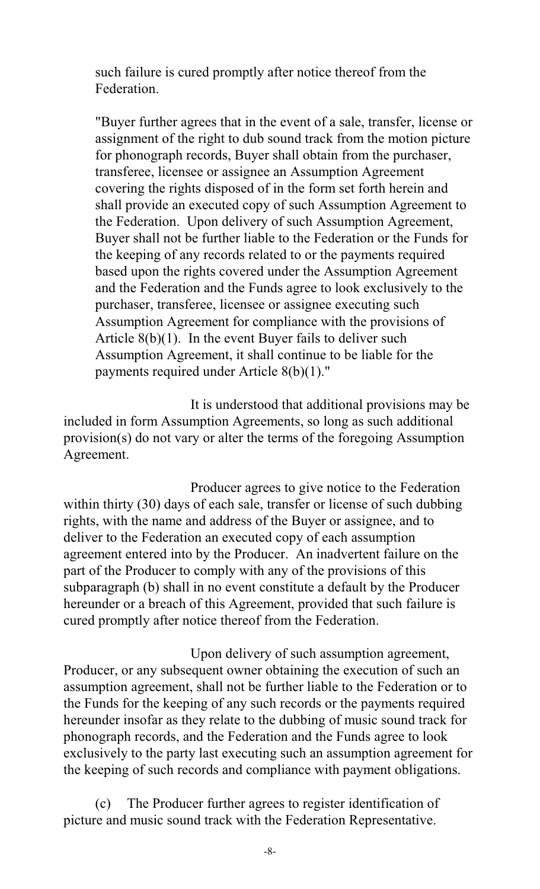such failure is cured promptly after notice thereof from the Federation.

"Buyer further agrees that in the event of a sale, transfer, license or assignment of the right to dub sound track from the motion picture for phonograph records, Buyer shall obtain from the purchaser, transferee, licensee or assignee an Assumption Agreement covering the rights disposed of in the form set forth herein and shall provide an executed copy of such Assumption Agreement to the Federation. Upon delivery of such Assumption Agreement, Buyer shall not be further liable to the Federation or the Funds for the keeping of any records related to or the payments required based upon the rights covered under the Assumption Agreement and the Federation and the Funds agree to look exclusively to the purchaser, transferee, licensee or assignee executing such Assumption Agreement for compliance with the provisions of Article 8(b)(1). In the event Buyer fails to deliver such Assumption Agreement, it shall continue to be liable for the payments required under Article 8(b)(1)."

It is understood that additional provisions may be included in form Assumption Agreements, so long as such additional provision(s) do not vary or alter the terms of the foregoing Assumption Agreement.

Producer agrees to give notice to the Federation within thirty (30) days of each sale, transfer or license of such dubbing rights, with the name and address of the Buyer or assignee, and to deliver to the Federation an executed copy of each assumption agreement entered into by the Producer. An inadvertent failure on the part of the Producer to comply with any of the provisions of this subparagraph (b) shall in no event constitute a default by the Producer hereunder or a breach of this Agreement, provided that such failure is cured promptly after notice thereof from the Federation.

Upon delivery of such assumption agreement, Producer, or any subsequent owner obtaining the execution of such an assumption agreement, shall not be further liable to the Federation or to the Funds for the keeping of any such records or the payments required hereunder insofar as they relate to the dubbing of music sound track for phonograph records, and the Federation and the Funds agree to look exclusively to the party last executing such an assumption agreement for the keeping of such records and compliance with payment obligations.

(c) The Producer further agrees to register identification of picture and music sound track with the Federation Representative.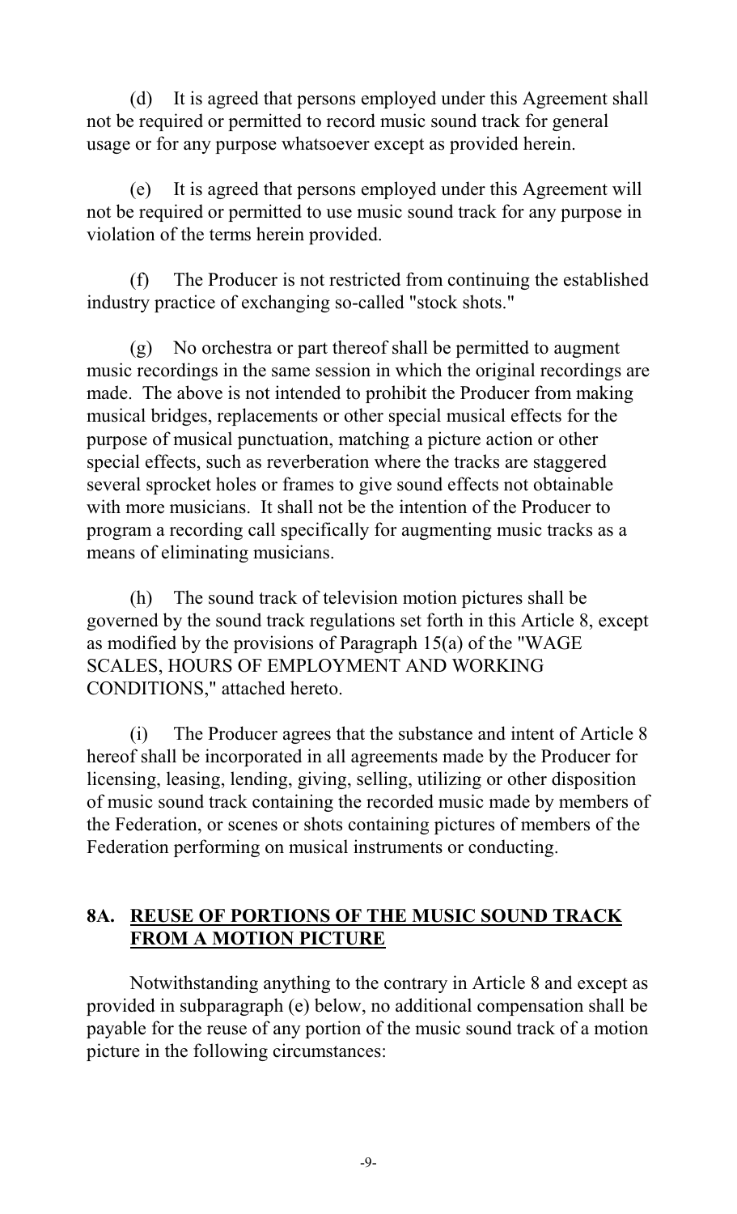(d) It is agreed that persons employed under this Agreement shall not be required or permitted to record music sound track for general usage or for any purpose whatsoever except as provided herein.

(e) It is agreed that persons employed under this Agreement will not be required or permitted to use music sound track for any purpose in violation of the terms herein provided.

(f) The Producer is not restricted from continuing the established industry practice of exchanging so-called "stock shots."

(g) No orchestra or part thereof shall be permitted to augment music recordings in the same session in which the original recordings are made. The above is not intended to prohibit the Producer from making musical bridges, replacements or other special musical effects for the purpose of musical punctuation, matching a picture action or other special effects, such as reverberation where the tracks are staggered several sprocket holes or frames to give sound effects not obtainable with more musicians. It shall not be the intention of the Producer to program a recording call specifically for augmenting music tracks as a means of eliminating musicians.

(h) The sound track of television motion pictures shall be governed by the sound track regulations set forth in this Article 8, except as modified by the provisions of Paragraph 15(a) of the "WAGE SCALES, HOURS OF EMPLOYMENT AND WORKING CONDITIONS," attached hereto.

(i) The Producer agrees that the substance and intent of Article 8 hereof shall be incorporated in all agreements made by the Producer for licensing, leasing, lending, giving, selling, utilizing or other disposition of music sound track containing the recorded music made by members of the Federation, or scenes or shots containing pictures of members of the Federation performing on musical instruments or conducting.

## 8A. REUSE OF PORTIONS OF THE MUSIC SOUND TRACK FROM A MOTION PICTURE

Notwithstanding anything to the contrary in Article 8 and except as provided in subparagraph (e) below, no additional compensation shall be payable for the reuse of any portion of the music sound track of a motion picture in the following circumstances: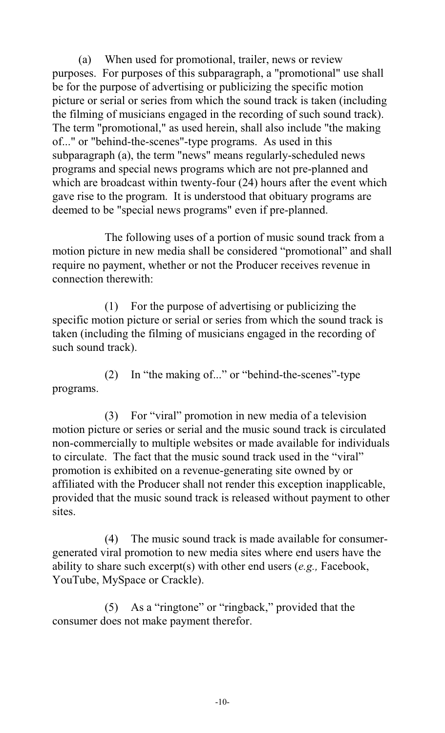(a) When used for promotional, trailer, news or review purposes. For purposes of this subparagraph, a "promotional" use shall be for the purpose of advertising or publicizing the specific motion picture or serial or series from which the sound track is taken (including the filming of musicians engaged in the recording of such sound track). The term "promotional," as used herein, shall also include "the making of..." or "behind-the-scenes"-type programs. As used in this subparagraph (a), the term "news" means regularly-scheduled news programs and special news programs which are not pre-planned and which are broadcast within twenty-four (24) hours after the event which gave rise to the program. It is understood that obituary programs are deemed to be "special news programs" even if pre-planned.

The following uses of a portion of music sound track from a motion picture in new media shall be considered "promotional" and shall require no payment, whether or not the Producer receives revenue in connection therewith:

(1) For the purpose of advertising or publicizing the specific motion picture or serial or series from which the sound track is taken (including the filming of musicians engaged in the recording of such sound track).

(2) In "the making of..." or "behind-the-scenes"-type programs.

(3) For "viral" promotion in new media of a television motion picture or series or serial and the music sound track is circulated non-commercially to multiple websites or made available for individuals to circulate. The fact that the music sound track used in the "viral" promotion is exhibited on a revenue-generating site owned by or affiliated with the Producer shall not render this exception inapplicable, provided that the music sound track is released without payment to other sites.

(4) The music sound track is made available for consumer-generated viral promotion to new media sites where end users have the ability to share such excerpt(s) with other end users (*e.g.,* Facebook, YouTube, MySpace or Crackle).

(5) As a "ringtone" or "ringback," provided that the consumer does not make payment therefor.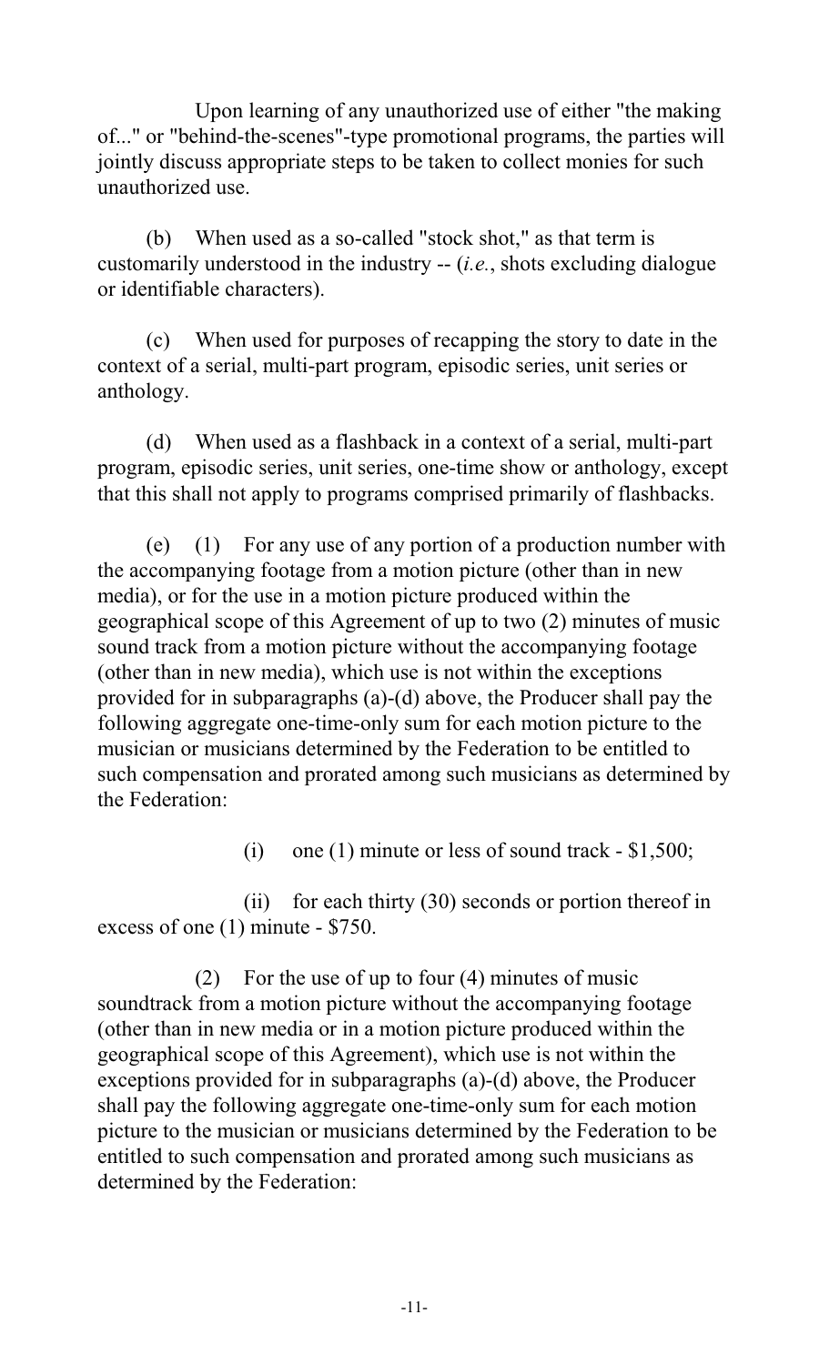Upon learning of any unauthorized use of either "the making of..." or "behind-the-scenes"-type promotional programs, the parties will jointly discuss appropriate steps to be taken to collect monies for such unauthorized use.

(b) When used as a so-called "stock shot," as that term is customarily understood in the industry -- (*i.e.*, shots excluding dialogue or identifiable characters).

(c) When used for purposes of recapping the story to date in the context of a serial, multi-part program, episodic series, unit series or anthology.

(d) When used as a flashback in a context of a serial, multi-part program, episodic series, unit series, one-time show or anthology, except that this shall not apply to programs comprised primarily of flashbacks.

(e) (1) For any use of any portion of a production number with the accompanying footage from a motion picture (other than in new media), or for the use in a motion picture produced within the geographical scope of this Agreement of up to two (2) minutes of music sound track from a motion picture without the accompanying footage (other than in new media), which use is not within the exceptions provided for in subparagraphs (a)-(d) above, the Producer shall pay the following aggregate one-time-only sum for each motion picture to the musician or musicians determined by the Federation to be entitled to such compensation and prorated among such musicians as determined by the Federation:

(i) one (1) minute or less of sound track - $1,500;

(ii) for each thirty (30) seconds or portion thereof in excess of one (1) minute - $750.

(2) For the use of up to four (4) minutes of music soundtrack from a motion picture without the accompanying footage (other than in new media or in a motion picture produced within the geographical scope of this Agreement), which use is not within the exceptions provided for in subparagraphs (a)-(d) above, the Producer shall pay the following aggregate one-time-only sum for each motion picture to the musician or musicians determined by the Federation to be entitled to such compensation and prorated among such musicians as determined by the Federation: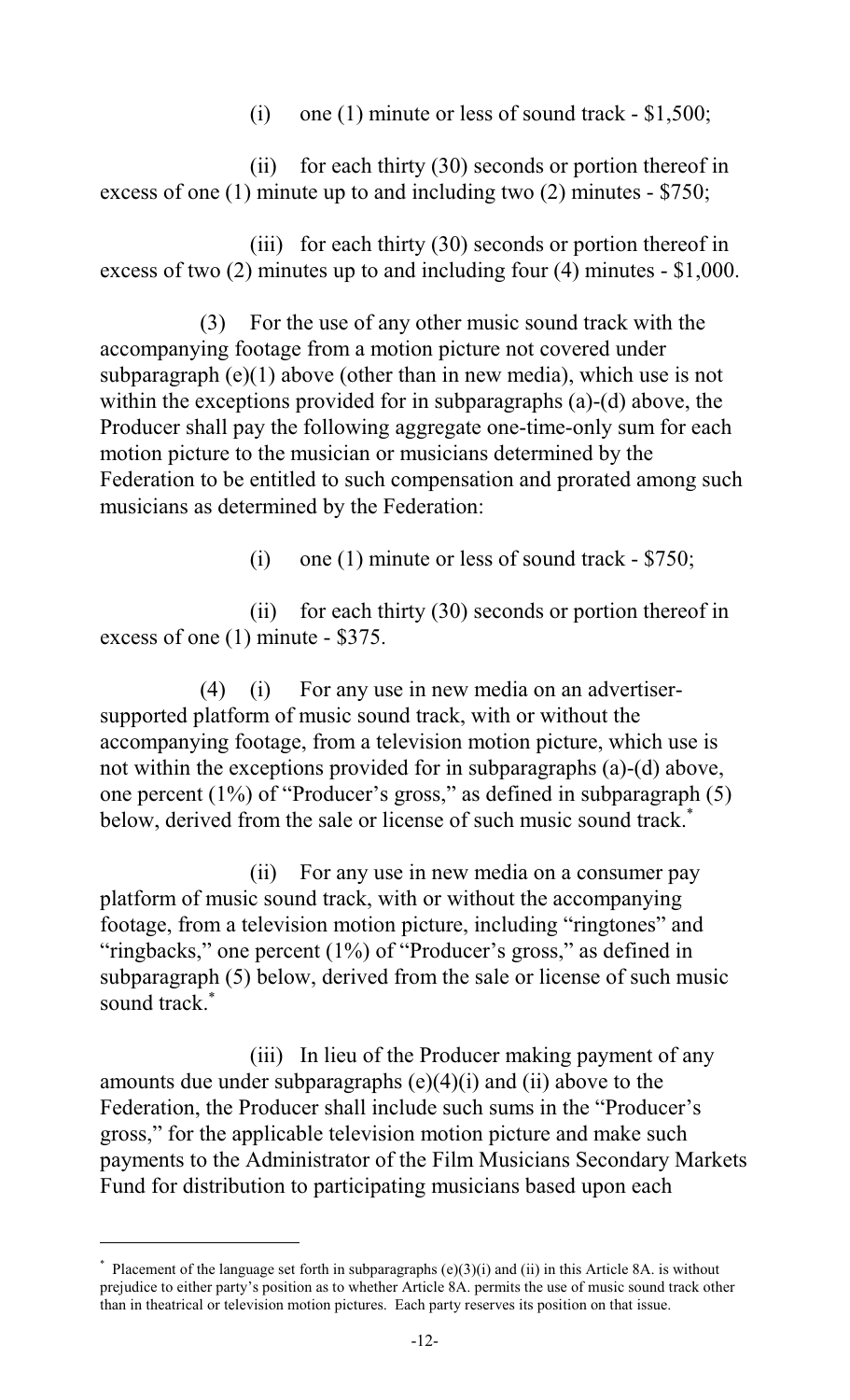(i) one (1) minute or less of sound track - $1,500;

(ii) for each thirty (30) seconds or portion thereof in excess of one (1) minute up to and including two (2) minutes - $750;

(iii) for each thirty (30) seconds or portion thereof in excess of two (2) minutes up to and including four (4) minutes - $1,000.

(3) For the use of any other music sound track with the accompanying footage from a motion picture not covered under subparagraph (e)(1) above (other than in new media), which use is not within the exceptions provided for in subparagraphs (a)-(d) above, the Producer shall pay the following aggregate one-time-only sum for each motion picture to the musician or musicians determined by the Federation to be entitled to such compensation and prorated among such musicians as determined by the Federation:

(i) one (1) minute or less of sound track - $750;

(ii) for each thirty (30) seconds or portion thereof in excess of one (1) minute - $375.

(4) (i) For any use in new media on an advertiser-supported platform of music sound track, with or without the accompanying footage, from a television motion picture, which use is not within the exceptions provided for in subparagraphs (a)-(d) above, one percent (1%) of "Producer's gross," as defined in subparagraph (5) below, derived from the sale or license of such music sound track.*

(ii) For any use in new media on a consumer pay platform of music sound track, with or without the accompanying footage, from a television motion picture, including "ringtones" and "ringbacks," one percent (1%) of "Producer's gross," as defined in subparagraph (5) below, derived from the sale or license of such music sound track.*

(iii) In lieu of the Producer making payment of any amounts due under subparagraphs (e)(4)(i) and (ii) above to the Federation, the Producer shall include such sums in the "Producer's gross," for the applicable television motion picture and make such payments to the Administrator of the Film Musicians Secondary Markets Fund for distribution to participating musicians based upon each

---

* Placement of the language set forth in subparagraphs (e)(3)(i) and (ii) in this Article 8A. is without prejudice to either party's position as to whether Article 8A. permits the use of music sound track other than in theatrical or television motion pictures. Each party reserves its position on that issue.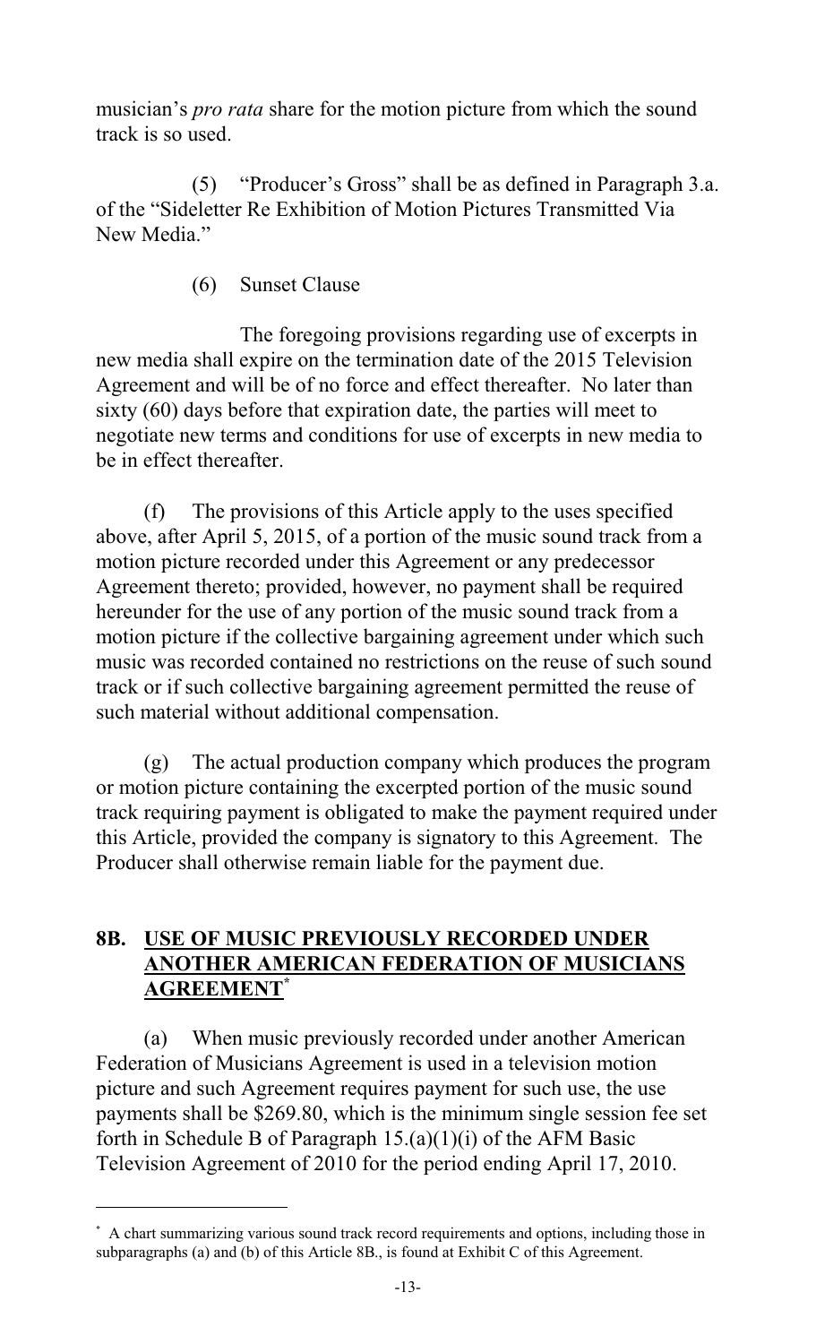musician's *pro rata* share for the motion picture from which the sound track is so used.

(5) "Producer's Gross" shall be as defined in Paragraph 3.a. of the "Sideletter Re Exhibition of Motion Pictures Transmitted Via New Media."

(6) Sunset Clause

The foregoing provisions regarding use of excerpts in new media shall expire on the termination date of the 2015 Television Agreement and will be of no force and effect thereafter. No later than sixty (60) days before that expiration date, the parties will meet to negotiate new terms and conditions for use of excerpts in new media to be in effect thereafter.

(f) The provisions of this Article apply to the uses specified above, after April 5, 2015, of a portion of the music sound track from a motion picture recorded under this Agreement or any predecessor Agreement thereto; provided, however, no payment shall be required hereunder for the use of any portion of the music sound track from a motion picture if the collective bargaining agreement under which such music was recorded contained no restrictions on the reuse of such sound track or if such collective bargaining agreement permitted the reuse of such material without additional compensation.

(g) The actual production company which produces the program or motion picture containing the excerpted portion of the music sound track requiring payment is obligated to make the payment required under this Article, provided the company is signatory to this Agreement. The Producer shall otherwise remain liable for the payment due.

## 8B. USE OF MUSIC PREVIOUSLY RECORDED UNDER ANOTHER AMERICAN FEDERATION OF MUSICIANS AGREEMENT*

(a) When music previously recorded under another American Federation of Musicians Agreement is used in a television motion picture and such Agreement requires payment for such use, the use payments shall be $269.80, which is the minimum single session fee set forth in Schedule B of Paragraph 15.(a)(1)(i) of the AFM Basic Television Agreement of 2010 for the period ending April 17, 2010.

---

* A chart summarizing various sound track record requirements and options, including those in subparagraphs (a) and (b) of this Article 8B., is found at Exhibit C of this Agreement.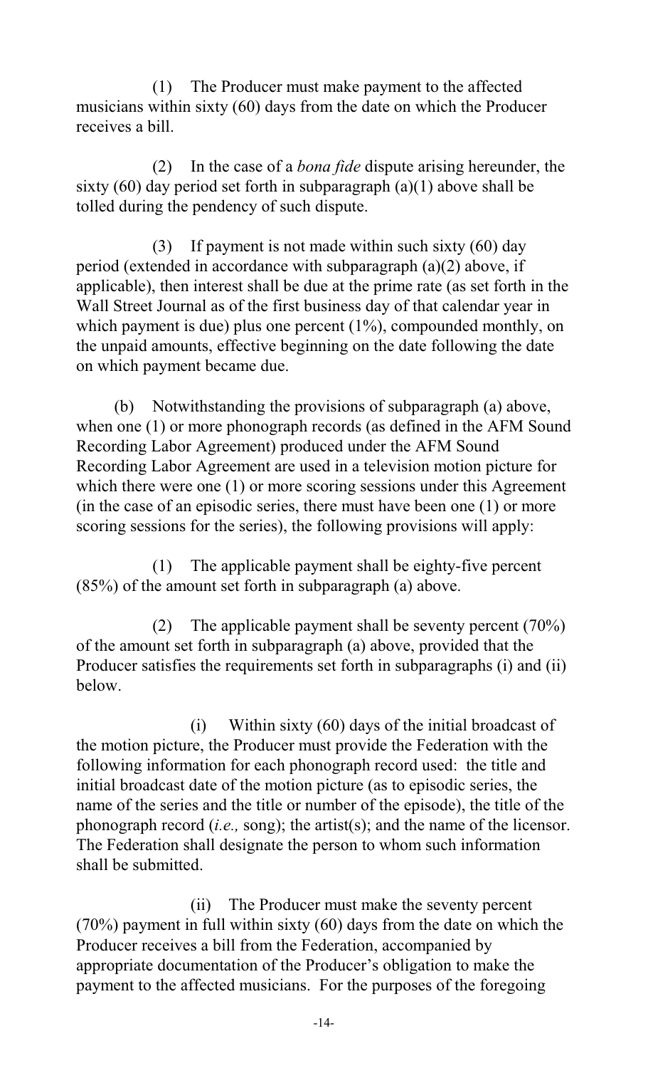(1) The Producer must make payment to the affected musicians within sixty (60) days from the date on which the Producer receives a bill.

(2) In the case of a *bona fide* dispute arising hereunder, the sixty (60) day period set forth in subparagraph (a)(1) above shall be tolled during the pendency of such dispute.

(3) If payment is not made within such sixty (60) day period (extended in accordance with subparagraph (a)(2) above, if applicable), then interest shall be due at the prime rate (as set forth in the Wall Street Journal as of the first business day of that calendar year in which payment is due) plus one percent (1%), compounded monthly, on the unpaid amounts, effective beginning on the date following the date on which payment became due.

(b) Notwithstanding the provisions of subparagraph (a) above, when one (1) or more phonograph records (as defined in the AFM Sound Recording Labor Agreement) produced under the AFM Sound Recording Labor Agreement are used in a television motion picture for which there were one (1) or more scoring sessions under this Agreement (in the case of an episodic series, there must have been one (1) or more scoring sessions for the series), the following provisions will apply:

(1) The applicable payment shall be eighty-five percent (85%) of the amount set forth in subparagraph (a) above.

(2) The applicable payment shall be seventy percent (70%) of the amount set forth in subparagraph (a) above, provided that the Producer satisfies the requirements set forth in subparagraphs (i) and (ii) below.

(i) Within sixty (60) days of the initial broadcast of the motion picture, the Producer must provide the Federation with the following information for each phonograph record used: the title and initial broadcast date of the motion picture (as to episodic series, the name of the series and the title or number of the episode), the title of the phonograph record (*i.e.,* song); the artist(s); and the name of the licensor. The Federation shall designate the person to whom such information shall be submitted.

(ii) The Producer must make the seventy percent (70%) payment in full within sixty (60) days from the date on which the Producer receives a bill from the Federation, accompanied by appropriate documentation of the Producer's obligation to make the payment to the affected musicians. For the purposes of the foregoing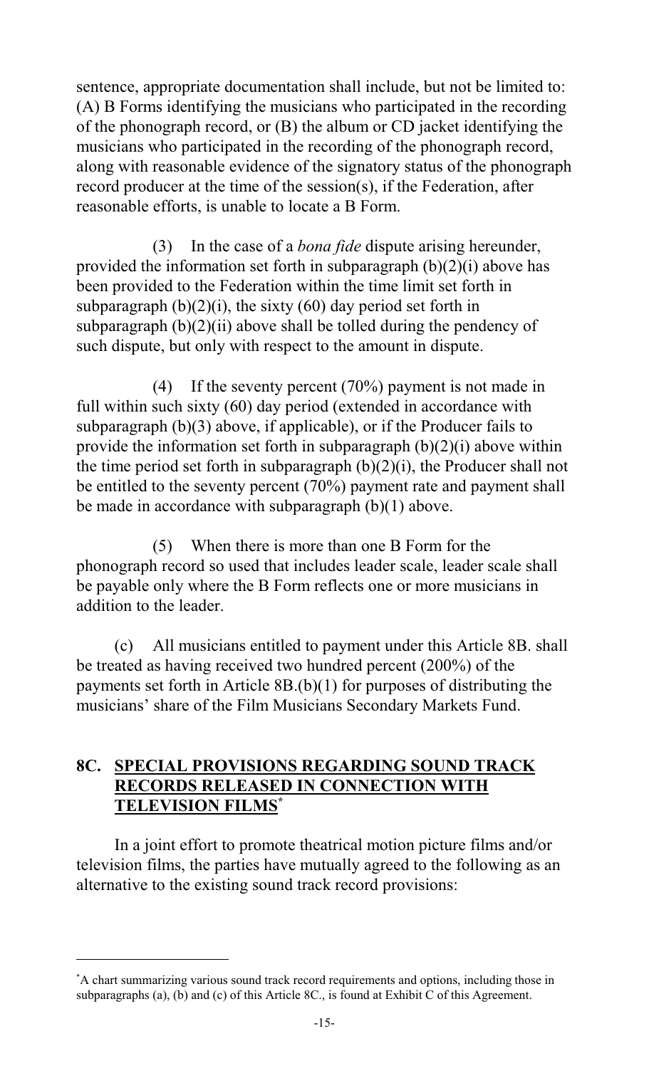sentence, appropriate documentation shall include, but not be limited to: (A) B Forms identifying the musicians who participated in the recording of the phonograph record, or (B) the album or CD jacket identifying the musicians who participated in the recording of the phonograph record, along with reasonable evidence of the signatory status of the phonograph record producer at the time of the session(s), if the Federation, after reasonable efforts, is unable to locate a B Form.

(3) In the case of a *bona fide* dispute arising hereunder, provided the information set forth in subparagraph (b)(2)(i) above has been provided to the Federation within the time limit set forth in subparagraph (b)(2)(i), the sixty (60) day period set forth in subparagraph (b)(2)(ii) above shall be tolled during the pendency of such dispute, but only with respect to the amount in dispute.

(4) If the seventy percent (70%) payment is not made in full within such sixty (60) day period (extended in accordance with subparagraph (b)(3) above, if applicable), or if the Producer fails to provide the information set forth in subparagraph (b)(2)(i) above within the time period set forth in subparagraph (b)(2)(i), the Producer shall not be entitled to the seventy percent (70%) payment rate and payment shall be made in accordance with subparagraph (b)(1) above.

(5) When there is more than one B Form for the phonograph record so used that includes leader scale, leader scale shall be payable only where the B Form reflects one or more musicians in addition to the leader.

(c) All musicians entitled to payment under this Article 8B. shall be treated as having received two hundred percent (200%) of the payments set forth in Article 8B.(b)(1) for purposes of distributing the musicians' share of the Film Musicians Secondary Markets Fund.

## 8C. <u>SPECIAL PROVISIONS REGARDING SOUND TRACK RECORDS RELEASED IN CONNECTION WITH TELEVISION FILMS</u>*

In a joint effort to promote theatrical motion picture films and/or television films, the parties have mutually agreed to the following as an alternative to the existing sound track record provisions:

---

*A chart summarizing various sound track record requirements and options, including those in subparagraphs (a), (b) and (c) of this Article 8C., is found at Exhibit C of this Agreement.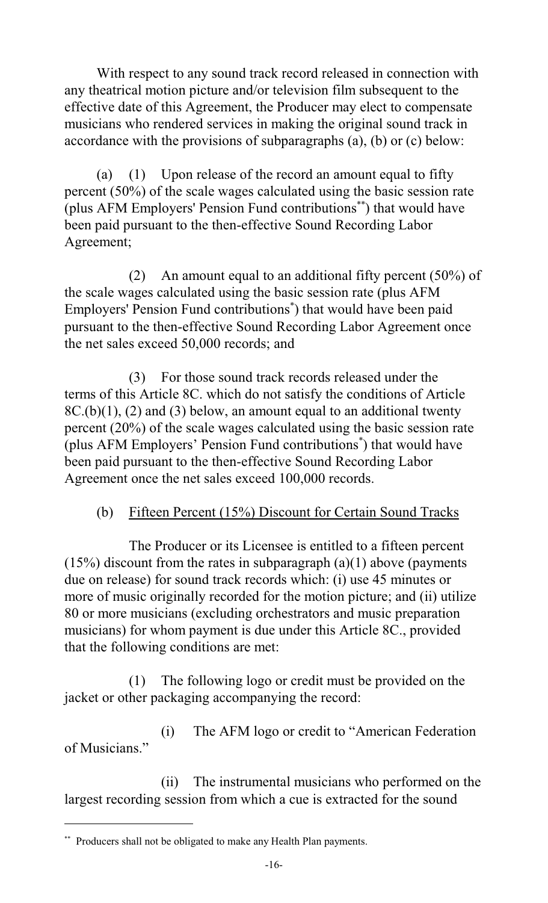With respect to any sound track record released in connection with any theatrical motion picture and/or television film subsequent to the effective date of this Agreement, the Producer may elect to compensate musicians who rendered services in making the original sound track in accordance with the provisions of subparagraphs (a), (b) or (c) below:

(a) (1) Upon release of the record an amount equal to fifty percent (50%) of the scale wages calculated using the basic session rate (plus AFM Employers' Pension Fund contributions**) that would have been paid pursuant to the then-effective Sound Recording Labor Agreement;

(2) An amount equal to an additional fifty percent (50%) of the scale wages calculated using the basic session rate (plus AFM Employers' Pension Fund contributions*) that would have been paid pursuant to the then-effective Sound Recording Labor Agreement once the net sales exceed 50,000 records; and

(3) For those sound track records released under the terms of this Article 8C. which do not satisfy the conditions of Article 8C.(b)(1), (2) and (3) below, an amount equal to an additional twenty percent (20%) of the scale wages calculated using the basic session rate (plus AFM Employers' Pension Fund contributions*) that would have been paid pursuant to the then-effective Sound Recording Labor Agreement once the net sales exceed 100,000 records.

(b) <u>Fifteen Percent (15%) Discount for Certain Sound Tracks</u>

The Producer or its Licensee is entitled to a fifteen percent (15%) discount from the rates in subparagraph (a)(1) above (payments due on release) for sound track records which: (i) use 45 minutes or more of music originally recorded for the motion picture; and (ii) utilize 80 or more musicians (excluding orchestrators and music preparation musicians) for whom payment is due under this Article 8C., provided that the following conditions are met:

(1) The following logo or credit must be provided on the jacket or other packaging accompanying the record:

(i) The AFM logo or credit to "American Federation of Musicians."

(ii) The instrumental musicians who performed on the largest recording session from which a cue is extracted for the sound

---

** Producers shall not be obligated to make any Health Plan payments.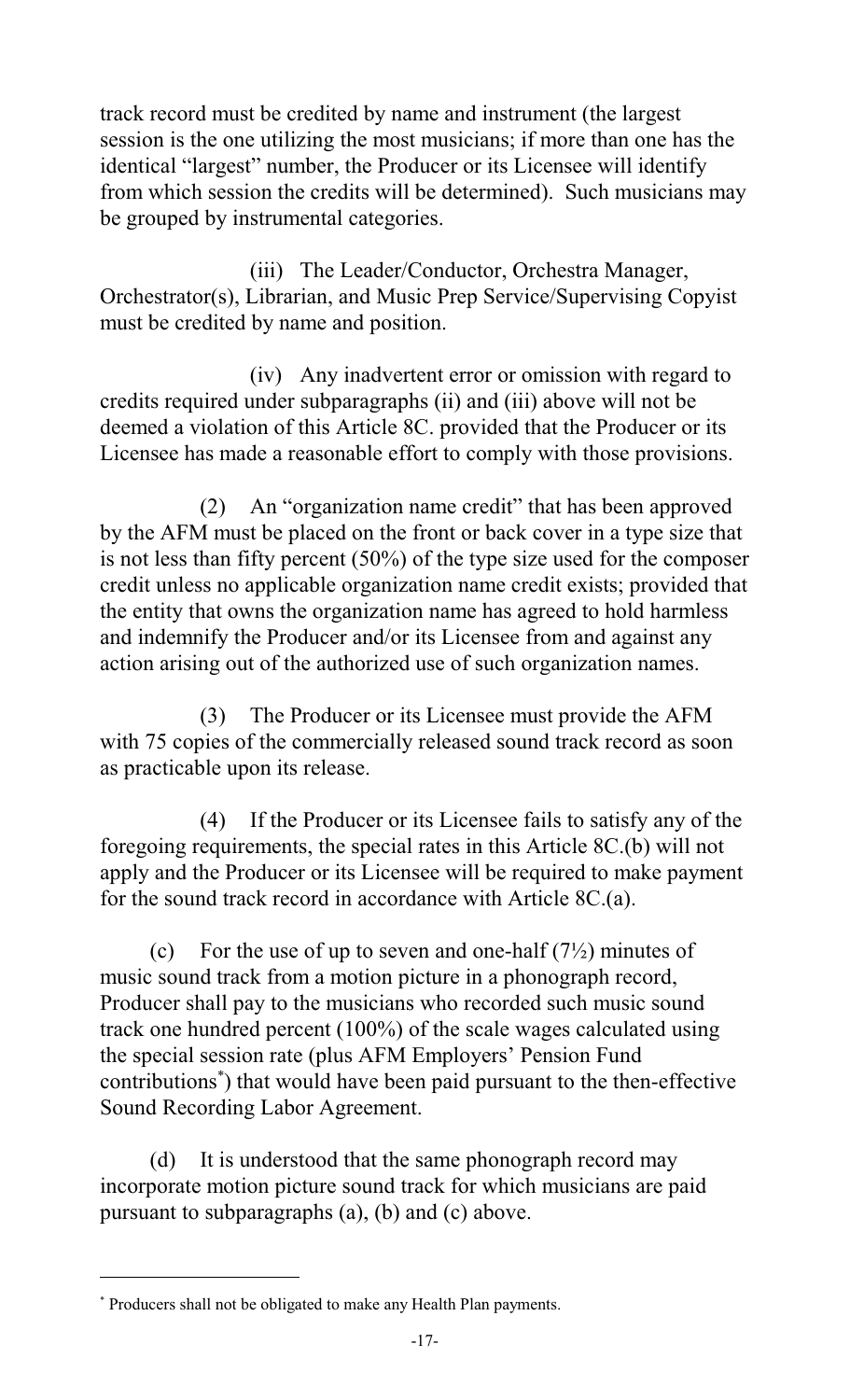track record must be credited by name and instrument (the largest session is the one utilizing the most musicians; if more than one has the identical "largest" number, the Producer or its Licensee will identify from which session the credits will be determined). Such musicians may be grouped by instrumental categories.

(iii) The Leader/Conductor, Orchestra Manager, Orchestrator(s), Librarian, and Music Prep Service/Supervising Copyist must be credited by name and position.

(iv) Any inadvertent error or omission with regard to credits required under subparagraphs (ii) and (iii) above will not be deemed a violation of this Article 8C. provided that the Producer or its Licensee has made a reasonable effort to comply with those provisions.

(2) An "organization name credit" that has been approved by the AFM must be placed on the front or back cover in a type size that is not less than fifty percent (50%) of the type size used for the composer credit unless no applicable organization name credit exists; provided that the entity that owns the organization name has agreed to hold harmless and indemnify the Producer and/or its Licensee from and against any action arising out of the authorized use of such organization names.

(3) The Producer or its Licensee must provide the AFM with 75 copies of the commercially released sound track record as soon as practicable upon its release.

(4) If the Producer or its Licensee fails to satisfy any of the foregoing requirements, the special rates in this Article 8C.(b) will not apply and the Producer or its Licensee will be required to make payment for the sound track record in accordance with Article 8C.(a).

(c) For the use of up to seven and one-half (7½) minutes of music sound track from a motion picture in a phonograph record, Producer shall pay to the musicians who recorded such music sound track one hundred percent (100%) of the scale wages calculated using the special session rate (plus AFM Employers' Pension Fund contributions[*]) that would have been paid pursuant to the then-effective Sound Recording Labor Agreement.

(d) It is understood that the same phonograph record may incorporate motion picture sound track for which musicians are paid pursuant to subparagraphs (a), (b) and (c) above.

---

[*] Producers shall not be obligated to make any Health Plan payments.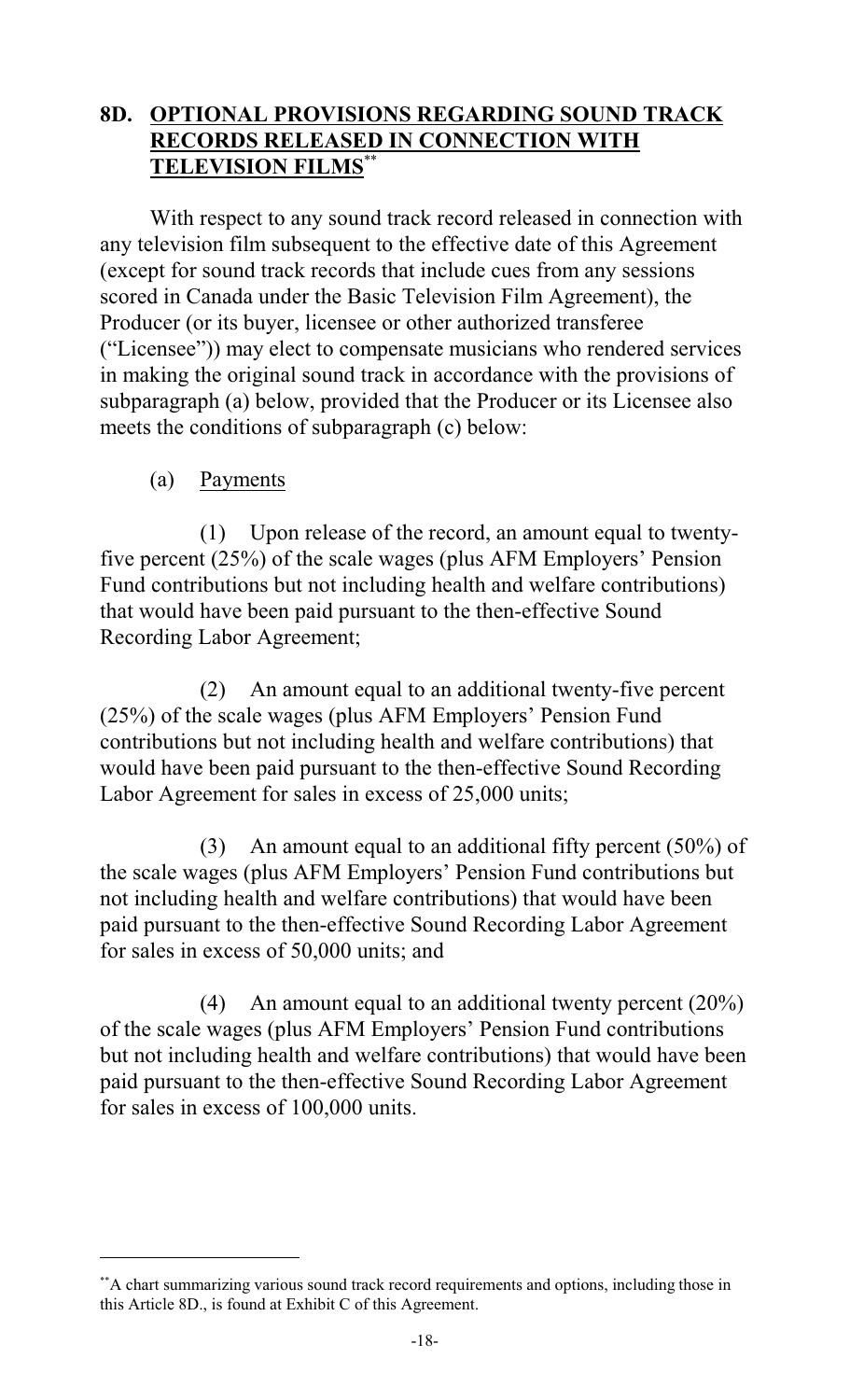## 8D. OPTIONAL PROVISIONS REGARDING SOUND TRACK RECORDS RELEASED IN CONNECTION WITH TELEVISION FILMS**

With respect to any sound track record released in connection with any television film subsequent to the effective date of this Agreement (except for sound track records that include cues from any sessions scored in Canada under the Basic Television Film Agreement), the Producer (or its buyer, licensee or other authorized transferee ("Licensee")) may elect to compensate musicians who rendered services in making the original sound track in accordance with the provisions of subparagraph (a) below, provided that the Producer or its Licensee also meets the conditions of subparagraph (c) below:

(a) Payments

(1) Upon release of the record, an amount equal to twenty-five percent (25%) of the scale wages (plus AFM Employers' Pension Fund contributions but not including health and welfare contributions) that would have been paid pursuant to the then-effective Sound Recording Labor Agreement;

(2) An amount equal to an additional twenty-five percent (25%) of the scale wages (plus AFM Employers' Pension Fund contributions but not including health and welfare contributions) that would have been paid pursuant to the then-effective Sound Recording Labor Agreement for sales in excess of 25,000 units;

(3) An amount equal to an additional fifty percent (50%) of the scale wages (plus AFM Employers' Pension Fund contributions but not including health and welfare contributions) that would have been paid pursuant to the then-effective Sound Recording Labor Agreement for sales in excess of 50,000 units; and

(4) An amount equal to an additional twenty percent (20%) of the scale wages (plus AFM Employers' Pension Fund contributions but not including health and welfare contributions) that would have been paid pursuant to the then-effective Sound Recording Labor Agreement for sales in excess of 100,000 units.

---

**A chart summarizing various sound track record requirements and options, including those in this Article 8D., is found at Exhibit C of this Agreement.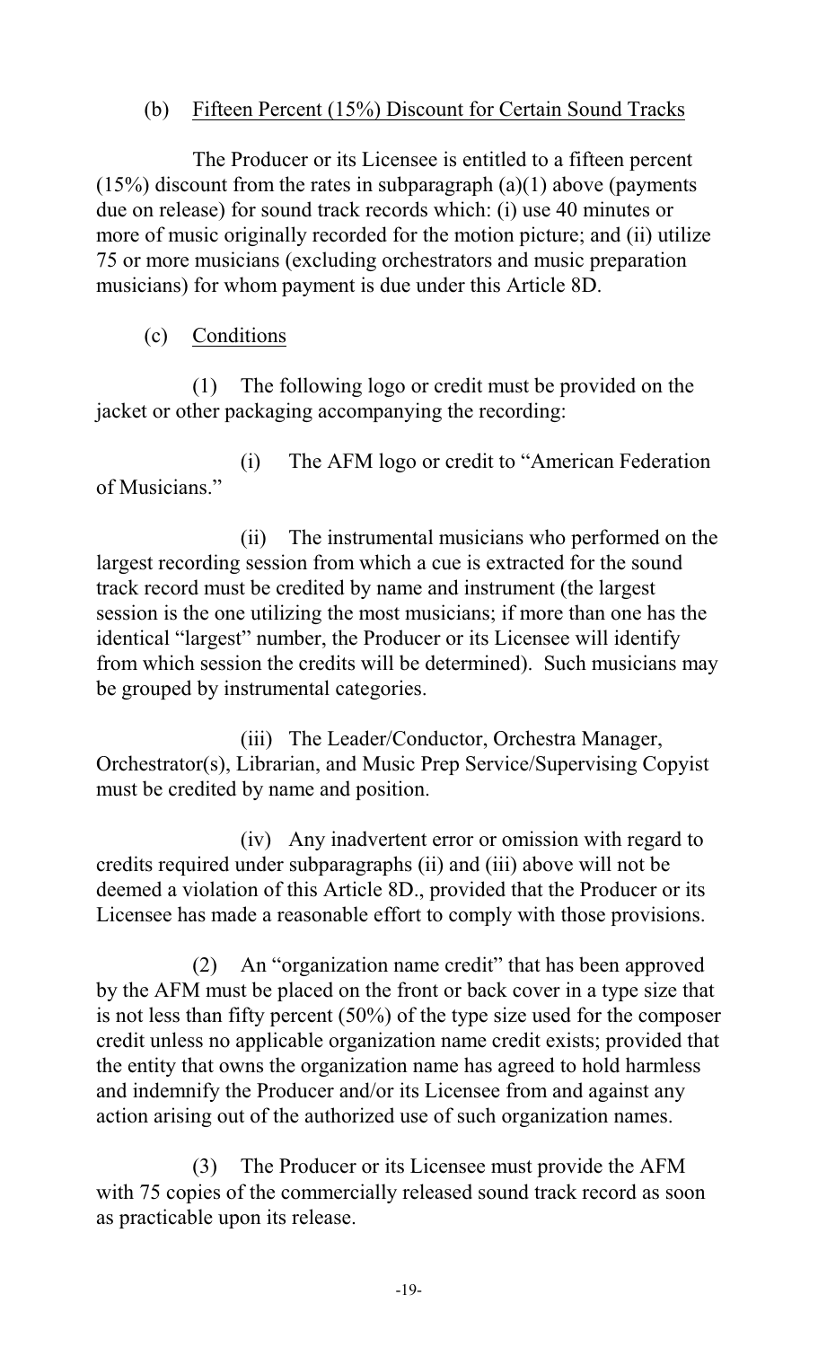(b) Fifteen Percent (15%) Discount for Certain Sound Tracks

The Producer or its Licensee is entitled to a fifteen percent (15%) discount from the rates in subparagraph (a)(1) above (payments due on release) for sound track records which: (i) use 40 minutes or more of music originally recorded for the motion picture; and (ii) utilize 75 or more musicians (excluding orchestrators and music preparation musicians) for whom payment is due under this Article 8D.

(c) Conditions

(1) The following logo or credit must be provided on the jacket or other packaging accompanying the recording:

(i) The AFM logo or credit to "American Federation of Musicians."

(ii) The instrumental musicians who performed on the largest recording session from which a cue is extracted for the sound track record must be credited by name and instrument (the largest session is the one utilizing the most musicians; if more than one has the identical "largest" number, the Producer or its Licensee will identify from which session the credits will be determined). Such musicians may be grouped by instrumental categories.

(iii) The Leader/Conductor, Orchestra Manager, Orchestrator(s), Librarian, and Music Prep Service/Supervising Copyist must be credited by name and position.

(iv) Any inadvertent error or omission with regard to credits required under subparagraphs (ii) and (iii) above will not be deemed a violation of this Article 8D., provided that the Producer or its Licensee has made a reasonable effort to comply with those provisions.

(2) An "organization name credit" that has been approved by the AFM must be placed on the front or back cover in a type size that is not less than fifty percent (50%) of the type size used for the composer credit unless no applicable organization name credit exists; provided that the entity that owns the organization name has agreed to hold harmless and indemnify the Producer and/or its Licensee from and against any action arising out of the authorized use of such organization names.

(3) The Producer or its Licensee must provide the AFM with 75 copies of the commercially released sound track record as soon as practicable upon its release.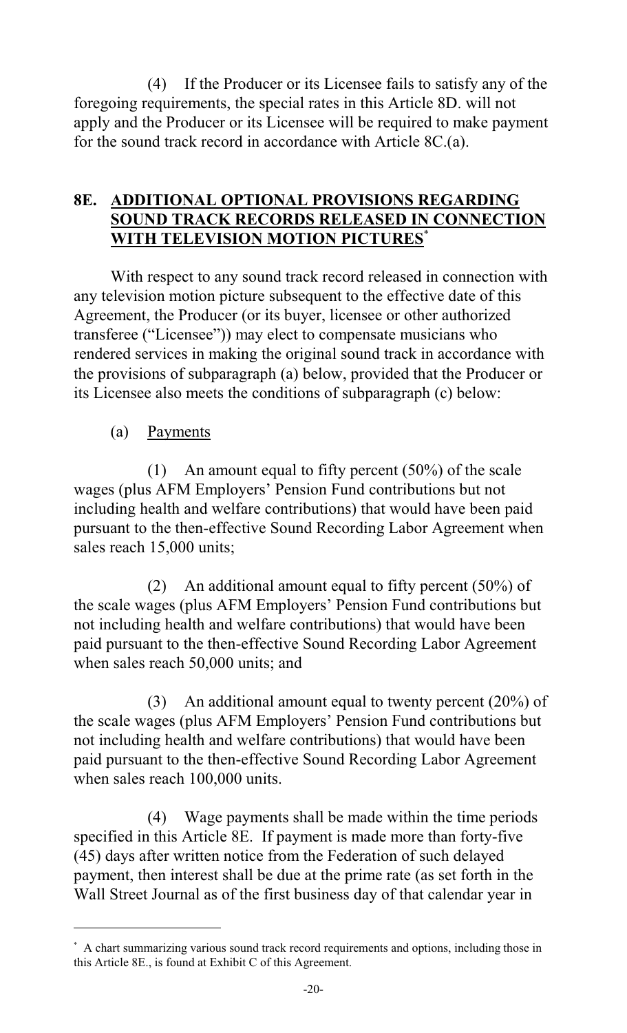(4) If the Producer or its Licensee fails to satisfy any of the foregoing requirements, the special rates in this Article 8D. will not apply and the Producer or its Licensee will be required to make payment for the sound track record in accordance with Article 8C.(a).

## 8E. ADDITIONAL OPTIONAL PROVISIONS REGARDING SOUND TRACK RECORDS RELEASED IN CONNECTION WITH TELEVISION MOTION PICTURES*

With respect to any sound track record released in connection with any television motion picture subsequent to the effective date of this Agreement, the Producer (or its buyer, licensee or other authorized transferee ("Licensee")) may elect to compensate musicians who rendered services in making the original sound track in accordance with the provisions of subparagraph (a) below, provided that the Producer or its Licensee also meets the conditions of subparagraph (c) below:

(a) Payments

(1) An amount equal to fifty percent (50%) of the scale wages (plus AFM Employers' Pension Fund contributions but not including health and welfare contributions) that would have been paid pursuant to the then-effective Sound Recording Labor Agreement when sales reach 15,000 units;

(2) An additional amount equal to fifty percent (50%) of the scale wages (plus AFM Employers' Pension Fund contributions but not including health and welfare contributions) that would have been paid pursuant to the then-effective Sound Recording Labor Agreement when sales reach 50,000 units; and

(3) An additional amount equal to twenty percent (20%) of the scale wages (plus AFM Employers' Pension Fund contributions but not including health and welfare contributions) that would have been paid pursuant to the then-effective Sound Recording Labor Agreement when sales reach 100,000 units.

(4) Wage payments shall be made within the time periods specified in this Article 8E. If payment is made more than forty-five (45) days after written notice from the Federation of such delayed payment, then interest shall be due at the prime rate (as set forth in the Wall Street Journal as of the first business day of that calendar year in

* A chart summarizing various sound track record requirements and options, including those in this Article 8E., is found at Exhibit C of this Agreement.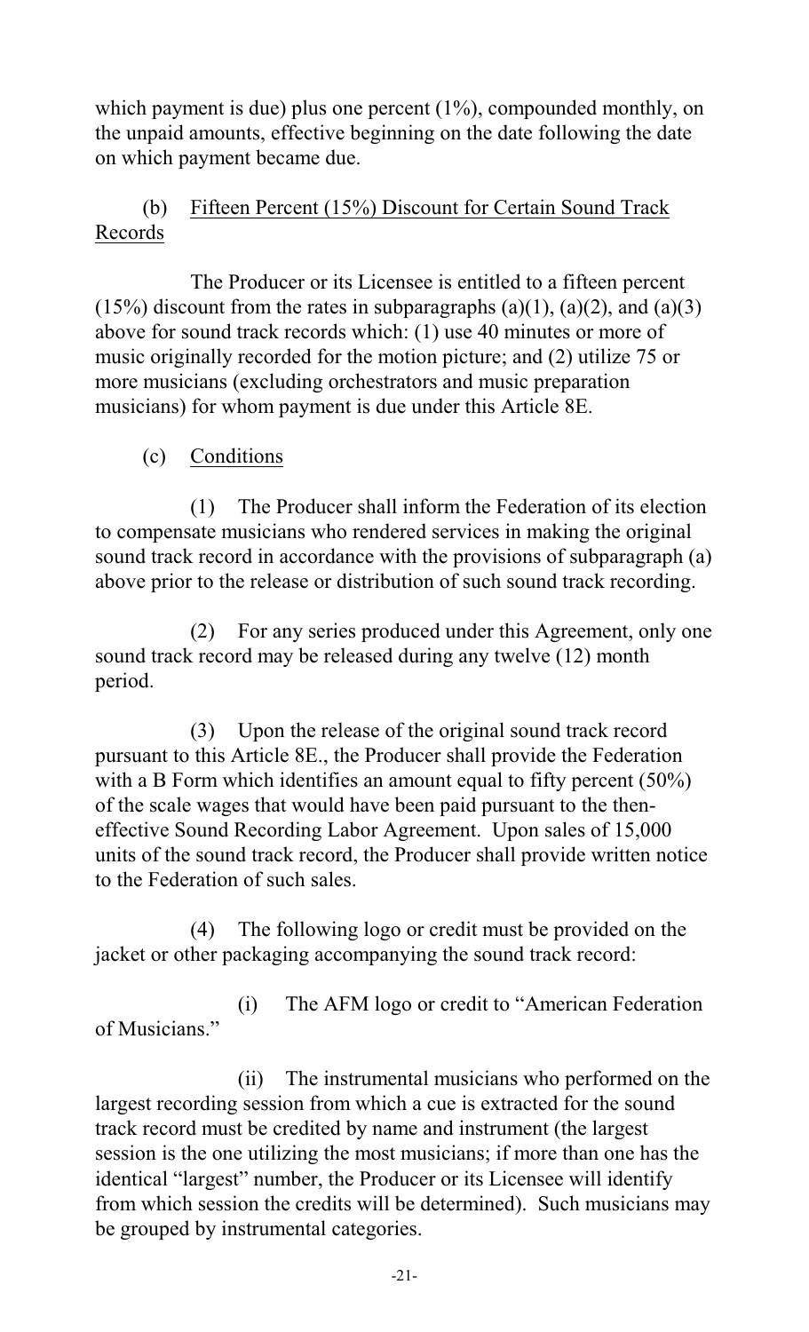which payment is due) plus one percent (1%), compounded monthly, on the unpaid amounts, effective beginning on the date following the date on which payment became due.

(b) Fifteen Percent (15%) Discount for Certain Sound Track Records

The Producer or its Licensee is entitled to a fifteen percent (15%) discount from the rates in subparagraphs (a)(1), (a)(2), and (a)(3) above for sound track records which: (1) use 40 minutes or more of music originally recorded for the motion picture; and (2) utilize 75 or more musicians (excluding orchestrators and music preparation musicians) for whom payment is due under this Article 8E.

(c) Conditions

(1) The Producer shall inform the Federation of its election to compensate musicians who rendered services in making the original sound track record in accordance with the provisions of subparagraph (a) above prior to the release or distribution of such sound track recording.

(2) For any series produced under this Agreement, only one sound track record may be released during any twelve (12) month period.

(3) Upon the release of the original sound track record pursuant to this Article 8E., the Producer shall provide the Federation with a B Form which identifies an amount equal to fifty percent (50%) of the scale wages that would have been paid pursuant to the then-effective Sound Recording Labor Agreement. Upon sales of 15,000 units of the sound track record, the Producer shall provide written notice to the Federation of such sales.

(4) The following logo or credit must be provided on the jacket or other packaging accompanying the sound track record:

(i) The AFM logo or credit to "American Federation of Musicians."

(ii) The instrumental musicians who performed on the largest recording session from which a cue is extracted for the sound track record must be credited by name and instrument (the largest session is the one utilizing the most musicians; if more than one has the identical "largest" number, the Producer or its Licensee will identify from which session the credits will be determined). Such musicians may be grouped by instrumental categories.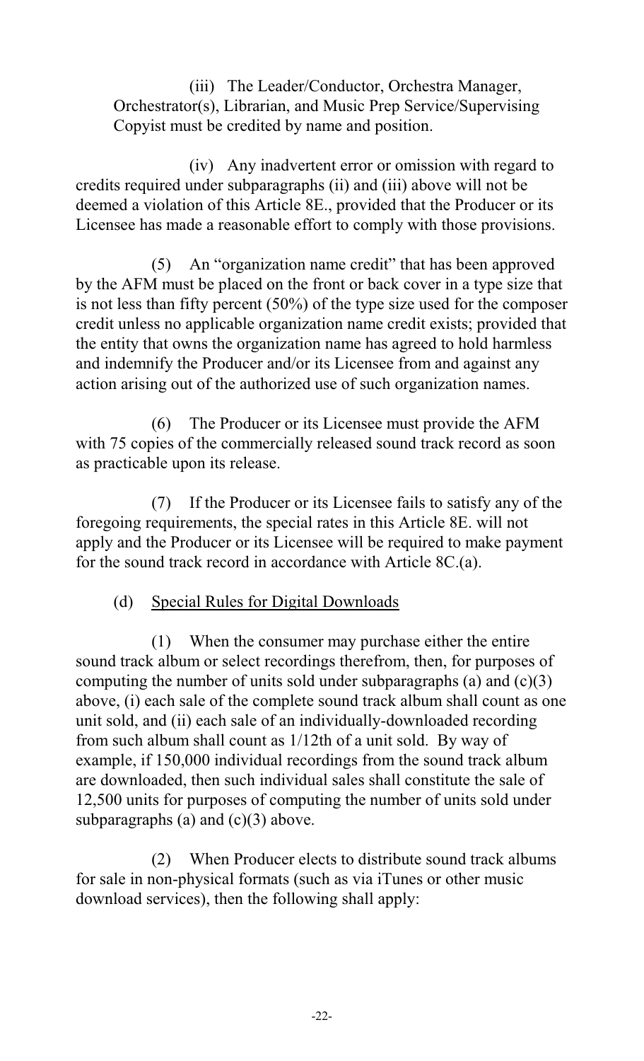(iii) The Leader/Conductor, Orchestra Manager, Orchestrator(s), Librarian, and Music Prep Service/Supervising Copyist must be credited by name and position.

(iv) Any inadvertent error or omission with regard to credits required under subparagraphs (ii) and (iii) above will not be deemed a violation of this Article 8E., provided that the Producer or its Licensee has made a reasonable effort to comply with those provisions.

(5) An "organization name credit" that has been approved by the AFM must be placed on the front or back cover in a type size that is not less than fifty percent (50%) of the type size used for the composer credit unless no applicable organization name credit exists; provided that the entity that owns the organization name has agreed to hold harmless and indemnify the Producer and/or its Licensee from and against any action arising out of the authorized use of such organization names.

(6) The Producer or its Licensee must provide the AFM with 75 copies of the commercially released sound track record as soon as practicable upon its release.

(7) If the Producer or its Licensee fails to satisfy any of the foregoing requirements, the special rates in this Article 8E. will not apply and the Producer or its Licensee will be required to make payment for the sound track record in accordance with Article 8C.(a).

(d) <u>Special Rules for Digital Downloads</u>

(1) When the consumer may purchase either the entire sound track album or select recordings therefrom, then, for purposes of computing the number of units sold under subparagraphs (a) and (c)(3) above, (i) each sale of the complete sound track album shall count as one unit sold, and (ii) each sale of an individually-downloaded recording from such album shall count as 1/12th of a unit sold. By way of example, if 150,000 individual recordings from the sound track album are downloaded, then such individual sales shall constitute the sale of 12,500 units for purposes of computing the number of units sold under subparagraphs (a) and (c)(3) above.

(2) When Producer elects to distribute sound track albums for sale in non-physical formats (such as via iTunes or other music download services), then the following shall apply: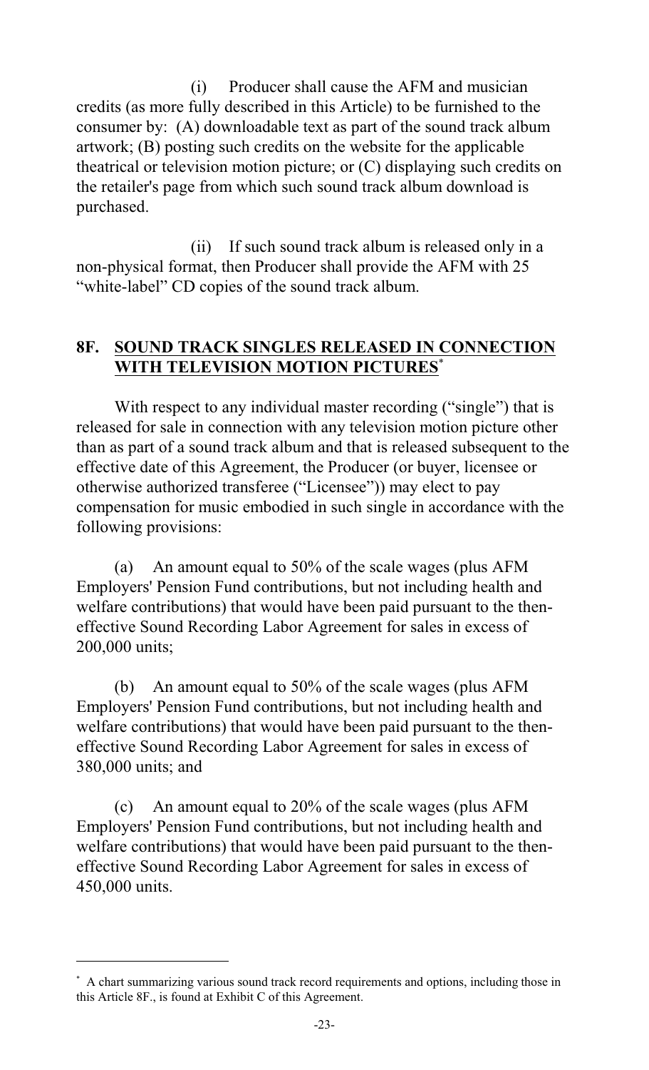(i) Producer shall cause the AFM and musician credits (as more fully described in this Article) to be furnished to the consumer by: (A) downloadable text as part of the sound track album artwork; (B) posting such credits on the website for the applicable theatrical or television motion picture; or (C) displaying such credits on the retailer's page from which such sound track album download is purchased.

(ii) If such sound track album is released only in a non-physical format, then Producer shall provide the AFM with 25 "white-label" CD copies of the sound track album.

## 8F. SOUND TRACK SINGLES RELEASED IN CONNECTION WITH TELEVISION MOTION PICTURES*

With respect to any individual master recording ("single") that is released for sale in connection with any television motion picture other than as part of a sound track album and that is released subsequent to the effective date of this Agreement, the Producer (or buyer, licensee or otherwise authorized transferee ("Licensee")) may elect to pay compensation for music embodied in such single in accordance with the following provisions:

(a) An amount equal to 50% of the scale wages (plus AFM Employers' Pension Fund contributions, but not including health and welfare contributions) that would have been paid pursuant to the then-effective Sound Recording Labor Agreement for sales in excess of 200,000 units;

(b) An amount equal to 50% of the scale wages (plus AFM Employers' Pension Fund contributions, but not including health and welfare contributions) that would have been paid pursuant to the then-effective Sound Recording Labor Agreement for sales in excess of 380,000 units; and

(c) An amount equal to 20% of the scale wages (plus AFM Employers' Pension Fund contributions, but not including health and welfare contributions) that would have been paid pursuant to the then-effective Sound Recording Labor Agreement for sales in excess of 450,000 units.

* A chart summarizing various sound track record requirements and options, including those in this Article 8F., is found at Exhibit C of this Agreement.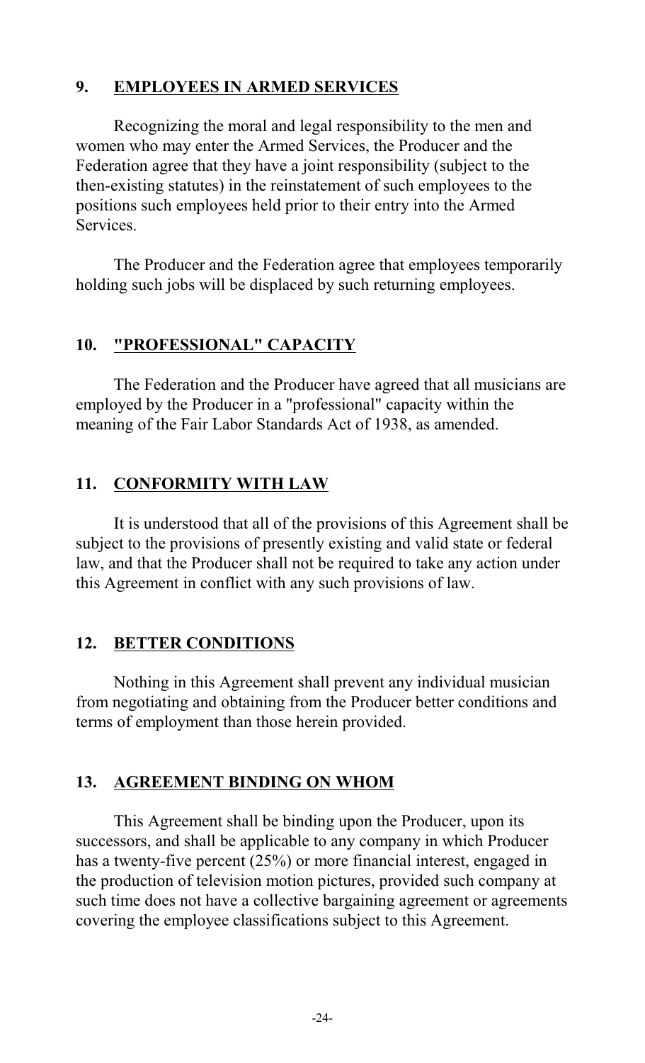## 9. EMPLOYEES IN ARMED SERVICES

Recognizing the moral and legal responsibility to the men and women who may enter the Armed Services, the Producer and the Federation agree that they have a joint responsibility (subject to the then-existing statutes) in the reinstatement of such employees to the positions such employees held prior to their entry into the Armed Services.

The Producer and the Federation agree that employees temporarily holding such jobs will be displaced by such returning employees.

## 10. "PROFESSIONAL" CAPACITY

The Federation and the Producer have agreed that all musicians are employed by the Producer in a "professional" capacity within the meaning of the Fair Labor Standards Act of 1938, as amended.

## 11. CONFORMITY WITH LAW

It is understood that all of the provisions of this Agreement shall be subject to the provisions of presently existing and valid state or federal law, and that the Producer shall not be required to take any action under this Agreement in conflict with any such provisions of law.

## 12. BETTER CONDITIONS

Nothing in this Agreement shall prevent any individual musician from negotiating and obtaining from the Producer better conditions and terms of employment than those herein provided.

## 13. AGREEMENT BINDING ON WHOM

This Agreement shall be binding upon the Producer, upon its successors, and shall be applicable to any company in which Producer has a twenty-five percent (25%) or more financial interest, engaged in the production of television motion pictures, provided such company at such time does not have a collective bargaining agreement or agreements covering the employee classifications subject to this Agreement.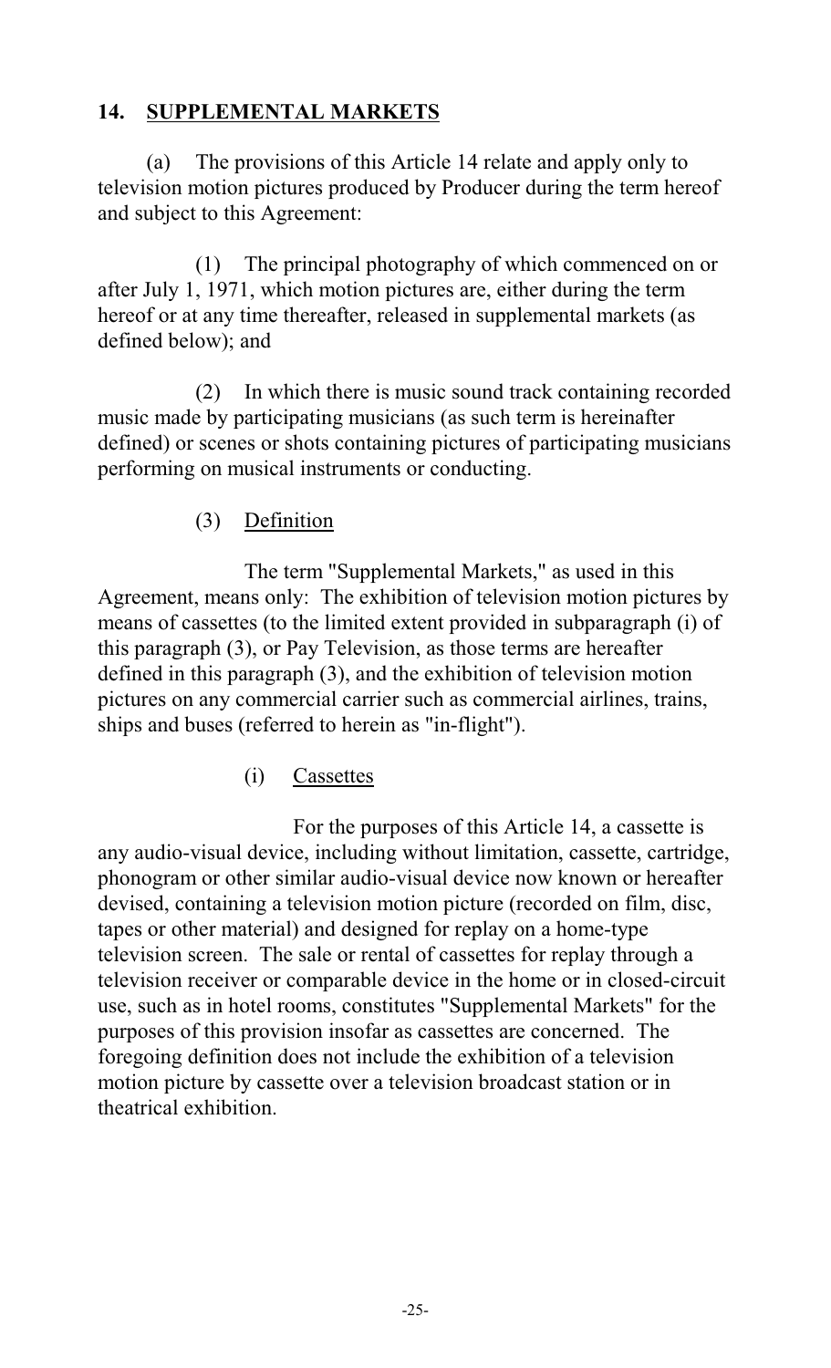## 14. SUPPLEMENTAL MARKETS

(a) The provisions of this Article 14 relate and apply only to television motion pictures produced by Producer during the term hereof and subject to this Agreement:

(1) The principal photography of which commenced on or after July 1, 1971, which motion pictures are, either during the term hereof or at any time thereafter, released in supplemental markets (as defined below); and

(2) In which there is music sound track containing recorded music made by participating musicians (as such term is hereinafter defined) or scenes or shots containing pictures of participating musicians performing on musical instruments or conducting.

(3) Definition

The term "Supplemental Markets," as used in this Agreement, means only: The exhibition of television motion pictures by means of cassettes (to the limited extent provided in subparagraph (i) of this paragraph (3), or Pay Television, as those terms are hereafter defined in this paragraph (3), and the exhibition of television motion pictures on any commercial carrier such as commercial airlines, trains, ships and buses (referred to herein as "in-flight").

(i) Cassettes

For the purposes of this Article 14, a cassette is any audio-visual device, including without limitation, cassette, cartridge, phonogram or other similar audio-visual device now known or hereafter devised, containing a television motion picture (recorded on film, disc, tapes or other material) and designed for replay on a home-type television screen. The sale or rental of cassettes for replay through a television receiver or comparable device in the home or in closed-circuit use, such as in hotel rooms, constitutes "Supplemental Markets" for the purposes of this provision insofar as cassettes are concerned. The foregoing definition does not include the exhibition of a television motion picture by cassette over a television broadcast station or in theatrical exhibition.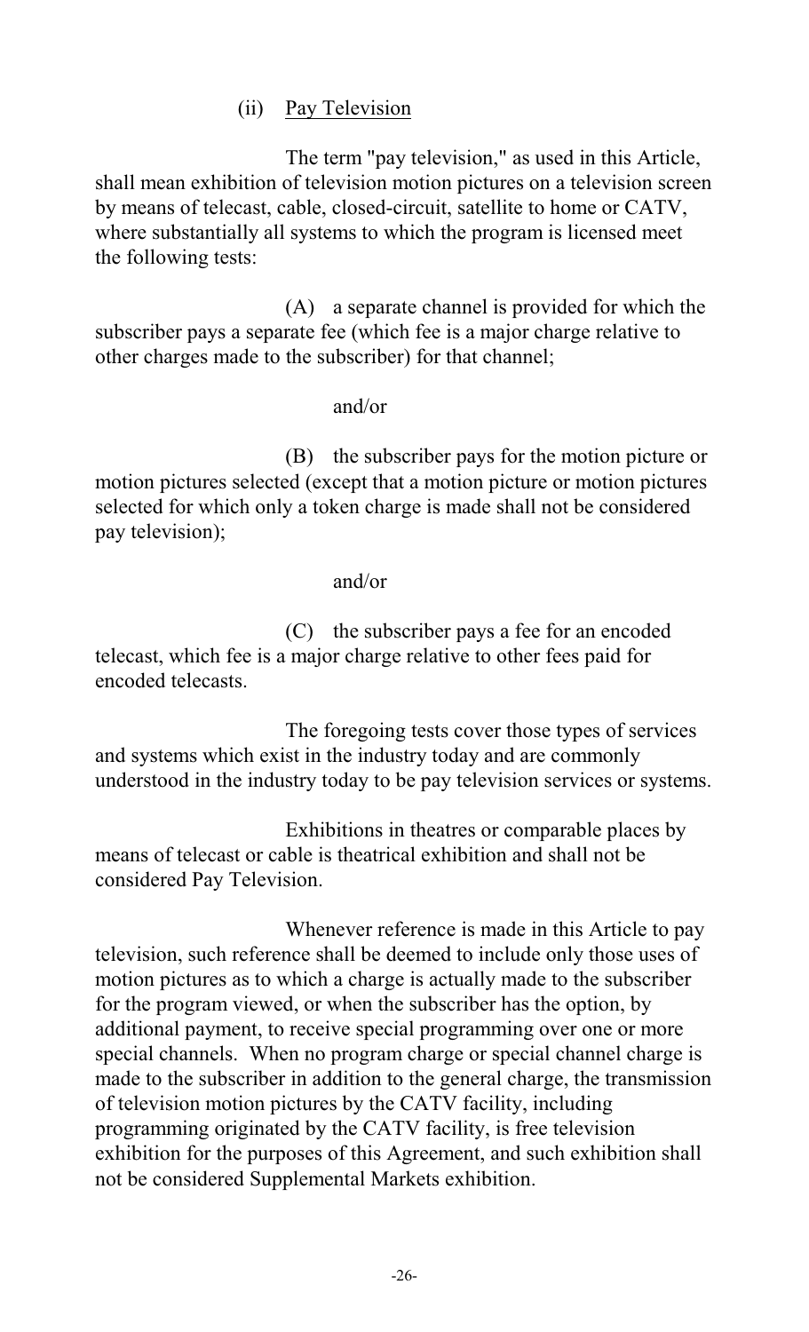(ii) <u>Pay Television</u>

The term "pay television," as used in this Article, shall mean exhibition of television motion pictures on a television screen by means of telecast, cable, closed-circuit, satellite to home or CATV, where substantially all systems to which the program is licensed meet the following tests:

(A) a separate channel is provided for which the subscriber pays a separate fee (which fee is a major charge relative to other charges made to the subscriber) for that channel;

and/or

(B) the subscriber pays for the motion picture or motion pictures selected (except that a motion picture or motion pictures selected for which only a token charge is made shall not be considered pay television);

and/or

(C) the subscriber pays a fee for an encoded telecast, which fee is a major charge relative to other fees paid for encoded telecasts.

The foregoing tests cover those types of services and systems which exist in the industry today and are commonly understood in the industry today to be pay television services or systems.

Exhibitions in theatres or comparable places by means of telecast or cable is theatrical exhibition and shall not be considered Pay Television.

Whenever reference is made in this Article to pay television, such reference shall be deemed to include only those uses of motion pictures as to which a charge is actually made to the subscriber for the program viewed, or when the subscriber has the option, by additional payment, to receive special programming over one or more special channels. When no program charge or special channel charge is made to the subscriber in addition to the general charge, the transmission of television motion pictures by the CATV facility, including programming originated by the CATV facility, is free television exhibition for the purposes of this Agreement, and such exhibition shall not be considered Supplemental Markets exhibition.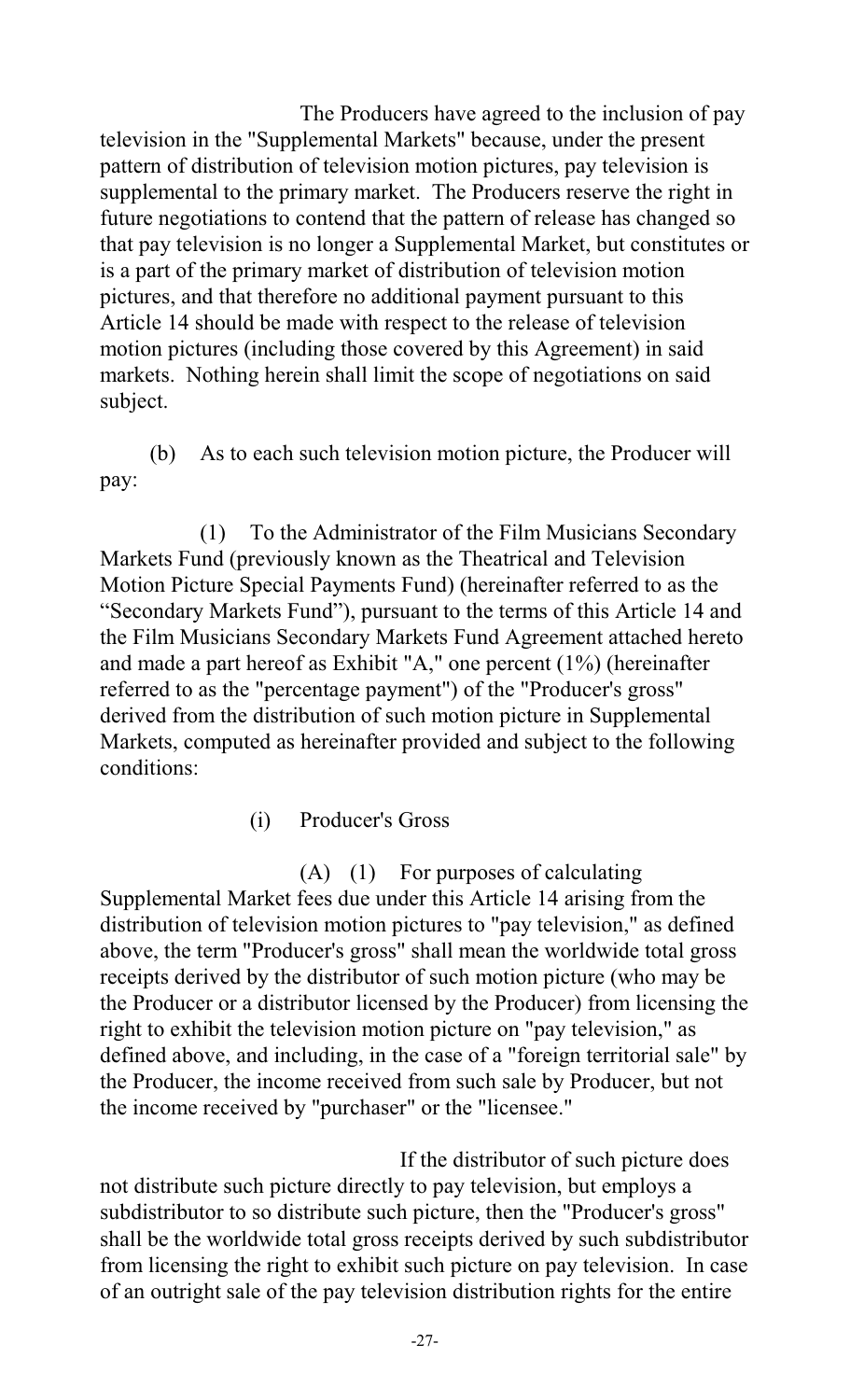The Producers have agreed to the inclusion of pay television in the "Supplemental Markets" because, under the present pattern of distribution of television motion pictures, pay television is supplemental to the primary market. The Producers reserve the right in future negotiations to contend that the pattern of release has changed so that pay television is no longer a Supplemental Market, but constitutes or is a part of the primary market of distribution of television motion pictures, and that therefore no additional payment pursuant to this Article 14 should be made with respect to the release of television motion pictures (including those covered by this Agreement) in said markets. Nothing herein shall limit the scope of negotiations on said subject.

(b) As to each such television motion picture, the Producer will pay:

(1) To the Administrator of the Film Musicians Secondary Markets Fund (previously known as the Theatrical and Television Motion Picture Special Payments Fund) (hereinafter referred to as the "Secondary Markets Fund"), pursuant to the terms of this Article 14 and the Film Musicians Secondary Markets Fund Agreement attached hereto and made a part hereof as Exhibit "A," one percent (1%) (hereinafter referred to as the "percentage payment") of the "Producer's gross" derived from the distribution of such motion picture in Supplemental Markets, computed as hereinafter provided and subject to the following conditions:

(i) Producer's Gross

(A) (1) For purposes of calculating Supplemental Market fees due under this Article 14 arising from the distribution of television motion pictures to "pay television," as defined above, the term "Producer's gross" shall mean the worldwide total gross receipts derived by the distributor of such motion picture (who may be the Producer or a distributor licensed by the Producer) from licensing the right to exhibit the television motion picture on "pay television," as defined above, and including, in the case of a "foreign territorial sale" by the Producer, the income received from such sale by Producer, but not the income received by "purchaser" or the "licensee."

If the distributor of such picture does not distribute such picture directly to pay television, but employs a subdistributor to so distribute such picture, then the "Producer's gross" shall be the worldwide total gross receipts derived by such subdistributor from licensing the right to exhibit such picture on pay television. In case of an outright sale of the pay television distribution rights for the entire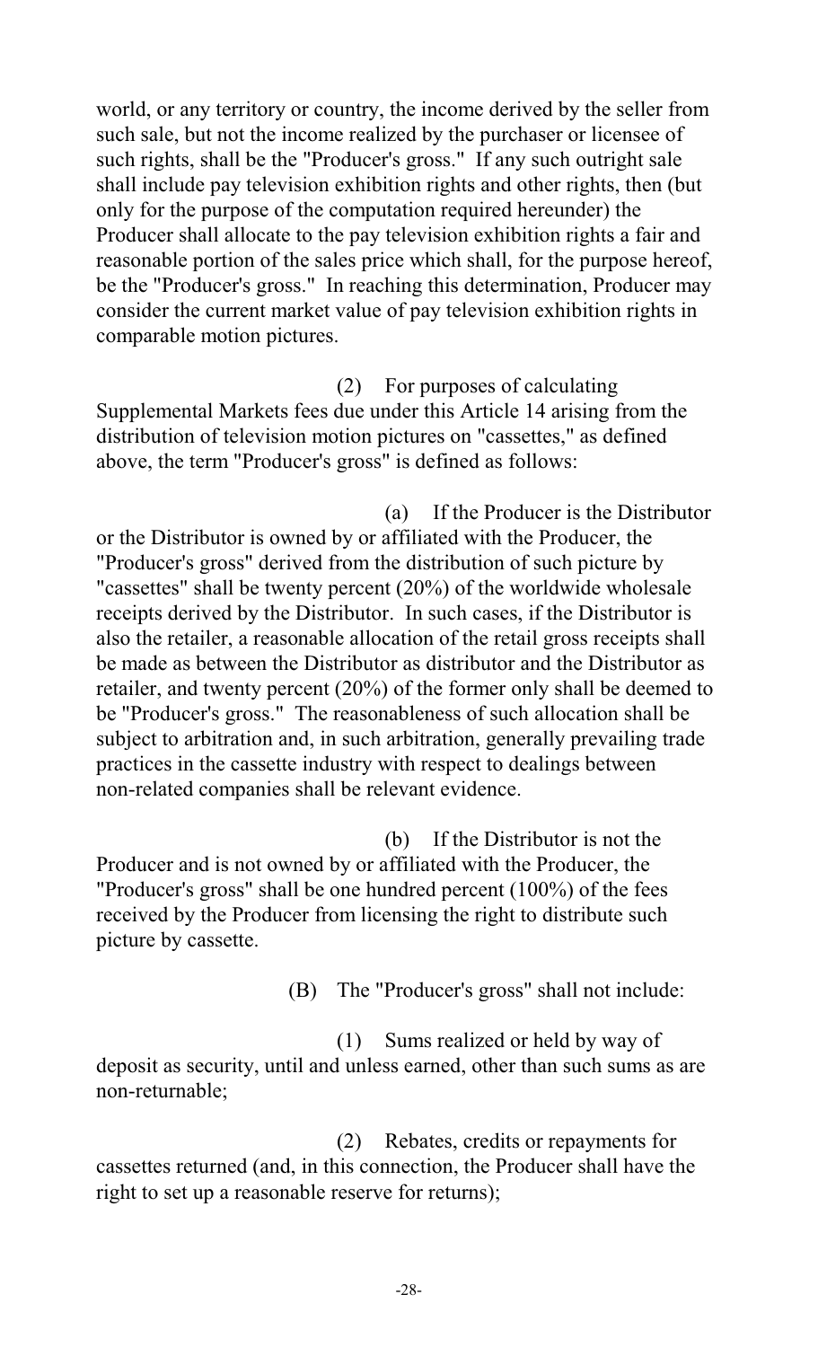world, or any territory or country, the income derived by the seller from such sale, but not the income realized by the purchaser or licensee of such rights, shall be the "Producer's gross." If any such outright sale shall include pay television exhibition rights and other rights, then (but only for the purpose of the computation required hereunder) the Producer shall allocate to the pay television exhibition rights a fair and reasonable portion of the sales price which shall, for the purpose hereof, be the "Producer's gross." In reaching this determination, Producer may consider the current market value of pay television exhibition rights in comparable motion pictures.

(2) For purposes of calculating Supplemental Markets fees due under this Article 14 arising from the distribution of television motion pictures on "cassettes," as defined above, the term "Producer's gross" is defined as follows:

(a) If the Producer is the Distributor or the Distributor is owned by or affiliated with the Producer, the "Producer's gross" derived from the distribution of such picture by "cassettes" shall be twenty percent (20%) of the worldwide wholesale receipts derived by the Distributor. In such cases, if the Distributor is also the retailer, a reasonable allocation of the retail gross receipts shall be made as between the Distributor as distributor and the Distributor as retailer, and twenty percent (20%) of the former only shall be deemed to be "Producer's gross." The reasonableness of such allocation shall be subject to arbitration and, in such arbitration, generally prevailing trade practices in the cassette industry with respect to dealings between non-related companies shall be relevant evidence.

(b) If the Distributor is not the Producer and is not owned by or affiliated with the Producer, the "Producer's gross" shall be one hundred percent (100%) of the fees received by the Producer from licensing the right to distribute such picture by cassette.

(B) The "Producer's gross" shall not include:

(1) Sums realized or held by way of deposit as security, until and unless earned, other than such sums as are non-returnable;

(2) Rebates, credits or repayments for cassettes returned (and, in this connection, the Producer shall have the right to set up a reasonable reserve for returns);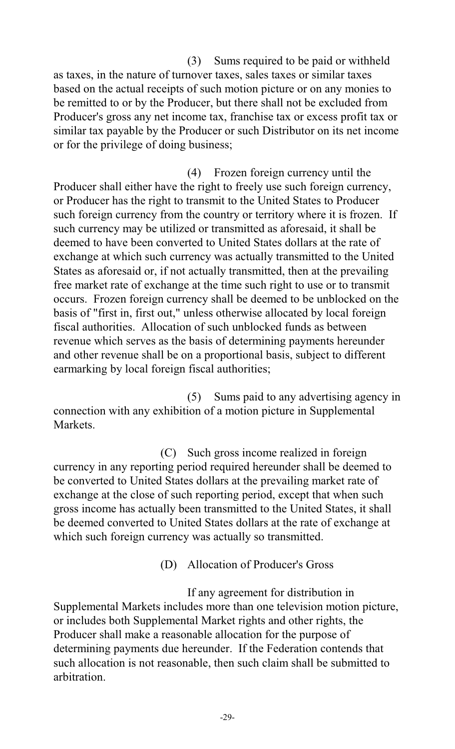(3) Sums required to be paid or withheld as taxes, in the nature of turnover taxes, sales taxes or similar taxes based on the actual receipts of such motion picture or on any monies to be remitted to or by the Producer, but there shall not be excluded from Producer's gross any net income tax, franchise tax or excess profit tax or similar tax payable by the Producer or such Distributor on its net income or for the privilege of doing business;

(4) Frozen foreign currency until the Producer shall either have the right to freely use such foreign currency, or Producer has the right to transmit to the United States to Producer such foreign currency from the country or territory where it is frozen. If such currency may be utilized or transmitted as aforesaid, it shall be deemed to have been converted to United States dollars at the rate of exchange at which such currency was actually transmitted to the United States as aforesaid or, if not actually transmitted, then at the prevailing free market rate of exchange at the time such right to use or to transmit occurs. Frozen foreign currency shall be deemed to be unblocked on the basis of "first in, first out," unless otherwise allocated by local foreign fiscal authorities. Allocation of such unblocked funds as between revenue which serves as the basis of determining payments hereunder and other revenue shall be on a proportional basis, subject to different earmarking by local foreign fiscal authorities;

(5) Sums paid to any advertising agency in connection with any exhibition of a motion picture in Supplemental Markets.

(C) Such gross income realized in foreign currency in any reporting period required hereunder shall be deemed to be converted to United States dollars at the prevailing market rate of exchange at the close of such reporting period, except that when such gross income has actually been transmitted to the United States, it shall be deemed converted to United States dollars at the rate of exchange at which such foreign currency was actually so transmitted.

(D) Allocation of Producer's Gross

If any agreement for distribution in Supplemental Markets includes more than one television motion picture, or includes both Supplemental Market rights and other rights, the Producer shall make a reasonable allocation for the purpose of determining payments due hereunder. If the Federation contends that such allocation is not reasonable, then such claim shall be submitted to arbitration.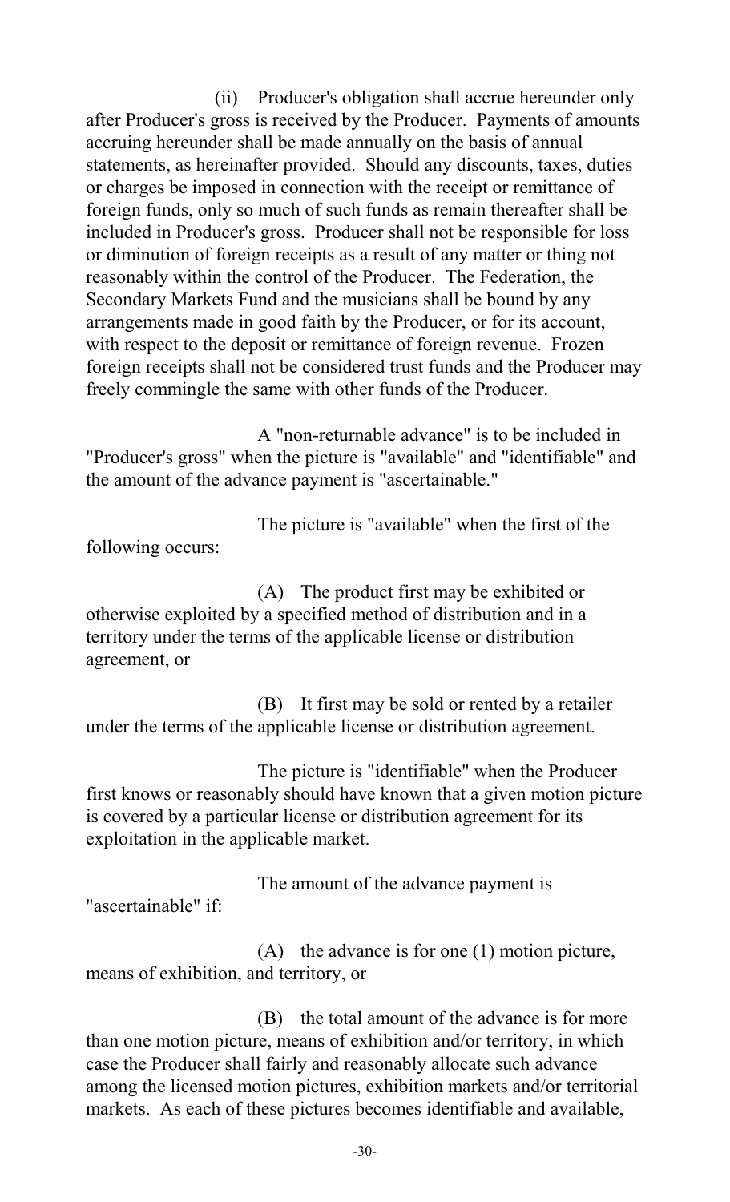(ii) Producer's obligation shall accrue hereunder only after Producer's gross is received by the Producer. Payments of amounts accruing hereunder shall be made annually on the basis of annual statements, as hereinafter provided. Should any discounts, taxes, duties or charges be imposed in connection with the receipt or remittance of foreign funds, only so much of such funds as remain thereafter shall be included in Producer's gross. Producer shall not be responsible for loss or diminution of foreign receipts as a result of any matter or thing not reasonably within the control of the Producer. The Federation, the Secondary Markets Fund and the musicians shall be bound by any arrangements made in good faith by the Producer, or for its account, with respect to the deposit or remittance of foreign revenue. Frozen foreign receipts shall not be considered trust funds and the Producer may freely commingle the same with other funds of the Producer.

A "non-returnable advance" is to be included in "Producer's gross" when the picture is "available" and "identifiable" and the amount of the advance payment is "ascertainable."

The picture is "available" when the first of the following occurs:

(A) The product first may be exhibited or otherwise exploited by a specified method of distribution and in a territory under the terms of the applicable license or distribution agreement, or

(B) It first may be sold or rented by a retailer under the terms of the applicable license or distribution agreement.

The picture is "identifiable" when the Producer first knows or reasonably should have known that a given motion picture is covered by a particular license or distribution agreement for its exploitation in the applicable market.

The amount of the advance payment is "ascertainable" if:

(A) the advance is for one (1) motion picture, means of exhibition, and territory, or

(B) the total amount of the advance is for more than one motion picture, means of exhibition and/or territory, in which case the Producer shall fairly and reasonably allocate such advance among the licensed motion pictures, exhibition markets and/or territorial markets. As each of these pictures becomes identifiable and available,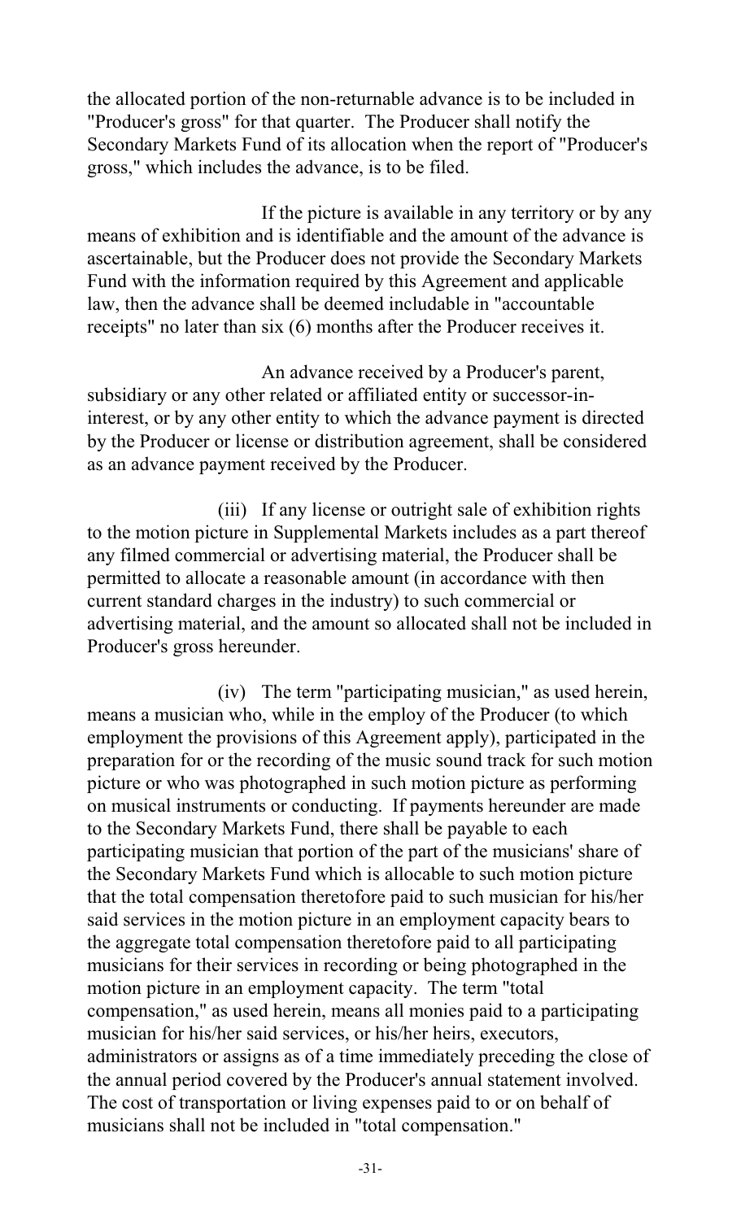the allocated portion of the non-returnable advance is to be included in "Producer's gross" for that quarter. The Producer shall notify the Secondary Markets Fund of its allocation when the report of "Producer's gross," which includes the advance, is to be filed.

If the picture is available in any territory or by any means of exhibition and is identifiable and the amount of the advance is ascertainable, but the Producer does not provide the Secondary Markets Fund with the information required by this Agreement and applicable law, then the advance shall be deemed includable in "accountable receipts" no later than six (6) months after the Producer receives it.

An advance received by a Producer's parent, subsidiary or any other related or affiliated entity or successor-in-interest, or by any other entity to which the advance payment is directed by the Producer or license or distribution agreement, shall be considered as an advance payment received by the Producer.

(iii) If any license or outright sale of exhibition rights to the motion picture in Supplemental Markets includes as a part thereof any filmed commercial or advertising material, the Producer shall be permitted to allocate a reasonable amount (in accordance with then current standard charges in the industry) to such commercial or advertising material, and the amount so allocated shall not be included in Producer's gross hereunder.

(iv) The term "participating musician," as used herein, means a musician who, while in the employ of the Producer (to which employment the provisions of this Agreement apply), participated in the preparation for or the recording of the music sound track for such motion picture or who was photographed in such motion picture as performing on musical instruments or conducting. If payments hereunder are made to the Secondary Markets Fund, there shall be payable to each participating musician that portion of the part of the musicians' share of the Secondary Markets Fund which is allocable to such motion picture that the total compensation theretofore paid to such musician for his/her said services in the motion picture in an employment capacity bears to the aggregate total compensation theretofore paid to all participating musicians for their services in recording or being photographed in the motion picture in an employment capacity. The term "total compensation," as used herein, means all monies paid to a participating musician for his/her said services, or his/her heirs, executors, administrators or assigns as of a time immediately preceding the close of the annual period covered by the Producer's annual statement involved. The cost of transportation or living expenses paid to or on behalf of musicians shall not be included in "total compensation."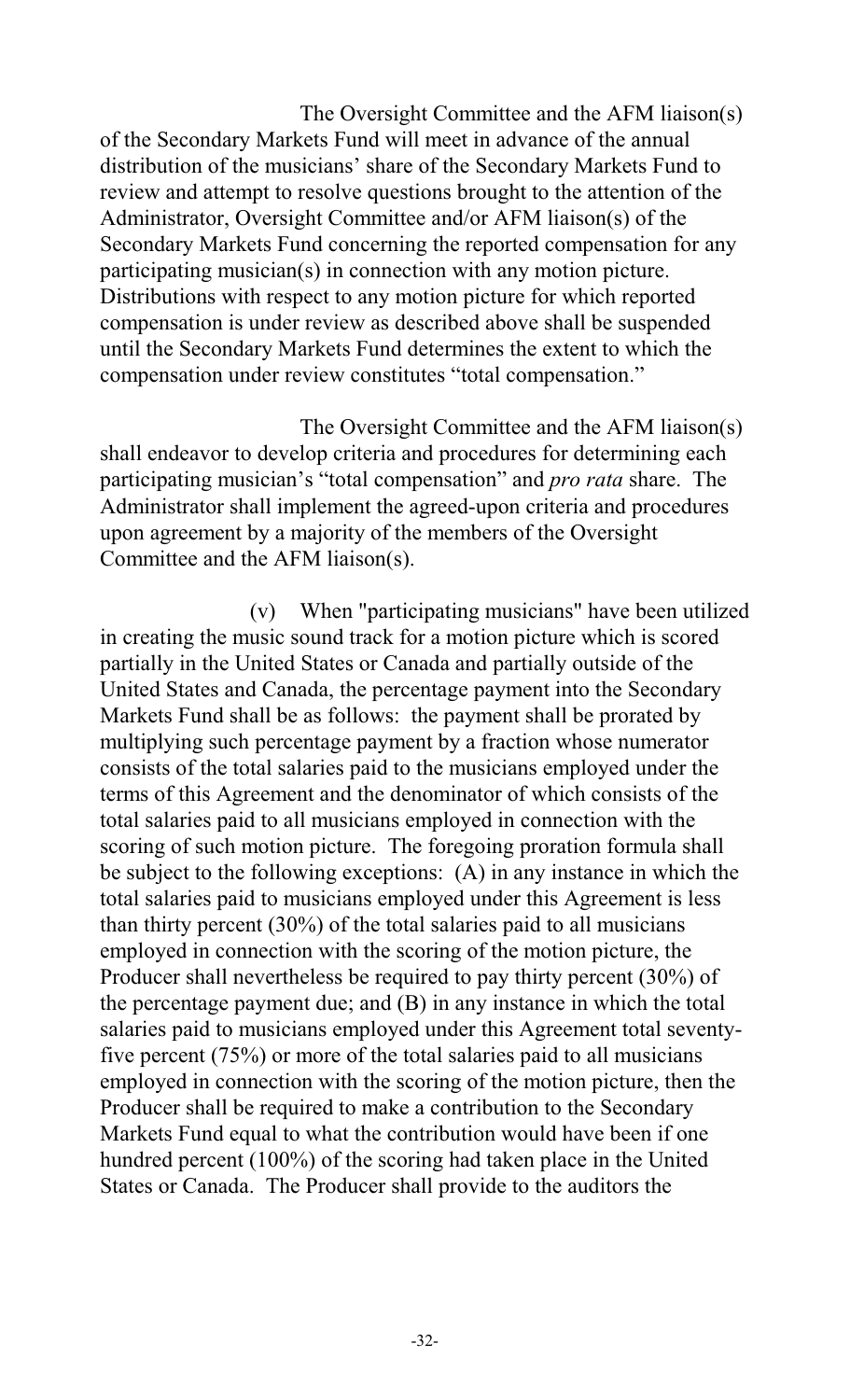The Oversight Committee and the AFM liaison(s) of the Secondary Markets Fund will meet in advance of the annual distribution of the musicians' share of the Secondary Markets Fund to review and attempt to resolve questions brought to the attention of the Administrator, Oversight Committee and/or AFM liaison(s) of the Secondary Markets Fund concerning the reported compensation for any participating musician(s) in connection with any motion picture. Distributions with respect to any motion picture for which reported compensation is under review as described above shall be suspended until the Secondary Markets Fund determines the extent to which the compensation under review constitutes "total compensation."

The Oversight Committee and the AFM liaison(s) shall endeavor to develop criteria and procedures for determining each participating musician's "total compensation" and *pro rata* share. The Administrator shall implement the agreed-upon criteria and procedures upon agreement by a majority of the members of the Oversight Committee and the AFM liaison(s).

(v) When "participating musicians" have been utilized in creating the music sound track for a motion picture which is scored partially in the United States or Canada and partially outside of the United States and Canada, the percentage payment into the Secondary Markets Fund shall be as follows: the payment shall be prorated by multiplying such percentage payment by a fraction whose numerator consists of the total salaries paid to the musicians employed under the terms of this Agreement and the denominator of which consists of the total salaries paid to all musicians employed in connection with the scoring of such motion picture. The foregoing proration formula shall be subject to the following exceptions: (A) in any instance in which the total salaries paid to musicians employed under this Agreement is less than thirty percent (30%) of the total salaries paid to all musicians employed in connection with the scoring of the motion picture, the Producer shall nevertheless be required to pay thirty percent (30%) of the percentage payment due; and (B) in any instance in which the total salaries paid to musicians employed under this Agreement total seventy-five percent (75%) or more of the total salaries paid to all musicians employed in connection with the scoring of the motion picture, then the Producer shall be required to make a contribution to the Secondary Markets Fund equal to what the contribution would have been if one hundred percent (100%) of the scoring had taken place in the United States or Canada. The Producer shall provide to the auditors the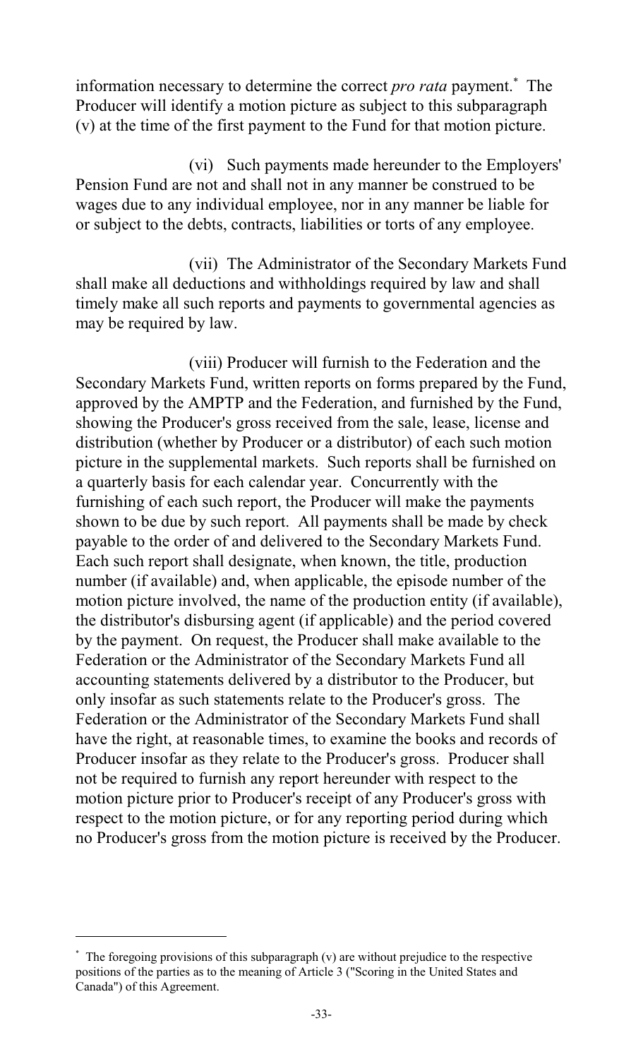information necessary to determine the correct *pro rata* payment.* The Producer will identify a motion picture as subject to this subparagraph (v) at the time of the first payment to the Fund for that motion picture.

(vi) Such payments made hereunder to the Employers' Pension Fund are not and shall not in any manner be construed to be wages due to any individual employee, nor in any manner be liable for or subject to the debts, contracts, liabilities or torts of any employee.

(vii) The Administrator of the Secondary Markets Fund shall make all deductions and withholdings required by law and shall timely make all such reports and payments to governmental agencies as may be required by law.

(viii) Producer will furnish to the Federation and the Secondary Markets Fund, written reports on forms prepared by the Fund, approved by the AMPTP and the Federation, and furnished by the Fund, showing the Producer's gross received from the sale, lease, license and distribution (whether by Producer or a distributor) of each such motion picture in the supplemental markets. Such reports shall be furnished on a quarterly basis for each calendar year. Concurrently with the furnishing of each such report, the Producer will make the payments shown to be due by such report. All payments shall be made by check payable to the order of and delivered to the Secondary Markets Fund. Each such report shall designate, when known, the title, production number (if available) and, when applicable, the episode number of the motion picture involved, the name of the production entity (if available), the distributor's disbursing agent (if applicable) and the period covered by the payment. On request, the Producer shall make available to the Federation or the Administrator of the Secondary Markets Fund all accounting statements delivered by a distributor to the Producer, but only insofar as such statements relate to the Producer's gross. The Federation or the Administrator of the Secondary Markets Fund shall have the right, at reasonable times, to examine the books and records of Producer insofar as they relate to the Producer's gross. Producer shall not be required to furnish any report hereunder with respect to the motion picture prior to Producer's receipt of any Producer's gross with respect to the motion picture, or for any reporting period during which no Producer's gross from the motion picture is received by the Producer.

---

* The foregoing provisions of this subparagraph (v) are without prejudice to the respective positions of the parties as to the meaning of Article 3 ("Scoring in the United States and Canada") of this Agreement.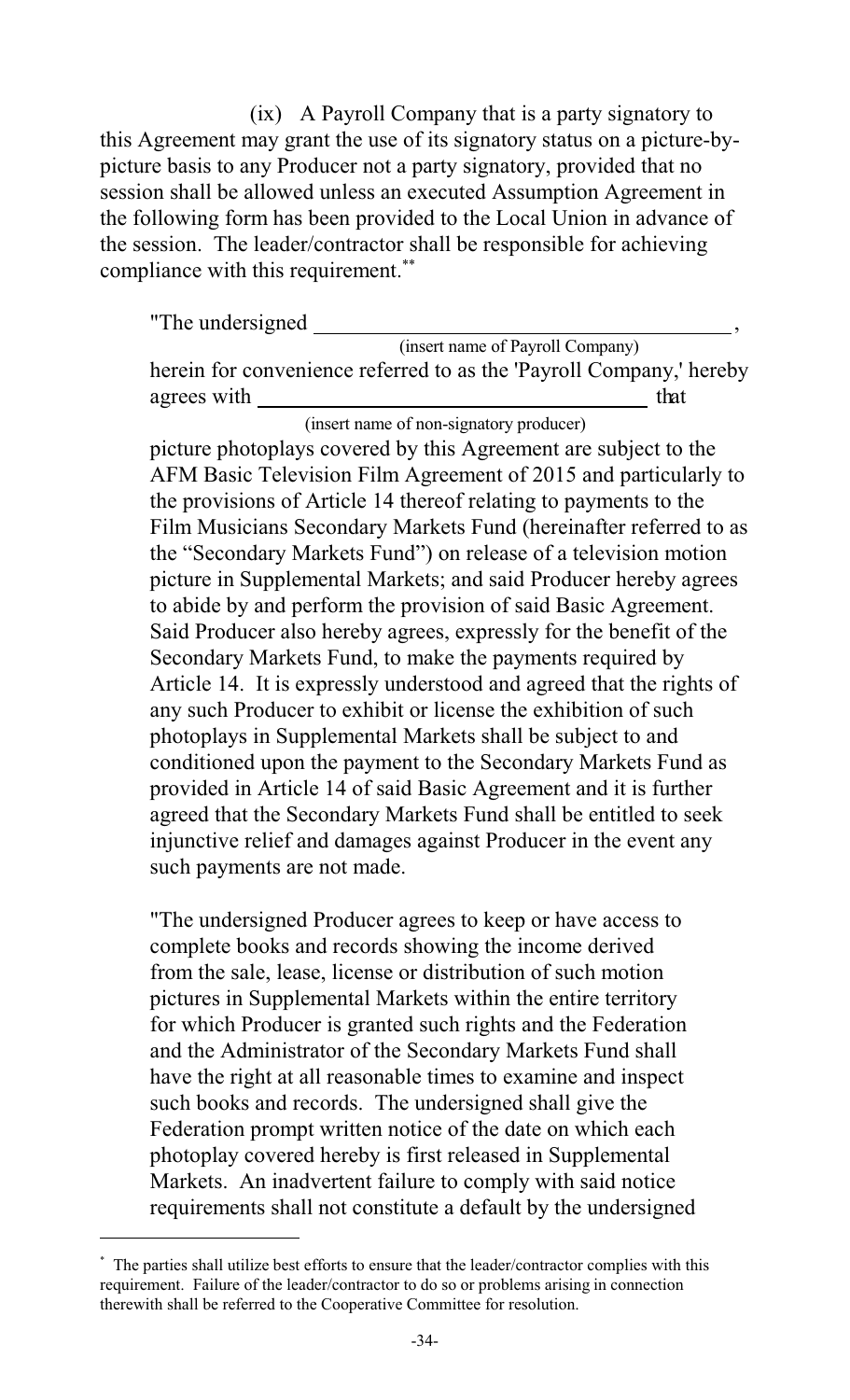(ix) A Payroll Company that is a party signatory to this Agreement may grant the use of its signatory status on a picture-by-picture basis to any Producer not a party signatory, provided that no session shall be allowed unless an executed Assumption Agreement in the following form has been provided to the Local Union in advance of the session. The leader/contractor shall be responsible for achieving compliance with this requirement.[*]

"The undersigned ______________________________________,
(insert name of Payroll Company)
herein for convenience referred to as the 'Payroll Company,' hereby agrees with ____________________________________ that
(insert name of non-signatory producer)
picture photoplays covered by this Agreement are subject to the AFM Basic Television Film Agreement of 2015 and particularly to the provisions of Article 14 thereof relating to payments to the Film Musicians Secondary Markets Fund (hereinafter referred to as the "Secondary Markets Fund") on release of a television motion picture in Supplemental Markets; and said Producer hereby agrees to abide by and perform the provision of said Basic Agreement. Said Producer also hereby agrees, expressly for the benefit of the Secondary Markets Fund, to make the payments required by Article 14. It is expressly understood and agreed that the rights of any such Producer to exhibit or license the exhibition of such photoplays in Supplemental Markets shall be subject to and conditioned upon the payment to the Secondary Markets Fund as provided in Article 14 of said Basic Agreement and it is further agreed that the Secondary Markets Fund shall be entitled to seek injunctive relief and damages against Producer in the event any such payments are not made.

"The undersigned Producer agrees to keep or have access to complete books and records showing the income derived from the sale, lease, license or distribution of such motion pictures in Supplemental Markets within the entire territory for which Producer is granted such rights and the Federation and the Administrator of the Secondary Markets Fund shall have the right at all reasonable times to examine and inspect such books and records. The undersigned shall give the Federation prompt written notice of the date on which each photoplay covered hereby is first released in Supplemental Markets. An inadvertent failure to comply with said notice requirements shall not constitute a default by the undersigned

[*] The parties shall utilize best efforts to ensure that the leader/contractor complies with this requirement. Failure of the leader/contractor to do so or problems arising in connection therewith shall be referred to the Cooperative Committee for resolution.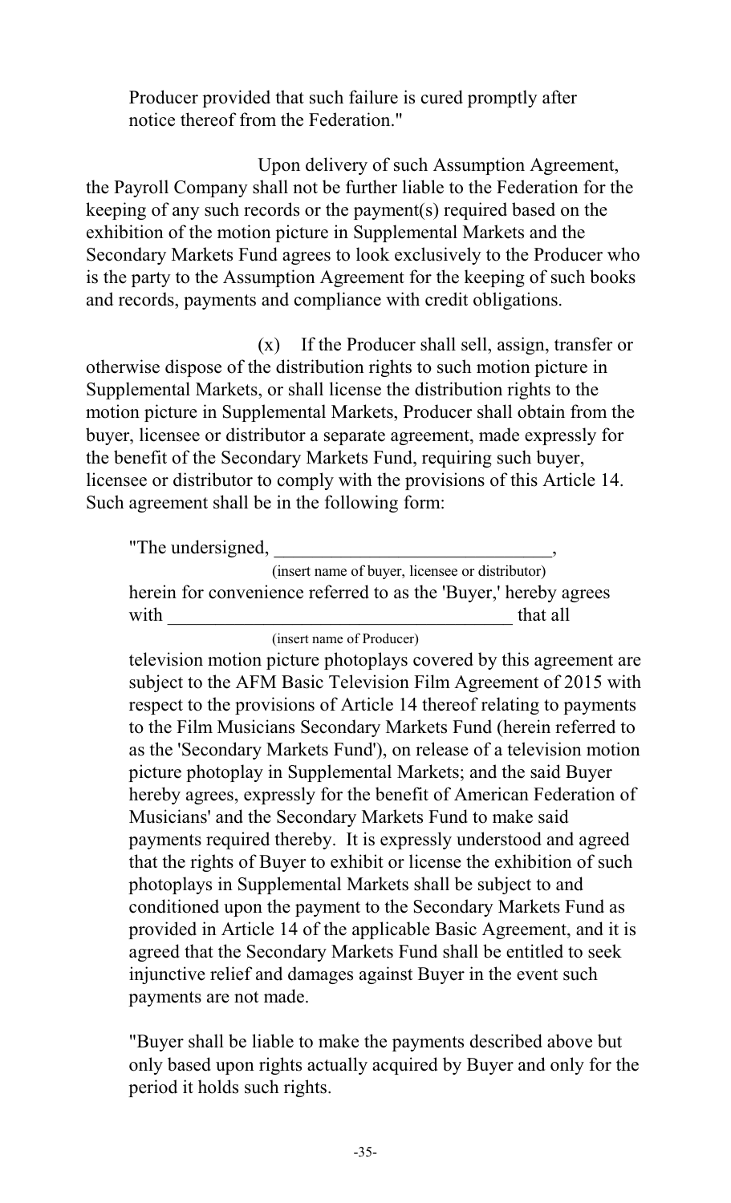Producer provided that such failure is cured promptly after notice thereof from the Federation."

Upon delivery of such Assumption Agreement, the Payroll Company shall not be further liable to the Federation for the keeping of any such records or the payment(s) required based on the exhibition of the motion picture in Supplemental Markets and the Secondary Markets Fund agrees to look exclusively to the Producer who is the party to the Assumption Agreement for the keeping of such books and records, payments and compliance with credit obligations.

(x) If the Producer shall sell, assign, transfer or otherwise dispose of the distribution rights to such motion picture in Supplemental Markets, or shall license the distribution rights to the motion picture in Supplemental Markets, Producer shall obtain from the buyer, licensee or distributor a separate agreement, made expressly for the benefit of the Secondary Markets Fund, requiring such buyer, licensee or distributor to comply with the provisions of this Article 14. Such agreement shall be in the following form:

"The undersigned, ______________________________,
(insert name of buyer, licensee or distributor)
herein for convenience referred to as the 'Buyer,' hereby agrees with ____________________________________ that all
(insert name of Producer)
television motion picture photoplays covered by this agreement are subject to the AFM Basic Television Film Agreement of 2015 with respect to the provisions of Article 14 thereof relating to payments to the Film Musicians Secondary Markets Fund (herein referred to as the 'Secondary Markets Fund'), on release of a television motion picture photoplay in Supplemental Markets; and the said Buyer hereby agrees, expressly for the benefit of American Federation of Musicians' and the Secondary Markets Fund to make said payments required thereby. It is expressly understood and agreed that the rights of Buyer to exhibit or license the exhibition of such photoplays in Supplemental Markets shall be subject to and conditioned upon the payment to the Secondary Markets Fund as provided in Article 14 of the applicable Basic Agreement, and it is agreed that the Secondary Markets Fund shall be entitled to seek injunctive relief and damages against Buyer in the event such payments are not made.

"Buyer shall be liable to make the payments described above but only based upon rights actually acquired by Buyer and only for the period it holds such rights.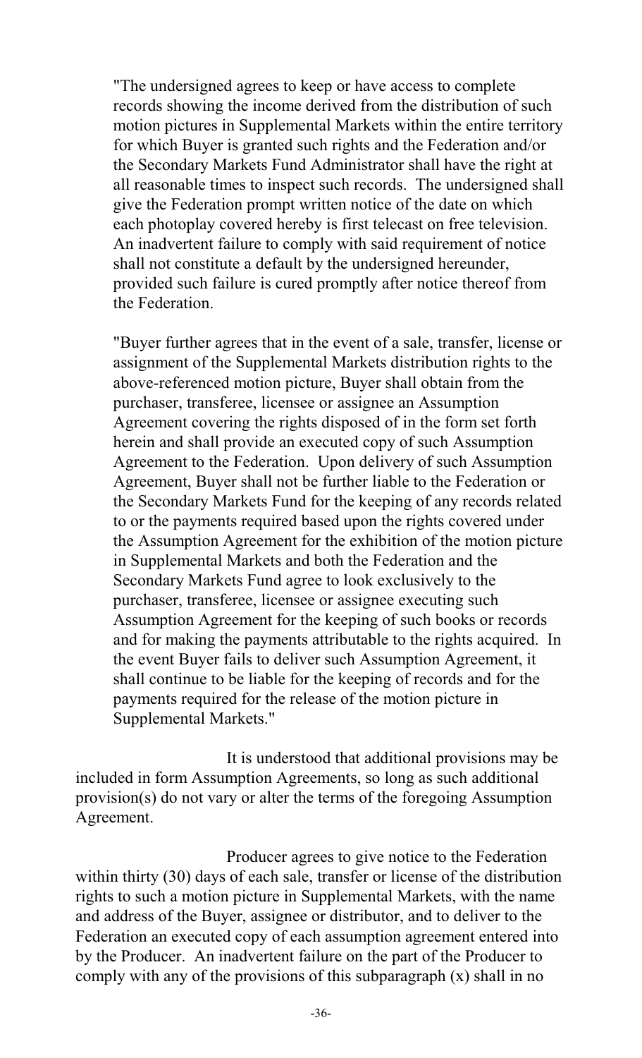"The undersigned agrees to keep or have access to complete records showing the income derived from the distribution of such motion pictures in Supplemental Markets within the entire territory for which Buyer is granted such rights and the Federation and/or the Secondary Markets Fund Administrator shall have the right at all reasonable times to inspect such records. The undersigned shall give the Federation prompt written notice of the date on which each photoplay covered hereby is first telecast on free television. An inadvertent failure to comply with said requirement of notice shall not constitute a default by the undersigned hereunder, provided such failure is cured promptly after notice thereof from the Federation.

"Buyer further agrees that in the event of a sale, transfer, license or assignment of the Supplemental Markets distribution rights to the above-referenced motion picture, Buyer shall obtain from the purchaser, transferee, licensee or assignee an Assumption Agreement covering the rights disposed of in the form set forth herein and shall provide an executed copy of such Assumption Agreement to the Federation. Upon delivery of such Assumption Agreement, Buyer shall not be further liable to the Federation or the Secondary Markets Fund for the keeping of any records related to or the payments required based upon the rights covered under the Assumption Agreement for the exhibition of the motion picture in Supplemental Markets and both the Federation and the Secondary Markets Fund agree to look exclusively to the purchaser, transferee, licensee or assignee executing such Assumption Agreement for the keeping of such books or records and for making the payments attributable to the rights acquired. In the event Buyer fails to deliver such Assumption Agreement, it shall continue to be liable for the keeping of records and for the payments required for the release of the motion picture in Supplemental Markets."

It is understood that additional provisions may be included in form Assumption Agreements, so long as such additional provision(s) do not vary or alter the terms of the foregoing Assumption Agreement.

Producer agrees to give notice to the Federation within thirty (30) days of each sale, transfer or license of the distribution rights to such a motion picture in Supplemental Markets, with the name and address of the Buyer, assignee or distributor, and to deliver to the Federation an executed copy of each assumption agreement entered into by the Producer. An inadvertent failure on the part of the Producer to comply with any of the provisions of this subparagraph (x) shall in no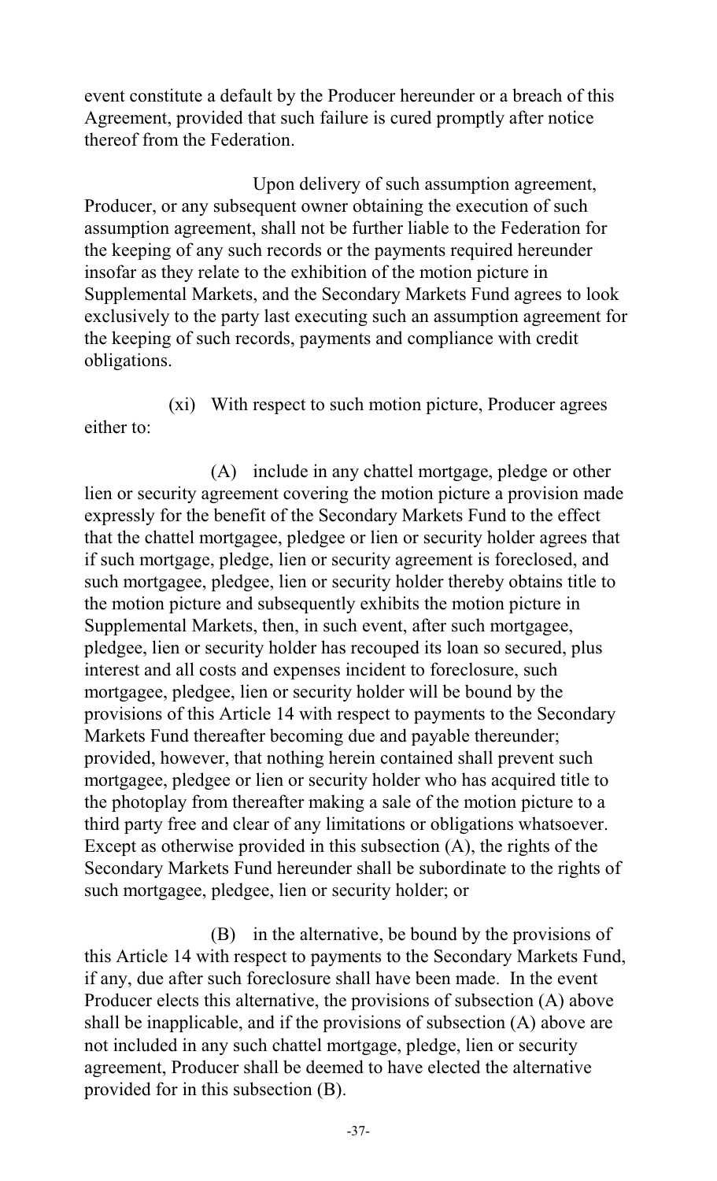event constitute a default by the Producer hereunder or a breach of this Agreement, provided that such failure is cured promptly after notice thereof from the Federation.

Upon delivery of such assumption agreement, Producer, or any subsequent owner obtaining the execution of such assumption agreement, shall not be further liable to the Federation for the keeping of any such records or the payments required hereunder insofar as they relate to the exhibition of the motion picture in Supplemental Markets, and the Secondary Markets Fund agrees to look exclusively to the party last executing such an assumption agreement for the keeping of such records, payments and compliance with credit obligations.

(xi) With respect to such motion picture, Producer agrees either to:

(A) include in any chattel mortgage, pledge or other lien or security agreement covering the motion picture a provision made expressly for the benefit of the Secondary Markets Fund to the effect that the chattel mortgagee, pledgee or lien or security holder agrees that if such mortgage, pledge, lien or security agreement is foreclosed, and such mortgagee, pledgee, lien or security holder thereby obtains title to the motion picture and subsequently exhibits the motion picture in Supplemental Markets, then, in such event, after such mortgagee, pledgee, lien or security holder has recouped its loan so secured, plus interest and all costs and expenses incident to foreclosure, such mortgagee, pledgee, lien or security holder will be bound by the provisions of this Article 14 with respect to payments to the Secondary Markets Fund thereafter becoming due and payable thereunder; provided, however, that nothing herein contained shall prevent such mortgagee, pledgee or lien or security holder who has acquired title to the photoplay from thereafter making a sale of the motion picture to a third party free and clear of any limitations or obligations whatsoever. Except as otherwise provided in this subsection (A), the rights of the Secondary Markets Fund hereunder shall be subordinate to the rights of such mortgagee, pledgee, lien or security holder; or

(B) in the alternative, be bound by the provisions of this Article 14 with respect to payments to the Secondary Markets Fund, if any, due after such foreclosure shall have been made. In the event Producer elects this alternative, the provisions of subsection (A) above shall be inapplicable, and if the provisions of subsection (A) above are not included in any such chattel mortgage, pledge, lien or security agreement, Producer shall be deemed to have elected the alternative provided for in this subsection (B).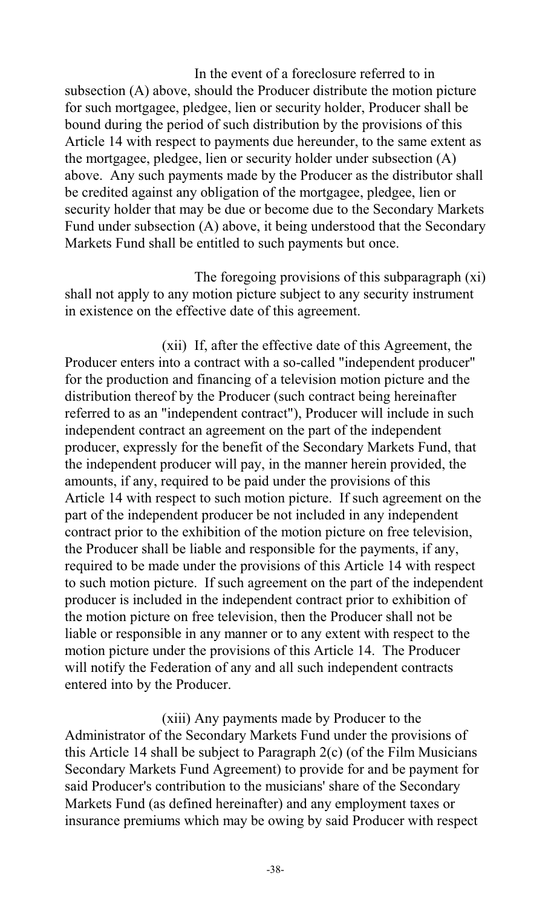In the event of a foreclosure referred to in subsection (A) above, should the Producer distribute the motion picture for such mortgagee, pledgee, lien or security holder, Producer shall be bound during the period of such distribution by the provisions of this Article 14 with respect to payments due hereunder, to the same extent as the mortgagee, pledgee, lien or security holder under subsection (A) above. Any such payments made by the Producer as the distributor shall be credited against any obligation of the mortgagee, pledgee, lien or security holder that may be due or become due to the Secondary Markets Fund under subsection (A) above, it being understood that the Secondary Markets Fund shall be entitled to such payments but once.

The foregoing provisions of this subparagraph (xi) shall not apply to any motion picture subject to any security instrument in existence on the effective date of this agreement.

(xii) If, after the effective date of this Agreement, the Producer enters into a contract with a so-called "independent producer" for the production and financing of a television motion picture and the distribution thereof by the Producer (such contract being hereinafter referred to as an "independent contract"), Producer will include in such independent contract an agreement on the part of the independent producer, expressly for the benefit of the Secondary Markets Fund, that the independent producer will pay, in the manner herein provided, the amounts, if any, required to be paid under the provisions of this Article 14 with respect to such motion picture. If such agreement on the part of the independent producer be not included in any independent contract prior to the exhibition of the motion picture on free television, the Producer shall be liable and responsible for the payments, if any, required to be made under the provisions of this Article 14 with respect to such motion picture. If such agreement on the part of the independent producer is included in the independent contract prior to exhibition of the motion picture on free television, then the Producer shall not be liable or responsible in any manner or to any extent with respect to the motion picture under the provisions of this Article 14. The Producer will notify the Federation of any and all such independent contracts entered into by the Producer.

(xiii) Any payments made by Producer to the Administrator of the Secondary Markets Fund under the provisions of this Article 14 shall be subject to Paragraph 2(c) (of the Film Musicians Secondary Markets Fund Agreement) to provide for and be payment for said Producer's contribution to the musicians' share of the Secondary Markets Fund (as defined hereinafter) and any employment taxes or insurance premiums which may be owing by said Producer with respect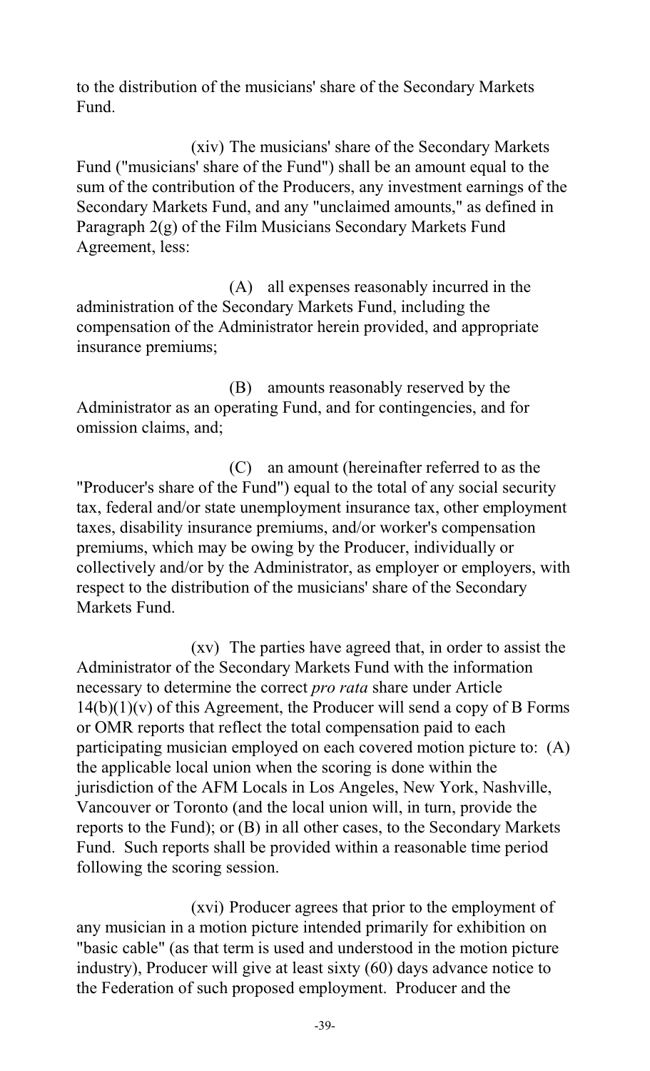to the distribution of the musicians' share of the Secondary Markets Fund.

(xiv) The musicians' share of the Secondary Markets Fund ("musicians' share of the Fund") shall be an amount equal to the sum of the contribution of the Producers, any investment earnings of the Secondary Markets Fund, and any "unclaimed amounts," as defined in Paragraph 2(g) of the Film Musicians Secondary Markets Fund Agreement, less:

(A) all expenses reasonably incurred in the administration of the Secondary Markets Fund, including the compensation of the Administrator herein provided, and appropriate insurance premiums;

(B) amounts reasonably reserved by the Administrator as an operating Fund, and for contingencies, and for omission claims, and;

(C) an amount (hereinafter referred to as the "Producer's share of the Fund") equal to the total of any social security tax, federal and/or state unemployment insurance tax, other employment taxes, disability insurance premiums, and/or worker's compensation premiums, which may be owing by the Producer, individually or collectively and/or by the Administrator, as employer or employers, with respect to the distribution of the musicians' share of the Secondary Markets Fund.

(xv) The parties have agreed that, in order to assist the Administrator of the Secondary Markets Fund with the information necessary to determine the correct *pro rata* share under Article 14(b)(1)(v) of this Agreement, the Producer will send a copy of B Forms or OMR reports that reflect the total compensation paid to each participating musician employed on each covered motion picture to: (A) the applicable local union when the scoring is done within the jurisdiction of the AFM Locals in Los Angeles, New York, Nashville, Vancouver or Toronto (and the local union will, in turn, provide the reports to the Fund); or (B) in all other cases, to the Secondary Markets Fund. Such reports shall be provided within a reasonable time period following the scoring session.

(xvi) Producer agrees that prior to the employment of any musician in a motion picture intended primarily for exhibition on "basic cable" (as that term is used and understood in the motion picture industry), Producer will give at least sixty (60) days advance notice to the Federation of such proposed employment. Producer and the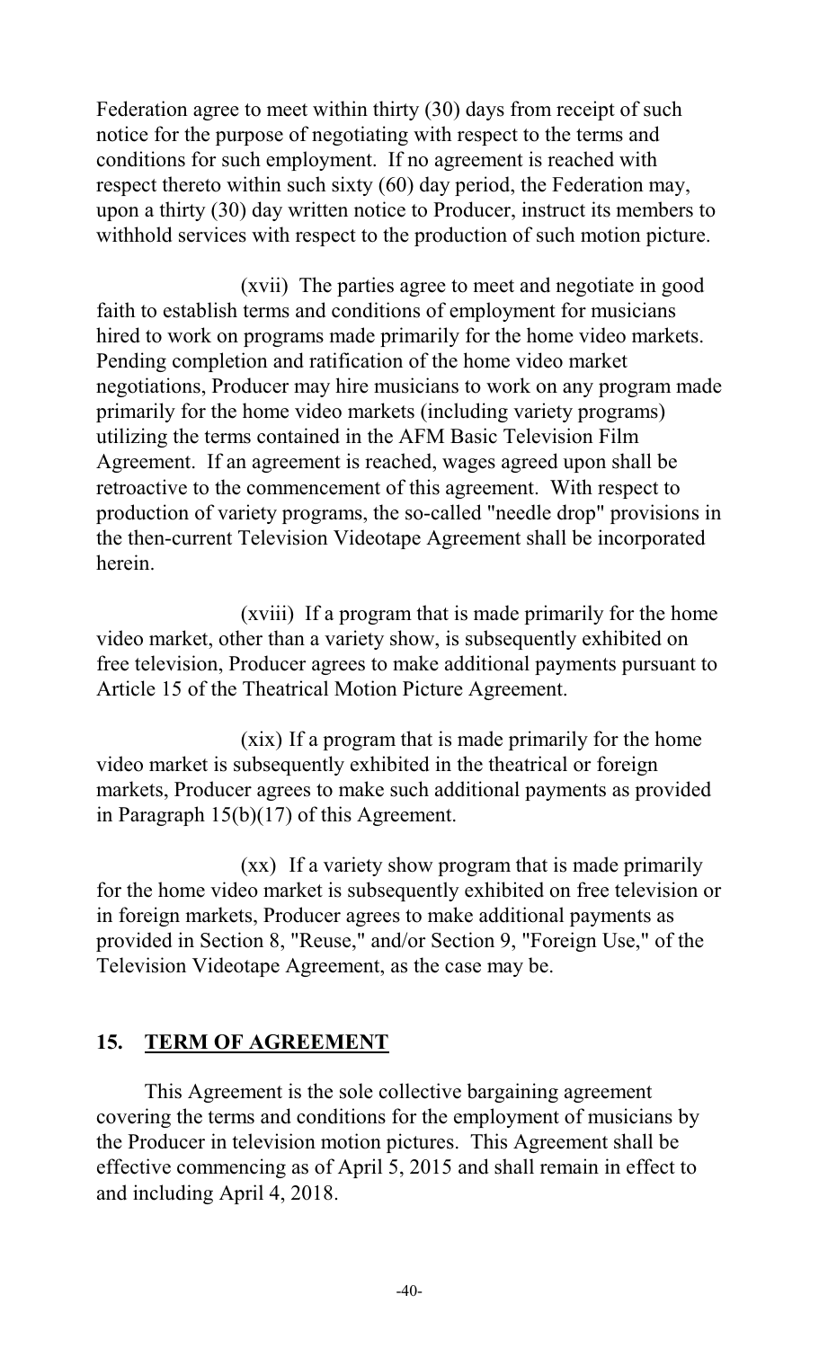Federation agree to meet within thirty (30) days from receipt of such notice for the purpose of negotiating with respect to the terms and conditions for such employment. If no agreement is reached with respect thereto within such sixty (60) day period, the Federation may, upon a thirty (30) day written notice to Producer, instruct its members to withhold services with respect to the production of such motion picture.

(xvii) The parties agree to meet and negotiate in good faith to establish terms and conditions of employment for musicians hired to work on programs made primarily for the home video markets. Pending completion and ratification of the home video market negotiations, Producer may hire musicians to work on any program made primarily for the home video markets (including variety programs) utilizing the terms contained in the AFM Basic Television Film Agreement. If an agreement is reached, wages agreed upon shall be retroactive to the commencement of this agreement. With respect to production of variety programs, the so-called "needle drop" provisions in the then-current Television Videotape Agreement shall be incorporated herein.

(xviii) If a program that is made primarily for the home video market, other than a variety show, is subsequently exhibited on free television, Producer agrees to make additional payments pursuant to Article 15 of the Theatrical Motion Picture Agreement.

(xix) If a program that is made primarily for the home video market is subsequently exhibited in the theatrical or foreign markets, Producer agrees to make such additional payments as provided in Paragraph 15(b)(17) of this Agreement.

(xx) If a variety show program that is made primarily for the home video market is subsequently exhibited on free television or in foreign markets, Producer agrees to make additional payments as provided in Section 8, "Reuse," and/or Section 9, "Foreign Use," of the Television Videotape Agreement, as the case may be.

## 15. TERM OF AGREEMENT

This Agreement is the sole collective bargaining agreement covering the terms and conditions for the employment of musicians by the Producer in television motion pictures. This Agreement shall be effective commencing as of April 5, 2015 and shall remain in effect to and including April 4, 2018.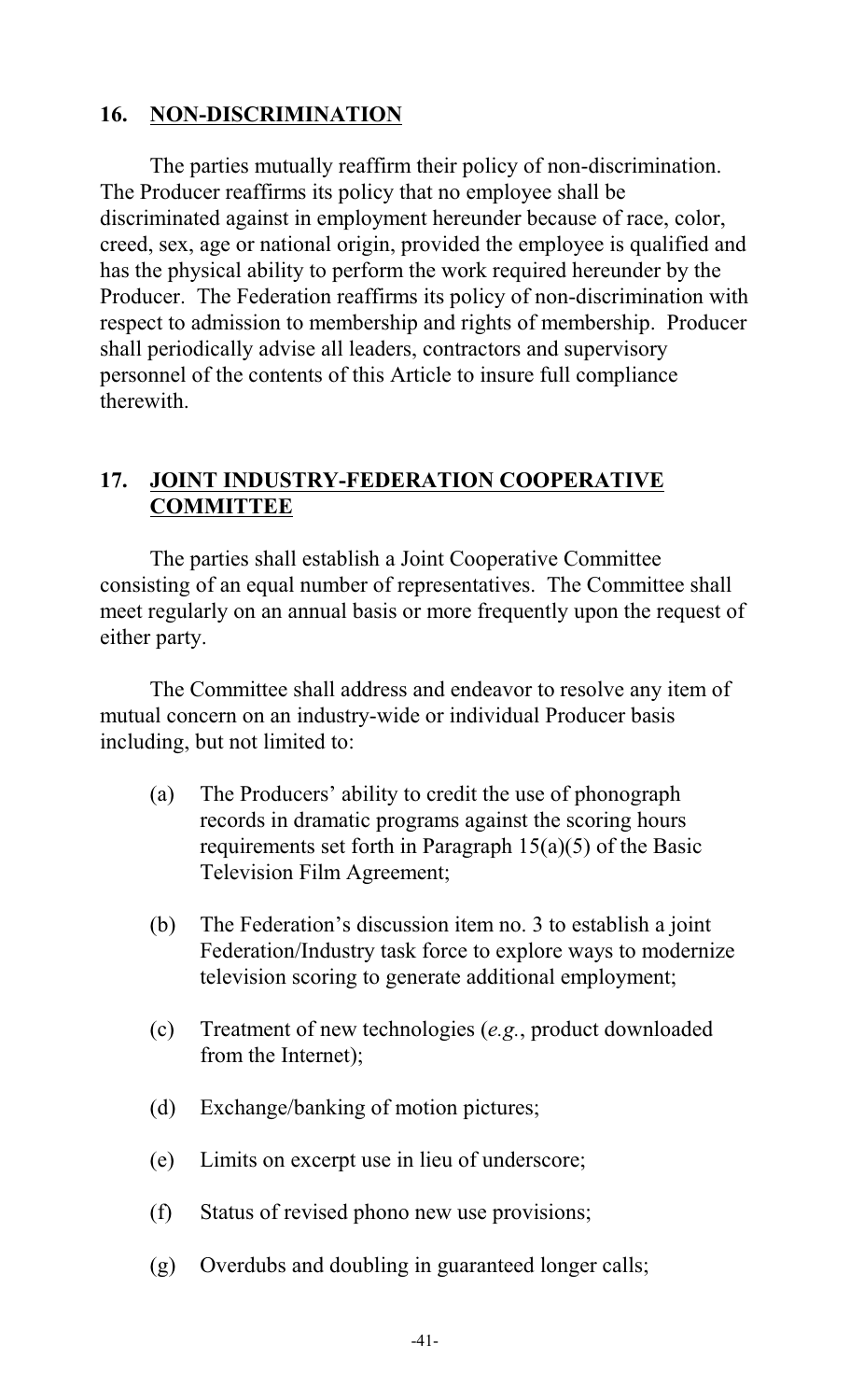## 16. NON-DISCRIMINATION

The parties mutually reaffirm their policy of non-discrimination. The Producer reaffirms its policy that no employee shall be discriminated against in employment hereunder because of race, color, creed, sex, age or national origin, provided the employee is qualified and has the physical ability to perform the work required hereunder by the Producer. The Federation reaffirms its policy of non-discrimination with respect to admission to membership and rights of membership. Producer shall periodically advise all leaders, contractors and supervisory personnel of the contents of this Article to insure full compliance therewith.

## 17. JOINT INDUSTRY-FEDERATION COOPERATIVE COMMITTEE

The parties shall establish a Joint Cooperative Committee consisting of an equal number of representatives. The Committee shall meet regularly on an annual basis or more frequently upon the request of either party.

The Committee shall address and endeavor to resolve any item of mutual concern on an industry-wide or individual Producer basis including, but not limited to:

(a) The Producers' ability to credit the use of phonograph records in dramatic programs against the scoring hours requirements set forth in Paragraph 15(a)(5) of the Basic Television Film Agreement;

(b) The Federation's discussion item no. 3 to establish a joint Federation/Industry task force to explore ways to modernize television scoring to generate additional employment;

(c) Treatment of new technologies (*e.g.*, product downloaded from the Internet);

(d) Exchange/banking of motion pictures;

(e) Limits on excerpt use in lieu of underscore;

(f) Status of revised phono new use provisions;

(g) Overdubs and doubling in guaranteed longer calls;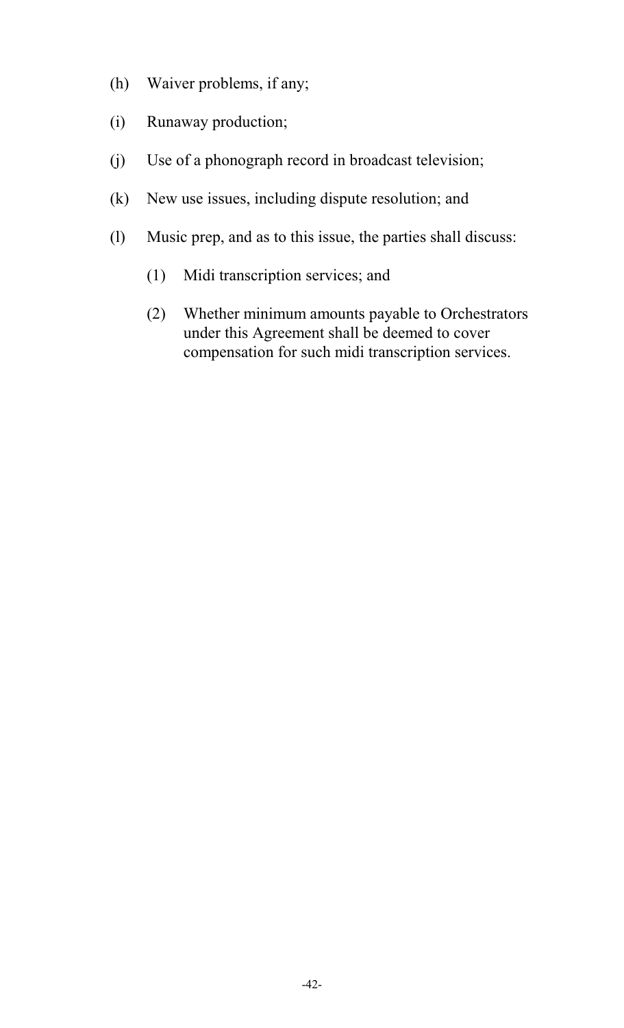(h) Waiver problems, if any;

(i) Runaway production;

(j) Use of a phonograph record in broadcast television;

(k) New use issues, including dispute resolution; and

(l) Music prep, and as to this issue, the parties shall discuss:

  (1) Midi transcription services; and

  (2) Whether minimum amounts payable to Orchestrators under this Agreement shall be deemed to cover compensation for such midi transcription services.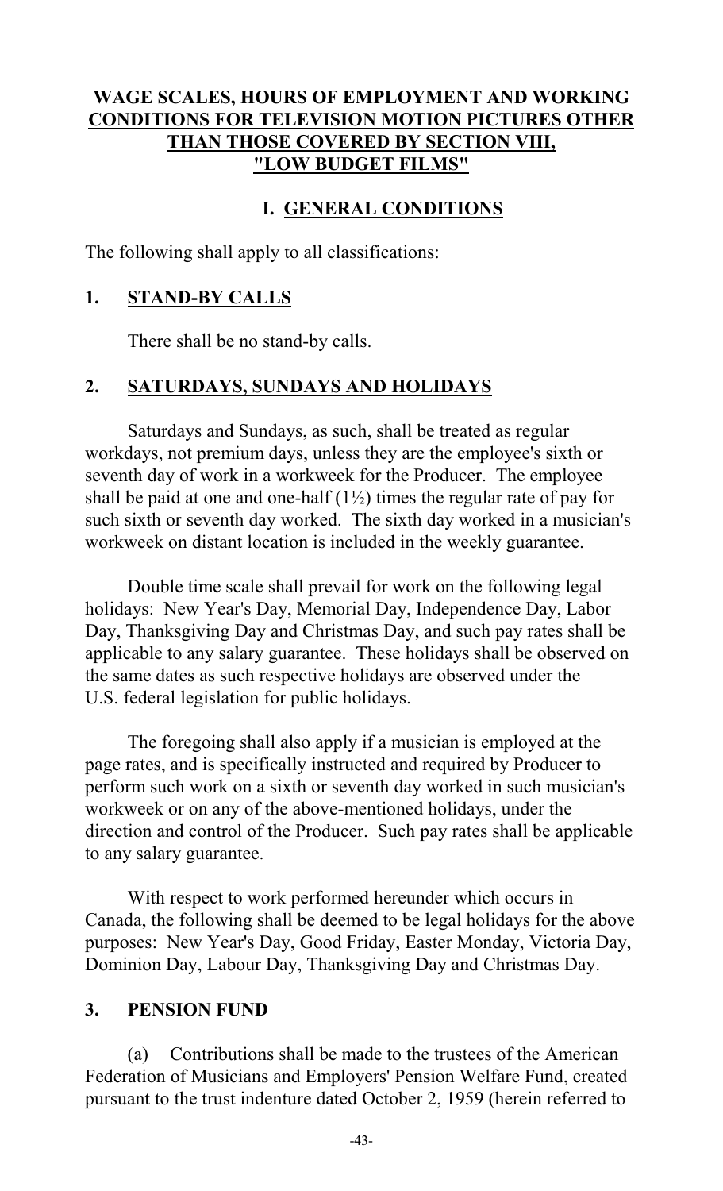# WAGE SCALES, HOURS OF EMPLOYMENT AND WORKING CONDITIONS FOR TELEVISION MOTION PICTURES OTHER THAN THOSE COVERED BY SECTION VIII, "LOW BUDGET FILMS"

## I. GENERAL CONDITIONS

The following shall apply to all classifications:

### 1. STAND-BY CALLS

There shall be no stand-by calls.

### 2. SATURDAYS, SUNDAYS AND HOLIDAYS

Saturdays and Sundays, as such, shall be treated as regular workdays, not premium days, unless they are the employee's sixth or seventh day of work in a workweek for the Producer. The employee shall be paid at one and one-half (1½) times the regular rate of pay for such sixth or seventh day worked. The sixth day worked in a musician's workweek on distant location is included in the weekly guarantee.

Double time scale shall prevail for work on the following legal holidays: New Year's Day, Memorial Day, Independence Day, Labor Day, Thanksgiving Day and Christmas Day, and such pay rates shall be applicable to any salary guarantee. These holidays shall be observed on the same dates as such respective holidays are observed under the U.S. federal legislation for public holidays.

The foregoing shall also apply if a musician is employed at the page rates, and is specifically instructed and required by Producer to perform such work on a sixth or seventh day worked in such musician's workweek or on any of the above-mentioned holidays, under the direction and control of the Producer. Such pay rates shall be applicable to any salary guarantee.

With respect to work performed hereunder which occurs in Canada, the following shall be deemed to be legal holidays for the above purposes: New Year's Day, Good Friday, Easter Monday, Victoria Day, Dominion Day, Labour Day, Thanksgiving Day and Christmas Day.

### 3. PENSION FUND

(a) Contributions shall be made to the trustees of the American Federation of Musicians and Employers' Pension Welfare Fund, created pursuant to the trust indenture dated October 2, 1959 (herein referred to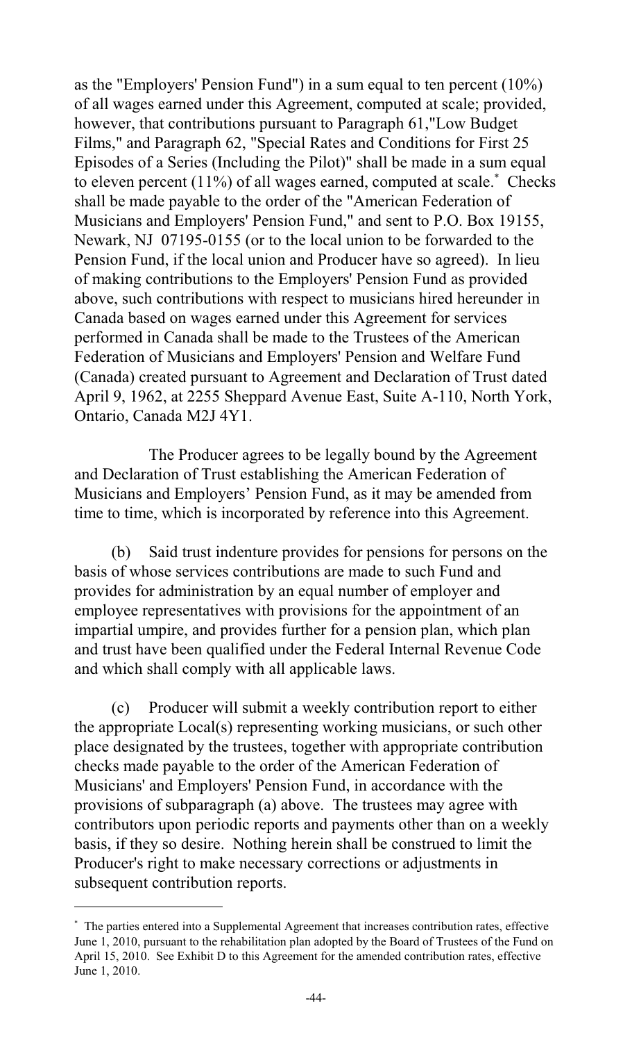as the "Employers' Pension Fund") in a sum equal to ten percent (10%) of all wages earned under this Agreement, computed at scale; provided, however, that contributions pursuant to Paragraph 61,"Low Budget Films," and Paragraph 62, "Special Rates and Conditions for First 25 Episodes of a Series (Including the Pilot)" shall be made in a sum equal to eleven percent (11%) of all wages earned, computed at scale.* Checks shall be made payable to the order of the "American Federation of Musicians and Employers' Pension Fund," and sent to P.O. Box 19155, Newark, NJ 07195-0155 (or to the local union to be forwarded to the Pension Fund, if the local union and Producer have so agreed). In lieu of making contributions to the Employers' Pension Fund as provided above, such contributions with respect to musicians hired hereunder in Canada based on wages earned under this Agreement for services performed in Canada shall be made to the Trustees of the American Federation of Musicians and Employers' Pension and Welfare Fund (Canada) created pursuant to Agreement and Declaration of Trust dated April 9, 1962, at 2255 Sheppard Avenue East, Suite A-110, North York, Ontario, Canada M2J 4Y1.

The Producer agrees to be legally bound by the Agreement and Declaration of Trust establishing the American Federation of Musicians and Employers' Pension Fund, as it may be amended from time to time, which is incorporated by reference into this Agreement.

(b) Said trust indenture provides for pensions for persons on the basis of whose services contributions are made to such Fund and provides for administration by an equal number of employer and employee representatives with provisions for the appointment of an impartial umpire, and provides further for a pension plan, which plan and trust have been qualified under the Federal Internal Revenue Code and which shall comply with all applicable laws.

(c) Producer will submit a weekly contribution report to either the appropriate Local(s) representing working musicians, or such other place designated by the trustees, together with appropriate contribution checks made payable to the order of the American Federation of Musicians' and Employers' Pension Fund, in accordance with the provisions of subparagraph (a) above. The trustees may agree with contributors upon periodic reports and payments other than on a weekly basis, if they so desire. Nothing herein shall be construed to limit the Producer's right to make necessary corrections or adjustments in subsequent contribution reports.

---

* The parties entered into a Supplemental Agreement that increases contribution rates, effective June 1, 2010, pursuant to the rehabilitation plan adopted by the Board of Trustees of the Fund on April 15, 2010. See Exhibit D to this Agreement for the amended contribution rates, effective June 1, 2010.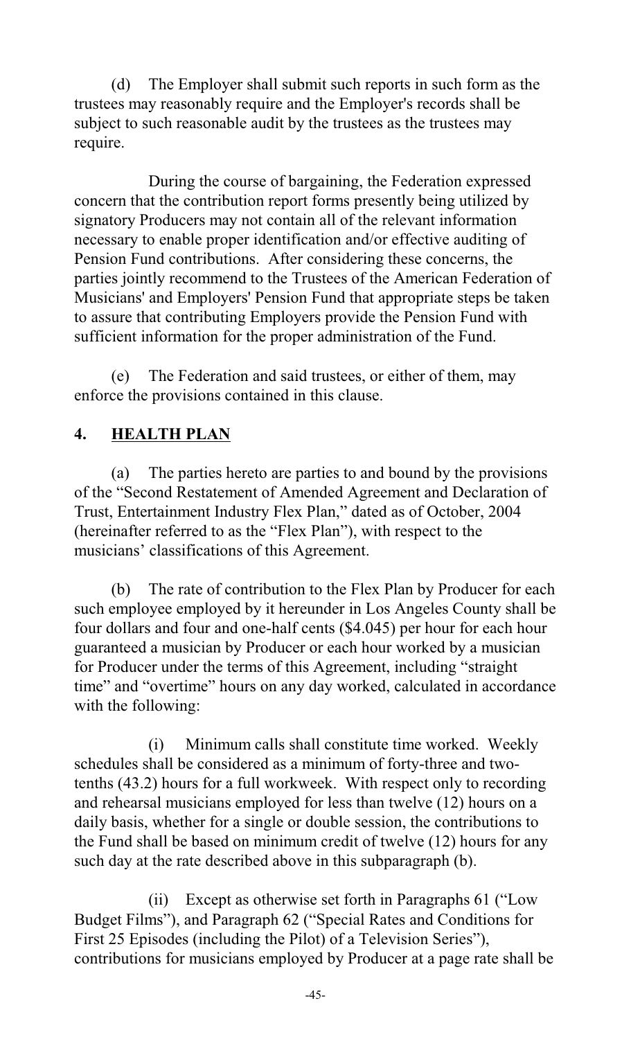(d) The Employer shall submit such reports in such form as the trustees may reasonably require and the Employer's records shall be subject to such reasonable audit by the trustees as the trustees may require.

During the course of bargaining, the Federation expressed concern that the contribution report forms presently being utilized by signatory Producers may not contain all of the relevant information necessary to enable proper identification and/or effective auditing of Pension Fund contributions. After considering these concerns, the parties jointly recommend to the Trustees of the American Federation of Musicians' and Employers' Pension Fund that appropriate steps be taken to assure that contributing Employers provide the Pension Fund with sufficient information for the proper administration of the Fund.

(e) The Federation and said trustees, or either of them, may enforce the provisions contained in this clause.

## 4. HEALTH PLAN

(a) The parties hereto are parties to and bound by the provisions of the "Second Restatement of Amended Agreement and Declaration of Trust, Entertainment Industry Flex Plan," dated as of October, 2004 (hereinafter referred to as the "Flex Plan"), with respect to the musicians' classifications of this Agreement.

(b) The rate of contribution to the Flex Plan by Producer for each such employee employed by it hereunder in Los Angeles County shall be four dollars and four and one-half cents ($4.045) per hour for each hour guaranteed a musician by Producer or each hour worked by a musician for Producer under the terms of this Agreement, including "straight time" and "overtime" hours on any day worked, calculated in accordance with the following:

(i) Minimum calls shall constitute time worked. Weekly schedules shall be considered as a minimum of forty-three and two-tenths (43.2) hours for a full workweek. With respect only to recording and rehearsal musicians employed for less than twelve (12) hours on a daily basis, whether for a single or double session, the contributions to the Fund shall be based on minimum credit of twelve (12) hours for any such day at the rate described above in this subparagraph (b).

(ii) Except as otherwise set forth in Paragraphs 61 ("Low Budget Films"), and Paragraph 62 ("Special Rates and Conditions for First 25 Episodes (including the Pilot) of a Television Series"), contributions for musicians employed by Producer at a page rate shall be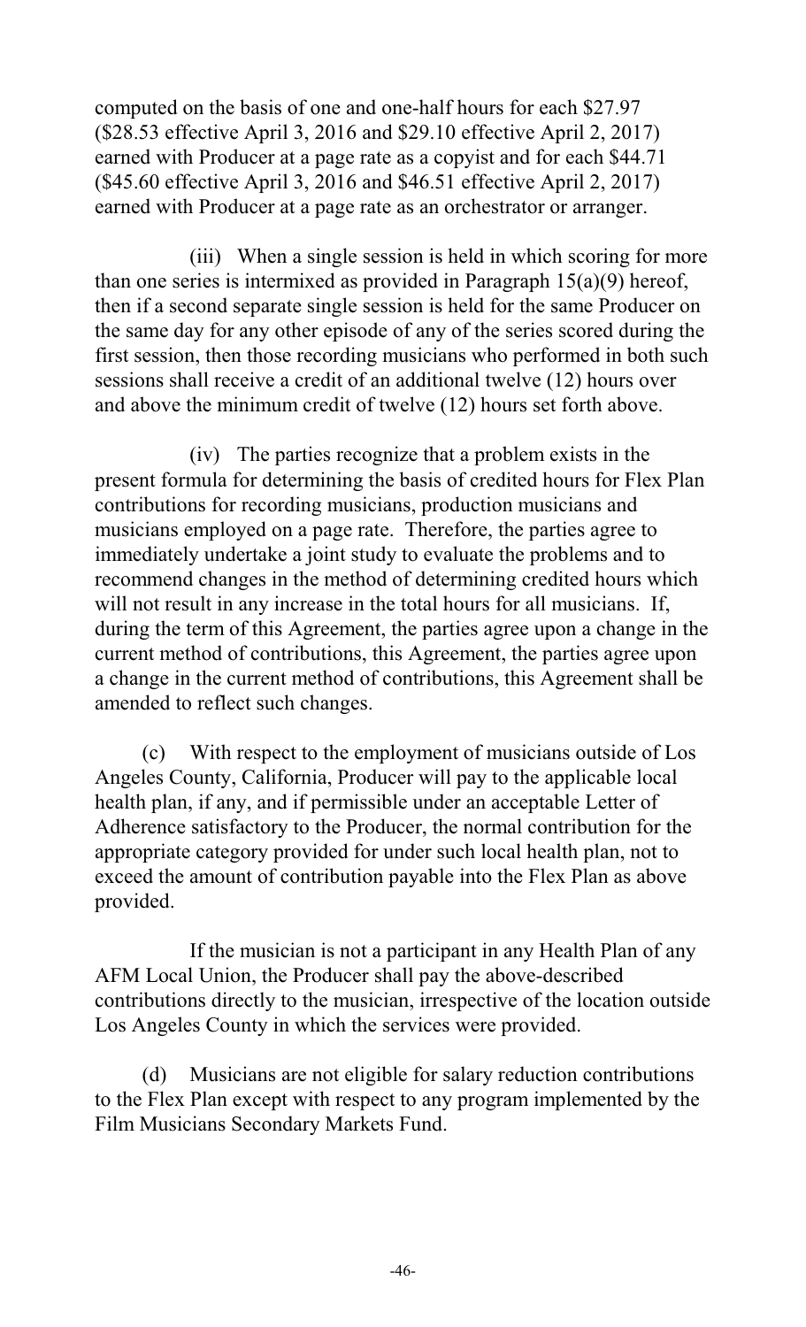computed on the basis of one and one-half hours for each $27.97 ($28.53 effective April 3, 2016 and $29.10 effective April 2, 2017) earned with Producer at a page rate as a copyist and for each $44.71 ($45.60 effective April 3, 2016 and $46.51 effective April 2, 2017) earned with Producer at a page rate as an orchestrator or arranger.

(iii) When a single session is held in which scoring for more than one series is intermixed as provided in Paragraph 15(a)(9) hereof, then if a second separate single session is held for the same Producer on the same day for any other episode of any of the series scored during the first session, then those recording musicians who performed in both such sessions shall receive a credit of an additional twelve (12) hours over and above the minimum credit of twelve (12) hours set forth above.

(iv) The parties recognize that a problem exists in the present formula for determining the basis of credited hours for Flex Plan contributions for recording musicians, production musicians and musicians employed on a page rate. Therefore, the parties agree to immediately undertake a joint study to evaluate the problems and to recommend changes in the method of determining credited hours which will not result in any increase in the total hours for all musicians. If, during the term of this Agreement, the parties agree upon a change in the current method of contributions, this Agreement, the parties agree upon a change in the current method of contributions, this Agreement shall be amended to reflect such changes.

(c) With respect to the employment of musicians outside of Los Angeles County, California, Producer will pay to the applicable local health plan, if any, and if permissible under an acceptable Letter of Adherence satisfactory to the Producer, the normal contribution for the appropriate category provided for under such local health plan, not to exceed the amount of contribution payable into the Flex Plan as above provided.

If the musician is not a participant in any Health Plan of any AFM Local Union, the Producer shall pay the above-described contributions directly to the musician, irrespective of the location outside Los Angeles County in which the services were provided.

(d) Musicians are not eligible for salary reduction contributions to the Flex Plan except with respect to any program implemented by the Film Musicians Secondary Markets Fund.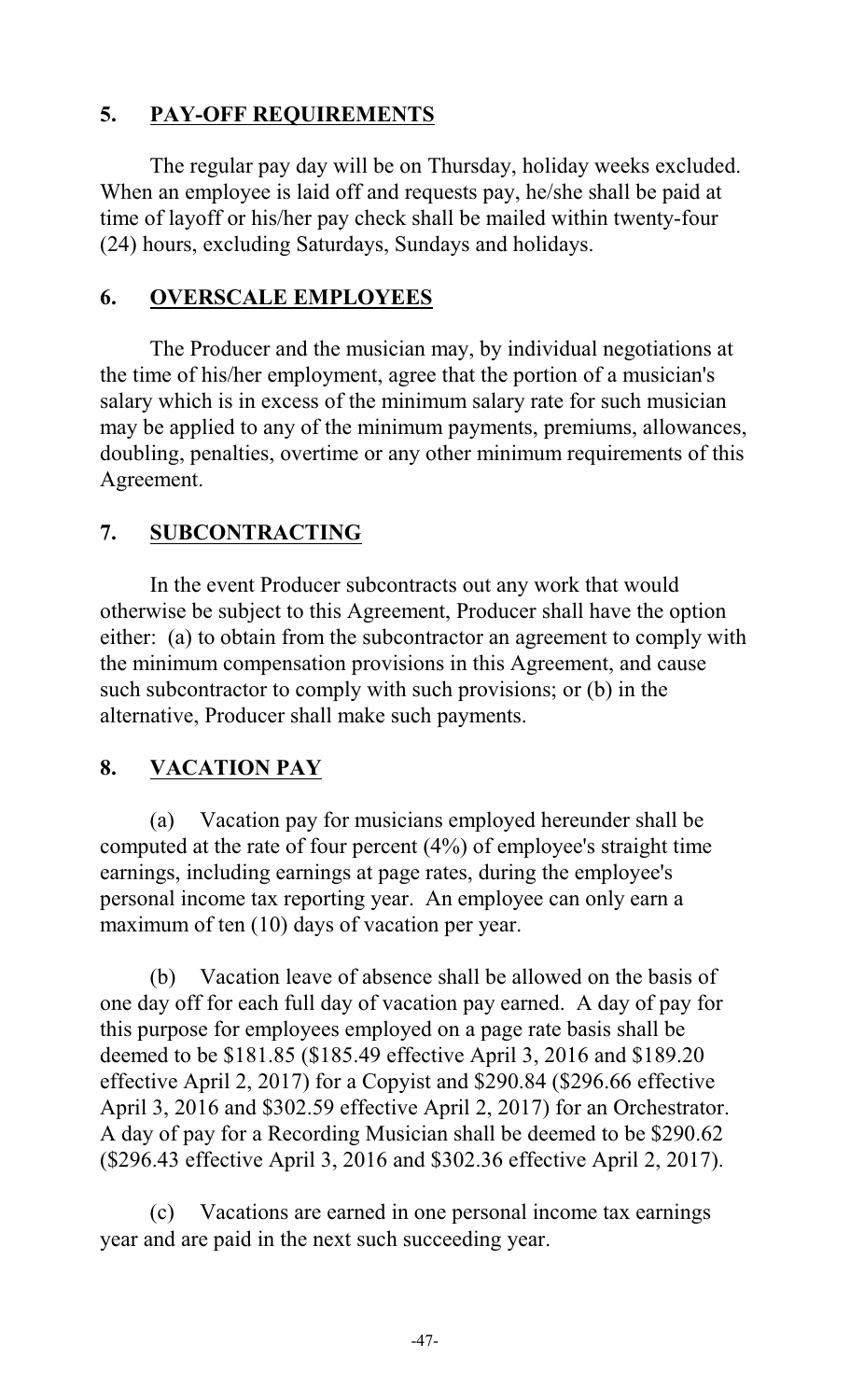## 5. PAY-OFF REQUIREMENTS

The regular pay day will be on Thursday, holiday weeks excluded. When an employee is laid off and requests pay, he/she shall be paid at time of layoff or his/her pay check shall be mailed within twenty-four (24) hours, excluding Saturdays, Sundays and holidays.

## 6. OVERSCALE EMPLOYEES

The Producer and the musician may, by individual negotiations at the time of his/her employment, agree that the portion of a musician's salary which is in excess of the minimum salary rate for such musician may be applied to any of the minimum payments, premiums, allowances, doubling, penalties, overtime or any other minimum requirements of this Agreement.

## 7. SUBCONTRACTING

In the event Producer subcontracts out any work that would otherwise be subject to this Agreement, Producer shall have the option either: (a) to obtain from the subcontractor an agreement to comply with the minimum compensation provisions in this Agreement, and cause such subcontractor to comply with such provisions; or (b) in the alternative, Producer shall make such payments.

## 8. VACATION PAY

(a) Vacation pay for musicians employed hereunder shall be computed at the rate of four percent (4%) of employee's straight time earnings, including earnings at page rates, during the employee's personal income tax reporting year. An employee can only earn a maximum of ten (10) days of vacation per year.

(b) Vacation leave of absence shall be allowed on the basis of one day off for each full day of vacation pay earned. A day of pay for this purpose for employees employed on a page rate basis shall be deemed to be $181.85 ($185.49 effective April 3, 2016 and $189.20 effective April 2, 2017) for a Copyist and $290.84 ($296.66 effective April 3, 2016 and $302.59 effective April 2, 2017) for an Orchestrator. A day of pay for a Recording Musician shall be deemed to be $290.62 ($296.43 effective April 3, 2016 and $302.36 effective April 2, 2017).

(c) Vacations are earned in one personal income tax earnings year and are paid in the next such succeeding year.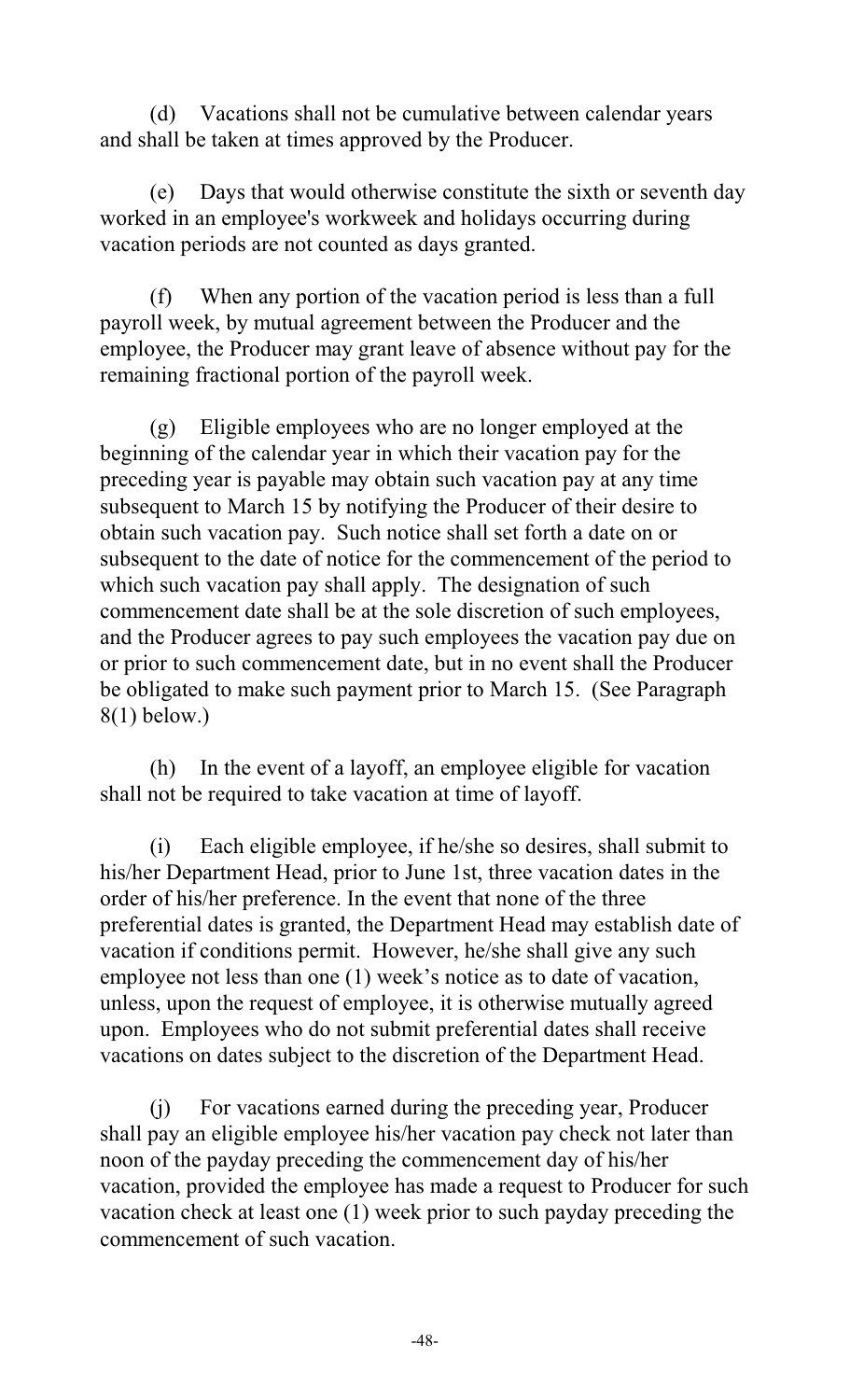(d) Vacations shall not be cumulative between calendar years and shall be taken at times approved by the Producer.

(e) Days that would otherwise constitute the sixth or seventh day worked in an employee's workweek and holidays occurring during vacation periods are not counted as days granted.

(f) When any portion of the vacation period is less than a full payroll week, by mutual agreement between the Producer and the employee, the Producer may grant leave of absence without pay for the remaining fractional portion of the payroll week.

(g) Eligible employees who are no longer employed at the beginning of the calendar year in which their vacation pay for the preceding year is payable may obtain such vacation pay at any time subsequent to March 15 by notifying the Producer of their desire to obtain such vacation pay. Such notice shall set forth a date on or subsequent to the date of notice for the commencement of the period to which such vacation pay shall apply. The designation of such commencement date shall be at the sole discretion of such employees, and the Producer agrees to pay such employees the vacation pay due on or prior to such commencement date, but in no event shall the Producer be obligated to make such payment prior to March 15. (See Paragraph 8(l) below.)

(h) In the event of a layoff, an employee eligible for vacation shall not be required to take vacation at time of layoff.

(i) Each eligible employee, if he/she so desires, shall submit to his/her Department Head, prior to June 1st, three vacation dates in the order of his/her preference. In the event that none of the three preferential dates is granted, the Department Head may establish date of vacation if conditions permit. However, he/she shall give any such employee not less than one (1) week's notice as to date of vacation, unless, upon the request of employee, it is otherwise mutually agreed upon. Employees who do not submit preferential dates shall receive vacations on dates subject to the discretion of the Department Head.

(j) For vacations earned during the preceding year, Producer shall pay an eligible employee his/her vacation pay check not later than noon of the payday preceding the commencement day of his/her vacation, provided the employee has made a request to Producer for such vacation check at least one (1) week prior to such payday preceding the commencement of such vacation.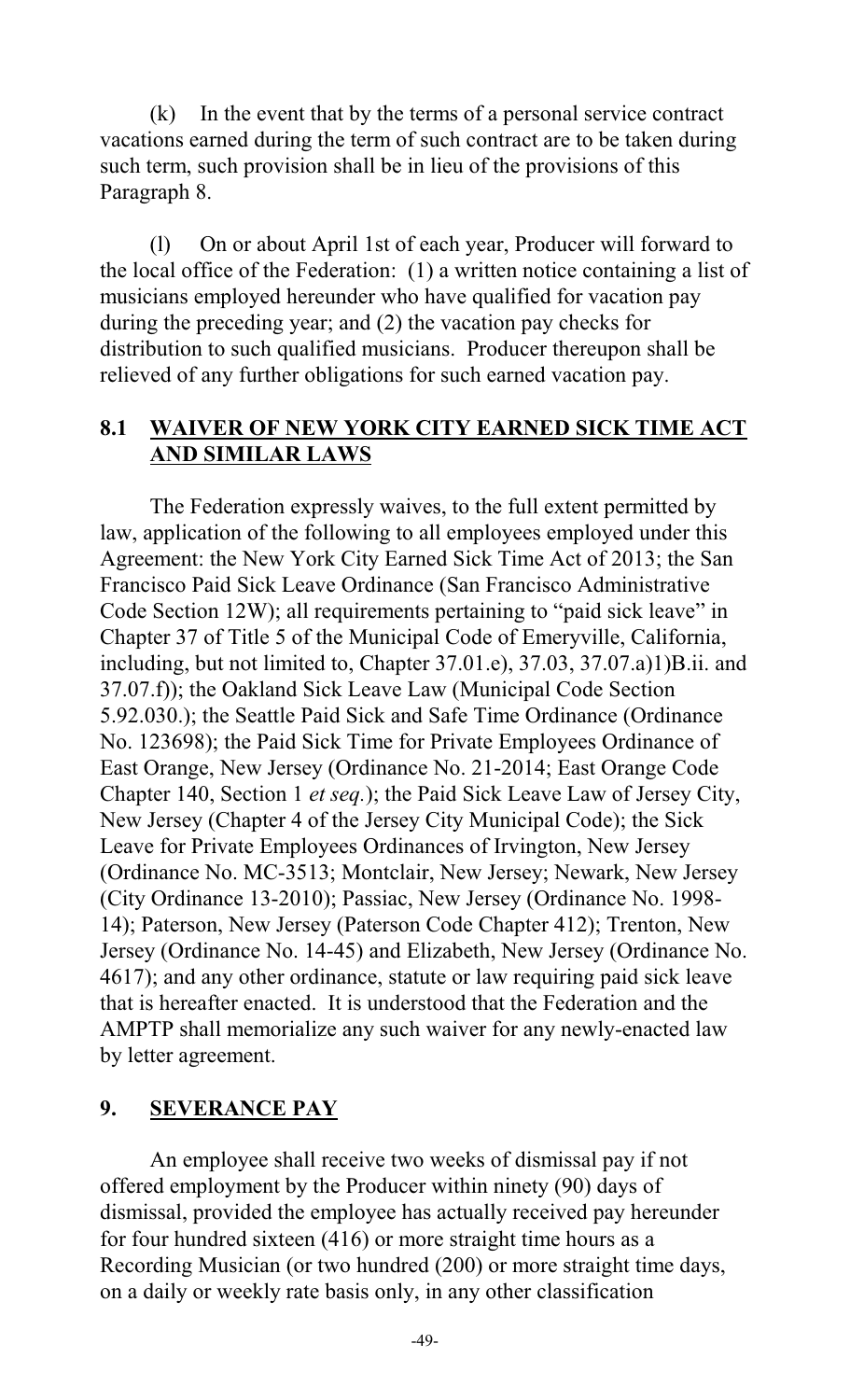(k) In the event that by the terms of a personal service contract vacations earned during the term of such contract are to be taken during such term, such provision shall be in lieu of the provisions of this Paragraph 8.

(l) On or about April 1st of each year, Producer will forward to the local office of the Federation: (1) a written notice containing a list of musicians employed hereunder who have qualified for vacation pay during the preceding year; and (2) the vacation pay checks for distribution to such qualified musicians. Producer thereupon shall be relieved of any further obligations for such earned vacation pay.

## 8.1 <u>WAIVER OF NEW YORK CITY EARNED SICK TIME ACT AND SIMILAR LAWS</u>

The Federation expressly waives, to the full extent permitted by law, application of the following to all employees employed under this Agreement: the New York City Earned Sick Time Act of 2013; the San Francisco Paid Sick Leave Ordinance (San Francisco Administrative Code Section 12W); all requirements pertaining to "paid sick leave" in Chapter 37 of Title 5 of the Municipal Code of Emeryville, California, including, but not limited to, Chapter 37.01.e), 37.03, 37.07.a)1)B.ii. and 37.07.f)); the Oakland Sick Leave Law (Municipal Code Section 5.92.030.); the Seattle Paid Sick and Safe Time Ordinance (Ordinance No. 123698); the Paid Sick Time for Private Employees Ordinance of East Orange, New Jersey (Ordinance No. 21-2014; East Orange Code Chapter 140, Section 1 *et seq.*); the Paid Sick Leave Law of Jersey City, New Jersey (Chapter 4 of the Jersey City Municipal Code); the Sick Leave for Private Employees Ordinances of Irvington, New Jersey (Ordinance No. MC-3513; Montclair, New Jersey; Newark, New Jersey (City Ordinance 13-2010); Passiac, New Jersey (Ordinance No. 1998-14); Paterson, New Jersey (Paterson Code Chapter 412); Trenton, New Jersey (Ordinance No. 14-45) and Elizabeth, New Jersey (Ordinance No. 4617); and any other ordinance, statute or law requiring paid sick leave that is hereafter enacted. It is understood that the Federation and the AMPTP shall memorialize any such waiver for any newly-enacted law by letter agreement.

## 9. <u>SEVERANCE PAY</u>

An employee shall receive two weeks of dismissal pay if not offered employment by the Producer within ninety (90) days of dismissal, provided the employee has actually received pay hereunder for four hundred sixteen (416) or more straight time hours as a Recording Musician (or two hundred (200) or more straight time days, on a daily or weekly rate basis only, in any other classification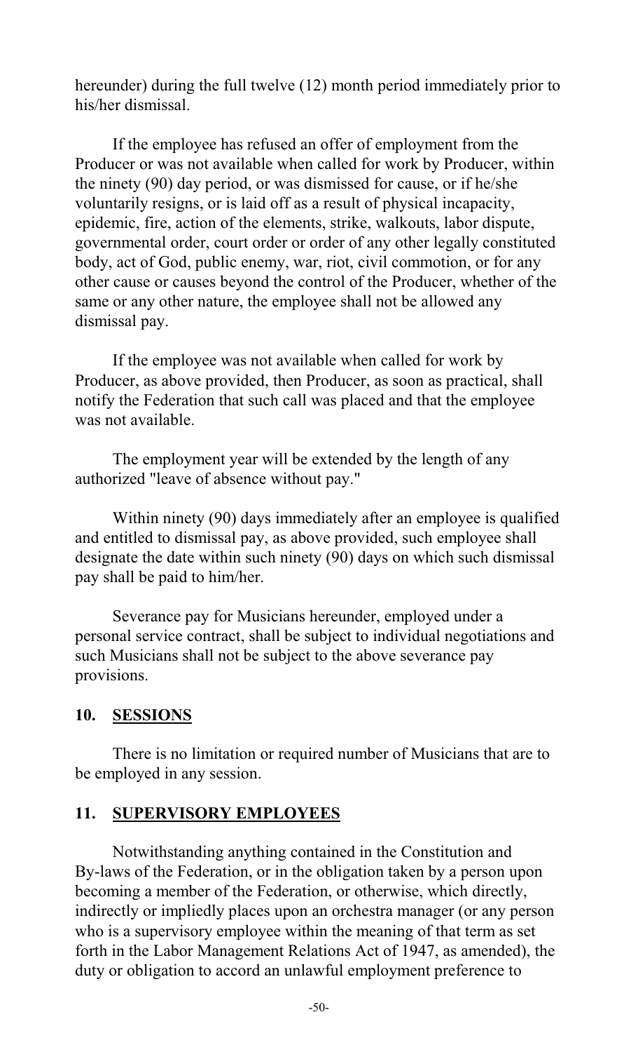hereunder) during the full twelve (12) month period immediately prior to his/her dismissal.

If the employee has refused an offer of employment from the Producer or was not available when called for work by Producer, within the ninety (90) day period, or was dismissed for cause, or if he/she voluntarily resigns, or is laid off as a result of physical incapacity, epidemic, fire, action of the elements, strike, walkouts, labor dispute, governmental order, court order or order of any other legally constituted body, act of God, public enemy, war, riot, civil commotion, or for any other cause or causes beyond the control of the Producer, whether of the same or any other nature, the employee shall not be allowed any dismissal pay.

If the employee was not available when called for work by Producer, as above provided, then Producer, as soon as practical, shall notify the Federation that such call was placed and that the employee was not available.

The employment year will be extended by the length of any authorized "leave of absence without pay."

Within ninety (90) days immediately after an employee is qualified and entitled to dismissal pay, as above provided, such employee shall designate the date within such ninety (90) days on which such dismissal pay shall be paid to him/her.

Severance pay for Musicians hereunder, employed under a personal service contract, shall be subject to individual negotiations and such Musicians shall not be subject to the above severance pay provisions.

## 10. SESSIONS

There is no limitation or required number of Musicians that are to be employed in any session.

## 11. SUPERVISORY EMPLOYEES

Notwithstanding anything contained in the Constitution and By-laws of the Federation, or in the obligation taken by a person upon becoming a member of the Federation, or otherwise, which directly, indirectly or impliedly places upon an orchestra manager (or any person who is a supervisory employee within the meaning of that term as set forth in the Labor Management Relations Act of 1947, as amended), the duty or obligation to accord an unlawful employment preference to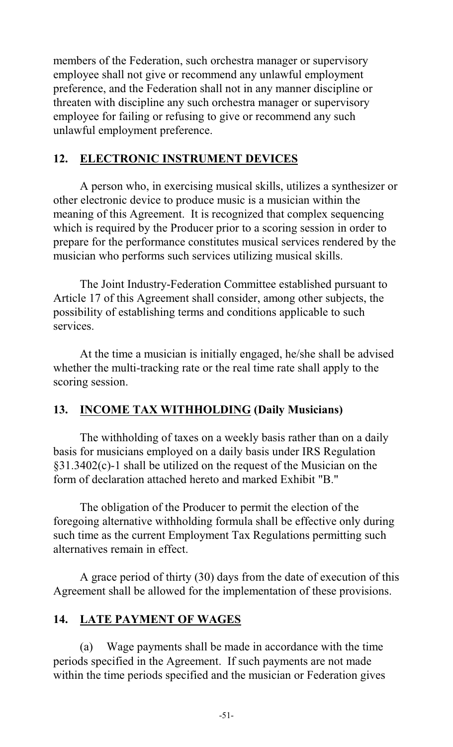members of the Federation, such orchestra manager or supervisory employee shall not give or recommend any unlawful employment preference, and the Federation shall not in any manner discipline or threaten with discipline any such orchestra manager or supervisory employee for failing or refusing to give or recommend any such unlawful employment preference.

## 12. ELECTRONIC INSTRUMENT DEVICES

A person who, in exercising musical skills, utilizes a synthesizer or other electronic device to produce music is a musician within the meaning of this Agreement. It is recognized that complex sequencing which is required by the Producer prior to a scoring session in order to prepare for the performance constitutes musical services rendered by the musician who performs such services utilizing musical skills.

The Joint Industry-Federation Committee established pursuant to Article 17 of this Agreement shall consider, among other subjects, the possibility of establishing terms and conditions applicable to such services.

At the time a musician is initially engaged, he/she shall be advised whether the multi-tracking rate or the real time rate shall apply to the scoring session.

## 13. INCOME TAX WITHHOLDING (Daily Musicians)

The withholding of taxes on a weekly basis rather than on a daily basis for musicians employed on a daily basis under IRS Regulation §31.3402(c)-1 shall be utilized on the request of the Musician on the form of declaration attached hereto and marked Exhibit "B."

The obligation of the Producer to permit the election of the foregoing alternative withholding formula shall be effective only during such time as the current Employment Tax Regulations permitting such alternatives remain in effect.

A grace period of thirty (30) days from the date of execution of this Agreement shall be allowed for the implementation of these provisions.

## 14. LATE PAYMENT OF WAGES

(a) Wage payments shall be made in accordance with the time periods specified in the Agreement. If such payments are not made within the time periods specified and the musician or Federation gives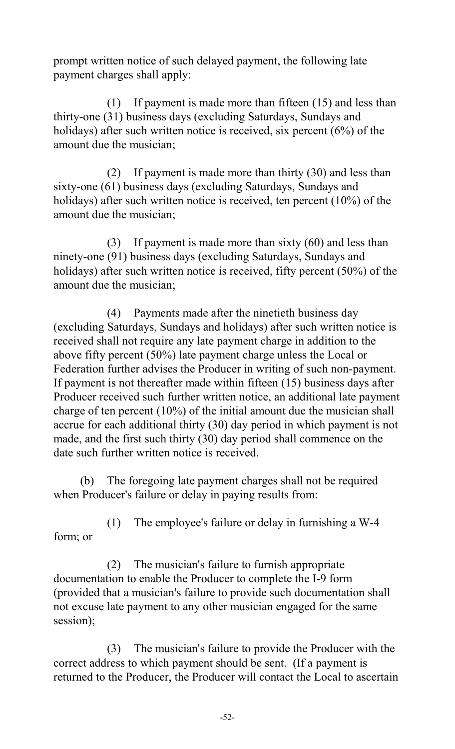prompt written notice of such delayed payment, the following late payment charges shall apply:

(1) If payment is made more than fifteen (15) and less than thirty-one (31) business days (excluding Saturdays, Sundays and holidays) after such written notice is received, six percent (6%) of the amount due the musician;

(2) If payment is made more than thirty (30) and less than sixty-one (61) business days (excluding Saturdays, Sundays and holidays) after such written notice is received, ten percent (10%) of the amount due the musician;

(3) If payment is made more than sixty (60) and less than ninety-one (91) business days (excluding Saturdays, Sundays and holidays) after such written notice is received, fifty percent (50%) of the amount due the musician;

(4) Payments made after the ninetieth business day (excluding Saturdays, Sundays and holidays) after such written notice is received shall not require any late payment charge in addition to the above fifty percent (50%) late payment charge unless the Local or Federation further advises the Producer in writing of such non-payment. If payment is not thereafter made within fifteen (15) business days after Producer received such further written notice, an additional late payment charge of ten percent (10%) of the initial amount due the musician shall accrue for each additional thirty (30) day period in which payment is not made, and the first such thirty (30) day period shall commence on the date such further written notice is received.

(b) The foregoing late payment charges shall not be required when Producer's failure or delay in paying results from:

(1) The employee's failure or delay in furnishing a W-4 form; or

(2) The musician's failure to furnish appropriate documentation to enable the Producer to complete the I-9 form (provided that a musician's failure to provide such documentation shall not excuse late payment to any other musician engaged for the same session);

(3) The musician's failure to provide the Producer with the correct address to which payment should be sent. (If a payment is returned to the Producer, the Producer will contact the Local to ascertain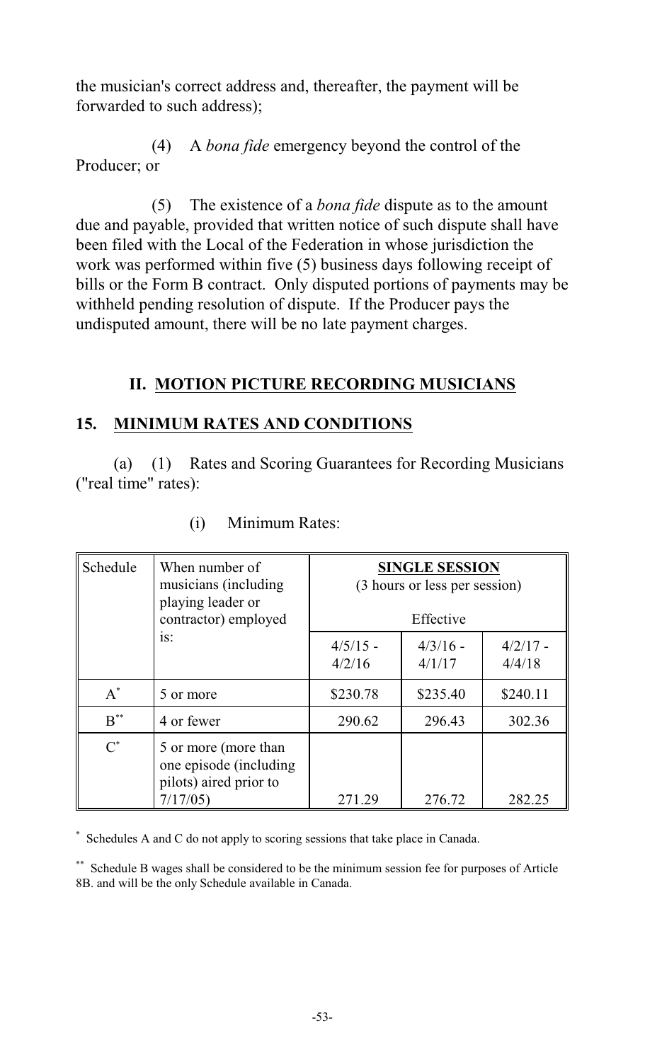the musician's correct address and, thereafter, the payment will be forwarded to such address);

(4) A *bona fide* emergency beyond the control of the Producer; or

(5) The existence of a *bona fide* dispute as to the amount due and payable, provided that written notice of such dispute shall have been filed with the Local of the Federation in whose jurisdiction the work was performed within five (5) business days following receipt of bills or the Form B contract. Only disputed portions of payments may be withheld pending resolution of dispute. If the Producer pays the undisputed amount, there will be no late payment charges.

## II. MOTION PICTURE RECORDING MUSICIANS

## 15. MINIMUM RATES AND CONDITIONS

(a) (1) Rates and Scoring Guarantees for Recording Musicians ("real time" rates):

(i) Minimum Rates:

| Schedule | When number of musicians (including playing leader or contractor) employed is: | **SINGLE SESSION** (3 hours or less per session) Effective | | |
|---|---|---|---|---|
| | | 4/5/15 - 4/2/16 | 4/3/16 - 4/1/17 | 4/2/17 - 4/4/18 |
| A* | 5 or more | $230.78 | $235.40 | $240.11 |
| B** | 4 or fewer | 290.62 | 296.43 | 302.36 |
| C* | 5 or more (more than one episode (including pilots) aired prior to 7/17/05) | 271.29 | 276.72 | 282.25 |

\* Schedules A and C do not apply to scoring sessions that take place in Canada.

\*\* Schedule B wages shall be considered to be the minimum session fee for purposes of Article 8B. and will be the only Schedule available in Canada.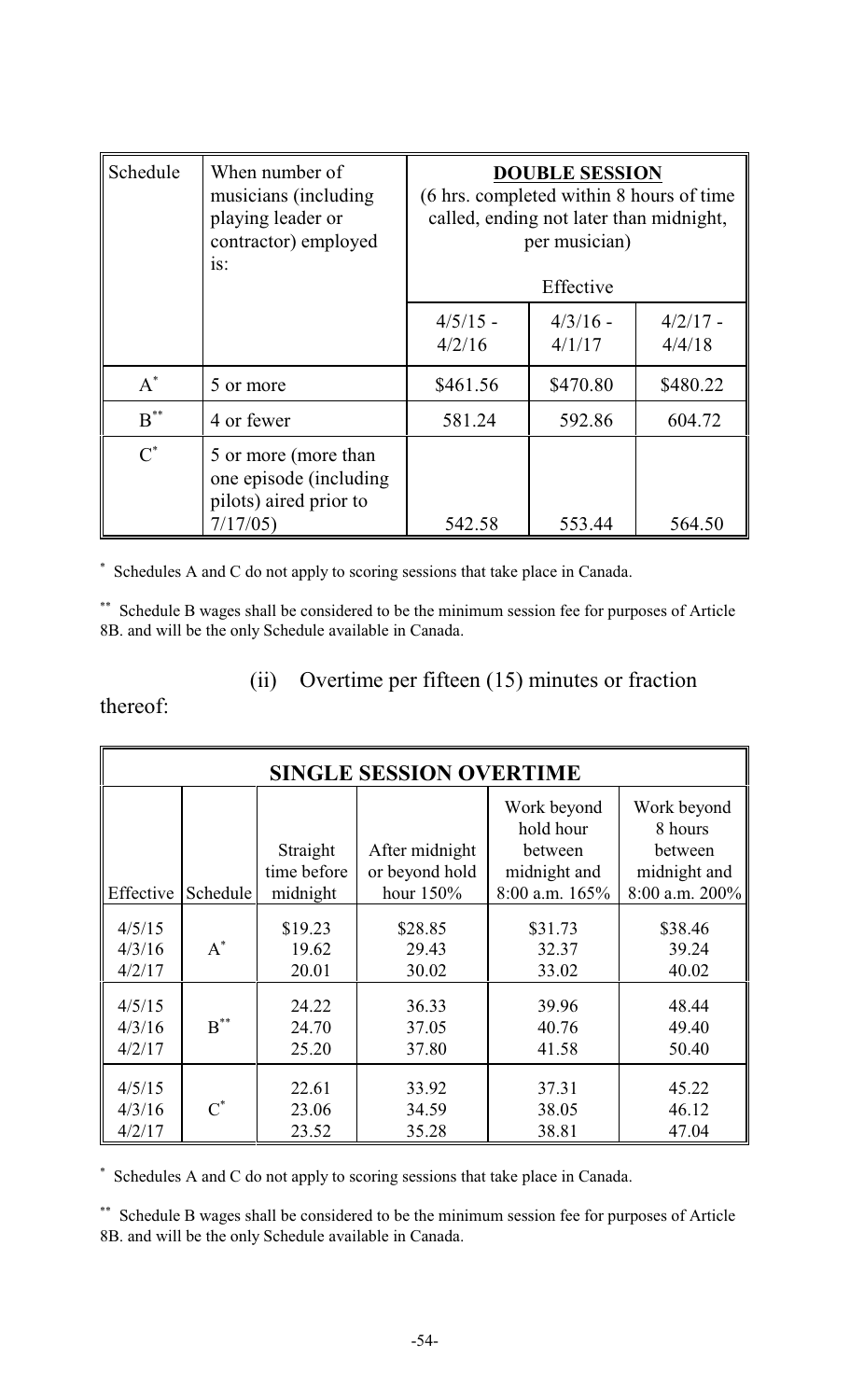| Schedule | When number of musicians (including playing leader or contractor) employed is: | DOUBLE SESSION (6 hrs. completed within 8 hours of time called, ending not later than midnight, per musician) Effective | | |
|---|---|---|---|---|
| | | 4/5/15 - 4/2/16 | 4/3/16 - 4/1/17 | 4/2/17 - 4/4/18 |
| A* | 5 or more | $461.56 | $470.80 | $480.22 |
| B** | 4 or fewer | 581.24 | 592.86 | 604.72 |
| C* | 5 or more (more than one episode (including pilots) aired prior to 7/17/05) | 542.58 | 553.44 | 564.50 |

\* Schedules A and C do not apply to scoring sessions that take place in Canada.

\*\* Schedule B wages shall be considered to be the minimum session fee for purposes of Article 8B. and will be the only Schedule available in Canada.

(ii) Overtime per fifteen (15) minutes or fraction thereof:

| SINGLE SESSION OVERTIME | | | | | |
|---|---|---|---|---|---|
| Effective | Schedule | Straight time before midnight | After midnight or beyond hold hour 150% | Work beyond hold hour between midnight and 8:00 a.m. 165% | Work beyond 8 hours between midnight and 8:00 a.m. 200% |
| 4/5/15 | A* | $19.23 | $28.85 | $31.73 | $38.46 |
| 4/3/16 | | 19.62 | 29.43 | 32.37 | 39.24 |
| 4/2/17 | | 20.01 | 30.02 | 33.02 | 40.02 |
| 4/5/15 | B** | 24.22 | 36.33 | 39.96 | 48.44 |
| 4/3/16 | | 24.70 | 37.05 | 40.76 | 49.40 |
| 4/2/17 | | 25.20 | 37.80 | 41.58 | 50.40 |
| 4/5/15 | C* | 22.61 | 33.92 | 37.31 | 45.22 |
| 4/3/16 | | 23.06 | 34.59 | 38.05 | 46.12 |
| 4/2/17 | | 23.52 | 35.28 | 38.81 | 47.04 |

\* Schedules A and C do not apply to scoring sessions that take place in Canada.

\*\* Schedule B wages shall be considered to be the minimum session fee for purposes of Article 8B. and will be the only Schedule available in Canada.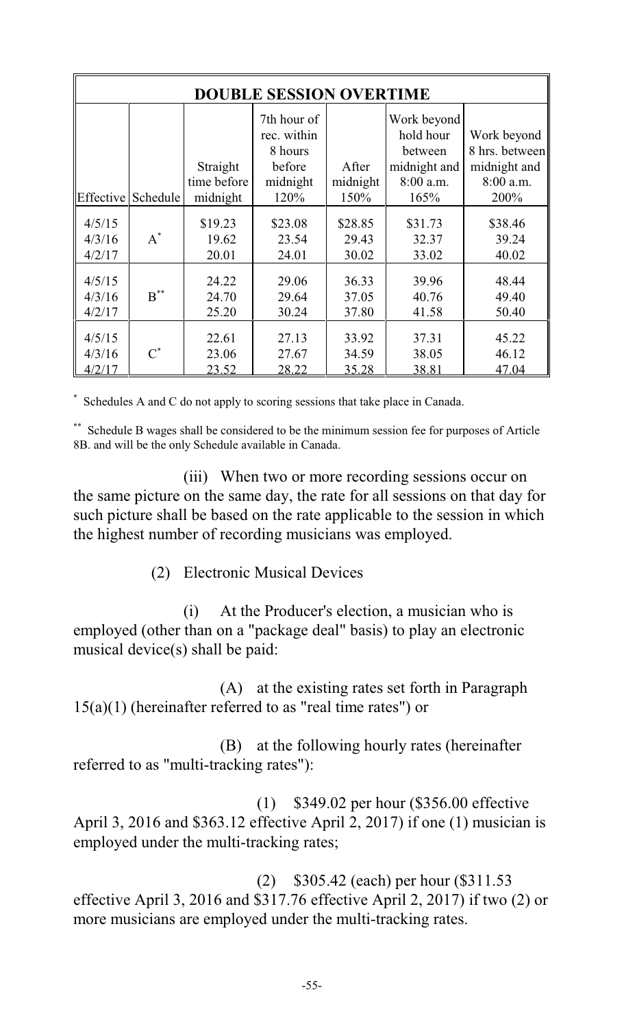| DOUBLE SESSION OVERTIME | | | | | | |
|---|---|---|---|---|---|---|
| Effective | Schedule | Straight time before midnight | 7th hour of rec. within 8 hours before midnight 120% | After midnight 150% | Work beyond hold hour between midnight and 8:00 a.m. 165% | Work beyond 8 hrs. between midnight and 8:00 a.m. 200% |
| 4/5/15 | A* | $19.23 | $23.08 | $28.85 | $31.73 | $38.46 |
| 4/3/16 | | 19.62 | 23.54 | 29.43 | 32.37 | 39.24 |
| 4/2/17 | | 20.01 | 24.01 | 30.02 | 33.02 | 40.02 |
| 4/5/15 | B** | 24.22 | 29.06 | 36.33 | 39.96 | 48.44 |
| 4/3/16 | | 24.70 | 29.64 | 37.05 | 40.76 | 49.40 |
| 4/2/17 | | 25.20 | 30.24 | 37.80 | 41.58 | 50.40 |
| 4/5/15 | C* | 22.61 | 27.13 | 33.92 | 37.31 | 45.22 |
| 4/3/16 | | 23.06 | 27.67 | 34.59 | 38.05 | 46.12 |
| 4/2/17 | | 23.52 | 28.22 | 35.28 | 38.81 | 47.04 |

\* Schedules A and C do not apply to scoring sessions that take place in Canada.

\*\* Schedule B wages shall be considered to be the minimum session fee for purposes of Article 8B. and will be the only Schedule available in Canada.

(iii) When two or more recording sessions occur on the same picture on the same day, the rate for all sessions on that day for such picture shall be based on the rate applicable to the session in which the highest number of recording musicians was employed.

(2) Electronic Musical Devices

(i) At the Producer's election, a musician who is employed (other than on a "package deal" basis) to play an electronic musical device(s) shall be paid:

(A) at the existing rates set forth in Paragraph 15(a)(1) (hereinafter referred to as "real time rates") or

(B) at the following hourly rates (hereinafter referred to as "multi-tracking rates"):

(1) $349.02 per hour ($356.00 effective April 3, 2016 and $363.12 effective April 2, 2017) if one (1) musician is employed under the multi-tracking rates;

(2) $305.42 (each) per hour ($311.53 effective April 3, 2016 and $317.76 effective April 2, 2017) if two (2) or more musicians are employed under the multi-tracking rates.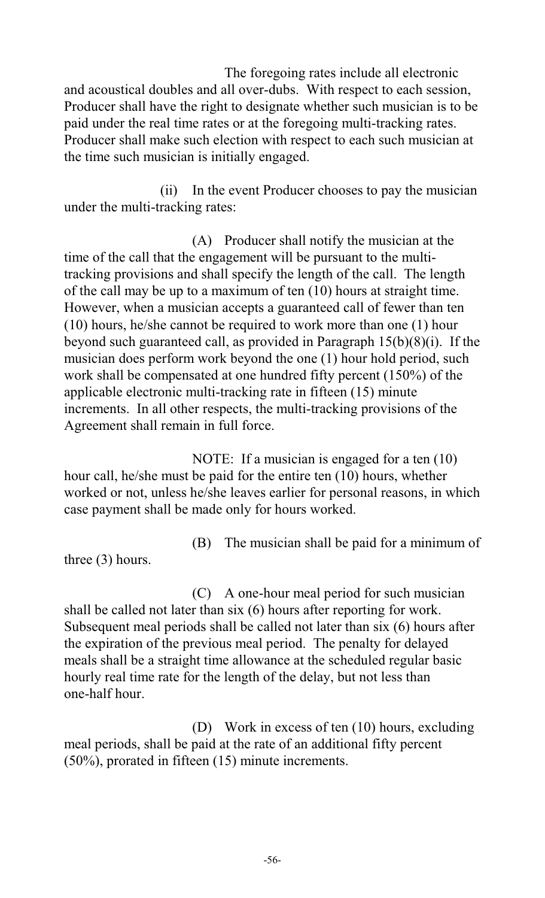The foregoing rates include all electronic and acoustical doubles and all over-dubs. With respect to each session, Producer shall have the right to designate whether such musician is to be paid under the real time rates or at the foregoing multi-tracking rates. Producer shall make such election with respect to each such musician at the time such musician is initially engaged.

(ii) In the event Producer chooses to pay the musician under the multi-tracking rates:

(A) Producer shall notify the musician at the time of the call that the engagement will be pursuant to the multi-tracking provisions and shall specify the length of the call. The length of the call may be up to a maximum of ten (10) hours at straight time. However, when a musician accepts a guaranteed call of fewer than ten (10) hours, he/she cannot be required to work more than one (1) hour beyond such guaranteed call, as provided in Paragraph 15(b)(8)(i). If the musician does perform work beyond the one (1) hour hold period, such work shall be compensated at one hundred fifty percent (150%) of the applicable electronic multi-tracking rate in fifteen (15) minute increments. In all other respects, the multi-tracking provisions of the Agreement shall remain in full force.

NOTE: If a musician is engaged for a ten (10) hour call, he/she must be paid for the entire ten (10) hours, whether worked or not, unless he/she leaves earlier for personal reasons, in which case payment shall be made only for hours worked.

(B) The musician shall be paid for a minimum of three (3) hours.

(C) A one-hour meal period for such musician shall be called not later than six (6) hours after reporting for work. Subsequent meal periods shall be called not later than six (6) hours after the expiration of the previous meal period. The penalty for delayed meals shall be a straight time allowance at the scheduled regular basic hourly real time rate for the length of the delay, but not less than one-half hour.

(D) Work in excess of ten (10) hours, excluding meal periods, shall be paid at the rate of an additional fifty percent (50%), prorated in fifteen (15) minute increments.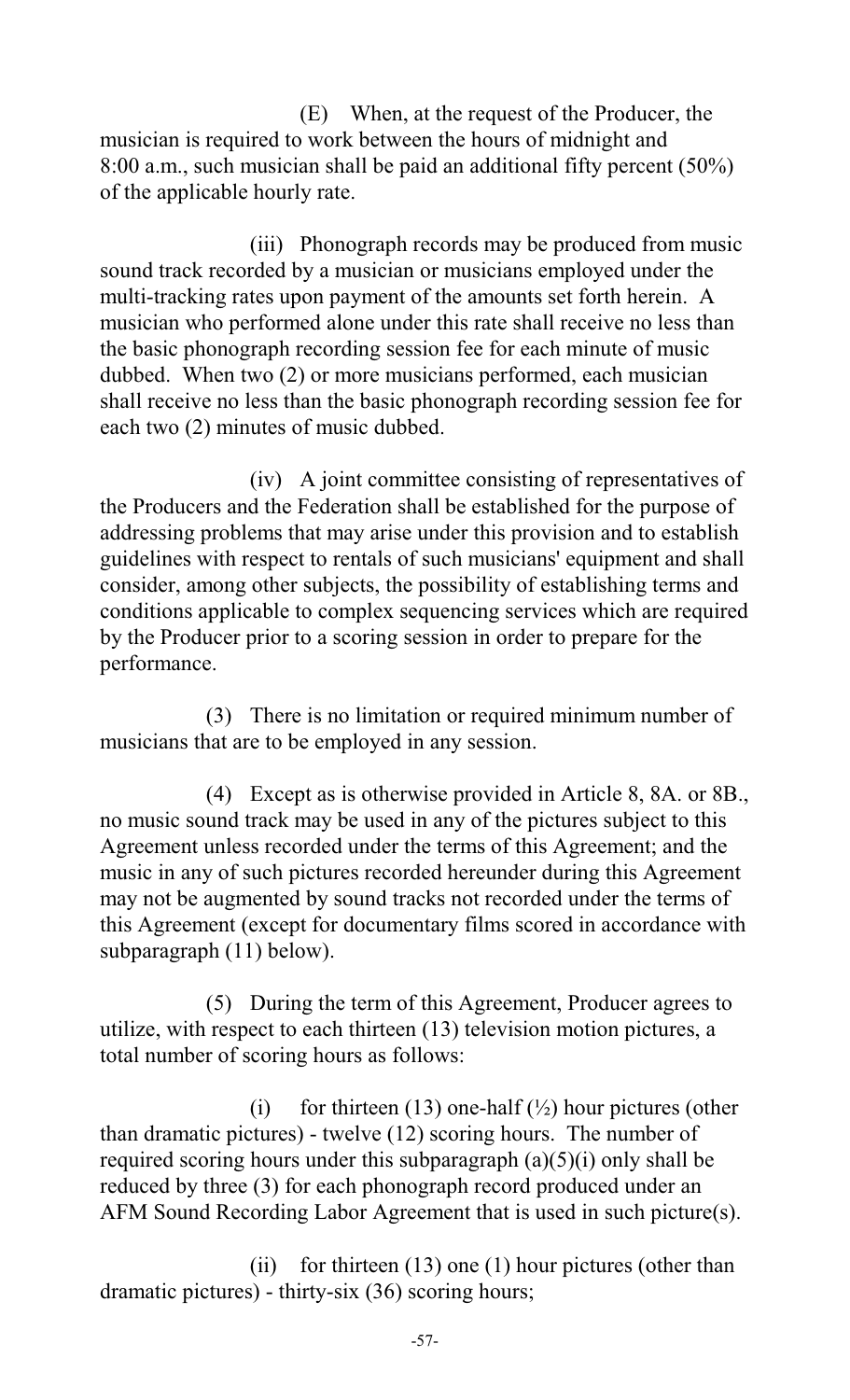(E) When, at the request of the Producer, the musician is required to work between the hours of midnight and 8:00 a.m., such musician shall be paid an additional fifty percent (50%) of the applicable hourly rate.

(iii) Phonograph records may be produced from music sound track recorded by a musician or musicians employed under the multi-tracking rates upon payment of the amounts set forth herein. A musician who performed alone under this rate shall receive no less than the basic phonograph recording session fee for each minute of music dubbed. When two (2) or more musicians performed, each musician shall receive no less than the basic phonograph recording session fee for each two (2) minutes of music dubbed.

(iv) A joint committee consisting of representatives of the Producers and the Federation shall be established for the purpose of addressing problems that may arise under this provision and to establish guidelines with respect to rentals of such musicians' equipment and shall consider, among other subjects, the possibility of establishing terms and conditions applicable to complex sequencing services which are required by the Producer prior to a scoring session in order to prepare for the performance.

(3) There is no limitation or required minimum number of musicians that are to be employed in any session.

(4) Except as is otherwise provided in Article 8, 8A. or 8B., no music sound track may be used in any of the pictures subject to this Agreement unless recorded under the terms of this Agreement; and the music in any of such pictures recorded hereunder during this Agreement may not be augmented by sound tracks not recorded under the terms of this Agreement (except for documentary films scored in accordance with subparagraph (11) below).

(5) During the term of this Agreement, Producer agrees to utilize, with respect to each thirteen (13) television motion pictures, a total number of scoring hours as follows:

(i) for thirteen (13) one-half (½) hour pictures (other than dramatic pictures) - twelve (12) scoring hours. The number of required scoring hours under this subparagraph (a)(5)(i) only shall be reduced by three (3) for each phonograph record produced under an AFM Sound Recording Labor Agreement that is used in such picture(s).

(ii) for thirteen (13) one (1) hour pictures (other than dramatic pictures) - thirty-six (36) scoring hours;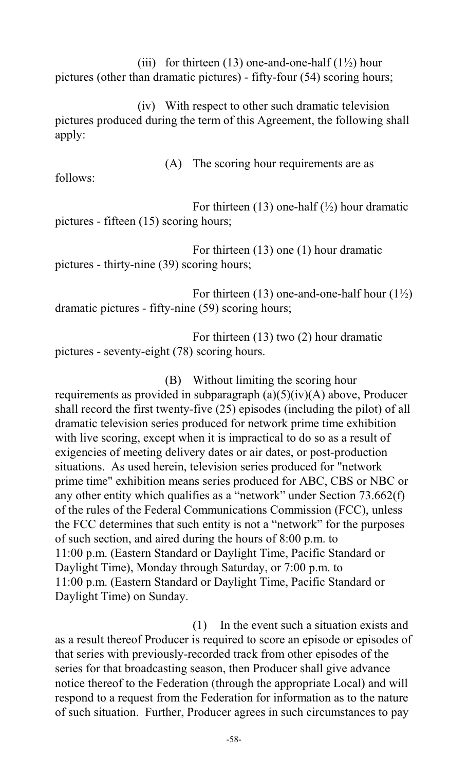(iii) for thirteen (13) one-and-one-half (1½) hour pictures (other than dramatic pictures) - fifty-four (54) scoring hours;

(iv) With respect to other such dramatic television pictures produced during the term of this Agreement, the following shall apply:

(A) The scoring hour requirements are as follows:

For thirteen (13) one-half (½) hour dramatic pictures - fifteen (15) scoring hours;

For thirteen (13) one (1) hour dramatic pictures - thirty-nine (39) scoring hours;

For thirteen (13) one-and-one-half hour (1½) dramatic pictures - fifty-nine (59) scoring hours;

For thirteen (13) two (2) hour dramatic pictures - seventy-eight (78) scoring hours.

(B) Without limiting the scoring hour requirements as provided in subparagraph (a)(5)(iv)(A) above, Producer shall record the first twenty-five (25) episodes (including the pilot) of all dramatic television series produced for network prime time exhibition with live scoring, except when it is impractical to do so as a result of exigencies of meeting delivery dates or air dates, or post-production situations. As used herein, television series produced for "network prime time" exhibition means series produced for ABC, CBS or NBC or any other entity which qualifies as a "network" under Section 73.662(f) of the rules of the Federal Communications Commission (FCC), unless the FCC determines that such entity is not a "network" for the purposes of such section, and aired during the hours of 8:00 p.m. to 11:00 p.m. (Eastern Standard or Daylight Time, Pacific Standard or Daylight Time), Monday through Saturday, or 7:00 p.m. to 11:00 p.m. (Eastern Standard or Daylight Time, Pacific Standard or Daylight Time) on Sunday.

(1) In the event such a situation exists and as a result thereof Producer is required to score an episode or episodes of that series with previously-recorded track from other episodes of the series for that broadcasting season, then Producer shall give advance notice thereof to the Federation (through the appropriate Local) and will respond to a request from the Federation for information as to the nature of such situation. Further, Producer agrees in such circumstances to pay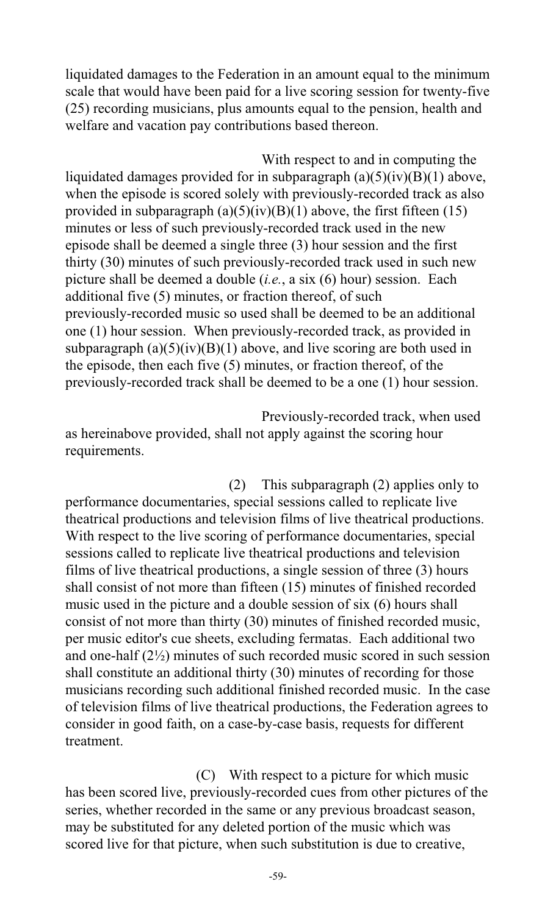liquidated damages to the Federation in an amount equal to the minimum scale that would have been paid for a live scoring session for twenty-five (25) recording musicians, plus amounts equal to the pension, health and welfare and vacation pay contributions based thereon.

With respect to and in computing the liquidated damages provided for in subparagraph (a)(5)(iv)(B)(1) above, when the episode is scored solely with previously-recorded track as also provided in subparagraph (a)(5)(iv)(B)(1) above, the first fifteen (15) minutes or less of such previously-recorded track used in the new episode shall be deemed a single three (3) hour session and the first thirty (30) minutes of such previously-recorded track used in such new picture shall be deemed a double (*i.e.*, a six (6) hour) session. Each additional five (5) minutes, or fraction thereof, of such previously-recorded music so used shall be deemed to be an additional one (1) hour session. When previously-recorded track, as provided in subparagraph (a)(5)(iv)(B)(1) above, and live scoring are both used in the episode, then each five (5) minutes, or fraction thereof, of the previously-recorded track shall be deemed to be a one (1) hour session.

Previously-recorded track, when used as hereinabove provided, shall not apply against the scoring hour requirements.

(2) This subparagraph (2) applies only to performance documentaries, special sessions called to replicate live theatrical productions and television films of live theatrical productions. With respect to the live scoring of performance documentaries, special sessions called to replicate live theatrical productions and television films of live theatrical productions, a single session of three (3) hours shall consist of not more than fifteen (15) minutes of finished recorded music used in the picture and a double session of six (6) hours shall consist of not more than thirty (30) minutes of finished recorded music, per music editor's cue sheets, excluding fermatas. Each additional two and one-half (2½) minutes of such recorded music scored in such session shall constitute an additional thirty (30) minutes of recording for those musicians recording such additional finished recorded music. In the case of television films of live theatrical productions, the Federation agrees to consider in good faith, on a case-by-case basis, requests for different treatment.

(C) With respect to a picture for which music has been scored live, previously-recorded cues from other pictures of the series, whether recorded in the same or any previous broadcast season, may be substituted for any deleted portion of the music which was scored live for that picture, when such substitution is due to creative,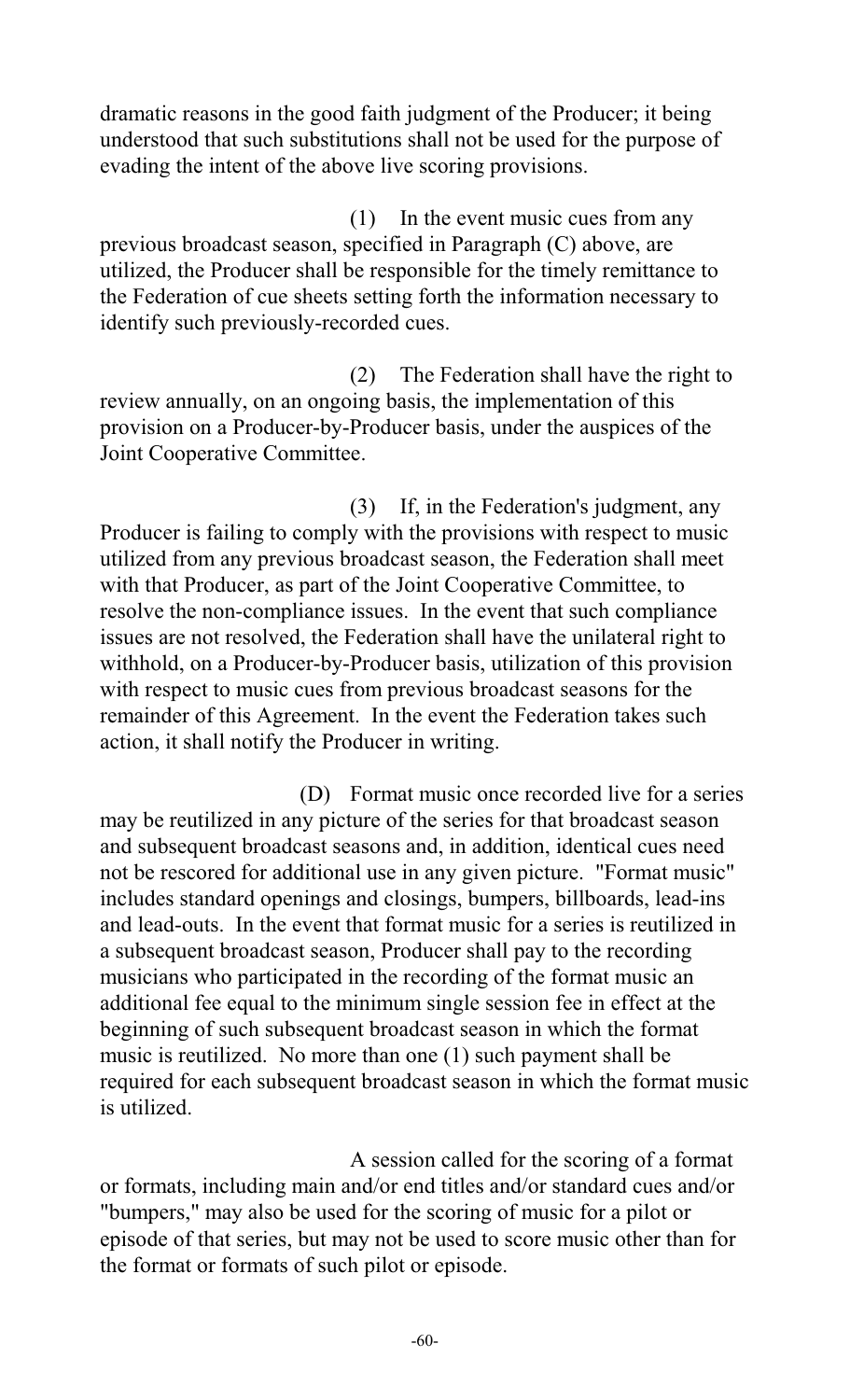dramatic reasons in the good faith judgment of the Producer; it being understood that such substitutions shall not be used for the purpose of evading the intent of the above live scoring provisions.

(1) In the event music cues from any previous broadcast season, specified in Paragraph (C) above, are utilized, the Producer shall be responsible for the timely remittance to the Federation of cue sheets setting forth the information necessary to identify such previously-recorded cues.

(2) The Federation shall have the right to review annually, on an ongoing basis, the implementation of this provision on a Producer-by-Producer basis, under the auspices of the Joint Cooperative Committee.

(3) If, in the Federation's judgment, any Producer is failing to comply with the provisions with respect to music utilized from any previous broadcast season, the Federation shall meet with that Producer, as part of the Joint Cooperative Committee, to resolve the non-compliance issues. In the event that such compliance issues are not resolved, the Federation shall have the unilateral right to withhold, on a Producer-by-Producer basis, utilization of this provision with respect to music cues from previous broadcast seasons for the remainder of this Agreement. In the event the Federation takes such action, it shall notify the Producer in writing.

(D) Format music once recorded live for a series may be reutilized in any picture of the series for that broadcast season and subsequent broadcast seasons and, in addition, identical cues need not be rescored for additional use in any given picture. "Format music" includes standard openings and closings, bumpers, billboards, lead-ins and lead-outs. In the event that format music for a series is reutilized in a subsequent broadcast season, Producer shall pay to the recording musicians who participated in the recording of the format music an additional fee equal to the minimum single session fee in effect at the beginning of such subsequent broadcast season in which the format music is reutilized. No more than one (1) such payment shall be required for each subsequent broadcast season in which the format music is utilized.

A session called for the scoring of a format or formats, including main and/or end titles and/or standard cues and/or "bumpers," may also be used for the scoring of music for a pilot or episode of that series, but may not be used to score music other than for the format or formats of such pilot or episode.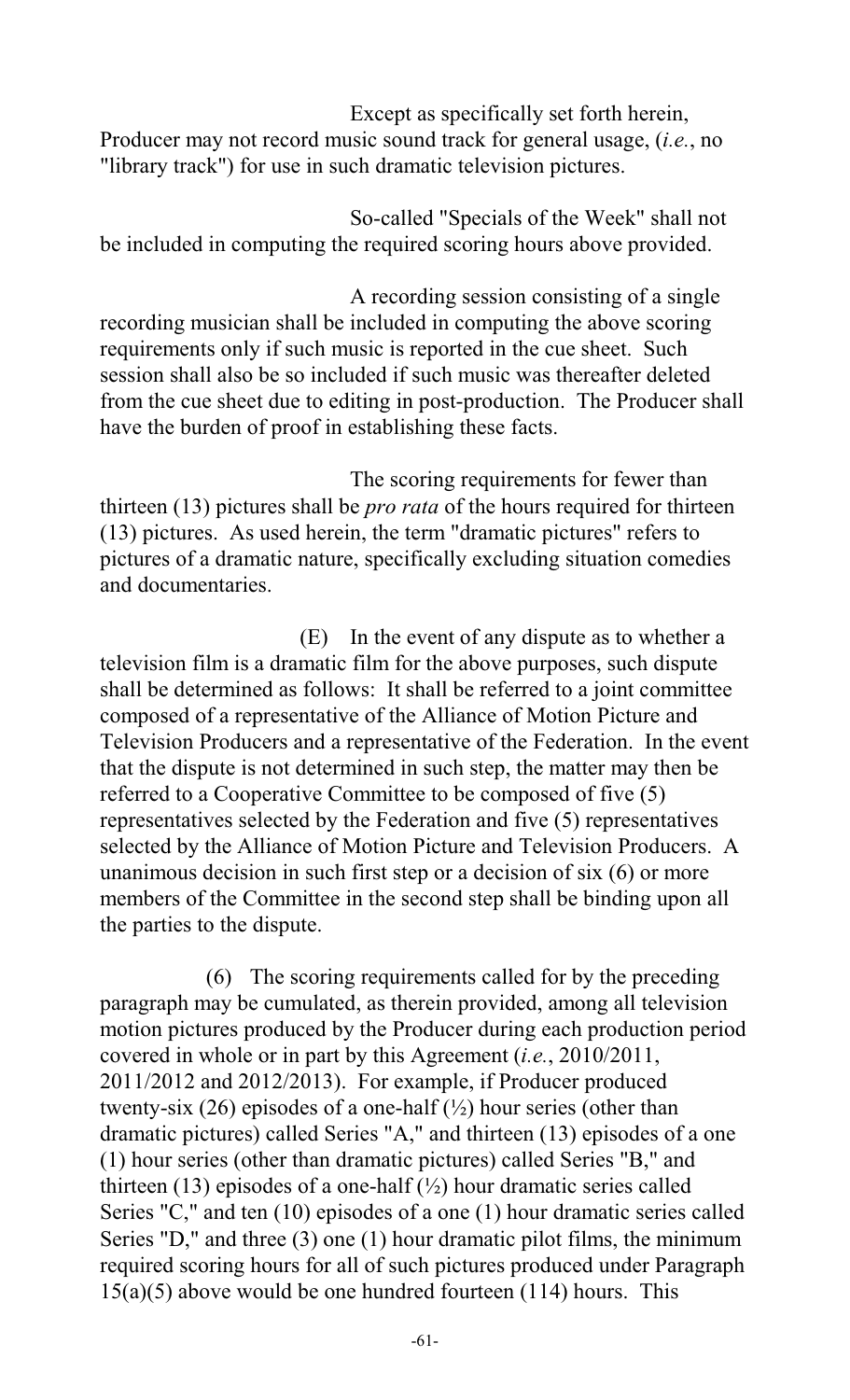Except as specifically set forth herein, Producer may not record music sound track for general usage, (*i.e.*, no "library track") for use in such dramatic television pictures.

So-called "Specials of the Week" shall not be included in computing the required scoring hours above provided.

A recording session consisting of a single recording musician shall be included in computing the above scoring requirements only if such music is reported in the cue sheet. Such session shall also be so included if such music was thereafter deleted from the cue sheet due to editing in post-production. The Producer shall have the burden of proof in establishing these facts.

The scoring requirements for fewer than thirteen (13) pictures shall be *pro rata* of the hours required for thirteen (13) pictures. As used herein, the term "dramatic pictures" refers to pictures of a dramatic nature, specifically excluding situation comedies and documentaries.

(E) In the event of any dispute as to whether a television film is a dramatic film for the above purposes, such dispute shall be determined as follows: It shall be referred to a joint committee composed of a representative of the Alliance of Motion Picture and Television Producers and a representative of the Federation. In the event that the dispute is not determined in such step, the matter may then be referred to a Cooperative Committee to be composed of five (5) representatives selected by the Federation and five (5) representatives selected by the Alliance of Motion Picture and Television Producers. A unanimous decision in such first step or a decision of six (6) or more members of the Committee in the second step shall be binding upon all the parties to the dispute.

(6) The scoring requirements called for by the preceding paragraph may be cumulated, as therein provided, among all television motion pictures produced by the Producer during each production period covered in whole or in part by this Agreement (*i.e.*, 2010/2011, 2011/2012 and 2012/2013). For example, if Producer produced twenty-six (26) episodes of a one-half (½) hour series (other than dramatic pictures) called Series "A," and thirteen (13) episodes of a one (1) hour series (other than dramatic pictures) called Series "B," and thirteen (13) episodes of a one-half (½) hour dramatic series called Series "C," and ten (10) episodes of a one (1) hour dramatic series called Series "D," and three (3) one (1) hour dramatic pilot films, the minimum required scoring hours for all of such pictures produced under Paragraph 15(a)(5) above would be one hundred fourteen (114) hours. This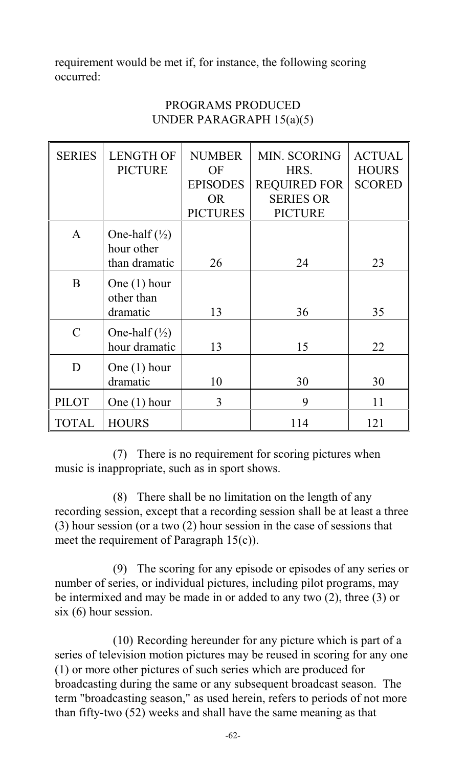requirement would be met if, for instance, the following scoring occurred:

PROGRAMS PRODUCED
UNDER PARAGRAPH 15(a)(5)

| SERIES | LENGTH OF PICTURE | NUMBER OF EPISODES OR PICTURES | MIN. SCORING HRS. REQUIRED FOR SERIES OR PICTURE | ACTUAL HOURS SCORED |
|---|---|---|---|---|
| A | One-half (½) hour other than dramatic | 26 | 24 | 23 |
| B | One (1) hour other than dramatic | 13 | 36 | 35 |
| C | One-half (½) hour dramatic | 13 | 15 | 22 |
| D | One (1) hour dramatic | 10 | 30 | 30 |
| PILOT | One (1) hour | 3 | 9 | 11 |
| TOTAL | HOURS | | 114 | 121 |

(7) There is no requirement for scoring pictures when music is inappropriate, such as in sport shows.

(8) There shall be no limitation on the length of any recording session, except that a recording session shall be at least a three (3) hour session (or a two (2) hour session in the case of sessions that meet the requirement of Paragraph 15(c)).

(9) The scoring for any episode or episodes of any series or number of series, or individual pictures, including pilot programs, may be intermixed and may be made in or added to any two (2), three (3) or six (6) hour session.

(10) Recording hereunder for any picture which is part of a series of television motion pictures may be reused in scoring for any one (1) or more other pictures of such series which are produced for broadcasting during the same or any subsequent broadcast season. The term "broadcasting season," as used herein, refers to periods of not more than fifty-two (52) weeks and shall have the same meaning as that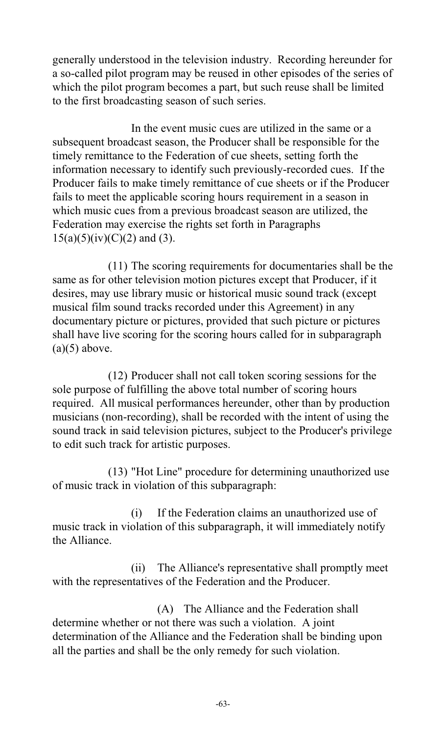generally understood in the television industry. Recording hereunder for a so-called pilot program may be reused in other episodes of the series of which the pilot program becomes a part, but such reuse shall be limited to the first broadcasting season of such series.

In the event music cues are utilized in the same or a subsequent broadcast season, the Producer shall be responsible for the timely remittance to the Federation of cue sheets, setting forth the information necessary to identify such previously-recorded cues. If the Producer fails to make timely remittance of cue sheets or if the Producer fails to meet the applicable scoring hours requirement in a season in which music cues from a previous broadcast season are utilized, the Federation may exercise the rights set forth in Paragraphs 15(a)(5)(iv)(C)(2) and (3).

(11) The scoring requirements for documentaries shall be the same as for other television motion pictures except that Producer, if it desires, may use library music or historical music sound track (except musical film sound tracks recorded under this Agreement) in any documentary picture or pictures, provided that such picture or pictures shall have live scoring for the scoring hours called for in subparagraph (a)(5) above.

(12) Producer shall not call token scoring sessions for the sole purpose of fulfilling the above total number of scoring hours required. All musical performances hereunder, other than by production musicians (non-recording), shall be recorded with the intent of using the sound track in said television pictures, subject to the Producer's privilege to edit such track for artistic purposes.

(13) "Hot Line" procedure for determining unauthorized use of music track in violation of this subparagraph:

(i) If the Federation claims an unauthorized use of music track in violation of this subparagraph, it will immediately notify the Alliance.

(ii) The Alliance's representative shall promptly meet with the representatives of the Federation and the Producer.

(A) The Alliance and the Federation shall determine whether or not there was such a violation. A joint determination of the Alliance and the Federation shall be binding upon all the parties and shall be the only remedy for such violation.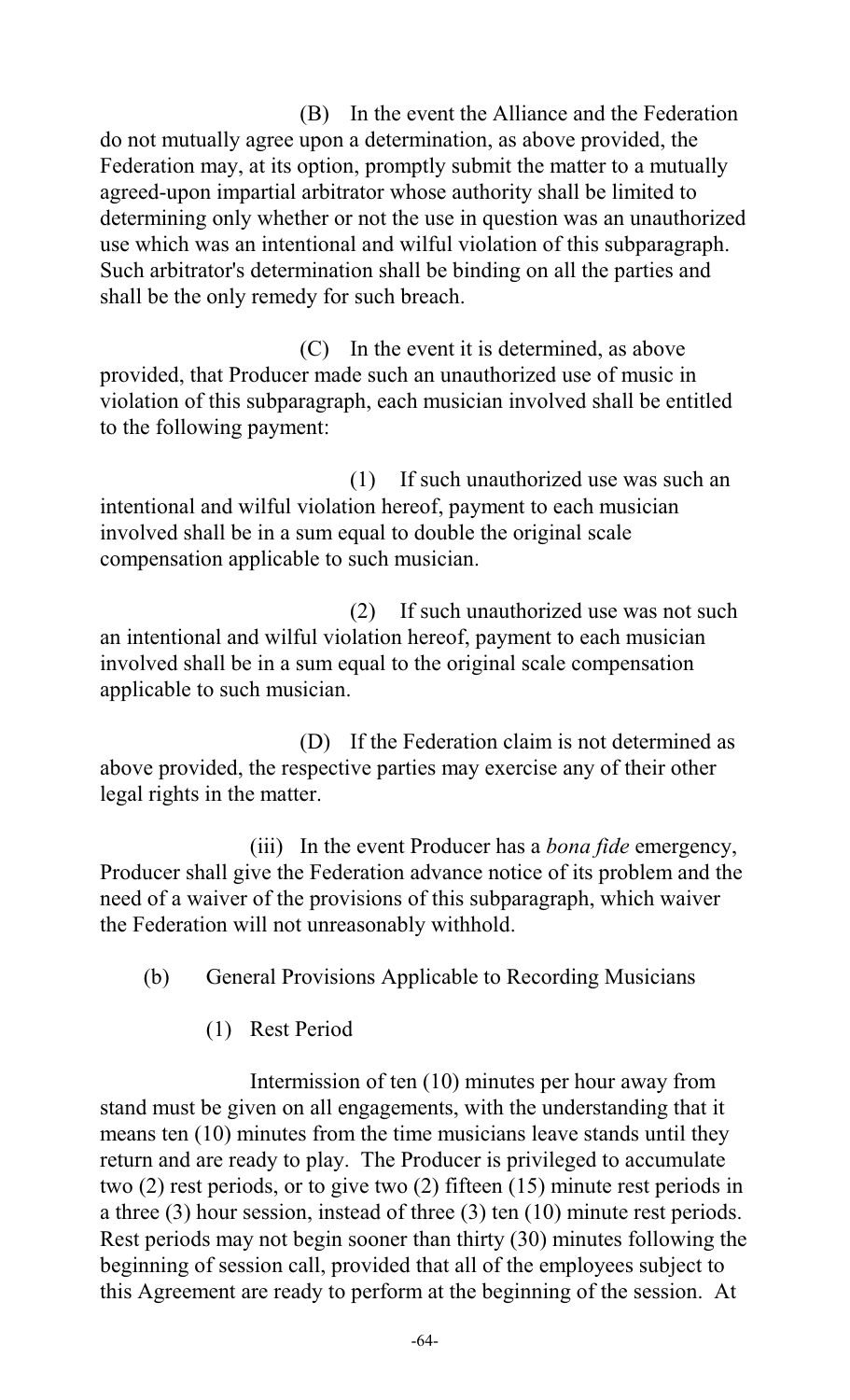(B) In the event the Alliance and the Federation do not mutually agree upon a determination, as above provided, the Federation may, at its option, promptly submit the matter to a mutually agreed-upon impartial arbitrator whose authority shall be limited to determining only whether or not the use in question was an unauthorized use which was an intentional and wilful violation of this subparagraph. Such arbitrator's determination shall be binding on all the parties and shall be the only remedy for such breach.

(C) In the event it is determined, as above provided, that Producer made such an unauthorized use of music in violation of this subparagraph, each musician involved shall be entitled to the following payment:

(1) If such unauthorized use was such an intentional and wilful violation hereof, payment to each musician involved shall be in a sum equal to double the original scale compensation applicable to such musician.

(2) If such unauthorized use was not such an intentional and wilful violation hereof, payment to each musician involved shall be in a sum equal to the original scale compensation applicable to such musician.

(D) If the Federation claim is not determined as above provided, the respective parties may exercise any of their other legal rights in the matter.

(iii) In the event Producer has a *bona fide* emergency, Producer shall give the Federation advance notice of its problem and the need of a waiver of the provisions of this subparagraph, which waiver the Federation will not unreasonably withhold.

(b) General Provisions Applicable to Recording Musicians

(1) Rest Period

Intermission of ten (10) minutes per hour away from stand must be given on all engagements, with the understanding that it means ten (10) minutes from the time musicians leave stands until they return and are ready to play. The Producer is privileged to accumulate two (2) rest periods, or to give two (2) fifteen (15) minute rest periods in a three (3) hour session, instead of three (3) ten (10) minute rest periods. Rest periods may not begin sooner than thirty (30) minutes following the beginning of session call, provided that all of the employees subject to this Agreement are ready to perform at the beginning of the session. At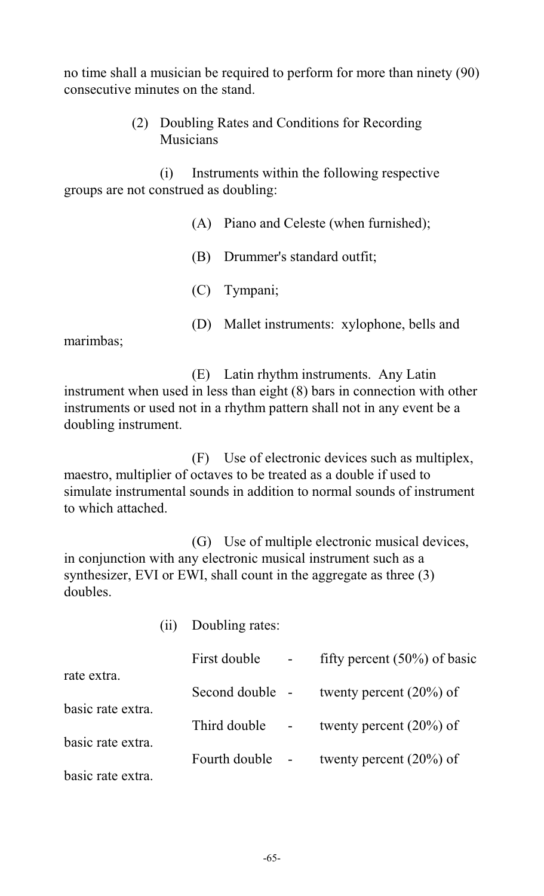no time shall a musician be required to perform for more than ninety (90) consecutive minutes on the stand.

(2) Doubling Rates and Conditions for Recording Musicians

(i) Instruments within the following respective groups are not construed as doubling:

(A) Piano and Celeste (when furnished);

(B) Drummer's standard outfit;

(C) Tympani;

(D) Mallet instruments: xylophone, bells and marimbas;

(E) Latin rhythm instruments. Any Latin instrument when used in less than eight (8) bars in connection with other instruments or used not in a rhythm pattern shall not in any event be a doubling instrument.

(F) Use of electronic devices such as multiplex, maestro, multiplier of octaves to be treated as a double if used to simulate instrumental sounds in addition to normal sounds of instrument to which attached.

(G) Use of multiple electronic musical devices, in conjunction with any electronic musical instrument such as a synthesizer, EVI or EWI, shall count in the aggregate as three (3) doubles.

(ii) Doubling rates:

First double - fifty percent (50%) of basic rate extra.

Second double - twenty percent (20%) of basic rate extra.

Third double - twenty percent (20%) of basic rate extra.

Fourth double - twenty percent (20%) of basic rate extra.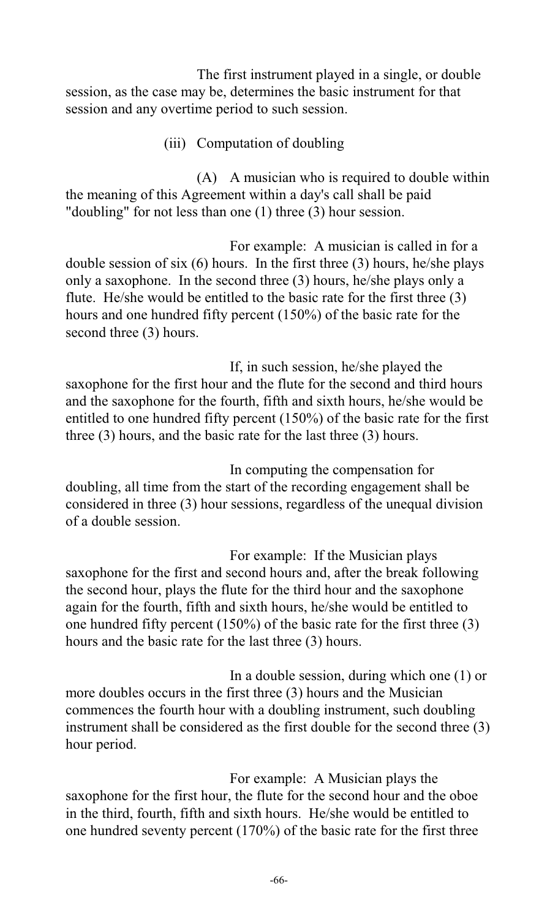The first instrument played in a single, or double session, as the case may be, determines the basic instrument for that session and any overtime period to such session.

(iii) Computation of doubling

(A) A musician who is required to double within the meaning of this Agreement within a day's call shall be paid "doubling" for not less than one (1) three (3) hour session.

For example: A musician is called in for a double session of six (6) hours. In the first three (3) hours, he/she plays only a saxophone. In the second three (3) hours, he/she plays only a flute. He/she would be entitled to the basic rate for the first three (3) hours and one hundred fifty percent (150%) of the basic rate for the second three (3) hours.

If, in such session, he/she played the saxophone for the first hour and the flute for the second and third hours and the saxophone for the fourth, fifth and sixth hours, he/she would be entitled to one hundred fifty percent (150%) of the basic rate for the first three (3) hours, and the basic rate for the last three (3) hours.

In computing the compensation for doubling, all time from the start of the recording engagement shall be considered in three (3) hour sessions, regardless of the unequal division of a double session.

For example: If the Musician plays saxophone for the first and second hours and, after the break following the second hour, plays the flute for the third hour and the saxophone again for the fourth, fifth and sixth hours, he/she would be entitled to one hundred fifty percent (150%) of the basic rate for the first three (3) hours and the basic rate for the last three (3) hours.

In a double session, during which one (1) or more doubles occurs in the first three (3) hours and the Musician commences the fourth hour with a doubling instrument, such doubling instrument shall be considered as the first double for the second three (3) hour period.

For example: A Musician plays the saxophone for the first hour, the flute for the second hour and the oboe in the third, fourth, fifth and sixth hours. He/she would be entitled to one hundred seventy percent (170%) of the basic rate for the first three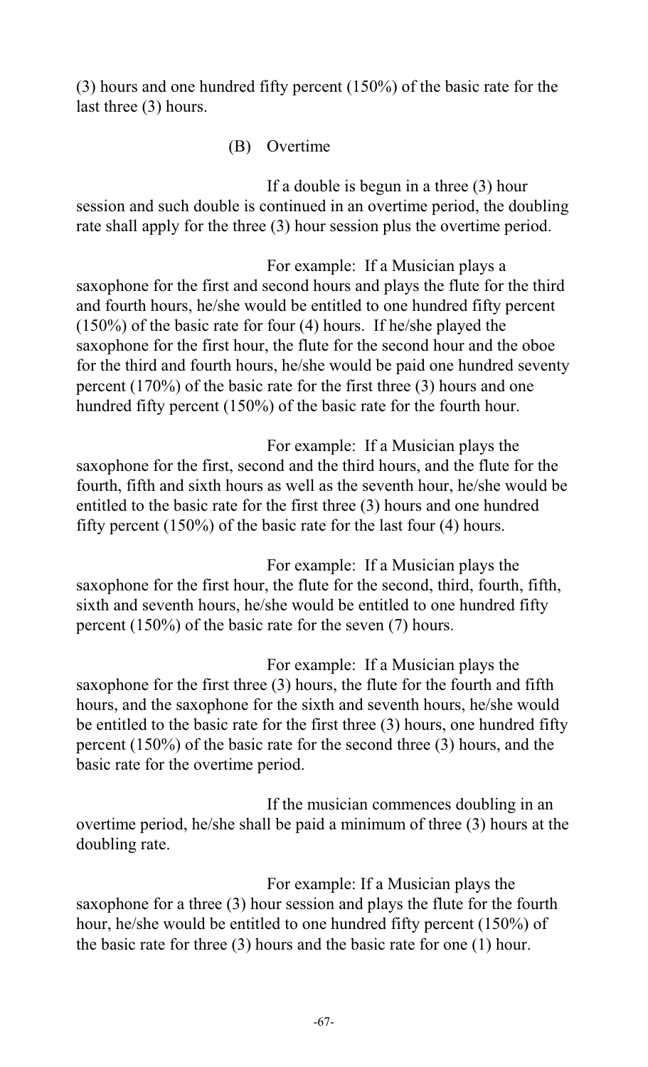(3) hours and one hundred fifty percent (150%) of the basic rate for the last three (3) hours.

(B) Overtime

If a double is begun in a three (3) hour session and such double is continued in an overtime period, the doubling rate shall apply for the three (3) hour session plus the overtime period.

For example: If a Musician plays a saxophone for the first and second hours and plays the flute for the third and fourth hours, he/she would be entitled to one hundred fifty percent (150%) of the basic rate for four (4) hours. If he/she played the saxophone for the first hour, the flute for the second hour and the oboe for the third and fourth hours, he/she would be paid one hundred seventy percent (170%) of the basic rate for the first three (3) hours and one hundred fifty percent (150%) of the basic rate for the fourth hour.

For example: If a Musician plays the saxophone for the first, second and the third hours, and the flute for the fourth, fifth and sixth hours as well as the seventh hour, he/she would be entitled to the basic rate for the first three (3) hours and one hundred fifty percent (150%) of the basic rate for the last four (4) hours.

For example: If a Musician plays the saxophone for the first hour, the flute for the second, third, fourth, fifth, sixth and seventh hours, he/she would be entitled to one hundred fifty percent (150%) of the basic rate for the seven (7) hours.

For example: If a Musician plays the saxophone for the first three (3) hours, the flute for the fourth and fifth hours, and the saxophone for the sixth and seventh hours, he/she would be entitled to the basic rate for the first three (3) hours, one hundred fifty percent (150%) of the basic rate for the second three (3) hours, and the basic rate for the overtime period.

If the musician commences doubling in an overtime period, he/she shall be paid a minimum of three (3) hours at the doubling rate.

For example: If a Musician plays the saxophone for a three (3) hour session and plays the flute for the fourth hour, he/she would be entitled to one hundred fifty percent (150%) of the basic rate for three (3) hours and the basic rate for one (1) hour.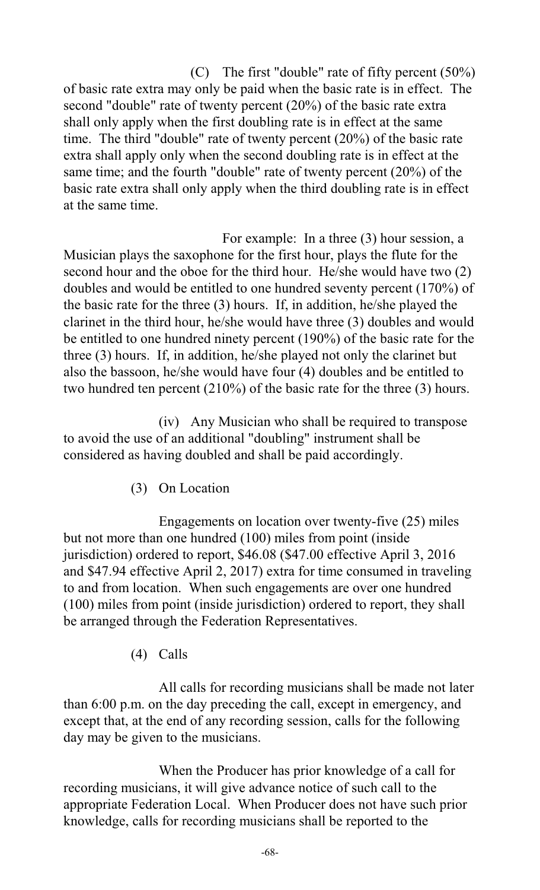(C) The first "double" rate of fifty percent (50%) of basic rate extra may only be paid when the basic rate is in effect. The second "double" rate of twenty percent (20%) of the basic rate extra shall only apply when the first doubling rate is in effect at the same time. The third "double" rate of twenty percent (20%) of the basic rate extra shall apply only when the second doubling rate is in effect at the same time; and the fourth "double" rate of twenty percent (20%) of the basic rate extra shall only apply when the third doubling rate is in effect at the same time.

For example: In a three (3) hour session, a Musician plays the saxophone for the first hour, plays the flute for the second hour and the oboe for the third hour. He/she would have two (2) doubles and would be entitled to one hundred seventy percent (170%) of the basic rate for the three (3) hours. If, in addition, he/she played the clarinet in the third hour, he/she would have three (3) doubles and would be entitled to one hundred ninety percent (190%) of the basic rate for the three (3) hours. If, in addition, he/she played not only the clarinet but also the bassoon, he/she would have four (4) doubles and be entitled to two hundred ten percent (210%) of the basic rate for the three (3) hours.

(iv) Any Musician who shall be required to transpose to avoid the use of an additional "doubling" instrument shall be considered as having doubled and shall be paid accordingly.

(3) On Location

Engagements on location over twenty-five (25) miles but not more than one hundred (100) miles from point (inside jurisdiction) ordered to report, $46.08 ($47.00 effective April 3, 2016 and $47.94 effective April 2, 2017) extra for time consumed in traveling to and from location. When such engagements are over one hundred (100) miles from point (inside jurisdiction) ordered to report, they shall be arranged through the Federation Representatives.

(4) Calls

All calls for recording musicians shall be made not later than 6:00 p.m. on the day preceding the call, except in emergency, and except that, at the end of any recording session, calls for the following day may be given to the musicians.

When the Producer has prior knowledge of a call for recording musicians, it will give advance notice of such call to the appropriate Federation Local. When Producer does not have such prior knowledge, calls for recording musicians shall be reported to the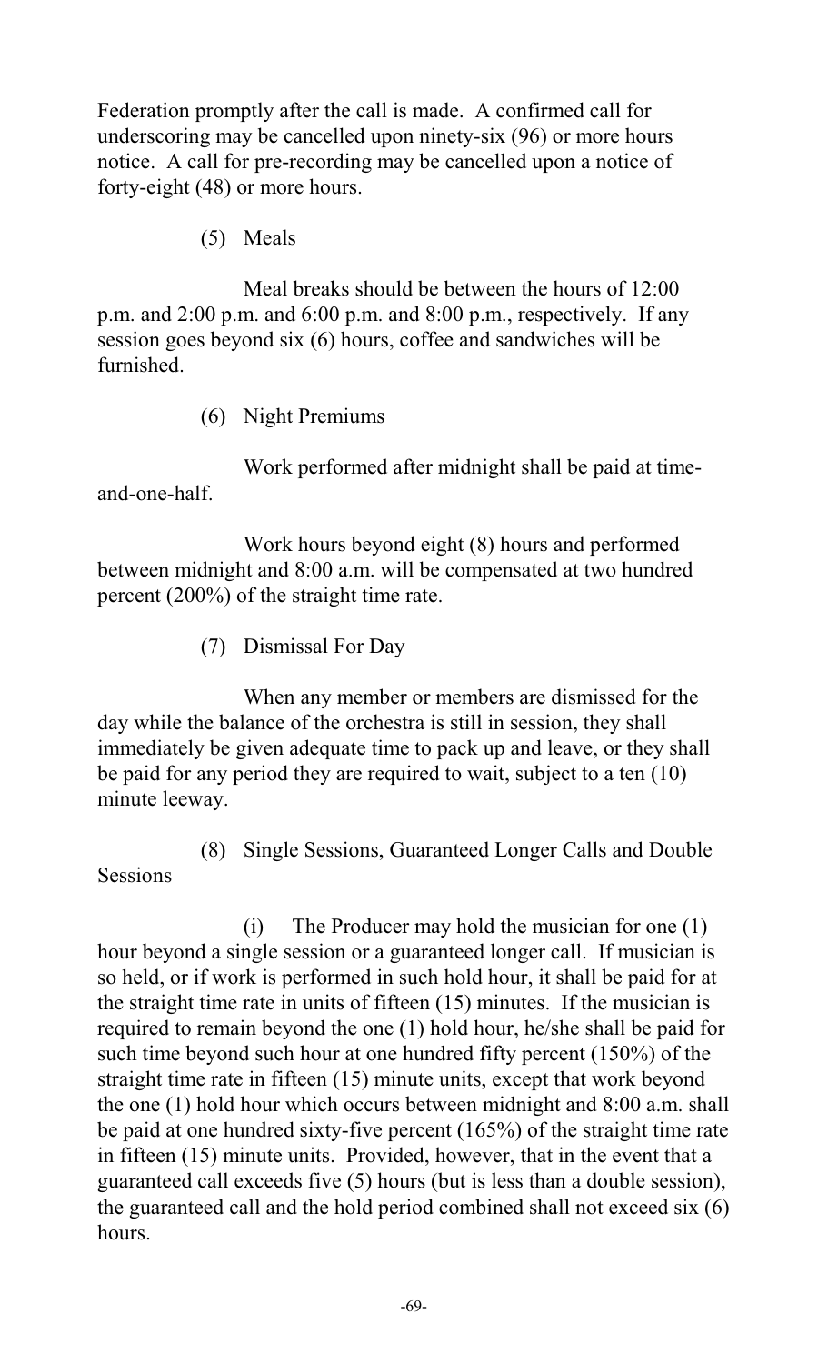Federation promptly after the call is made. A confirmed call for underscoring may be cancelled upon ninety-six (96) or more hours notice. A call for pre-recording may be cancelled upon a notice of forty-eight (48) or more hours.

(5) Meals

Meal breaks should be between the hours of 12:00 p.m. and 2:00 p.m. and 6:00 p.m. and 8:00 p.m., respectively. If any session goes beyond six (6) hours, coffee and sandwiches will be furnished.

(6) Night Premiums

Work performed after midnight shall be paid at time-and-one-half.

Work hours beyond eight (8) hours and performed between midnight and 8:00 a.m. will be compensated at two hundred percent (200%) of the straight time rate.

(7) Dismissal For Day

When any member or members are dismissed for the day while the balance of the orchestra is still in session, they shall immediately be given adequate time to pack up and leave, or they shall be paid for any period they are required to wait, subject to a ten (10) minute leeway.

(8) Single Sessions, Guaranteed Longer Calls and Double Sessions

(i) The Producer may hold the musician for one (1) hour beyond a single session or a guaranteed longer call. If musician is so held, or if work is performed in such hold hour, it shall be paid for at the straight time rate in units of fifteen (15) minutes. If the musician is required to remain beyond the one (1) hold hour, he/she shall be paid for such time beyond such hour at one hundred fifty percent (150%) of the straight time rate in fifteen (15) minute units, except that work beyond the one (1) hold hour which occurs between midnight and 8:00 a.m. shall be paid at one hundred sixty-five percent (165%) of the straight time rate in fifteen (15) minute units. Provided, however, that in the event that a guaranteed call exceeds five (5) hours (but is less than a double session), the guaranteed call and the hold period combined shall not exceed six (6) hours.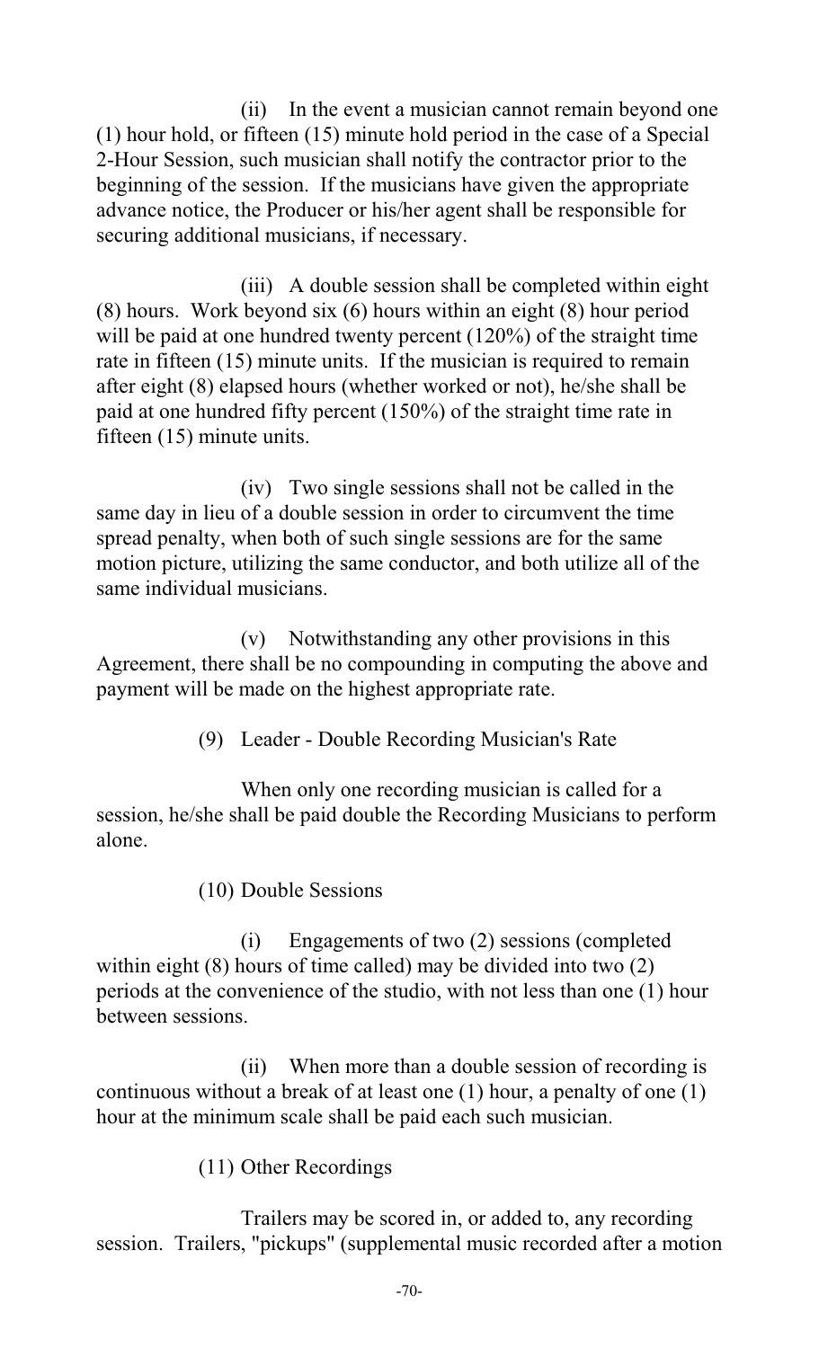(ii) In the event a musician cannot remain beyond one (1) hour hold, or fifteen (15) minute hold period in the case of a Special 2-Hour Session, such musician shall notify the contractor prior to the beginning of the session. If the musicians have given the appropriate advance notice, the Producer or his/her agent shall be responsible for securing additional musicians, if necessary.

(iii) A double session shall be completed within eight (8) hours. Work beyond six (6) hours within an eight (8) hour period will be paid at one hundred twenty percent (120%) of the straight time rate in fifteen (15) minute units. If the musician is required to remain after eight (8) elapsed hours (whether worked or not), he/she shall be paid at one hundred fifty percent (150%) of the straight time rate in fifteen (15) minute units.

(iv) Two single sessions shall not be called in the same day in lieu of a double session in order to circumvent the time spread penalty, when both of such single sessions are for the same motion picture, utilizing the same conductor, and both utilize all of the same individual musicians.

(v) Notwithstanding any other provisions in this Agreement, there shall be no compounding in computing the above and payment will be made on the highest appropriate rate.

(9) Leader - Double Recording Musician's Rate

When only one recording musician is called for a session, he/she shall be paid double the Recording Musicians to perform alone.

(10) Double Sessions

(i) Engagements of two (2) sessions (completed within eight (8) hours of time called) may be divided into two (2) periods at the convenience of the studio, with not less than one (1) hour between sessions.

(ii) When more than a double session of recording is continuous without a break of at least one (1) hour, a penalty of one (1) hour at the minimum scale shall be paid each such musician.

(11) Other Recordings

Trailers may be scored in, or added to, any recording session. Trailers, "pickups" (supplemental music recorded after a motion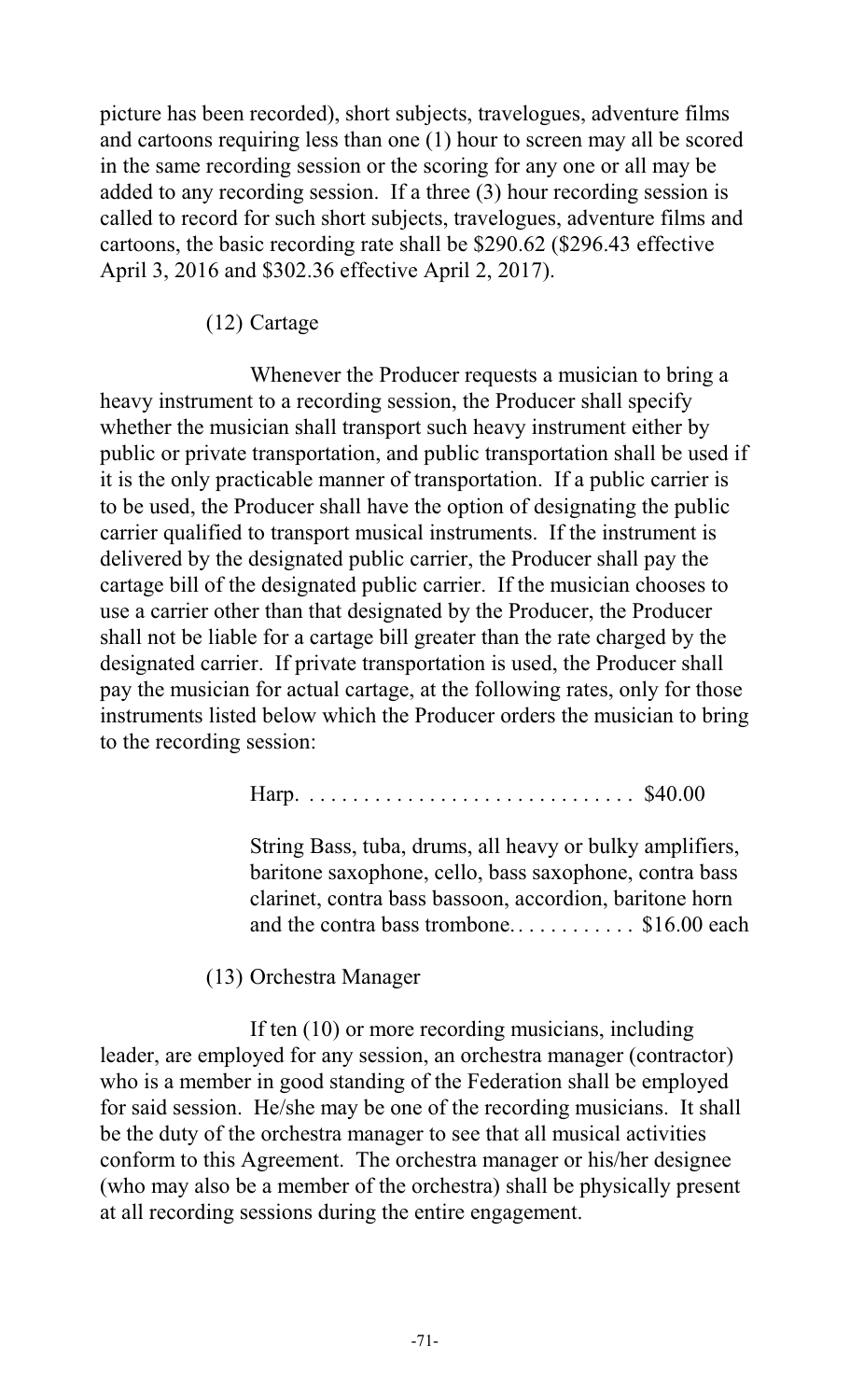picture has been recorded), short subjects, travelogues, adventure films and cartoons requiring less than one (1) hour to screen may all be scored in the same recording session or the scoring for any one or all may be added to any recording session. If a three (3) hour recording session is called to record for such short subjects, travelogues, adventure films and cartoons, the basic recording rate shall be $290.62 ($296.43 effective April 3, 2016 and $302.36 effective April 2, 2017).

(12) Cartage

Whenever the Producer requests a musician to bring a heavy instrument to a recording session, the Producer shall specify whether the musician shall transport such heavy instrument either by public or private transportation, and public transportation shall be used if it is the only practicable manner of transportation. If a public carrier is to be used, the Producer shall have the option of designating the public carrier qualified to transport musical instruments. If the instrument is delivered by the designated public carrier, the Producer shall pay the cartage bill of the designated public carrier. If the musician chooses to use a carrier other than that designated by the Producer, the Producer shall not be liable for a cartage bill greater than the rate charged by the designated carrier. If private transportation is used, the Producer shall pay the musician for actual cartage, at the following rates, only for those instruments listed below which the Producer orders the musician to bring to the recording session:

Harp. . . . . . . . . . . . . . . . . . . . . . . . . . . . . . . $40.00

String Bass, tuba, drums, all heavy or bulky amplifiers, baritone saxophone, cello, bass saxophone, contra bass clarinet, contra bass bassoon, accordion, baritone horn and the contra bass trombone. . . . . . . . . . . . $16.00 each

(13) Orchestra Manager

If ten (10) or more recording musicians, including leader, are employed for any session, an orchestra manager (contractor) who is a member in good standing of the Federation shall be employed for said session. He/she may be one of the recording musicians. It shall be the duty of the orchestra manager to see that all musical activities conform to this Agreement. The orchestra manager or his/her designee (who may also be a member of the orchestra) shall be physically present at all recording sessions during the entire engagement.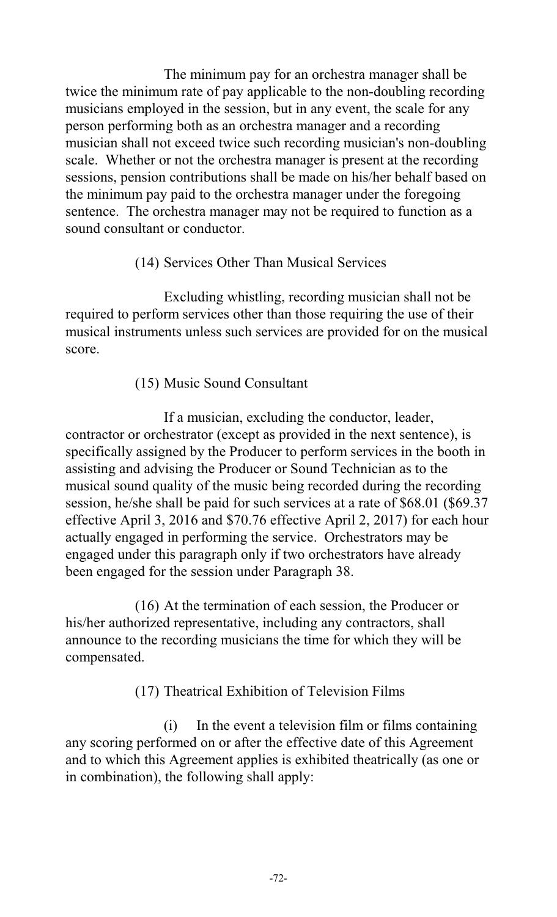The minimum pay for an orchestra manager shall be twice the minimum rate of pay applicable to the non-doubling recording musicians employed in the session, but in any event, the scale for any person performing both as an orchestra manager and a recording musician shall not exceed twice such recording musician's non-doubling scale. Whether or not the orchestra manager is present at the recording sessions, pension contributions shall be made on his/her behalf based on the minimum pay paid to the orchestra manager under the foregoing sentence. The orchestra manager may not be required to function as a sound consultant or conductor.

(14) Services Other Than Musical Services

Excluding whistling, recording musician shall not be required to perform services other than those requiring the use of their musical instruments unless such services are provided for on the musical score.

(15) Music Sound Consultant

If a musician, excluding the conductor, leader, contractor or orchestrator (except as provided in the next sentence), is specifically assigned by the Producer to perform services in the booth in assisting and advising the Producer or Sound Technician as to the musical sound quality of the music being recorded during the recording session, he/she shall be paid for such services at a rate of $68.01 ($69.37 effective April 3, 2016 and $70.76 effective April 2, 2017) for each hour actually engaged in performing the service. Orchestrators may be engaged under this paragraph only if two orchestrators have already been engaged for the session under Paragraph 38.

(16) At the termination of each session, the Producer or his/her authorized representative, including any contractors, shall announce to the recording musicians the time for which they will be compensated.

(17) Theatrical Exhibition of Television Films

(i) In the event a television film or films containing any scoring performed on or after the effective date of this Agreement and to which this Agreement applies is exhibited theatrically (as one or in combination), the following shall apply: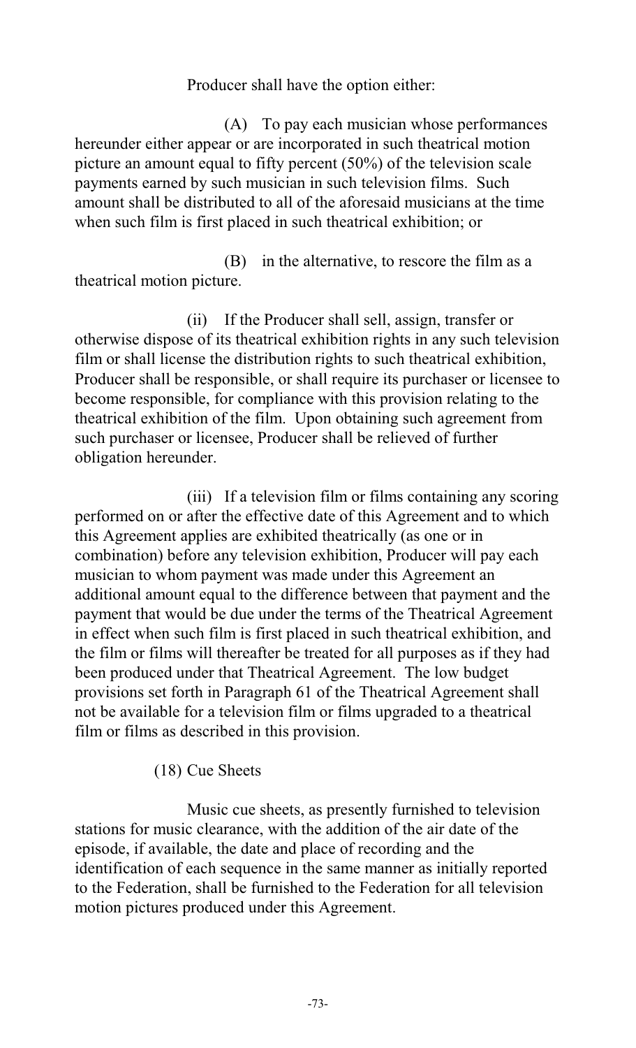Producer shall have the option either:

(A) To pay each musician whose performances hereunder either appear or are incorporated in such theatrical motion picture an amount equal to fifty percent (50%) of the television scale payments earned by such musician in such television films. Such amount shall be distributed to all of the aforesaid musicians at the time when such film is first placed in such theatrical exhibition; or

(B) in the alternative, to rescore the film as a theatrical motion picture.

(ii) If the Producer shall sell, assign, transfer or otherwise dispose of its theatrical exhibition rights in any such television film or shall license the distribution rights to such theatrical exhibition, Producer shall be responsible, or shall require its purchaser or licensee to become responsible, for compliance with this provision relating to the theatrical exhibition of the film. Upon obtaining such agreement from such purchaser or licensee, Producer shall be relieved of further obligation hereunder.

(iii) If a television film or films containing any scoring performed on or after the effective date of this Agreement and to which this Agreement applies are exhibited theatrically (as one or in combination) before any television exhibition, Producer will pay each musician to whom payment was made under this Agreement an additional amount equal to the difference between that payment and the payment that would be due under the terms of the Theatrical Agreement in effect when such film is first placed in such theatrical exhibition, and the film or films will thereafter be treated for all purposes as if they had been produced under that Theatrical Agreement. The low budget provisions set forth in Paragraph 61 of the Theatrical Agreement shall not be available for a television film or films upgraded to a theatrical film or films as described in this provision.

(18) Cue Sheets

Music cue sheets, as presently furnished to television stations for music clearance, with the addition of the air date of the episode, if available, the date and place of recording and the identification of each sequence in the same manner as initially reported to the Federation, shall be furnished to the Federation for all television motion pictures produced under this Agreement.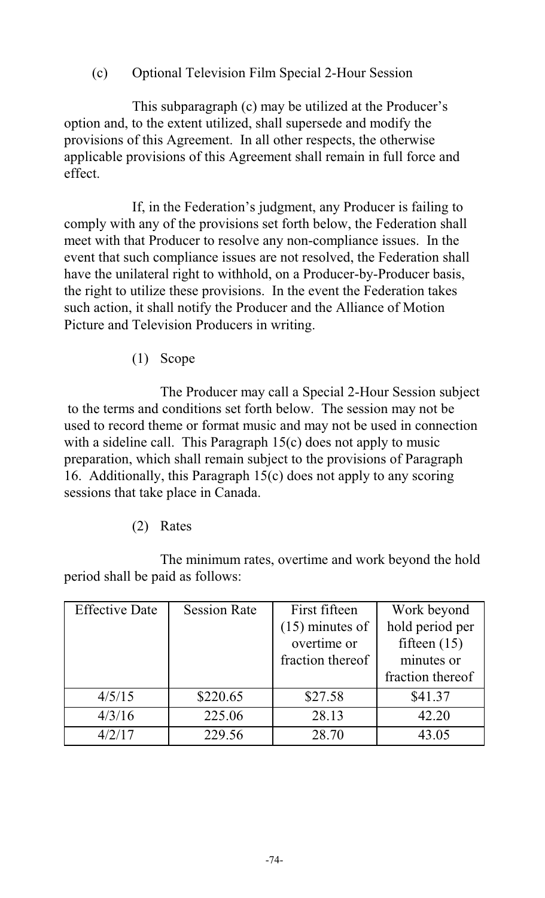(c) Optional Television Film Special 2-Hour Session

This subparagraph (c) may be utilized at the Producer's option and, to the extent utilized, shall supersede and modify the provisions of this Agreement. In all other respects, the otherwise applicable provisions of this Agreement shall remain in full force and effect.

If, in the Federation's judgment, any Producer is failing to comply with any of the provisions set forth below, the Federation shall meet with that Producer to resolve any non-compliance issues. In the event that such compliance issues are not resolved, the Federation shall have the unilateral right to withhold, on a Producer-by-Producer basis, the right to utilize these provisions. In the event the Federation takes such action, it shall notify the Producer and the Alliance of Motion Picture and Television Producers in writing.

(1) Scope

The Producer may call a Special 2-Hour Session subject to the terms and conditions set forth below. The session may not be used to record theme or format music and may not be used in connection with a sideline call. This Paragraph 15(c) does not apply to music preparation, which shall remain subject to the provisions of Paragraph 16. Additionally, this Paragraph 15(c) does not apply to any scoring sessions that take place in Canada.

(2) Rates

The minimum rates, overtime and work beyond the hold period shall be paid as follows:

| Effective Date | Session Rate | First fifteen (15) minutes of overtime or fraction thereof | Work beyond hold period per fifteen (15) minutes or fraction thereof |
|---|---|---|---|
| 4/5/15 | $220.65 | $27.58 | $41.37 |
| 4/3/16 | 225.06 | 28.13 | 42.20 |
| 4/2/17 | 229.56 | 28.70 | 43.05 |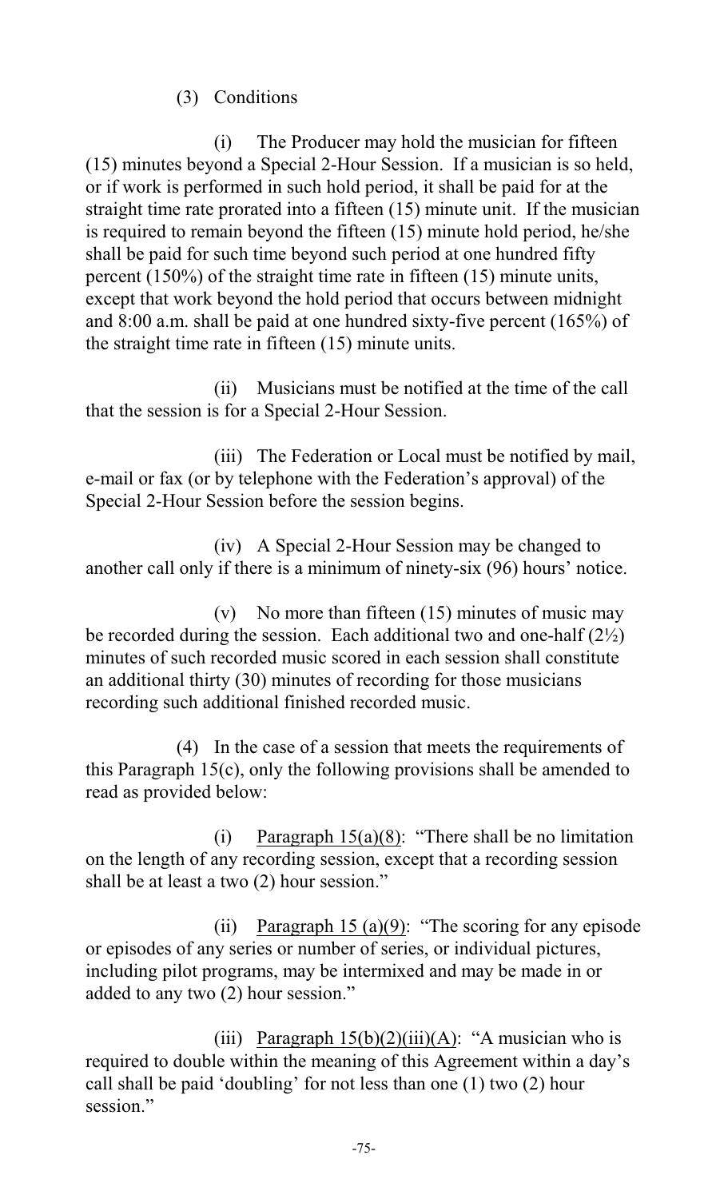(3) Conditions

(i) The Producer may hold the musician for fifteen (15) minutes beyond a Special 2-Hour Session. If a musician is so held, or if work is performed in such hold period, it shall be paid for at the straight time rate prorated into a fifteen (15) minute unit. If the musician is required to remain beyond the fifteen (15) minute hold period, he/she shall be paid for such time beyond such period at one hundred fifty percent (150%) of the straight time rate in fifteen (15) minute units, except that work beyond the hold period that occurs between midnight and 8:00 a.m. shall be paid at one hundred sixty-five percent (165%) of the straight time rate in fifteen (15) minute units.

(ii) Musicians must be notified at the time of the call that the session is for a Special 2-Hour Session.

(iii) The Federation or Local must be notified by mail, e-mail or fax (or by telephone with the Federation's approval) of the Special 2-Hour Session before the session begins.

(iv) A Special 2-Hour Session may be changed to another call only if there is a minimum of ninety-six (96) hours' notice.

(v) No more than fifteen (15) minutes of music may be recorded during the session. Each additional two and one-half (2½) minutes of such recorded music scored in each session shall constitute an additional thirty (30) minutes of recording for those musicians recording such additional finished recorded music.

(4) In the case of a session that meets the requirements of this Paragraph 15(c), only the following provisions shall be amended to read as provided below:

(i) Paragraph 15(a)(8): "There shall be no limitation on the length of any recording session, except that a recording session shall be at least a two (2) hour session."

(ii) Paragraph 15 (a)(9): "The scoring for any episode or episodes of any series or number of series, or individual pictures, including pilot programs, may be intermixed and may be made in or added to any two (2) hour session."

(iii) Paragraph 15(b)(2)(iii)(A): "A musician who is required to double within the meaning of this Agreement within a day's call shall be paid 'doubling' for not less than one (1) two (2) hour session."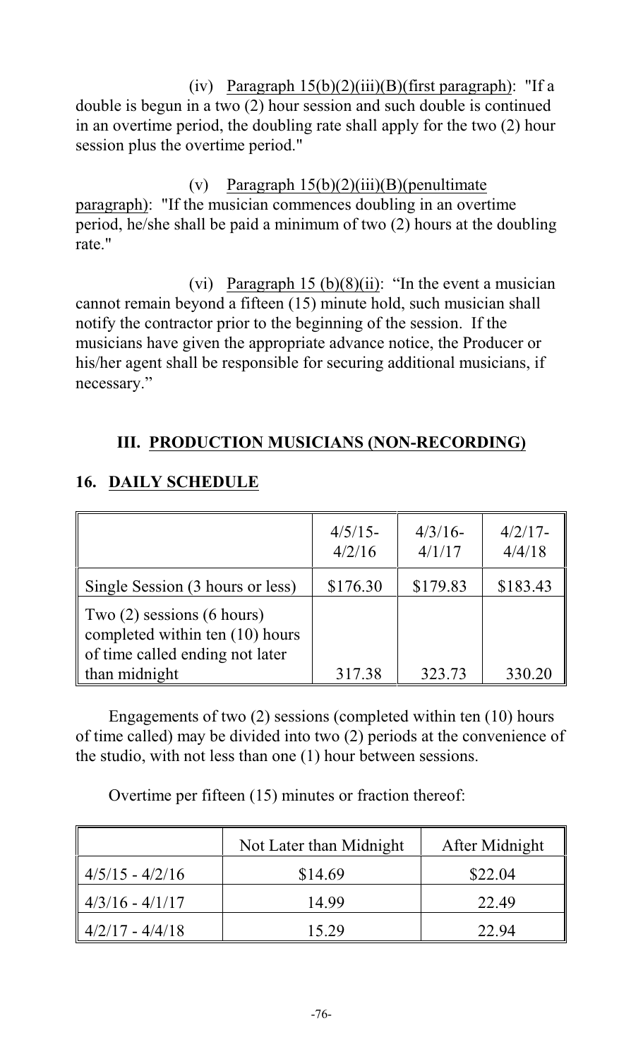(iv) Paragraph 15(b)(2)(iii)(B)(first paragraph): "If a double is begun in a two (2) hour session and such double is continued in an overtime period, the doubling rate shall apply for the two (2) hour session plus the overtime period."

(v) Paragraph 15(b)(2)(iii)(B)(penultimate paragraph): "If the musician commences doubling in an overtime period, he/she shall be paid a minimum of two (2) hours at the doubling rate."

(vi) Paragraph 15 (b)(8)(ii): "In the event a musician cannot remain beyond a fifteen (15) minute hold, such musician shall notify the contractor prior to the beginning of the session. If the musicians have given the appropriate advance notice, the Producer or his/her agent shall be responsible for securing additional musicians, if necessary."

## III. PRODUCTION MUSICIANS (NON-RECORDING)

### 16. DAILY SCHEDULE

| | 4/5/15-4/2/16 | 4/3/16-4/1/17 | 4/2/17-4/4/18 |
|---|---|---|---|
| Single Session (3 hours or less) | $176.30 | $179.83 | $183.43 |
| Two (2) sessions (6 hours) completed within ten (10) hours of time called ending not later than midnight | 317.38 | 323.73 | 330.20 |

Engagements of two (2) sessions (completed within ten (10) hours of time called) may be divided into two (2) periods at the convenience of the studio, with not less than one (1) hour between sessions.

Overtime per fifteen (15) minutes or fraction thereof:

| | Not Later than Midnight | After Midnight |
|---|---|---|
| 4/5/15 - 4/2/16 | $14.69 | $22.04 |
| 4/3/16 - 4/1/17 | 14.99 | 22.49 |
| 4/2/17 - 4/4/18 | 15.29 | 22.94 |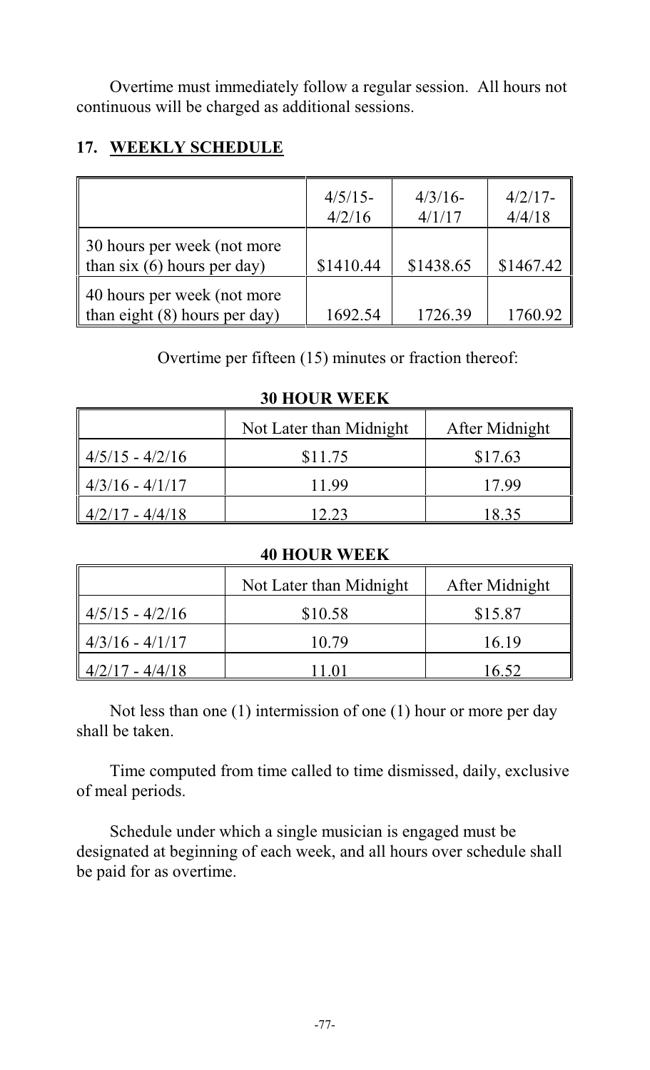Overtime must immediately follow a regular session. All hours not continuous will be charged as additional sessions.

## 17. WEEKLY SCHEDULE

| | 4/5/15-4/2/16 | 4/3/16-4/1/17 | 4/2/17-4/4/18 |
|---|---|---|---|
| 30 hours per week (not more than six (6) hours per day) | $1410.44 | $1438.65 | $1467.42 |
| 40 hours per week (not more than eight (8) hours per day) | 1692.54 | 1726.39 | 1760.92 |

Overtime per fifteen (15) minutes or fraction thereof:

**30 HOUR WEEK**

| | Not Later than Midnight | After Midnight |
|---|---|---|
| 4/5/15 - 4/2/16 | $11.75 | $17.63 |
| 4/3/16 - 4/1/17 | 11.99 | 17.99 |
| 4/2/17 - 4/4/18 | 12.23 | 18.35 |

**40 HOUR WEEK**

| | Not Later than Midnight | After Midnight |
|---|---|---|
| 4/5/15 - 4/2/16 | $10.58 | $15.87 |
| 4/3/16 - 4/1/17 | 10.79 | 16.19 |
| 4/2/17 - 4/4/18 | 11.01 | 16.52 |

Not less than one (1) intermission of one (1) hour or more per day shall be taken.

Time computed from time called to time dismissed, daily, exclusive of meal periods.

Schedule under which a single musician is engaged must be designated at beginning of each week, and all hours over schedule shall be paid for as overtime.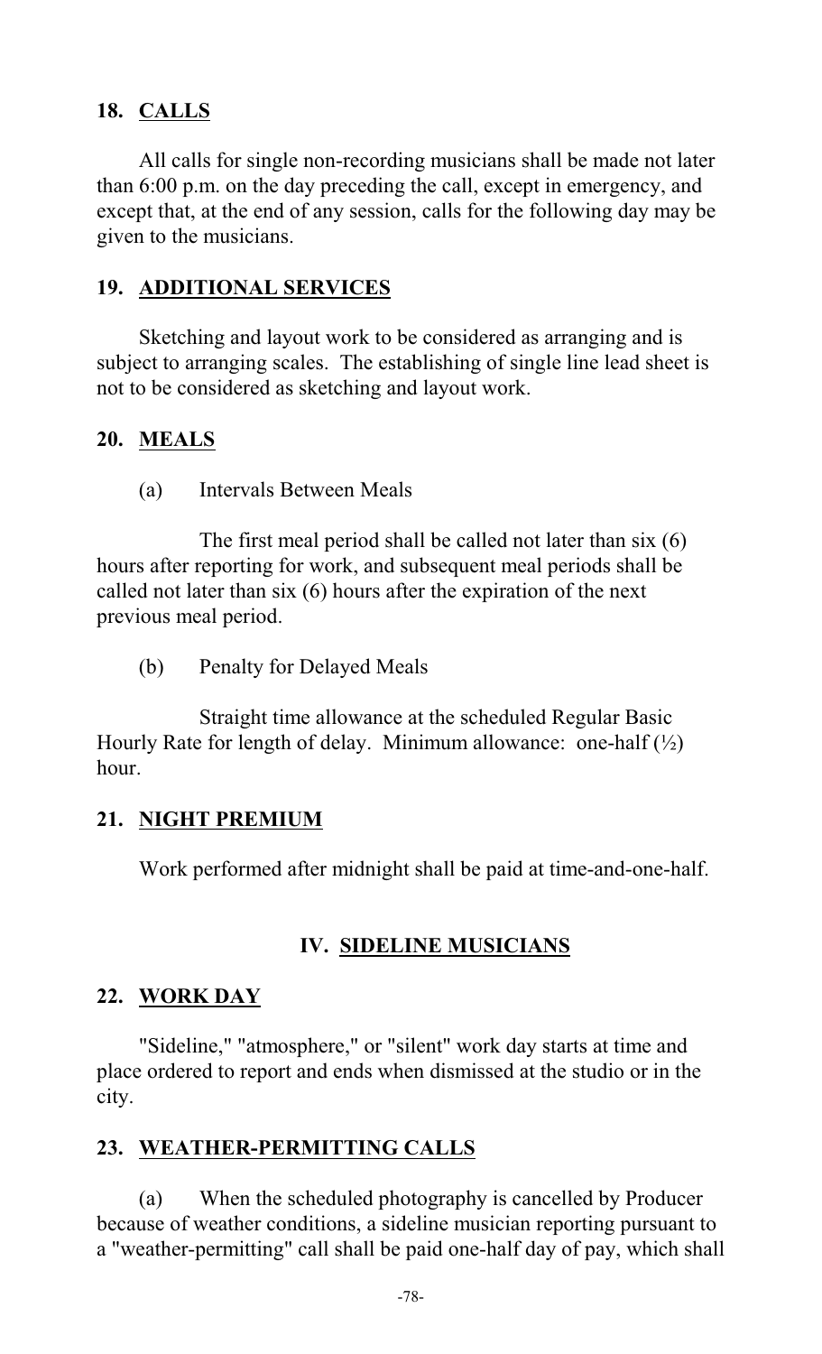## 18. CALLS

All calls for single non-recording musicians shall be made not later than 6:00 p.m. on the day preceding the call, except in emergency, and except that, at the end of any session, calls for the following day may be given to the musicians.

## 19. ADDITIONAL SERVICES

Sketching and layout work to be considered as arranging and is subject to arranging scales. The establishing of single line lead sheet is not to be considered as sketching and layout work.

## 20. MEALS

(a) Intervals Between Meals

The first meal period shall be called not later than six (6) hours after reporting for work, and subsequent meal periods shall be called not later than six (6) hours after the expiration of the next previous meal period.

(b) Penalty for Delayed Meals

Straight time allowance at the scheduled Regular Basic Hourly Rate for length of delay. Minimum allowance: one-half (½) hour.

## 21. NIGHT PREMIUM

Work performed after midnight shall be paid at time-and-one-half.

# IV. SIDELINE MUSICIANS

## 22. WORK DAY

"Sideline," "atmosphere," or "silent" work day starts at time and place ordered to report and ends when dismissed at the studio or in the city.

## 23. WEATHER-PERMITTING CALLS

(a) When the scheduled photography is cancelled by Producer because of weather conditions, a sideline musician reporting pursuant to a "weather-permitting" call shall be paid one-half day of pay, which shall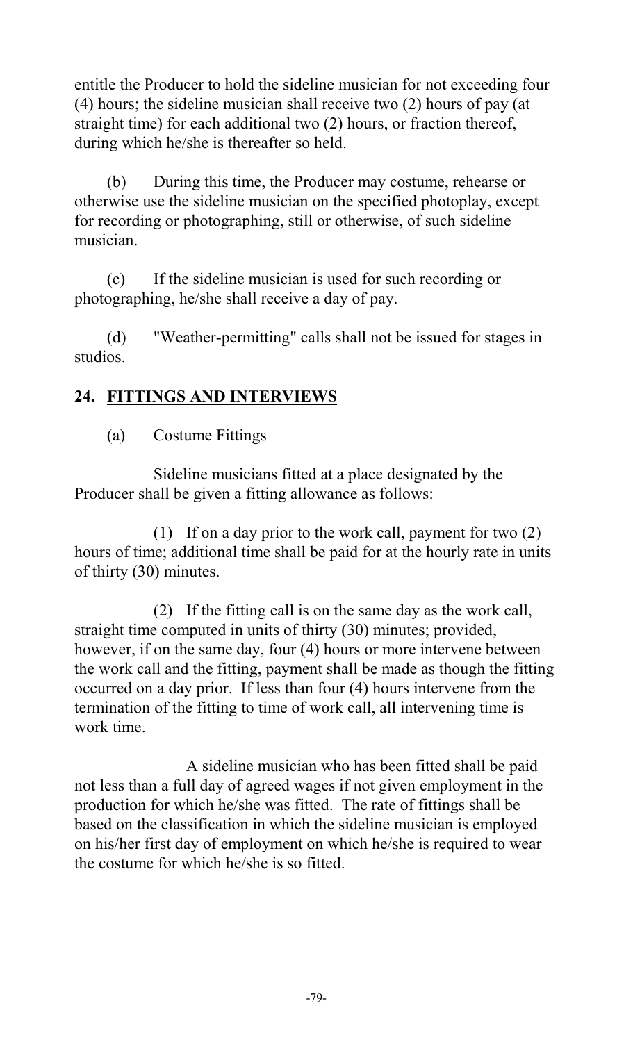entitle the Producer to hold the sideline musician for not exceeding four (4) hours; the sideline musician shall receive two (2) hours of pay (at straight time) for each additional two (2) hours, or fraction thereof, during which he/she is thereafter so held.

(b) During this time, the Producer may costume, rehearse or otherwise use the sideline musician on the specified photoplay, except for recording or photographing, still or otherwise, of such sideline musician.

(c) If the sideline musician is used for such recording or photographing, he/she shall receive a day of pay.

(d) "Weather-permitting" calls shall not be issued for stages in studios.

## 24. FITTINGS AND INTERVIEWS

(a) Costume Fittings

Sideline musicians fitted at a place designated by the Producer shall be given a fitting allowance as follows:

(1) If on a day prior to the work call, payment for two (2) hours of time; additional time shall be paid for at the hourly rate in units of thirty (30) minutes.

(2) If the fitting call is on the same day as the work call, straight time computed in units of thirty (30) minutes; provided, however, if on the same day, four (4) hours or more intervene between the work call and the fitting, payment shall be made as though the fitting occurred on a day prior. If less than four (4) hours intervene from the termination of the fitting to time of work call, all intervening time is work time.

A sideline musician who has been fitted shall be paid not less than a full day of agreed wages if not given employment in the production for which he/she was fitted. The rate of fittings shall be based on the classification in which the sideline musician is employed on his/her first day of employment on which he/she is required to wear the costume for which he/she is so fitted.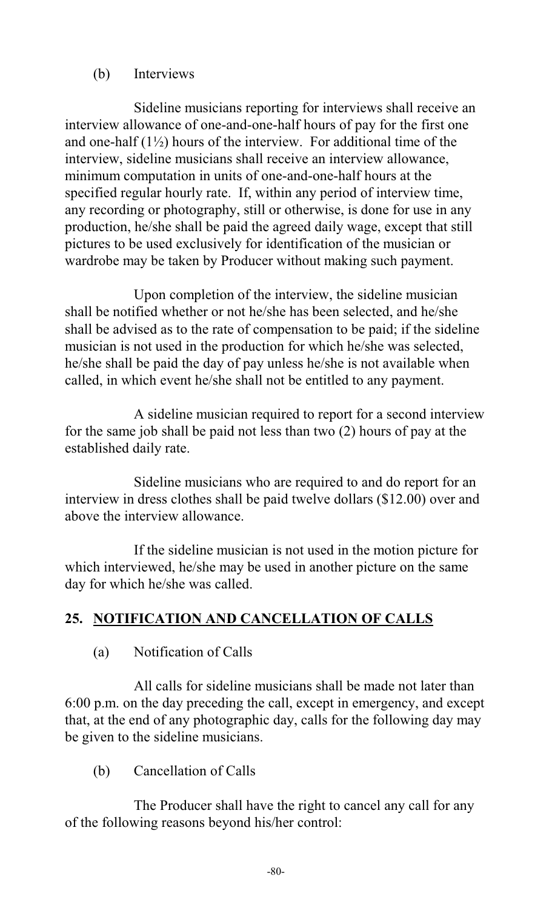(b) Interviews

Sideline musicians reporting for interviews shall receive an interview allowance of one-and-one-half hours of pay for the first one and one-half (1½) hours of the interview. For additional time of the interview, sideline musicians shall receive an interview allowance, minimum computation in units of one-and-one-half hours at the specified regular hourly rate. If, within any period of interview time, any recording or photography, still or otherwise, is done for use in any production, he/she shall be paid the agreed daily wage, except that still pictures to be used exclusively for identification of the musician or wardrobe may be taken by Producer without making such payment.

Upon completion of the interview, the sideline musician shall be notified whether or not he/she has been selected, and he/she shall be advised as to the rate of compensation to be paid; if the sideline musician is not used in the production for which he/she was selected, he/she shall be paid the day of pay unless he/she is not available when called, in which event he/she shall not be entitled to any payment.

A sideline musician required to report for a second interview for the same job shall be paid not less than two (2) hours of pay at the established daily rate.

Sideline musicians who are required to and do report for an interview in dress clothes shall be paid twelve dollars ($12.00) over and above the interview allowance.

If the sideline musician is not used in the motion picture for which interviewed, he/she may be used in another picture on the same day for which he/she was called.

## 25. NOTIFICATION AND CANCELLATION OF CALLS

(a) Notification of Calls

All calls for sideline musicians shall be made not later than 6:00 p.m. on the day preceding the call, except in emergency, and except that, at the end of any photographic day, calls for the following day may be given to the sideline musicians.

(b) Cancellation of Calls

The Producer shall have the right to cancel any call for any of the following reasons beyond his/her control: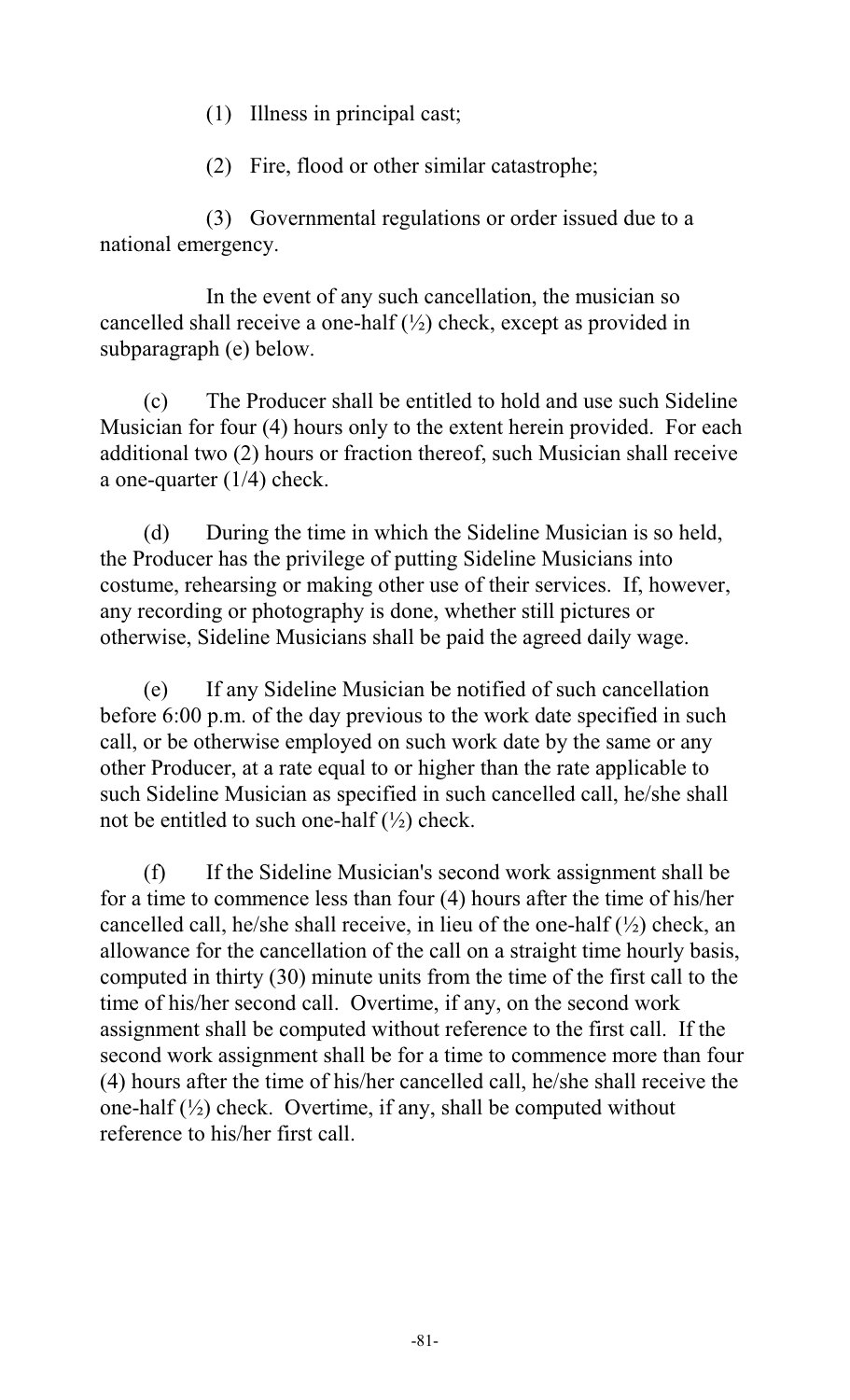(1) Illness in principal cast;

(2) Fire, flood or other similar catastrophe;

(3) Governmental regulations or order issued due to a national emergency.

In the event of any such cancellation, the musician so cancelled shall receive a one-half (½) check, except as provided in subparagraph (e) below.

(c) The Producer shall be entitled to hold and use such Sideline Musician for four (4) hours only to the extent herein provided. For each additional two (2) hours or fraction thereof, such Musician shall receive a one-quarter (1/4) check.

(d) During the time in which the Sideline Musician is so held, the Producer has the privilege of putting Sideline Musicians into costume, rehearsing or making other use of their services. If, however, any recording or photography is done, whether still pictures or otherwise, Sideline Musicians shall be paid the agreed daily wage.

(e) If any Sideline Musician be notified of such cancellation before 6:00 p.m. of the day previous to the work date specified in such call, or be otherwise employed on such work date by the same or any other Producer, at a rate equal to or higher than the rate applicable to such Sideline Musician as specified in such cancelled call, he/she shall not be entitled to such one-half (½) check.

(f) If the Sideline Musician's second work assignment shall be for a time to commence less than four (4) hours after the time of his/her cancelled call, he/she shall receive, in lieu of the one-half (½) check, an allowance for the cancellation of the call on a straight time hourly basis, computed in thirty (30) minute units from the time of the first call to the time of his/her second call. Overtime, if any, on the second work assignment shall be computed without reference to the first call. If the second work assignment shall be for a time to commence more than four (4) hours after the time of his/her cancelled call, he/she shall receive the one-half (½) check. Overtime, if any, shall be computed without reference to his/her first call.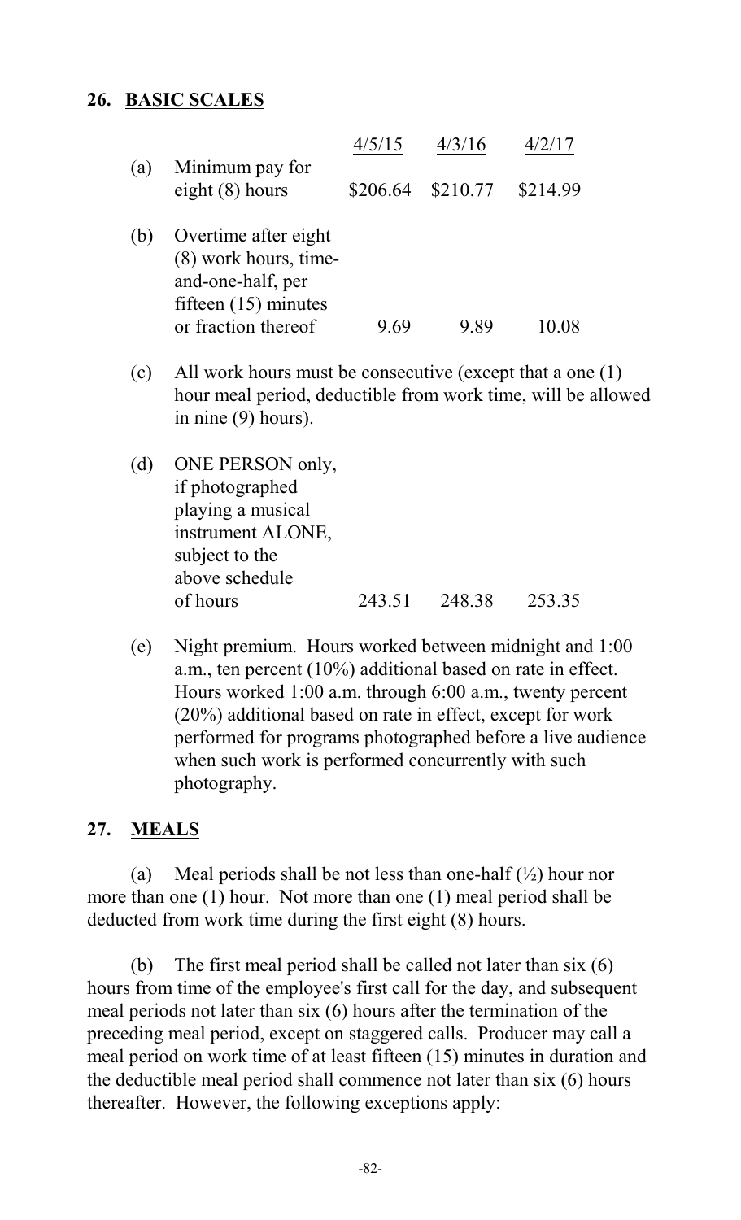## 26. BASIC SCALES

| | | 4/5/15 | 4/3/16 | 4/2/17 |
|---|---|---|---|---|
| (a) | Minimum pay for eight (8) hours | $206.64 | $210.77 | $214.99 |
| (b) | Overtime after eight (8) work hours, time-and-one-half, per fifteen (15) minutes or fraction thereof | 9.69 | 9.89 | 10.08 |
| (c) | All work hours must be consecutive (except that a one (1) hour meal period, deductible from work time, will be allowed in nine (9) hours). | | | |
| (d) | ONE PERSON only, if photographed playing a musical instrument ALONE, subject to the above schedule of hours | 243.51 | 248.38 | 253.35 |
| (e) | Night premium. Hours worked between midnight and 1:00 a.m., ten percent (10%) additional based on rate in effect. Hours worked 1:00 a.m. through 6:00 a.m., twenty percent (20%) additional based on rate in effect, except for work performed for programs photographed before a live audience when such work is performed concurrently with such photography. | | | |

## 27. MEALS

(a) Meal periods shall be not less than one-half (½) hour nor more than one (1) hour. Not more than one (1) meal period shall be deducted from work time during the first eight (8) hours.

(b) The first meal period shall be called not later than six (6) hours from time of the employee's first call for the day, and subsequent meal periods not later than six (6) hours after the termination of the preceding meal period, except on staggered calls. Producer may call a meal period on work time of at least fifteen (15) minutes in duration and the deductible meal period shall commence not later than six (6) hours thereafter. However, the following exceptions apply: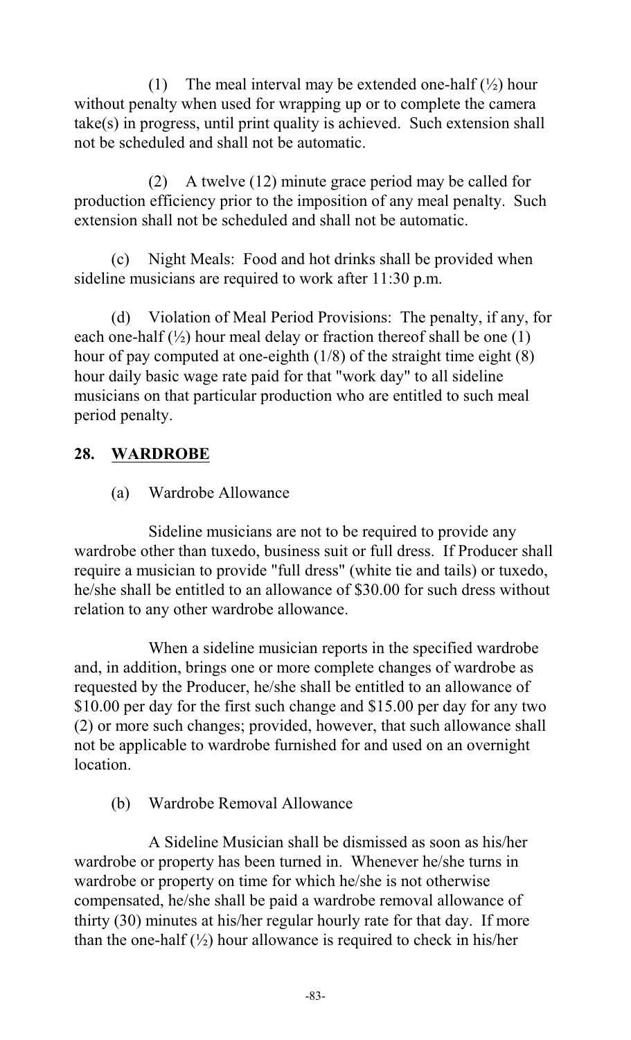(1) The meal interval may be extended one-half (½) hour without penalty when used for wrapping up or to complete the camera take(s) in progress, until print quality is achieved. Such extension shall not be scheduled and shall not be automatic.

(2) A twelve (12) minute grace period may be called for production efficiency prior to the imposition of any meal penalty. Such extension shall not be scheduled and shall not be automatic.

(c) Night Meals: Food and hot drinks shall be provided when sideline musicians are required to work after 11:30 p.m.

(d) Violation of Meal Period Provisions: The penalty, if any, for each one-half (½) hour meal delay or fraction thereof shall be one (1) hour of pay computed at one-eighth (1/8) of the straight time eight (8) hour daily basic wage rate paid for that "work day" to all sideline musicians on that particular production who are entitled to such meal period penalty.

## 28. WARDROBE

(a) Wardrobe Allowance

Sideline musicians are not to be required to provide any wardrobe other than tuxedo, business suit or full dress. If Producer shall require a musician to provide "full dress" (white tie and tails) or tuxedo, he/she shall be entitled to an allowance of $30.00 for such dress without relation to any other wardrobe allowance.

When a sideline musician reports in the specified wardrobe and, in addition, brings one or more complete changes of wardrobe as requested by the Producer, he/she shall be entitled to an allowance of $10.00 per day for the first such change and $15.00 per day for any two (2) or more such changes; provided, however, that such allowance shall not be applicable to wardrobe furnished for and used on an overnight location.

(b) Wardrobe Removal Allowance

A Sideline Musician shall be dismissed as soon as his/her wardrobe or property has been turned in. Whenever he/she turns in wardrobe or property on time for which he/she is not otherwise compensated, he/she shall be paid a wardrobe removal allowance of thirty (30) minutes at his/her regular hourly rate for that day. If more than the one-half (½) hour allowance is required to check in his/her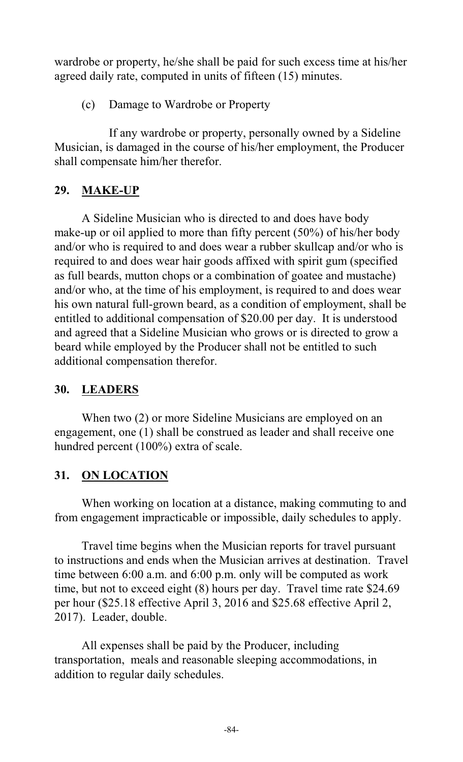wardrobe or property, he/she shall be paid for such excess time at his/her agreed daily rate, computed in units of fifteen (15) minutes.

(c) Damage to Wardrobe or Property

If any wardrobe or property, personally owned by a Sideline Musician, is damaged in the course of his/her employment, the Producer shall compensate him/her therefor.

## 29. MAKE-UP

A Sideline Musician who is directed to and does have body make-up or oil applied to more than fifty percent (50%) of his/her body and/or who is required to and does wear a rubber skullcap and/or who is required to and does wear hair goods affixed with spirit gum (specified as full beards, mutton chops or a combination of goatee and mustache) and/or who, at the time of his employment, is required to and does wear his own natural full-grown beard, as a condition of employment, shall be entitled to additional compensation of $20.00 per day. It is understood and agreed that a Sideline Musician who grows or is directed to grow a beard while employed by the Producer shall not be entitled to such additional compensation therefor.

## 30. LEADERS

When two (2) or more Sideline Musicians are employed on an engagement, one (1) shall be construed as leader and shall receive one hundred percent (100%) extra of scale.

## 31. ON LOCATION

When working on location at a distance, making commuting to and from engagement impracticable or impossible, daily schedules to apply.

Travel time begins when the Musician reports for travel pursuant to instructions and ends when the Musician arrives at destination. Travel time between 6:00 a.m. and 6:00 p.m. only will be computed as work time, but not to exceed eight (8) hours per day. Travel time rate $24.69 per hour ($25.18 effective April 3, 2016 and $25.68 effective April 2, 2017). Leader, double.

All expenses shall be paid by the Producer, including transportation, meals and reasonable sleeping accommodations, in addition to regular daily schedules.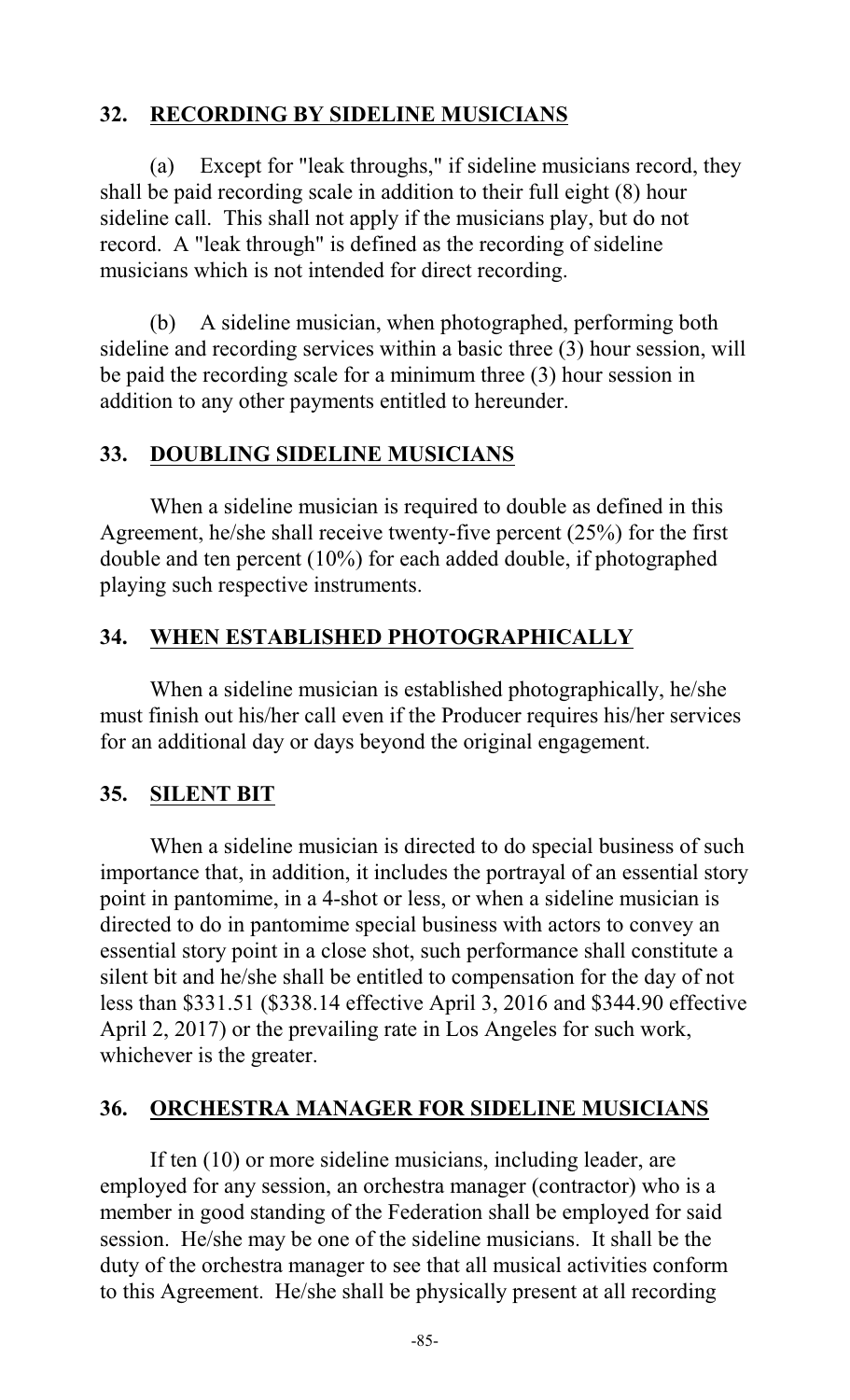## 32. RECORDING BY SIDELINE MUSICIANS

(a) Except for "leak throughs," if sideline musicians record, they shall be paid recording scale in addition to their full eight (8) hour sideline call. This shall not apply if the musicians play, but do not record. A "leak through" is defined as the recording of sideline musicians which is not intended for direct recording.

(b) A sideline musician, when photographed, performing both sideline and recording services within a basic three (3) hour session, will be paid the recording scale for a minimum three (3) hour session in addition to any other payments entitled to hereunder.

## 33. DOUBLING SIDELINE MUSICIANS

When a sideline musician is required to double as defined in this Agreement, he/she shall receive twenty-five percent (25%) for the first double and ten percent (10%) for each added double, if photographed playing such respective instruments.

## 34. WHEN ESTABLISHED PHOTOGRAPHICALLY

When a sideline musician is established photographically, he/she must finish out his/her call even if the Producer requires his/her services for an additional day or days beyond the original engagement.

## 35. SILENT BIT

When a sideline musician is directed to do special business of such importance that, in addition, it includes the portrayal of an essential story point in pantomime, in a 4-shot or less, or when a sideline musician is directed to do in pantomime special business with actors to convey an essential story point in a close shot, such performance shall constitute a silent bit and he/she shall be entitled to compensation for the day of not less than $331.51 ($338.14 effective April 3, 2016 and $344.90 effective April 2, 2017) or the prevailing rate in Los Angeles for such work, whichever is the greater.

## 36. ORCHESTRA MANAGER FOR SIDELINE MUSICIANS

If ten (10) or more sideline musicians, including leader, are employed for any session, an orchestra manager (contractor) who is a member in good standing of the Federation shall be employed for said session. He/she may be one of the sideline musicians. It shall be the duty of the orchestra manager to see that all musical activities conform to this Agreement. He/she shall be physically present at all recording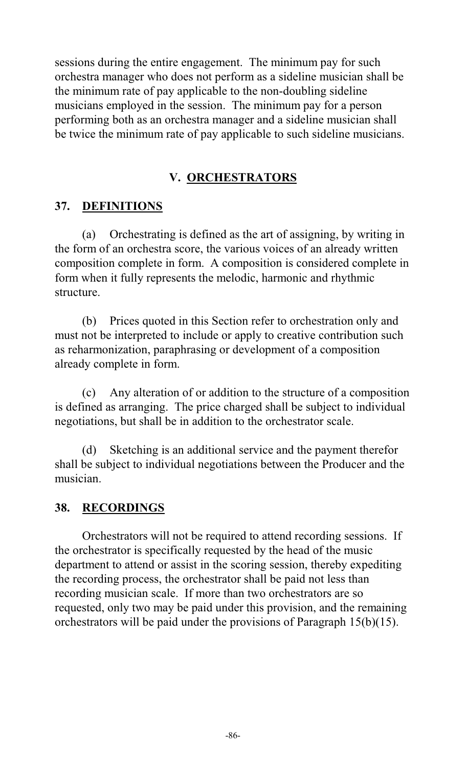sessions during the entire engagement. The minimum pay for such orchestra manager who does not perform as a sideline musician shall be the minimum rate of pay applicable to the non-doubling sideline musicians employed in the session. The minimum pay for a person performing both as an orchestra manager and a sideline musician shall be twice the minimum rate of pay applicable to such sideline musicians.

## V. ORCHESTRATORS

### 37. DEFINITIONS

(a) Orchestrating is defined as the art of assigning, by writing in the form of an orchestra score, the various voices of an already written composition complete in form. A composition is considered complete in form when it fully represents the melodic, harmonic and rhythmic structure.

(b) Prices quoted in this Section refer to orchestration only and must not be interpreted to include or apply to creative contribution such as reharmonization, paraphrasing or development of a composition already complete in form.

(c) Any alteration of or addition to the structure of a composition is defined as arranging. The price charged shall be subject to individual negotiations, but shall be in addition to the orchestrator scale.

(d) Sketching is an additional service and the payment therefor shall be subject to individual negotiations between the Producer and the musician.

### 38. RECORDINGS

Orchestrators will not be required to attend recording sessions. If the orchestrator is specifically requested by the head of the music department to attend or assist in the scoring session, thereby expediting the recording process, the orchestrator shall be paid not less than recording musician scale. If more than two orchestrators are so requested, only two may be paid under this provision, and the remaining orchestrators will be paid under the provisions of Paragraph 15(b)(15).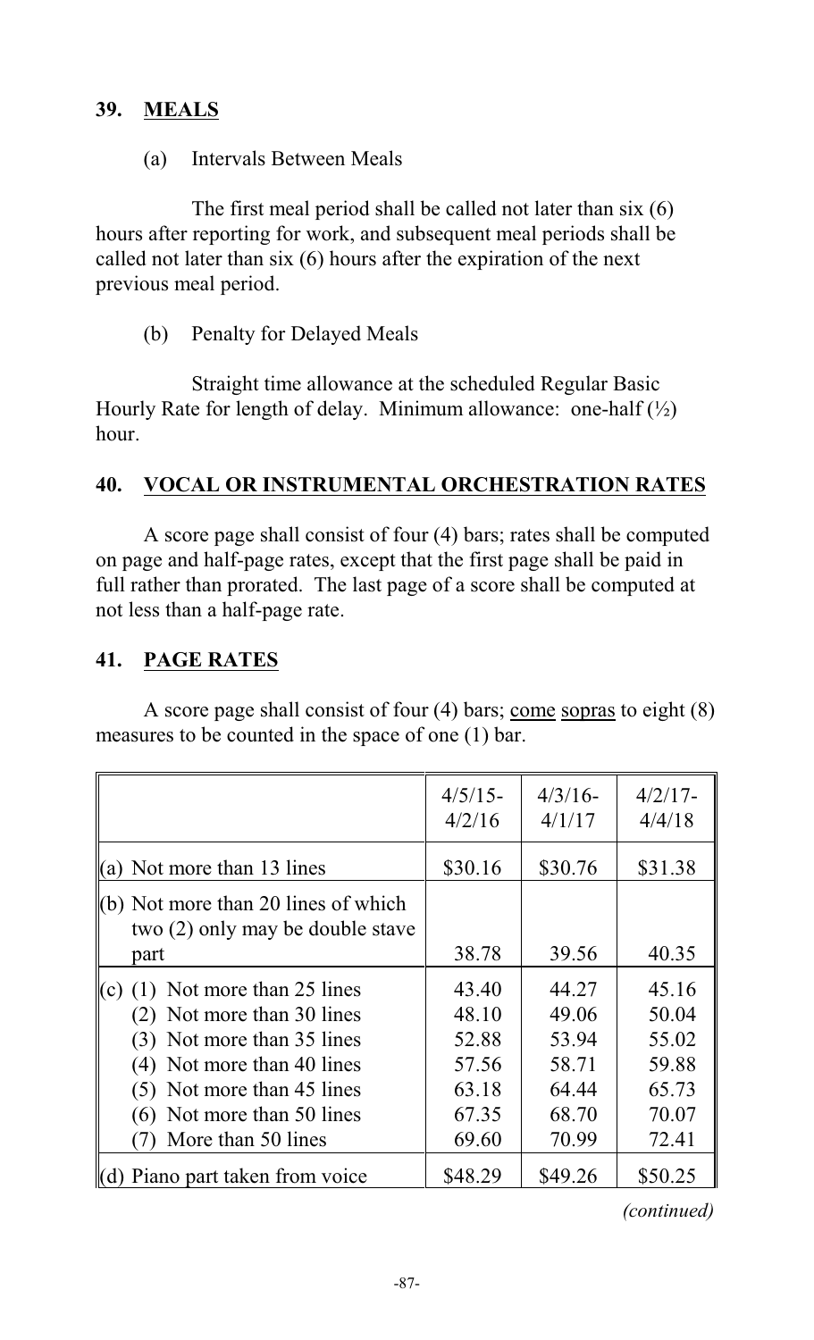## 39. MEALS

(a) Intervals Between Meals

The first meal period shall be called not later than six (6) hours after reporting for work, and subsequent meal periods shall be called not later than six (6) hours after the expiration of the next previous meal period.

(b) Penalty for Delayed Meals

Straight time allowance at the scheduled Regular Basic Hourly Rate for length of delay. Minimum allowance: one-half (½) hour.

## 40. VOCAL OR INSTRUMENTAL ORCHESTRATION RATES

A score page shall consist of four (4) bars; rates shall be computed on page and half-page rates, except that the first page shall be paid in full rather than prorated. The last page of a score shall be computed at not less than a half-page rate.

## 41. PAGE RATES

A score page shall consist of four (4) bars; come sopras to eight (8) measures to be counted in the space of one (1) bar.

| | 4/5/15-4/2/16 | 4/3/16-4/1/17 | 4/2/17-4/4/18 |
|---|---|---|---|
| (a) Not more than 13 lines | $30.16 | $30.76 | $31.38 |
| (b) Not more than 20 lines of which two (2) only may be double stave part | 38.78 | 39.56 | 40.35 |
| (c) (1) Not more than 25 lines | 43.40 | 44.27 | 45.16 |
| (2) Not more than 30 lines | 48.10 | 49.06 | 50.04 |
| (3) Not more than 35 lines | 52.88 | 53.94 | 55.02 |
| (4) Not more than 40 lines | 57.56 | 58.71 | 59.88 |
| (5) Not more than 45 lines | 63.18 | 64.44 | 65.73 |
| (6) Not more than 50 lines | 67.35 | 68.70 | 70.07 |
| (7) More than 50 lines | 69.60 | 70.99 | 72.41 |
| (d) Piano part taken from voice | $48.29 | $49.26 | $50.25 |

*(continued)*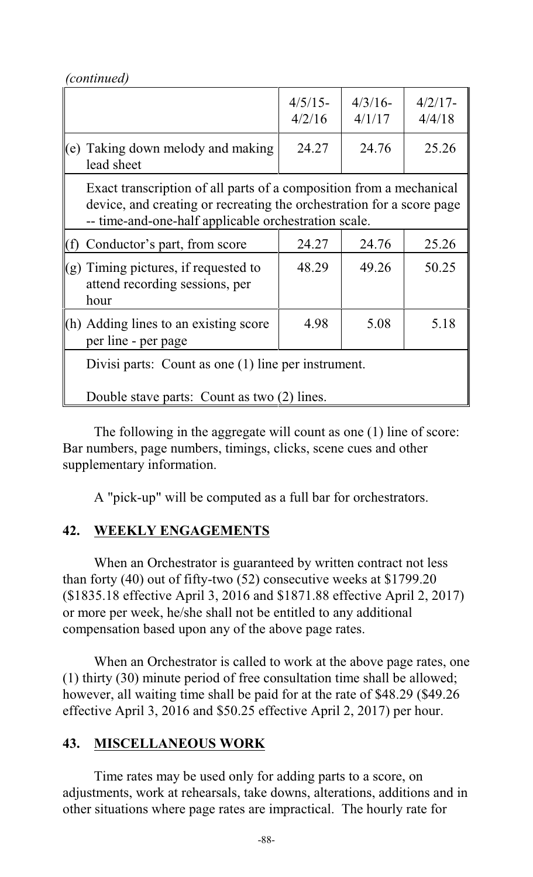*(continued)*

| | 4/5/15-4/2/16 | 4/3/16-4/1/17 | 4/2/17-4/4/18 |
|---|---|---|---|
| (e) Taking down melody and making lead sheet | 24.27 | 24.76 | 25.26 |
| Exact transcription of all parts of a composition from a mechanical device, and creating or recreating the orchestration for a score page -- time-and-one-half applicable orchestration scale. | | | |
| (f) Conductor's part, from score | 24.27 | 24.76 | 25.26 |
| (g) Timing pictures, if requested to attend recording sessions, per hour | 48.29 | 49.26 | 50.25 |
| (h) Adding lines to an existing score per line - per page | 4.98 | 5.08 | 5.18 |
| Divisi parts: Count as one (1) line per instrument. Double stave parts: Count as two (2) lines. | | | |

The following in the aggregate will count as one (1) line of score: Bar numbers, page numbers, timings, clicks, scene cues and other supplementary information.

A "pick-up" will be computed as a full bar for orchestrators.

## 42. WEEKLY ENGAGEMENTS

When an Orchestrator is guaranteed by written contract not less than forty (40) out of fifty-two (52) consecutive weeks at $1799.20 ($1835.18 effective April 3, 2016 and $1871.88 effective April 2, 2017) or more per week, he/she shall not be entitled to any additional compensation based upon any of the above page rates.

When an Orchestrator is called to work at the above page rates, one (1) thirty (30) minute period of free consultation time shall be allowed; however, all waiting time shall be paid for at the rate of $48.29 ($49.26 effective April 3, 2016 and $50.25 effective April 2, 2017) per hour.

## 43. MISCELLANEOUS WORK

Time rates may be used only for adding parts to a score, on adjustments, work at rehearsals, take downs, alterations, additions and in other situations where page rates are impractical. The hourly rate for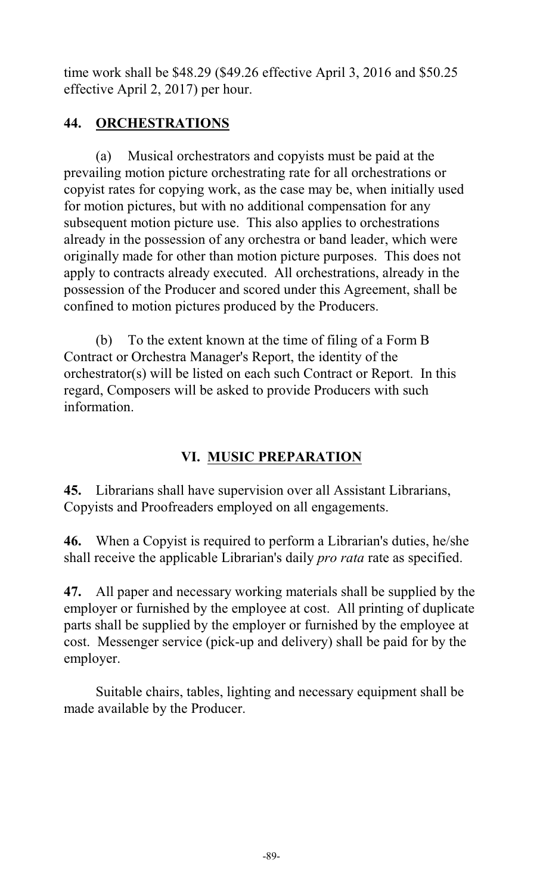time work shall be \$48.29 (\$49.26 effective April 3, 2016 and \$50.25 effective April 2, 2017) per hour.

## 44. ORCHESTRATIONS

(a) Musical orchestrators and copyists must be paid at the prevailing motion picture orchestrating rate for all orchestrations or copyist rates for copying work, as the case may be, when initially used for motion pictures, but with no additional compensation for any subsequent motion picture use. This also applies to orchestrations already in the possession of any orchestra or band leader, which were originally made for other than motion picture purposes. This does not apply to contracts already executed. All orchestrations, already in the possession of the Producer and scored under this Agreement, shall be confined to motion pictures produced by the Producers.

(b) To the extent known at the time of filing of a Form B Contract or Orchestra Manager's Report, the identity of the orchestrator(s) will be listed on each such Contract or Report. In this regard, Composers will be asked to provide Producers with such information.

# VI. MUSIC PREPARATION

**45.** Librarians shall have supervision over all Assistant Librarians, Copyists and Proofreaders employed on all engagements.

**46.** When a Copyist is required to perform a Librarian's duties, he/she shall receive the applicable Librarian's daily *pro rata* rate as specified.

**47.** All paper and necessary working materials shall be supplied by the employer or furnished by the employee at cost. All printing of duplicate parts shall be supplied by the employer or furnished by the employee at cost. Messenger service (pick-up and delivery) shall be paid for by the employer.

Suitable chairs, tables, lighting and necessary equipment shall be made available by the Producer.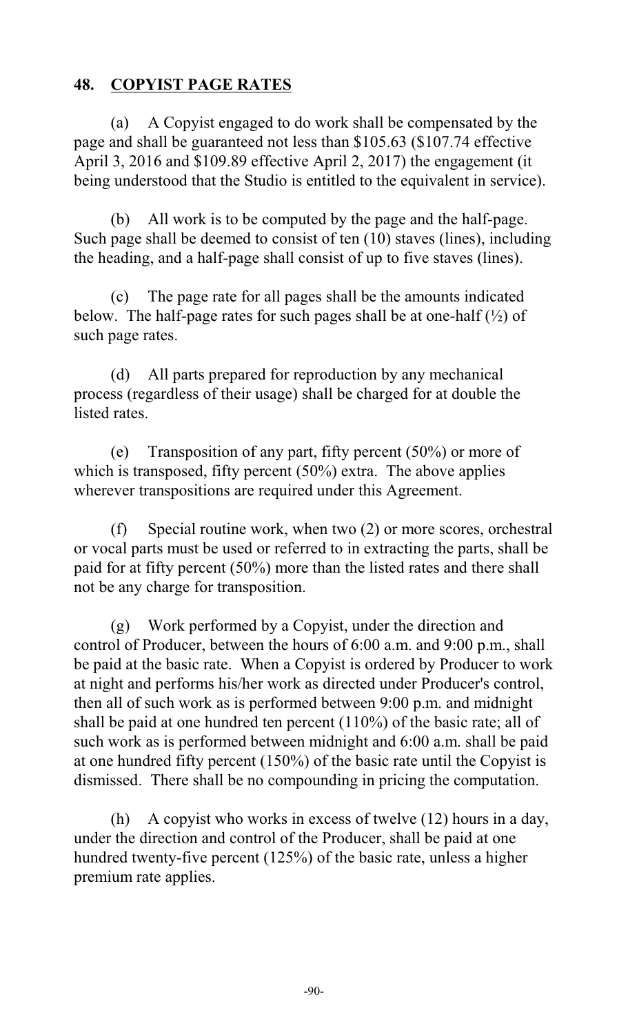## 48. COPYIST PAGE RATES

(a) A Copyist engaged to do work shall be compensated by the page and shall be guaranteed not less than $105.63 ($107.74 effective April 3, 2016 and $109.89 effective April 2, 2017) the engagement (it being understood that the Studio is entitled to the equivalent in service).

(b) All work is to be computed by the page and the half-page. Such page shall be deemed to consist of ten (10) staves (lines), including the heading, and a half-page shall consist of up to five staves (lines).

(c) The page rate for all pages shall be the amounts indicated below. The half-page rates for such pages shall be at one-half (½) of such page rates.

(d) All parts prepared for reproduction by any mechanical process (regardless of their usage) shall be charged for at double the listed rates.

(e) Transposition of any part, fifty percent (50%) or more of which is transposed, fifty percent (50%) extra. The above applies wherever transpositions are required under this Agreement.

(f) Special routine work, when two (2) or more scores, orchestral or vocal parts must be used or referred to in extracting the parts, shall be paid for at fifty percent (50%) more than the listed rates and there shall not be any charge for transposition.

(g) Work performed by a Copyist, under the direction and control of Producer, between the hours of 6:00 a.m. and 9:00 p.m., shall be paid at the basic rate. When a Copyist is ordered by Producer to work at night and performs his/her work as directed under Producer's control, then all of such work as is performed between 9:00 p.m. and midnight shall be paid at one hundred ten percent (110%) of the basic rate; all of such work as is performed between midnight and 6:00 a.m. shall be paid at one hundred fifty percent (150%) of the basic rate until the Copyist is dismissed. There shall be no compounding in pricing the computation.

(h) A copyist who works in excess of twelve (12) hours in a day, under the direction and control of the Producer, shall be paid at one hundred twenty-five percent (125%) of the basic rate, unless a higher premium rate applies.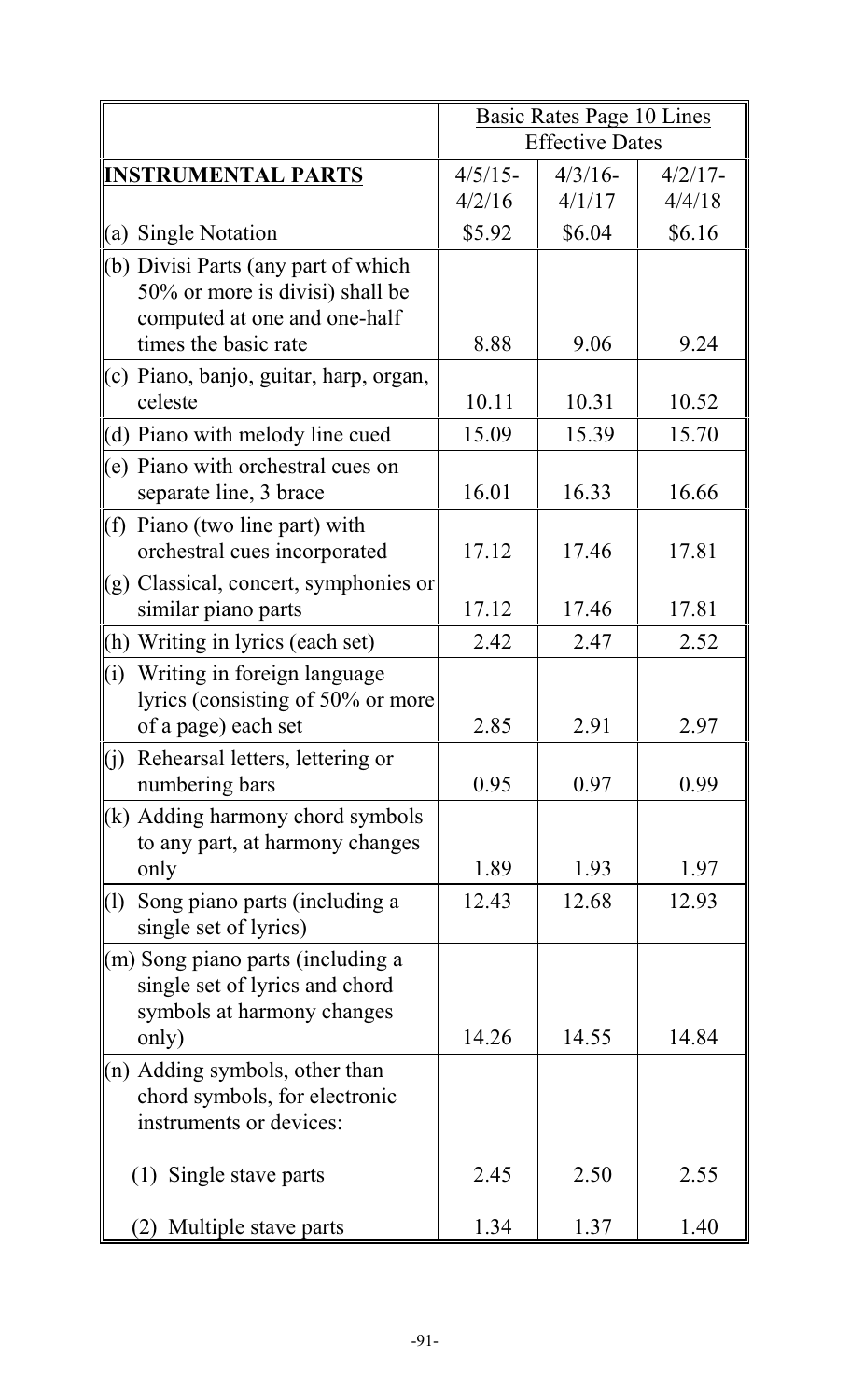| | Basic Rates Page 10 Lines Effective Dates | | |
|---|---|---|---|
| **INSTRUMENTAL PARTS** | 4/5/15-4/2/16 | 4/3/16-4/1/17 | 4/2/17-4/4/18 |
| (a) Single Notation | $5.92 | $6.04 | $6.16 |
| (b) Divisi Parts (any part of which 50% or more is divisi) shall be computed at one and one-half times the basic rate | 8.88 | 9.06 | 9.24 |
| (c) Piano, banjo, guitar, harp, organ, celeste | 10.11 | 10.31 | 10.52 |
| (d) Piano with melody line cued | 15.09 | 15.39 | 15.70 |
| (e) Piano with orchestral cues on separate line, 3 brace | 16.01 | 16.33 | 16.66 |
| (f) Piano (two line part) with orchestral cues incorporated | 17.12 | 17.46 | 17.81 |
| (g) Classical, concert, symphonies or similar piano parts | 17.12 | 17.46 | 17.81 |
| (h) Writing in lyrics (each set) | 2.42 | 2.47 | 2.52 |
| (i) Writing in foreign language lyrics (consisting of 50% or more of a page) each set | 2.85 | 2.91 | 2.97 |
| (j) Rehearsal letters, lettering or numbering bars | 0.95 | 0.97 | 0.99 |
| (k) Adding harmony chord symbols to any part, at harmony changes only | 1.89 | 1.93 | 1.97 |
| (l) Song piano parts (including a single set of lyrics) | 12.43 | 12.68 | 12.93 |
| (m) Song piano parts (including a single set of lyrics and chord symbols at harmony changes only) | 14.26 | 14.55 | 14.84 |
| (n) Adding symbols, other than chord symbols, for electronic instruments or devices: | | | |
| (1) Single stave parts | 2.45 | 2.50 | 2.55 |
| (2) Multiple stave parts | 1.34 | 1.37 | 1.40 |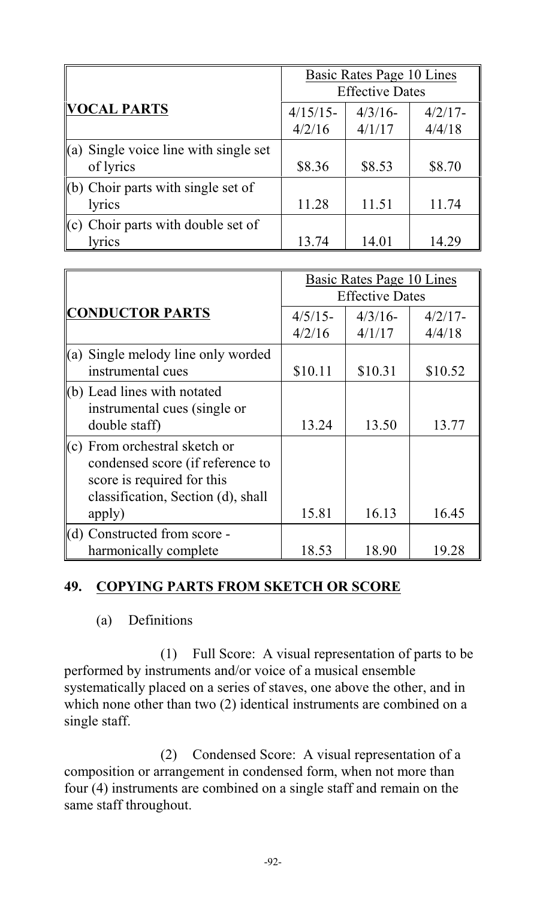| VOCAL PARTS | Basic Rates Page 10 Lines Effective Dates | | |
|---|---|---|---|
| | 4/15/15-4/2/16 | 4/3/16-4/1/17 | 4/2/17-4/4/18 |
| (a) Single voice line with single set of lyrics | $8.36 | $8.53 | $8.70 |
| (b) Choir parts with single set of lyrics | 11.28 | 11.51 | 11.74 |
| (c) Choir parts with double set of lyrics | 13.74 | 14.01 | 14.29 |

| CONDUCTOR PARTS | Basic Rates Page 10 Lines Effective Dates | | |
|---|---|---|---|
| | 4/5/15-4/2/16 | 4/3/16-4/1/17 | 4/2/17-4/4/18 |
| (a) Single melody line only worded instrumental cues | $10.11 | $10.31 | $10.52 |
| (b) Lead lines with notated instrumental cues (single or double staff) | 13.24 | 13.50 | 13.77 |
| (c) From orchestral sketch or condensed score (if reference to score is required for this classification, Section (d), shall apply) | 15.81 | 16.13 | 16.45 |
| (d) Constructed from score - harmonically complete | 18.53 | 18.90 | 19.28 |

## 49. COPYING PARTS FROM SKETCH OR SCORE

(a) Definitions

(1) Full Score: A visual representation of parts to be performed by instruments and/or voice of a musical ensemble systematically placed on a series of staves, one above the other, and in which none other than two (2) identical instruments are combined on a single staff.

(2) Condensed Score: A visual representation of a composition or arrangement in condensed form, when not more than four (4) instruments are combined on a single staff and remain on the same staff throughout.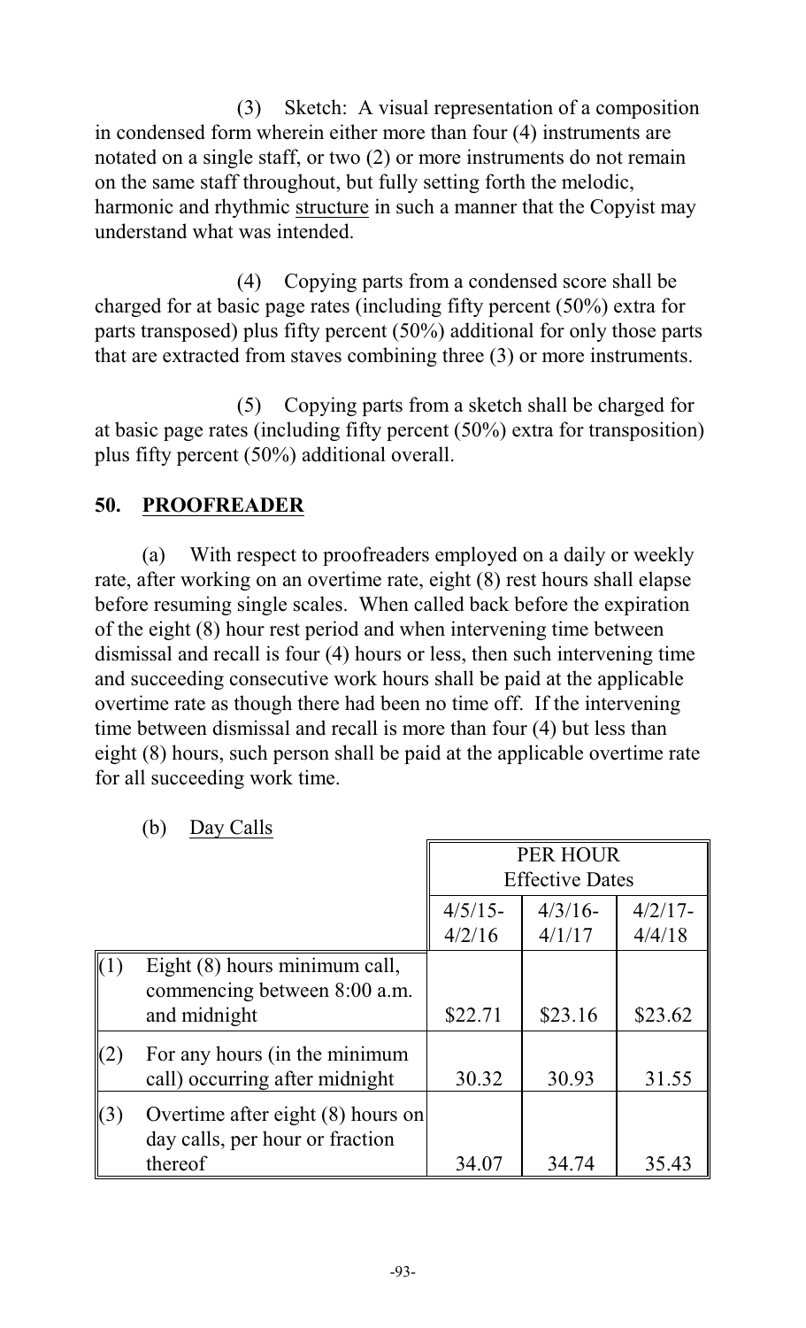(3) Sketch: A visual representation of a composition in condensed form wherein either more than four (4) instruments are notated on a single staff, or two (2) or more instruments do not remain on the same staff throughout, but fully setting forth the melodic, harmonic and rhythmic structure in such a manner that the Copyist may understand what was intended.

(4) Copying parts from a condensed score shall be charged for at basic page rates (including fifty percent (50%) extra for parts transposed) plus fifty percent (50%) additional for only those parts that are extracted from staves combining three (3) or more instruments.

(5) Copying parts from a sketch shall be charged for at basic page rates (including fifty percent (50%) extra for transposition) plus fifty percent (50%) additional overall.

## 50. PROOFREADER

(a) With respect to proofreaders employed on a daily or weekly rate, after working on an overtime rate, eight (8) rest hours shall elapse before resuming single scales. When called back before the expiration of the eight (8) hour rest period and when intervening time between dismissal and recall is four (4) hours or less, then such intervening time and succeeding consecutive work hours shall be paid at the applicable overtime rate as though there had been no time off. If the intervening time between dismissal and recall is more than four (4) but less than eight (8) hours, such person shall be paid at the applicable overtime rate for all succeeding work time.

(b) Day Calls

| | | PER HOUR Effective Dates | | |
|---|---|---|---|---|
| | | 4/5/15-4/2/16 | 4/3/16-4/1/17 | 4/2/17-4/4/18 |
| (1) | Eight (8) hours minimum call, commencing between 8:00 a.m. and midnight | $22.71 | $23.16 | $23.62 |
| (2) | For any hours (in the minimum call) occurring after midnight | 30.32 | 30.93 | 31.55 |
| (3) | Overtime after eight (8) hours on day calls, per hour or fraction thereof | 34.07 | 34.74 | 35.43 |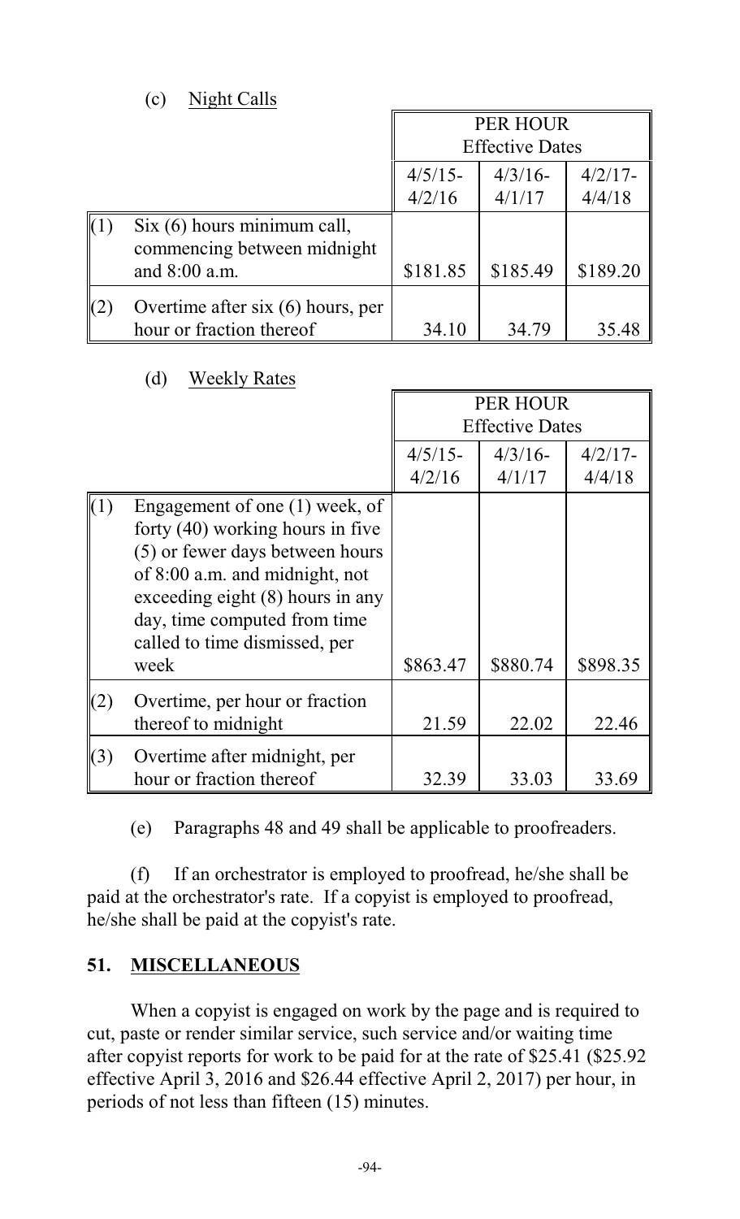(c) Night Calls

| | | PER HOUR Effective Dates | | |
|---|---|---|---|---|
| | | 4/5/15-4/2/16 | 4/3/16-4/1/17 | 4/2/17-4/4/18 |
| (1) | Six (6) hours minimum call, commencing between midnight and 8:00 a.m. | $181.85 | $185.49 | $189.20 |
| (2) | Overtime after six (6) hours, per hour or fraction thereof | 34.10 | 34.79 | 35.48 |

(d) Weekly Rates

| | | PER HOUR Effective Dates | | |
|---|---|---|---|---|
| | | 4/5/15-4/2/16 | 4/3/16-4/1/17 | 4/2/17-4/4/18 |
| (1) | Engagement of one (1) week, of forty (40) working hours in five (5) or fewer days between hours of 8:00 a.m. and midnight, not exceeding eight (8) hours in any day, time computed from time called to time dismissed, per week | $863.47 | $880.74 | $898.35 |
| (2) | Overtime, per hour or fraction thereof to midnight | 21.59 | 22.02 | 22.46 |
| (3) | Overtime after midnight, per hour or fraction thereof | 32.39 | 33.03 | 33.69 |

(e) Paragraphs 48 and 49 shall be applicable to proofreaders.

(f) If an orchestrator is employed to proofread, he/she shall be paid at the orchestrator's rate. If a copyist is employed to proofread, he/she shall be paid at the copyist's rate.

## 51. MISCELLANEOUS

When a copyist is engaged on work by the page and is required to cut, paste or render similar service, such service and/or waiting time after copyist reports for work to be paid for at the rate of $25.41 ($25.92 effective April 3, 2016 and $26.44 effective April 2, 2017) per hour, in periods of not less than fifteen (15) minutes.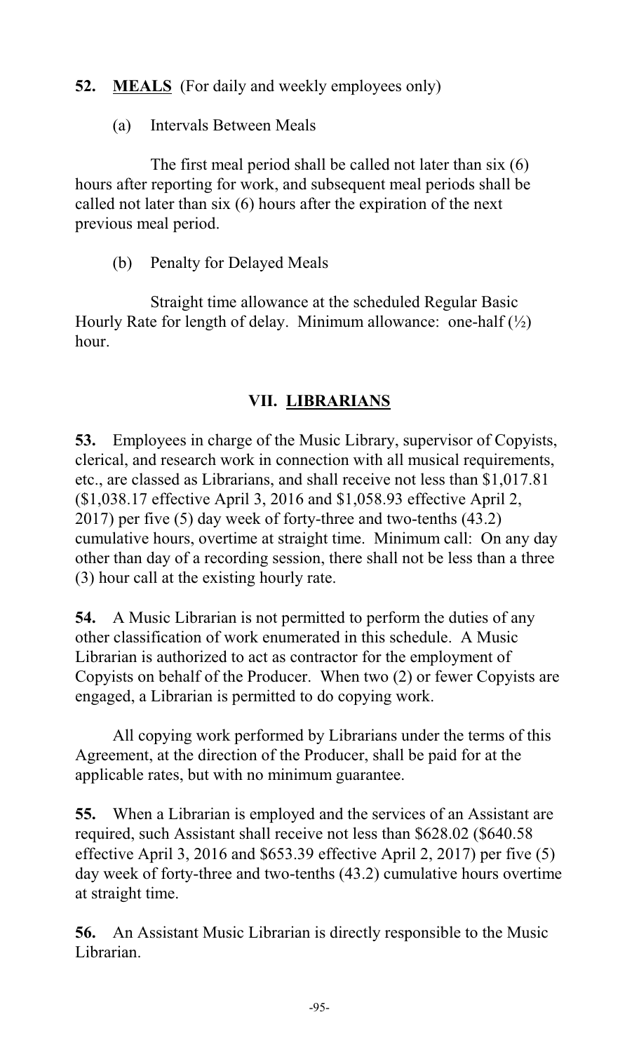**52. MEALS** (For daily and weekly employees only)

(a) Intervals Between Meals

The first meal period shall be called not later than six (6) hours after reporting for work, and subsequent meal periods shall be called not later than six (6) hours after the expiration of the next previous meal period.

(b) Penalty for Delayed Meals

Straight time allowance at the scheduled Regular Basic Hourly Rate for length of delay. Minimum allowance: one-half (½) hour.

## VII. LIBRARIANS

**53.** Employees in charge of the Music Library, supervisor of Copyists, clerical, and research work in connection with all musical requirements, etc., are classed as Librarians, and shall receive not less than $1,017.81 ($1,038.17 effective April 3, 2016 and $1,058.93 effective April 2, 2017) per five (5) day week of forty-three and two-tenths (43.2) cumulative hours, overtime at straight time. Minimum call: On any day other than day of a recording session, there shall not be less than a three (3) hour call at the existing hourly rate.

**54.** A Music Librarian is not permitted to perform the duties of any other classification of work enumerated in this schedule. A Music Librarian is authorized to act as contractor for the employment of Copyists on behalf of the Producer. When two (2) or fewer Copyists are engaged, a Librarian is permitted to do copying work.

All copying work performed by Librarians under the terms of this Agreement, at the direction of the Producer, shall be paid for at the applicable rates, but with no minimum guarantee.

**55.** When a Librarian is employed and the services of an Assistant are required, such Assistant shall receive not less than $628.02 ($640.58 effective April 3, 2016 and $653.39 effective April 2, 2017) per five (5) day week of forty-three and two-tenths (43.2) cumulative hours overtime at straight time.

**56.** An Assistant Music Librarian is directly responsible to the Music Librarian.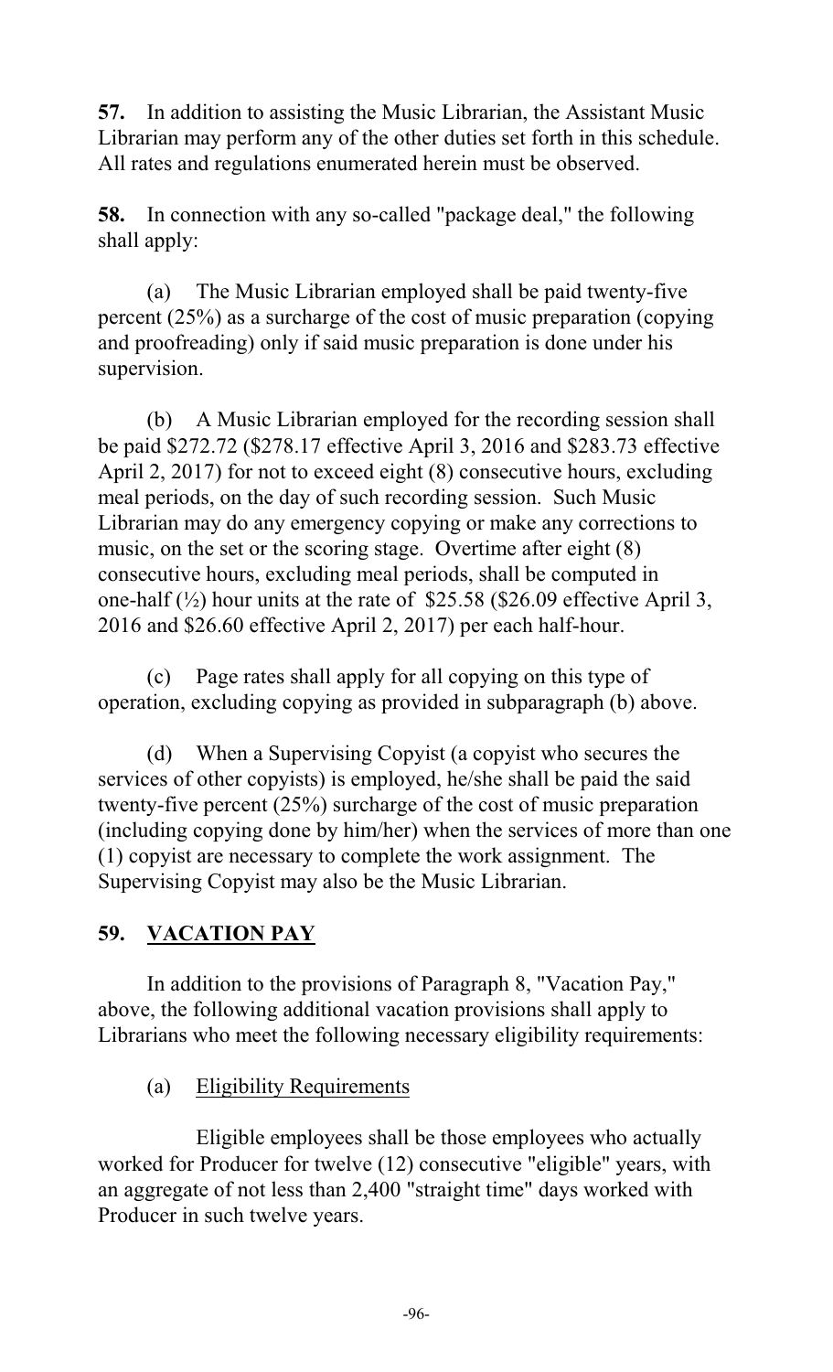**57.** In addition to assisting the Music Librarian, the Assistant Music Librarian may perform any of the other duties set forth in this schedule. All rates and regulations enumerated herein must be observed.

**58.** In connection with any so-called "package deal," the following shall apply:

(a) The Music Librarian employed shall be paid twenty-five percent (25%) as a surcharge of the cost of music preparation (copying and proofreading) only if said music preparation is done under his supervision.

(b) A Music Librarian employed for the recording session shall be paid $272.72 ($278.17 effective April 3, 2016 and $283.73 effective April 2, 2017) for not to exceed eight (8) consecutive hours, excluding meal periods, on the day of such recording session. Such Music Librarian may do any emergency copying or make any corrections to music, on the set or the scoring stage. Overtime after eight (8) consecutive hours, excluding meal periods, shall be computed in one-half (½) hour units at the rate of $25.58 ($26.09 effective April 3, 2016 and $26.60 effective April 2, 2017) per each half-hour.

(c) Page rates shall apply for all copying on this type of operation, excluding copying as provided in subparagraph (b) above.

(d) When a Supervising Copyist (a copyist who secures the services of other copyists) is employed, he/she shall be paid the said twenty-five percent (25%) surcharge of the cost of music preparation (including copying done by him/her) when the services of more than one (1) copyist are necessary to complete the work assignment. The Supervising Copyist may also be the Music Librarian.

## 59. VACATION PAY

In addition to the provisions of Paragraph 8, "Vacation Pay," above, the following additional vacation provisions shall apply to Librarians who meet the following necessary eligibility requirements:

(a) Eligibility Requirements

Eligible employees shall be those employees who actually worked for Producer for twelve (12) consecutive "eligible" years, with an aggregate of not less than 2,400 "straight time" days worked with Producer in such twelve years.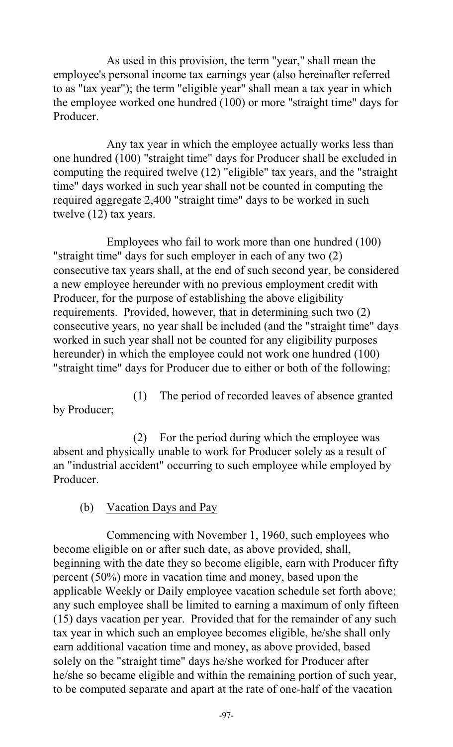As used in this provision, the term "year," shall mean the employee's personal income tax earnings year (also hereinafter referred to as "tax year"); the term "eligible year" shall mean a tax year in which the employee worked one hundred (100) or more "straight time" days for Producer.

Any tax year in which the employee actually works less than one hundred (100) "straight time" days for Producer shall be excluded in computing the required twelve (12) "eligible" tax years, and the "straight time" days worked in such year shall not be counted in computing the required aggregate 2,400 "straight time" days to be worked in such twelve (12) tax years.

Employees who fail to work more than one hundred (100) "straight time" days for such employer in each of any two (2) consecutive tax years shall, at the end of such second year, be considered a new employee hereunder with no previous employment credit with Producer, for the purpose of establishing the above eligibility requirements. Provided, however, that in determining such two (2) consecutive years, no year shall be included (and the "straight time" days worked in such year shall not be counted for any eligibility purposes hereunder) in which the employee could not work one hundred (100) "straight time" days for Producer due to either or both of the following:

(1) The period of recorded leaves of absence granted by Producer;

(2) For the period during which the employee was absent and physically unable to work for Producer solely as a result of an "industrial accident" occurring to such employee while employed by Producer.

(b) Vacation Days and Pay

Commencing with November 1, 1960, such employees who become eligible on or after such date, as above provided, shall, beginning with the date they so become eligible, earn with Producer fifty percent (50%) more in vacation time and money, based upon the applicable Weekly or Daily employee vacation schedule set forth above; any such employee shall be limited to earning a maximum of only fifteen (15) days vacation per year. Provided that for the remainder of any such tax year in which such an employee becomes eligible, he/she shall only earn additional vacation time and money, as above provided, based solely on the "straight time" days he/she worked for Producer after he/she so became eligible and within the remaining portion of such year, to be computed separate and apart at the rate of one-half of the vacation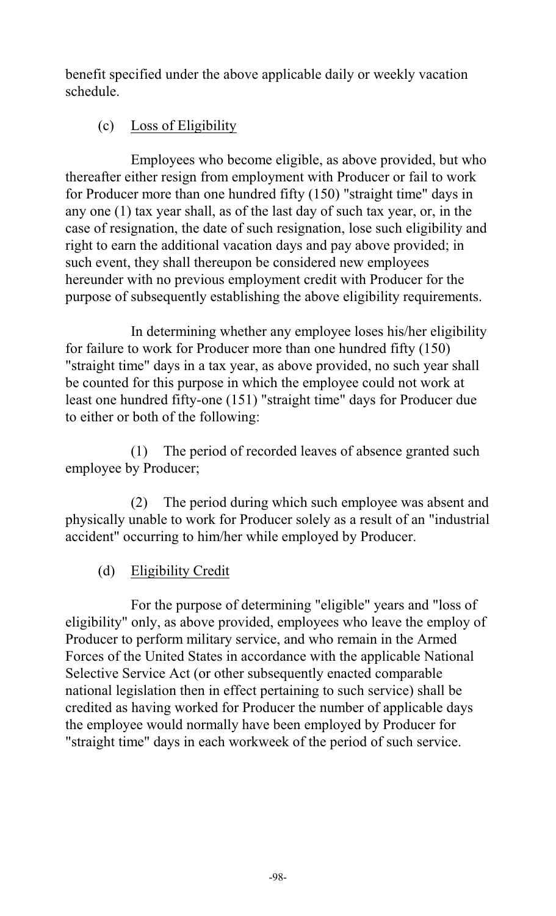benefit specified under the above applicable daily or weekly vacation schedule.

(c) Loss of Eligibility

Employees who become eligible, as above provided, but who thereafter either resign from employment with Producer or fail to work for Producer more than one hundred fifty (150) "straight time" days in any one (1) tax year shall, as of the last day of such tax year, or, in the case of resignation, the date of such resignation, lose such eligibility and right to earn the additional vacation days and pay above provided; in such event, they shall thereupon be considered new employees hereunder with no previous employment credit with Producer for the purpose of subsequently establishing the above eligibility requirements.

In determining whether any employee loses his/her eligibility for failure to work for Producer more than one hundred fifty (150) "straight time" days in a tax year, as above provided, no such year shall be counted for this purpose in which the employee could not work at least one hundred fifty-one (151) "straight time" days for Producer due to either or both of the following:

(1) The period of recorded leaves of absence granted such employee by Producer;

(2) The period during which such employee was absent and physically unable to work for Producer solely as a result of an "industrial accident" occurring to him/her while employed by Producer.

(d) Eligibility Credit

For the purpose of determining "eligible" years and "loss of eligibility" only, as above provided, employees who leave the employ of Producer to perform military service, and who remain in the Armed Forces of the United States in accordance with the applicable National Selective Service Act (or other subsequently enacted comparable national legislation then in effect pertaining to such service) shall be credited as having worked for Producer the number of applicable days the employee would normally have been employed by Producer for "straight time" days in each workweek of the period of such service.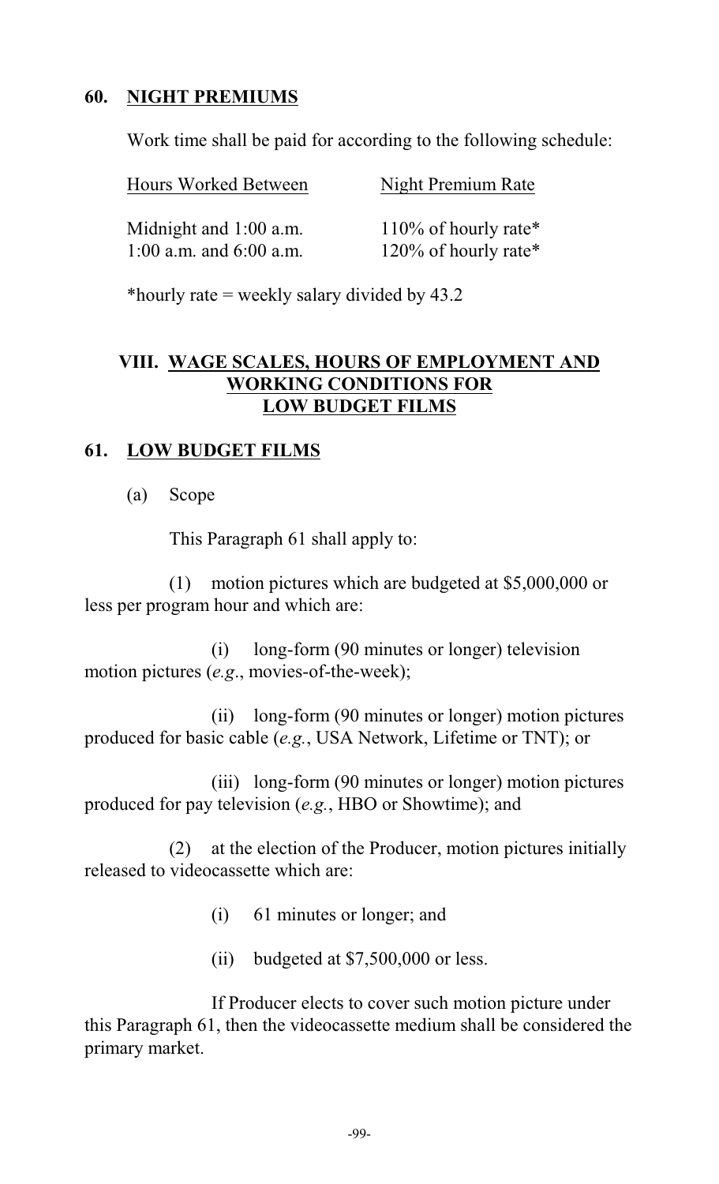## 60. NIGHT PREMIUMS

Work time shall be paid for according to the following schedule:

| Hours Worked Between | Night Premium Rate |
|---|---|
| Midnight and 1:00 a.m. | 110% of hourly rate* |
| 1:00 a.m. and 6:00 a.m. | 120% of hourly rate* |

*hourly rate = weekly salary divided by 43.2

# VIII. WAGE SCALES, HOURS OF EMPLOYMENT AND WORKING CONDITIONS FOR LOW BUDGET FILMS

## 61. LOW BUDGET FILMS

(a) Scope

This Paragraph 61 shall apply to:

(1) motion pictures which are budgeted at $5,000,000 or less per program hour and which are:

(i) long-form (90 minutes or longer) television motion pictures (*e.g*., movies-of-the-week);

(ii) long-form (90 minutes or longer) motion pictures produced for basic cable (*e.g.*, USA Network, Lifetime or TNT); or

(iii) long-form (90 minutes or longer) motion pictures produced for pay television (*e.g.*, HBO or Showtime); and

(2) at the election of the Producer, motion pictures initially released to videocassette which are:

(i) 61 minutes or longer; and

(ii) budgeted at $7,500,000 or less.

If Producer elects to cover such motion picture under this Paragraph 61, then the videocassette medium shall be considered the primary market.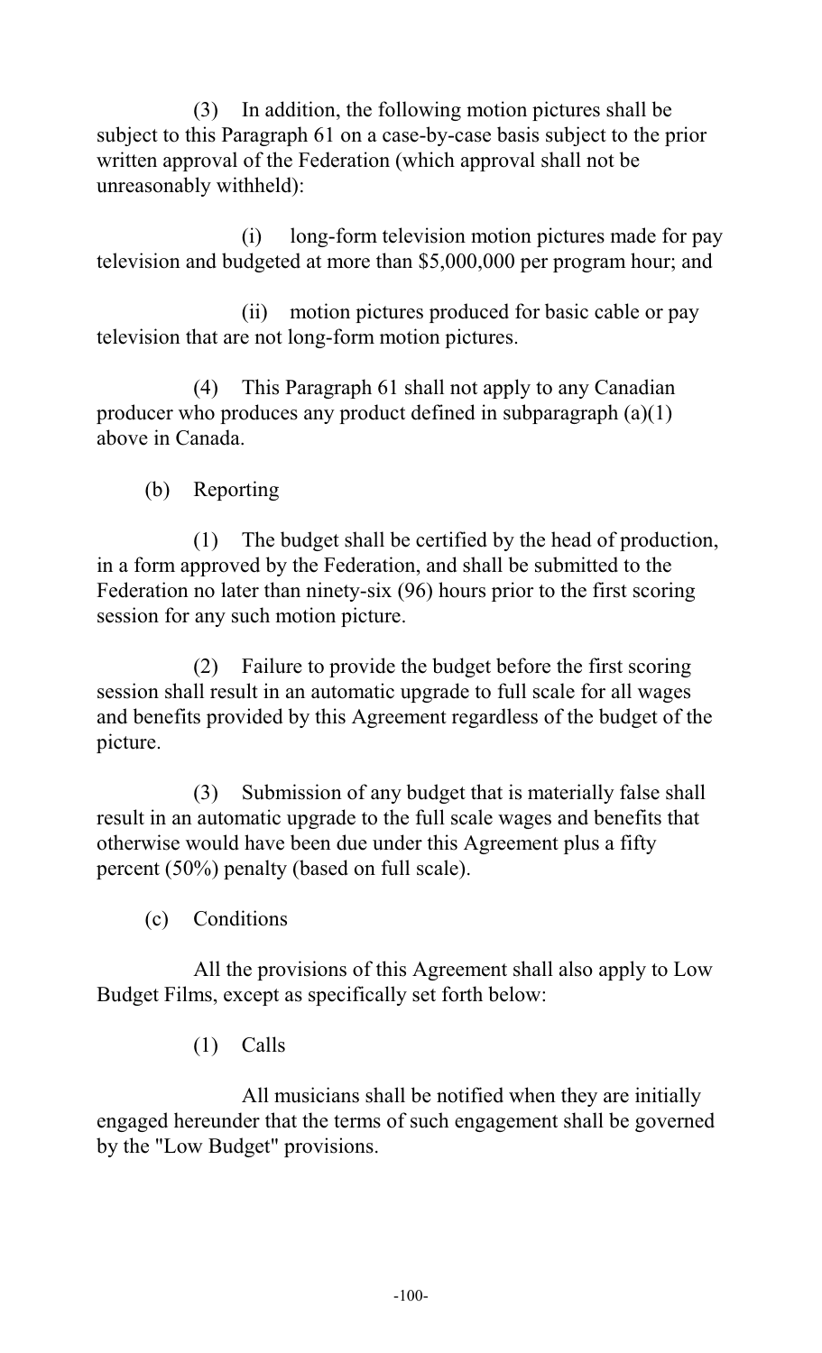(3) In addition, the following motion pictures shall be subject to this Paragraph 61 on a case-by-case basis subject to the prior written approval of the Federation (which approval shall not be unreasonably withheld):

(i) long-form television motion pictures made for pay television and budgeted at more than $5,000,000 per program hour; and

(ii) motion pictures produced for basic cable or pay television that are not long-form motion pictures.

(4) This Paragraph 61 shall not apply to any Canadian producer who produces any product defined in subparagraph (a)(1) above in Canada.

(b) Reporting

(1) The budget shall be certified by the head of production, in a form approved by the Federation, and shall be submitted to the Federation no later than ninety-six (96) hours prior to the first scoring session for any such motion picture.

(2) Failure to provide the budget before the first scoring session shall result in an automatic upgrade to full scale for all wages and benefits provided by this Agreement regardless of the budget of the picture.

(3) Submission of any budget that is materially false shall result in an automatic upgrade to the full scale wages and benefits that otherwise would have been due under this Agreement plus a fifty percent (50%) penalty (based on full scale).

(c) Conditions

All the provisions of this Agreement shall also apply to Low Budget Films, except as specifically set forth below:

(1) Calls

All musicians shall be notified when they are initially engaged hereunder that the terms of such engagement shall be governed by the "Low Budget" provisions.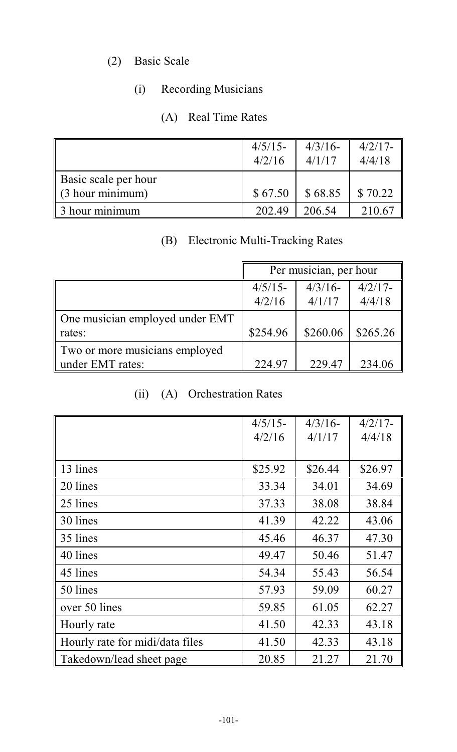(2) Basic Scale

(i) Recording Musicians

(A) Real Time Rates

| | 4/5/15-4/2/16 | 4/3/16-4/1/17 | 4/2/17-4/4/18 |
|---|---|---|---|
| Basic scale per hour (3 hour minimum) | $ 67.50 | $ 68.85 | $ 70.22 |
| 3 hour minimum | 202.49 | 206.54 | 210.67 |

(B) Electronic Multi-Tracking Rates

| | Per musician, per hour | | |
|---|---|---|---|
| | 4/5/15-4/2/16 | 4/3/16-4/1/17 | 4/2/17-4/4/18 |
| One musician employed under EMT rates: | $254.96 | $260.06 | $265.26 |
| Two or more musicians employed under EMT rates: | 224.97 | 229.47 | 234.06 |

(ii) (A) Orchestration Rates

| | 4/5/15-4/2/16 | 4/3/16-4/1/17 | 4/2/17-4/4/18 |
|---|---|---|---|
| 13 lines | $25.92 | $26.44 | $26.97 |
| 20 lines | 33.34 | 34.01 | 34.69 |
| 25 lines | 37.33 | 38.08 | 38.84 |
| 30 lines | 41.39 | 42.22 | 43.06 |
| 35 lines | 45.46 | 46.37 | 47.30 |
| 40 lines | 49.47 | 50.46 | 51.47 |
| 45 lines | 54.34 | 55.43 | 56.54 |
| 50 lines | 57.93 | 59.09 | 60.27 |
| over 50 lines | 59.85 | 61.05 | 62.27 |
| Hourly rate | 41.50 | 42.33 | 43.18 |
| Hourly rate for midi/data files | 41.50 | 42.33 | 43.18 |
| Takedown/lead sheet page | 20.85 | 21.27 | 21.70 |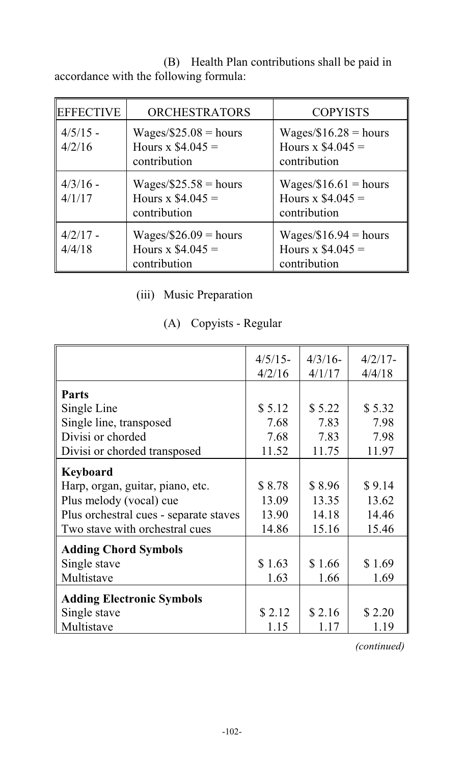(B) Health Plan contributions shall be paid in accordance with the following formula:

| EFFECTIVE | ORCHESTRATORS | COPYISTS |
|---|---|---|
| 4/5/15 - 4/2/16 | Wages/$25.08 = hours Hours x $4.045 = contribution | Wages/$16.28 = hours Hours x $4.045 = contribution |
| 4/3/16 - 4/1/17 | Wages/$25.58 = hours Hours x $4.045 = contribution | Wages/$16.61 = hours Hours x $4.045 = contribution |
| 4/2/17 - 4/4/18 | Wages/$26.09 = hours Hours x $4.045 = contribution | Wages/$16.94 = hours Hours x $4.045 = contribution |

(iii) Music Preparation

(A) Copyists - Regular

| | 4/5/15-4/2/16 | 4/3/16-4/1/17 | 4/2/17-4/4/18 |
|---|---|---|---|
| **Parts** | | | |
| Single Line | $ 5.12 | $ 5.22 | $ 5.32 |
| Single line, transposed | 7.68 | 7.83 | 7.98 |
| Divisi or chorded | 7.68 | 7.83 | 7.98 |
| Divisi or chorded transposed | 11.52 | 11.75 | 11.97 |
| **Keyboard** | | | |
| Harp, organ, guitar, piano, etc. | $ 8.78 | $ 8.96 | $ 9.14 |
| Plus melody (vocal) cue | 13.09 | 13.35 | 13.62 |
| Plus orchestral cues - separate staves | 13.90 | 14.18 | 14.46 |
| Two stave with orchestral cues | 14.86 | 15.16 | 15.46 |
| **Adding Chord Symbols** | | | |
| Single stave | $ 1.63 | $ 1.66 | $ 1.69 |
| Multistave | 1.63 | 1.66 | 1.69 |
| **Adding Electronic Symbols** | | | |
| Single stave | $ 2.12 | $ 2.16 | $ 2.20 |
| Multistave | 1.15 | 1.17 | 1.19 |

*(continued)*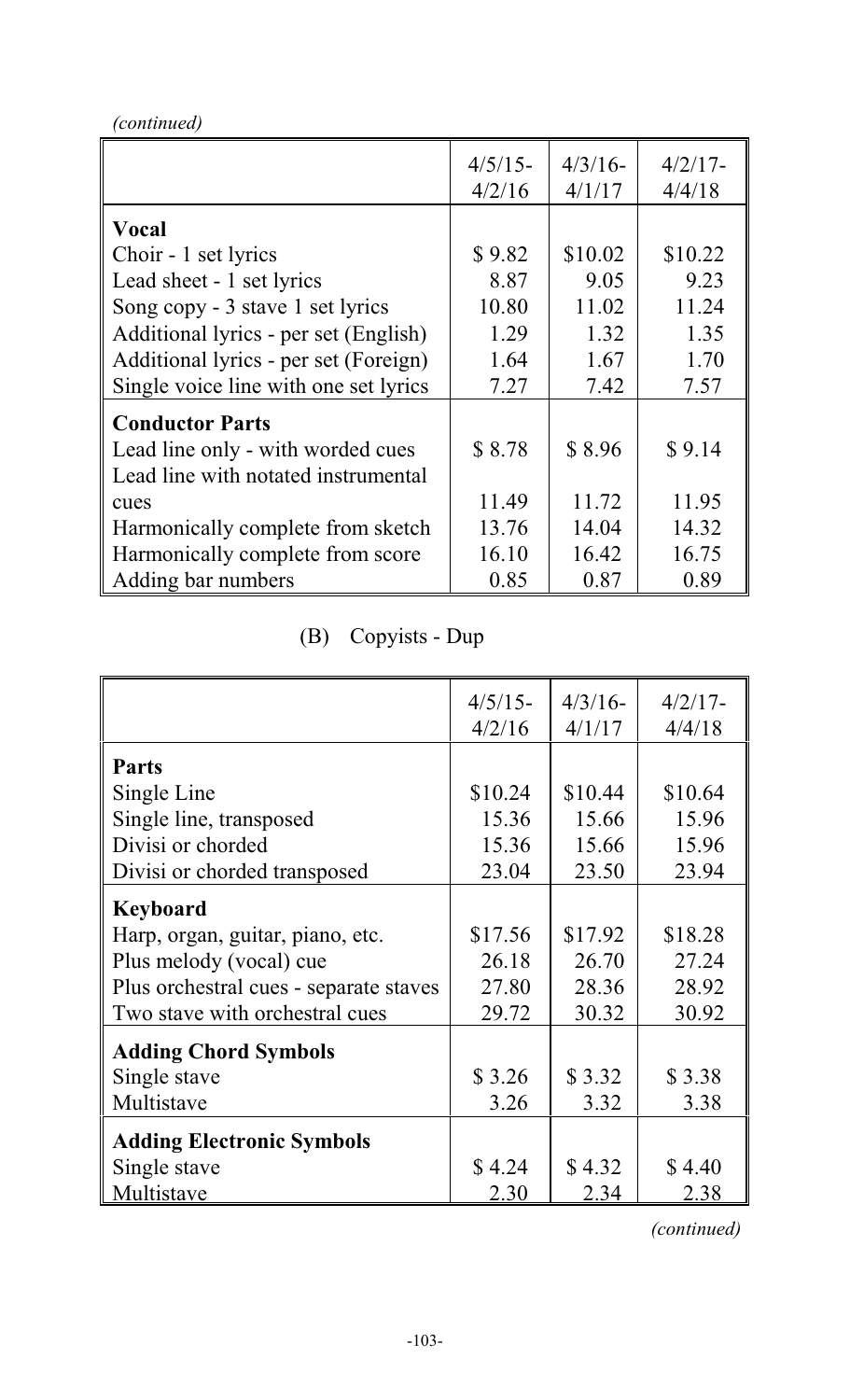*(continued)*

| | 4/5/15-4/2/16 | 4/3/16-4/1/17 | 4/2/17-4/4/18 |
|---|---|---|---|
| **Vocal** | | | |
| Choir - 1 set lyrics | $ 9.82 | $10.02 | $10.22 |
| Lead sheet - 1 set lyrics | 8.87 | 9.05 | 9.23 |
| Song copy - 3 stave 1 set lyrics | 10.80 | 11.02 | 11.24 |
| Additional lyrics - per set (English) | 1.29 | 1.32 | 1.35 |
| Additional lyrics - per set (Foreign) | 1.64 | 1.67 | 1.70 |
| Single voice line with one set lyrics | 7.27 | 7.42 | 7.57 |
| **Conductor Parts** | | | |
| Lead line only - with worded cues | $ 8.78 | $ 8.96 | $ 9.14 |
| Lead line with notated instrumental cues | 11.49 | 11.72 | 11.95 |
| Harmonically complete from sketch | 13.76 | 14.04 | 14.32 |
| Harmonically complete from score | 16.10 | 16.42 | 16.75 |
| Adding bar numbers | 0.85 | 0.87 | 0.89 |

(B) Copyists - Dup

| | 4/5/15-4/2/16 | 4/3/16-4/1/17 | 4/2/17-4/4/18 |
|---|---|---|---|
| **Parts** | | | |
| Single Line | $10.24 | $10.44 | $10.64 |
| Single line, transposed | 15.36 | 15.66 | 15.96 |
| Divisi or chorded | 15.36 | 15.66 | 15.96 |
| Divisi or chorded transposed | 23.04 | 23.50 | 23.94 |
| **Keyboard** | | | |
| Harp, organ, guitar, piano, etc. | $17.56 | $17.92 | $18.28 |
| Plus melody (vocal) cue | 26.18 | 26.70 | 27.24 |
| Plus orchestral cues - separate staves | 27.80 | 28.36 | 28.92 |
| Two stave with orchestral cues | 29.72 | 30.32 | 30.92 |
| **Adding Chord Symbols** | | | |
| Single stave | $ 3.26 | $ 3.32 | $ 3.38 |
| Multistave | 3.26 | 3.32 | 3.38 |
| **Adding Electronic Symbols** | | | |
| Single stave | $ 4.24 | $ 4.32 | $ 4.40 |
| Multistave | 2.30 | 2.34 | 2.38 |

*(continued)*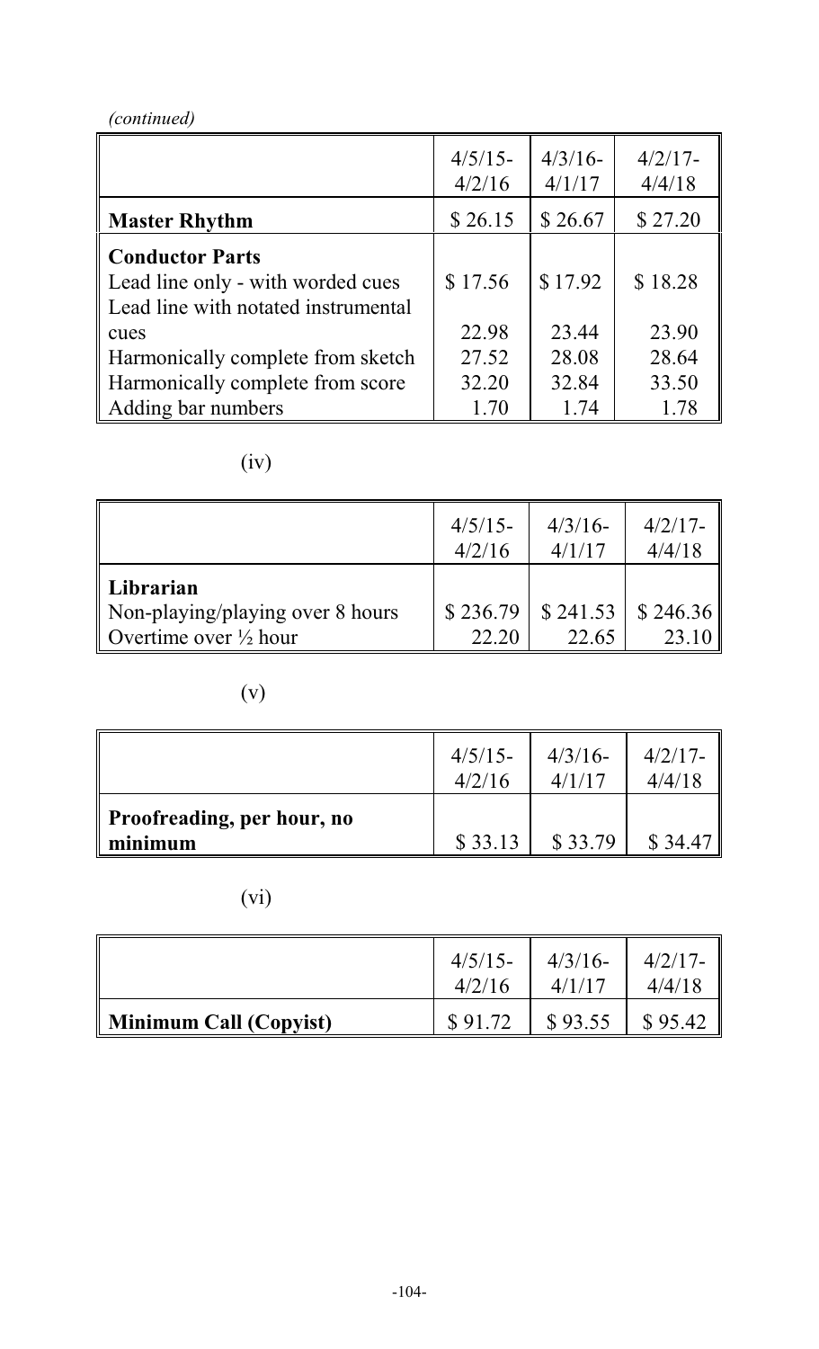*(continued)*

| | 4/5/15-4/2/16 | 4/3/16-4/1/17 | 4/2/17-4/4/18 |
|---|---|---|---|
| **Master Rhythm** | $ 26.15 | $ 26.67 | $ 27.20 |
| **Conductor Parts** | | | |
| Lead line only - with worded cues | $ 17.56 | $ 17.92 | $ 18.28 |
| Lead line with notated instrumental cues | 22.98 | 23.44 | 23.90 |
| Harmonically complete from sketch | 27.52 | 28.08 | 28.64 |
| Harmonically complete from score | 32.20 | 32.84 | 33.50 |
| Adding bar numbers | 1.70 | 1.74 | 1.78 |

(iv)

| | 4/5/15-4/2/16 | 4/3/16-4/1/17 | 4/2/17-4/4/18 |
|---|---|---|---|
| **Librarian** | | | |
| Non-playing/playing over 8 hours | $ 236.79 | $ 241.53 | $ 246.36 |
| Overtime over ½ hour | 22.20 | 22.65 | 23.10 |

(v)

| | 4/5/15-4/2/16 | 4/3/16-4/1/17 | 4/2/17-4/4/18 |
|---|---|---|---|
| **Proofreading, per hour, no minimum** | $ 33.13 | $ 33.79 | $ 34.47 |

(vi)

| | 4/5/15-4/2/16 | 4/3/16-4/1/17 | 4/2/17-4/4/18 |
|---|---|---|---|
| **Minimum Call (Copyist)** | $ 91.72 | $ 93.55 | $ 95.42 |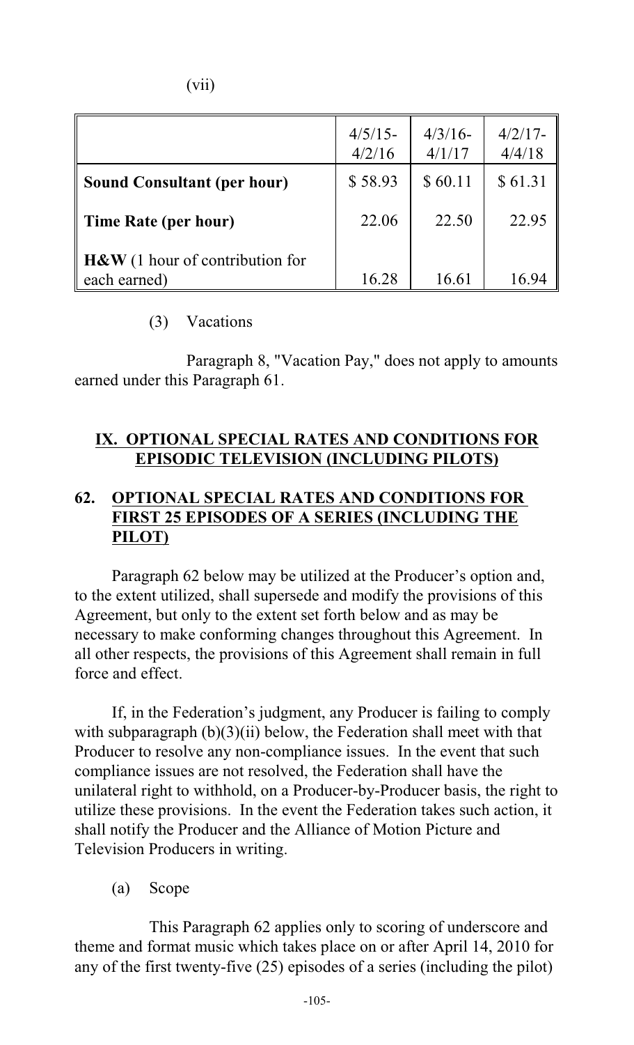(vii)

| | 4/5/15-4/2/16 | 4/3/16-4/1/17 | 4/2/17-4/4/18 |
|---|---|---|---|
| **Sound Consultant (per hour)** | $ 58.93 | $ 60.11 | $ 61.31 |
| **Time Rate (per hour)** | 22.06 | 22.50 | 22.95 |
| **H&W** (1 hour of contribution for each earned) | 16.28 | 16.61 | 16.94 |

(3) Vacations

Paragraph 8, "Vacation Pay," does not apply to amounts earned under this Paragraph 61.

## IX. OPTIONAL SPECIAL RATES AND CONDITIONS FOR EPISODIC TELEVISION (INCLUDING PILOTS)

### 62. OPTIONAL SPECIAL RATES AND CONDITIONS FOR FIRST 25 EPISODES OF A SERIES (INCLUDING THE PILOT)

Paragraph 62 below may be utilized at the Producer's option and, to the extent utilized, shall supersede and modify the provisions of this Agreement, but only to the extent set forth below and as may be necessary to make conforming changes throughout this Agreement. In all other respects, the provisions of this Agreement shall remain in full force and effect.

If, in the Federation's judgment, any Producer is failing to comply with subparagraph (b)(3)(ii) below, the Federation shall meet with that Producer to resolve any non-compliance issues. In the event that such compliance issues are not resolved, the Federation shall have the unilateral right to withhold, on a Producer-by-Producer basis, the right to utilize these provisions. In the event the Federation takes such action, it shall notify the Producer and the Alliance of Motion Picture and Television Producers in writing.

(a) Scope

This Paragraph 62 applies only to scoring of underscore and theme and format music which takes place on or after April 14, 2010 for any of the first twenty-five (25) episodes of a series (including the pilot)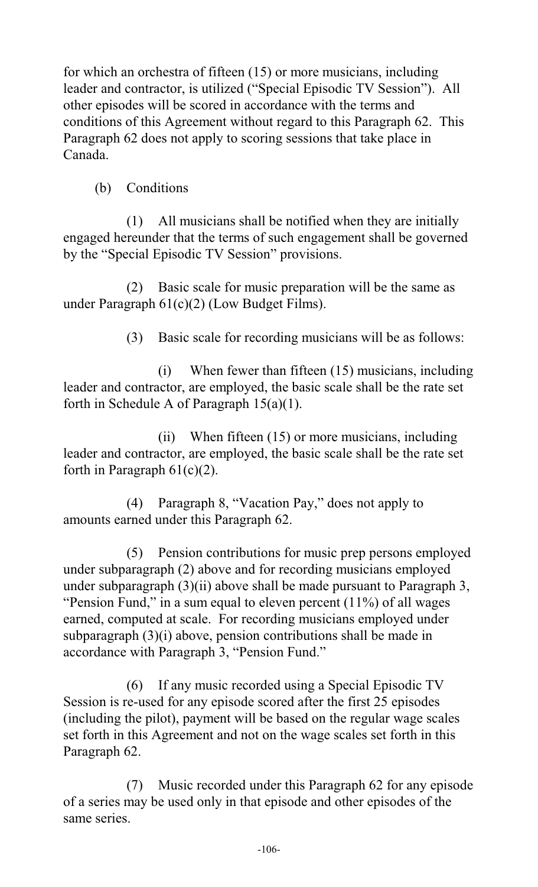for which an orchestra of fifteen (15) or more musicians, including leader and contractor, is utilized ("Special Episodic TV Session"). All other episodes will be scored in accordance with the terms and conditions of this Agreement without regard to this Paragraph 62. This Paragraph 62 does not apply to scoring sessions that take place in Canada.

(b) Conditions

(1) All musicians shall be notified when they are initially engaged hereunder that the terms of such engagement shall be governed by the "Special Episodic TV Session" provisions.

(2) Basic scale for music preparation will be the same as under Paragraph 61(c)(2) (Low Budget Films).

(3) Basic scale for recording musicians will be as follows:

(i) When fewer than fifteen (15) musicians, including leader and contractor, are employed, the basic scale shall be the rate set forth in Schedule A of Paragraph 15(a)(1).

(ii) When fifteen (15) or more musicians, including leader and contractor, are employed, the basic scale shall be the rate set forth in Paragraph 61(c)(2).

(4) Paragraph 8, "Vacation Pay," does not apply to amounts earned under this Paragraph 62.

(5) Pension contributions for music prep persons employed under subparagraph (2) above and for recording musicians employed under subparagraph (3)(ii) above shall be made pursuant to Paragraph 3, "Pension Fund," in a sum equal to eleven percent (11%) of all wages earned, computed at scale. For recording musicians employed under subparagraph (3)(i) above, pension contributions shall be made in accordance with Paragraph 3, "Pension Fund."

(6) If any music recorded using a Special Episodic TV Session is re-used for any episode scored after the first 25 episodes (including the pilot), payment will be based on the regular wage scales set forth in this Agreement and not on the wage scales set forth in this Paragraph 62.

(7) Music recorded under this Paragraph 62 for any episode of a series may be used only in that episode and other episodes of the same series.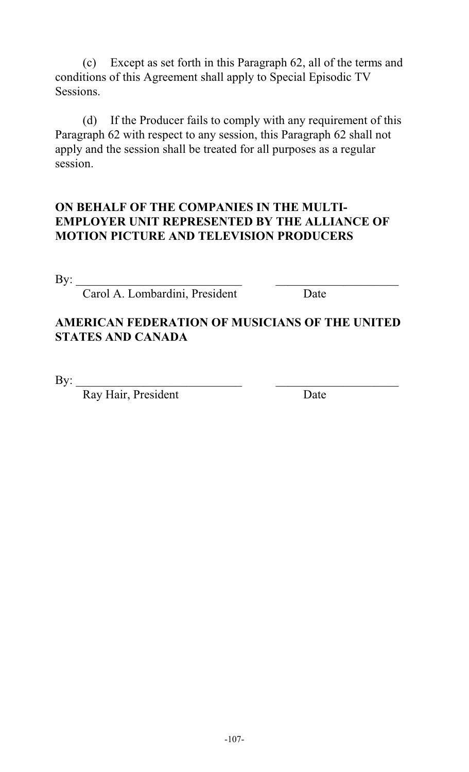(c) Except as set forth in this Paragraph 62, all of the terms and conditions of this Agreement shall apply to Special Episodic TV Sessions.

(d) If the Producer fails to comply with any requirement of this Paragraph 62 with respect to any session, this Paragraph 62 shall not apply and the session shall be treated for all purposes as a regular session.

**ON BEHALF OF THE COMPANIES IN THE MULTI-EMPLOYER UNIT REPRESENTED BY THE ALLIANCE OF MOTION PICTURE AND TELEVISION PRODUCERS**

By: ____________________________ ____________________

Carol A. Lombardini, President Date

**AMERICAN FEDERATION OF MUSICIANS OF THE UNITED STATES AND CANADA**

By: ____________________________ ____________________

Ray Hair, President Date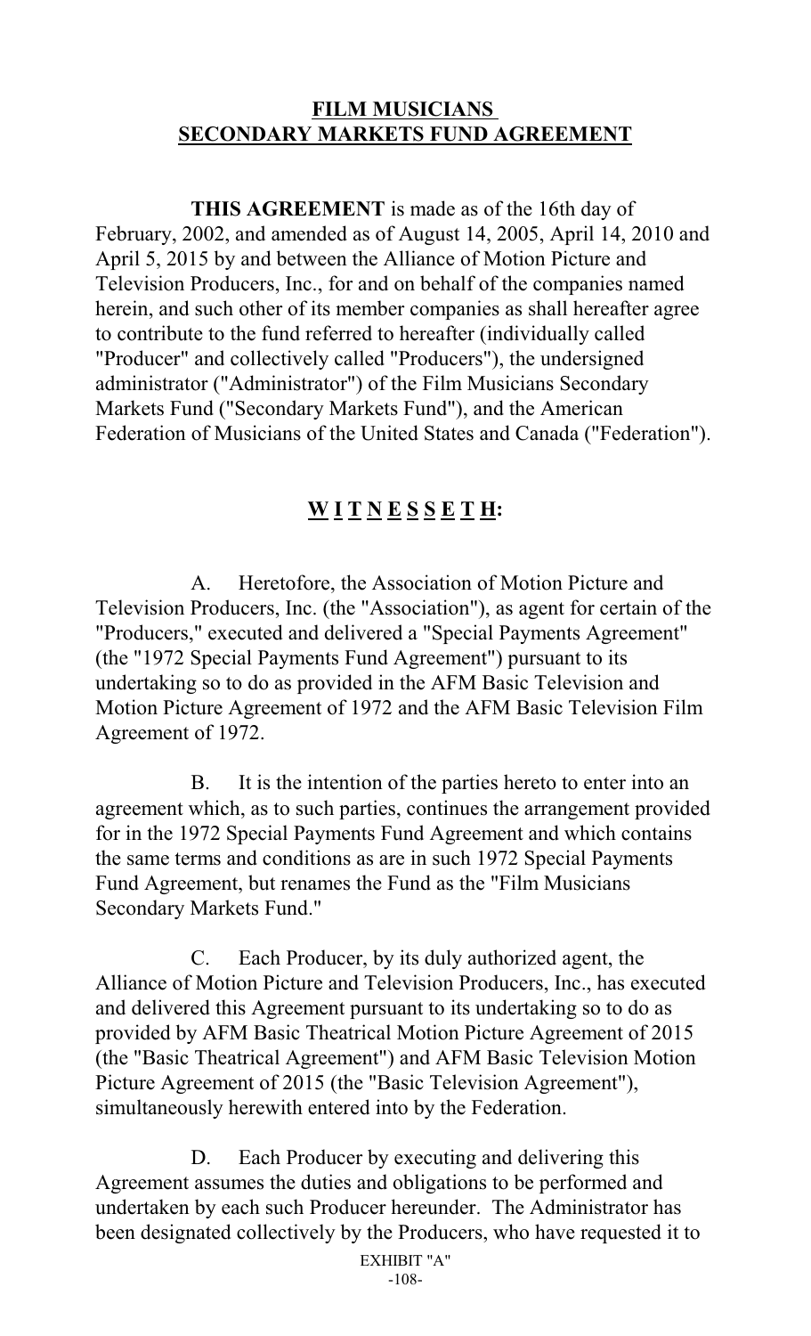## FILM MUSICIANS SECONDARY MARKETS FUND AGREEMENT

**THIS AGREEMENT** is made as of the 16th day of February, 2002, and amended as of August 14, 2005, April 14, 2010 and April 5, 2015 by and between the Alliance of Motion Picture and Television Producers, Inc., for and on behalf of the companies named herein, and such other of its member companies as shall hereafter agree to contribute to the fund referred to hereafter (individually called "Producer" and collectively called "Producers"), the undersigned administrator ("Administrator") of the Film Musicians Secondary Markets Fund ("Secondary Markets Fund"), and the American Federation of Musicians of the United States and Canada ("Federation").

## W I T N E S S E T H:

A. Heretofore, the Association of Motion Picture and Television Producers, Inc. (the "Association"), as agent for certain of the "Producers," executed and delivered a "Special Payments Agreement" (the "1972 Special Payments Fund Agreement") pursuant to its undertaking so to do as provided in the AFM Basic Television and Motion Picture Agreement of 1972 and the AFM Basic Television Film Agreement of 1972.

B. It is the intention of the parties hereto to enter into an agreement which, as to such parties, continues the arrangement provided for in the 1972 Special Payments Fund Agreement and which contains the same terms and conditions as are in such 1972 Special Payments Fund Agreement, but renames the Fund as the "Film Musicians Secondary Markets Fund."

C. Each Producer, by its duly authorized agent, the Alliance of Motion Picture and Television Producers, Inc., has executed and delivered this Agreement pursuant to its undertaking so to do as provided by AFM Basic Theatrical Motion Picture Agreement of 2015 (the "Basic Theatrical Agreement") and AFM Basic Television Motion Picture Agreement of 2015 (the "Basic Television Agreement"), simultaneously herewith entered into by the Federation.

D. Each Producer by executing and delivering this Agreement assumes the duties and obligations to be performed and undertaken by each such Producer hereunder. The Administrator has been designated collectively by the Producers, who have requested it to

EXHIBIT "A"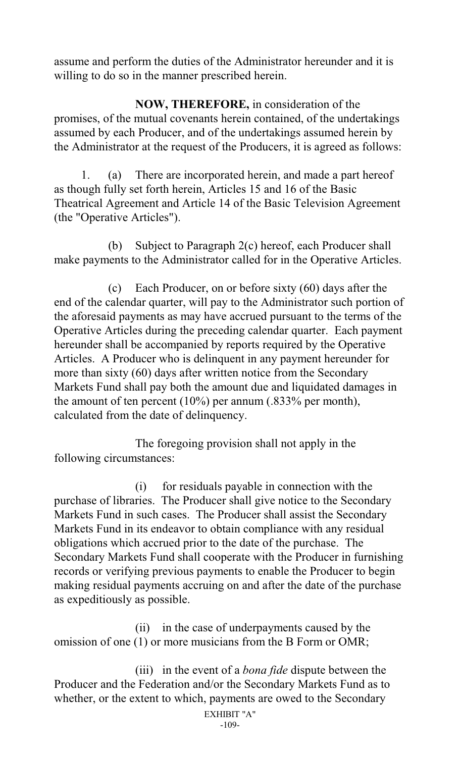assume and perform the duties of the Administrator hereunder and it is willing to do so in the manner prescribed herein.

**NOW, THEREFORE,** in consideration of the promises, of the mutual covenants herein contained, of the undertakings assumed by each Producer, and of the undertakings assumed herein by the Administrator at the request of the Producers, it is agreed as follows:

1. (a) There are incorporated herein, and made a part hereof as though fully set forth herein, Articles 15 and 16 of the Basic Theatrical Agreement and Article 14 of the Basic Television Agreement (the "Operative Articles").

(b) Subject to Paragraph 2(c) hereof, each Producer shall make payments to the Administrator called for in the Operative Articles.

(c) Each Producer, on or before sixty (60) days after the end of the calendar quarter, will pay to the Administrator such portion of the aforesaid payments as may have accrued pursuant to the terms of the Operative Articles during the preceding calendar quarter. Each payment hereunder shall be accompanied by reports required by the Operative Articles. A Producer who is delinquent in any payment hereunder for more than sixty (60) days after written notice from the Secondary Markets Fund shall pay both the amount due and liquidated damages in the amount of ten percent (10%) per annum (.833% per month), calculated from the date of delinquency.

The foregoing provision shall not apply in the following circumstances:

(i) for residuals payable in connection with the purchase of libraries. The Producer shall give notice to the Secondary Markets Fund in such cases. The Producer shall assist the Secondary Markets Fund in its endeavor to obtain compliance with any residual obligations which accrued prior to the date of the purchase. The Secondary Markets Fund shall cooperate with the Producer in furnishing records or verifying previous payments to enable the Producer to begin making residual payments accruing on and after the date of the purchase as expeditiously as possible.

(ii) in the case of underpayments caused by the omission of one (1) or more musicians from the B Form or OMR;

(iii) in the event of a *bona fide* dispute between the Producer and the Federation and/or the Secondary Markets Fund as to whether, or the extent to which, payments are owed to the Secondary

EXHIBIT "A"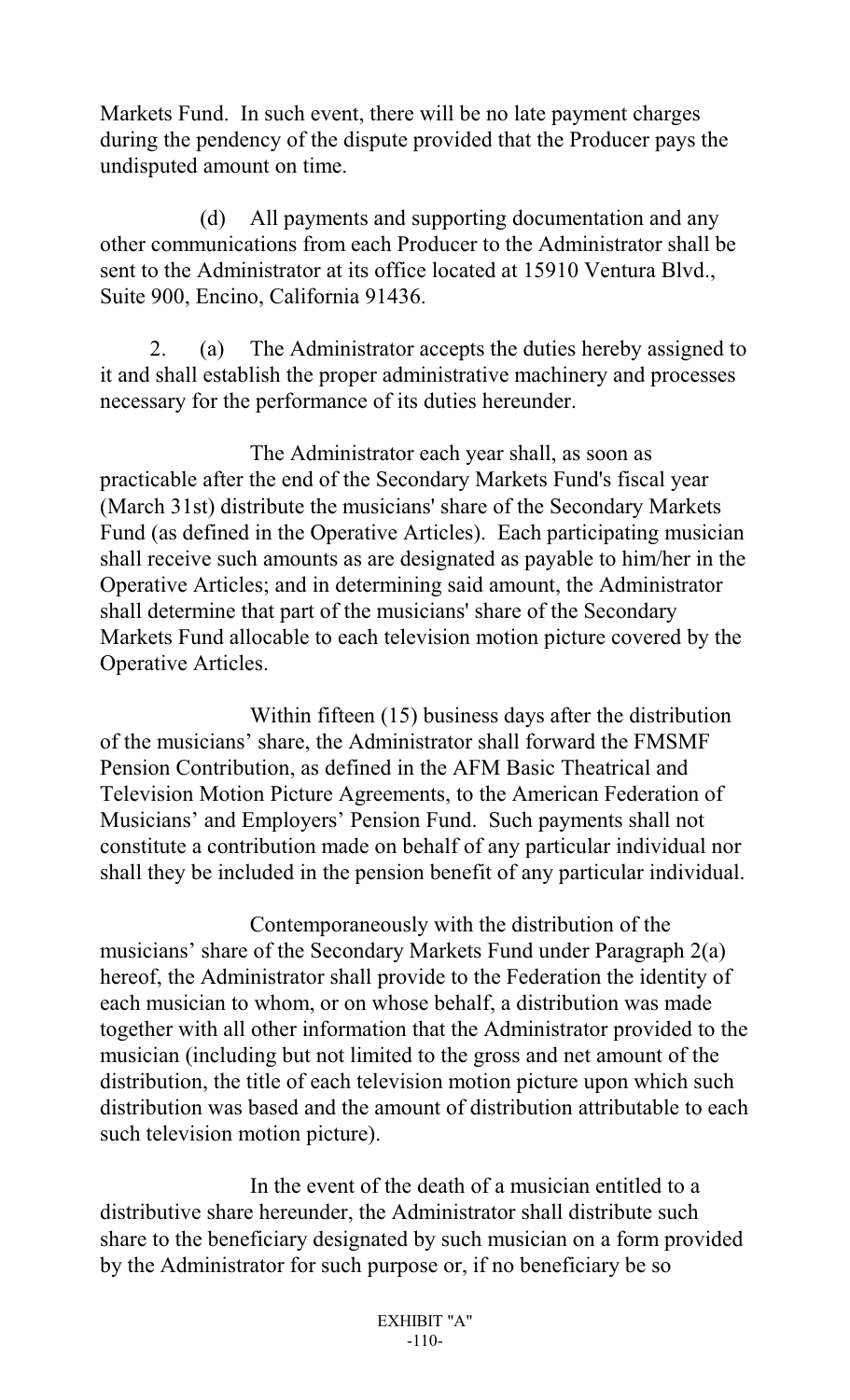Markets Fund. In such event, there will be no late payment charges during the pendency of the dispute provided that the Producer pays the undisputed amount on time.

(d) All payments and supporting documentation and any other communications from each Producer to the Administrator shall be sent to the Administrator at its office located at 15910 Ventura Blvd., Suite 900, Encino, California 91436.

2. (a) The Administrator accepts the duties hereby assigned to it and shall establish the proper administrative machinery and processes necessary for the performance of its duties hereunder.

The Administrator each year shall, as soon as practicable after the end of the Secondary Markets Fund's fiscal year (March 31st) distribute the musicians' share of the Secondary Markets Fund (as defined in the Operative Articles). Each participating musician shall receive such amounts as are designated as payable to him/her in the Operative Articles; and in determining said amount, the Administrator shall determine that part of the musicians' share of the Secondary Markets Fund allocable to each television motion picture covered by the Operative Articles.

Within fifteen (15) business days after the distribution of the musicians' share, the Administrator shall forward the FMSMF Pension Contribution, as defined in the AFM Basic Theatrical and Television Motion Picture Agreements, to the American Federation of Musicians' and Employers' Pension Fund. Such payments shall not constitute a contribution made on behalf of any particular individual nor shall they be included in the pension benefit of any particular individual.

Contemporaneously with the distribution of the musicians' share of the Secondary Markets Fund under Paragraph 2(a) hereof, the Administrator shall provide to the Federation the identity of each musician to whom, or on whose behalf, a distribution was made together with all other information that the Administrator provided to the musician (including but not limited to the gross and net amount of the distribution, the title of each television motion picture upon which such distribution was based and the amount of distribution attributable to each such television motion picture).

In the event of the death of a musician entitled to a distributive share hereunder, the Administrator shall distribute such share to the beneficiary designated by such musician on a form provided by the Administrator for such purpose or, if no beneficiary be so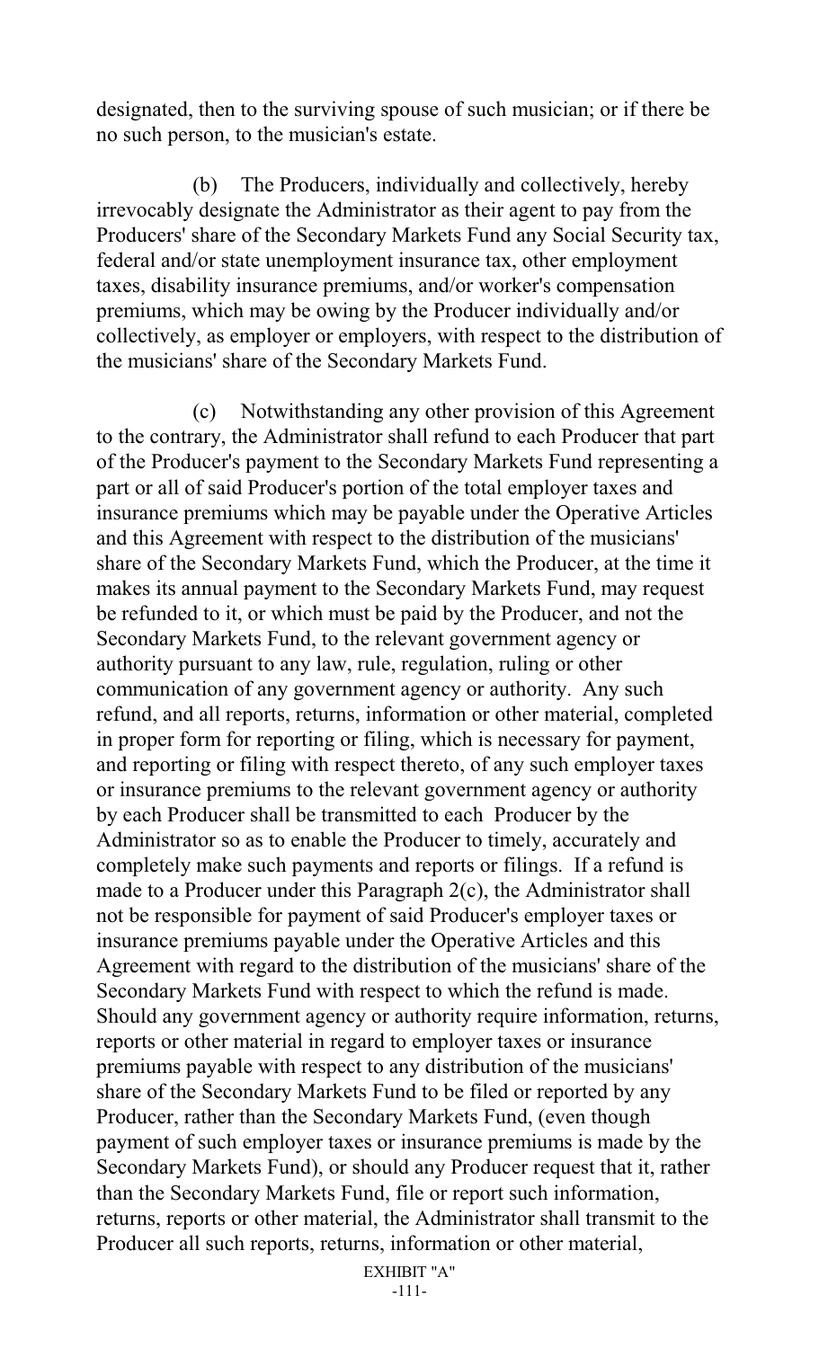designated, then to the surviving spouse of such musician; or if there be no such person, to the musician's estate.

(b) The Producers, individually and collectively, hereby irrevocably designate the Administrator as their agent to pay from the Producers' share of the Secondary Markets Fund any Social Security tax, federal and/or state unemployment insurance tax, other employment taxes, disability insurance premiums, and/or worker's compensation premiums, which may be owing by the Producer individually and/or collectively, as employer or employers, with respect to the distribution of the musicians' share of the Secondary Markets Fund.

(c) Notwithstanding any other provision of this Agreement to the contrary, the Administrator shall refund to each Producer that part of the Producer's payment to the Secondary Markets Fund representing a part or all of said Producer's portion of the total employer taxes and insurance premiums which may be payable under the Operative Articles and this Agreement with respect to the distribution of the musicians' share of the Secondary Markets Fund, which the Producer, at the time it makes its annual payment to the Secondary Markets Fund, may request be refunded to it, or which must be paid by the Producer, and not the Secondary Markets Fund, to the relevant government agency or authority pursuant to any law, rule, regulation, ruling or other communication of any government agency or authority. Any such refund, and all reports, returns, information or other material, completed in proper form for reporting or filing, which is necessary for payment, and reporting or filing with respect thereto, of any such employer taxes or insurance premiums to the relevant government agency or authority by each Producer shall be transmitted to each Producer by the Administrator so as to enable the Producer to timely, accurately and completely make such payments and reports or filings. If a refund is made to a Producer under this Paragraph 2(c), the Administrator shall not be responsible for payment of said Producer's employer taxes or insurance premiums payable under the Operative Articles and this Agreement with regard to the distribution of the musicians' share of the Secondary Markets Fund with respect to which the refund is made. Should any government agency or authority require information, returns, reports or other material in regard to employer taxes or insurance premiums payable with respect to any distribution of the musicians' share of the Secondary Markets Fund to be filed or reported by any Producer, rather than the Secondary Markets Fund, (even though payment of such employer taxes or insurance premiums is made by the Secondary Markets Fund), or should any Producer request that it, rather than the Secondary Markets Fund, file or report such information, returns, reports or other material, the Administrator shall transmit to the Producer all such reports, returns, information or other material,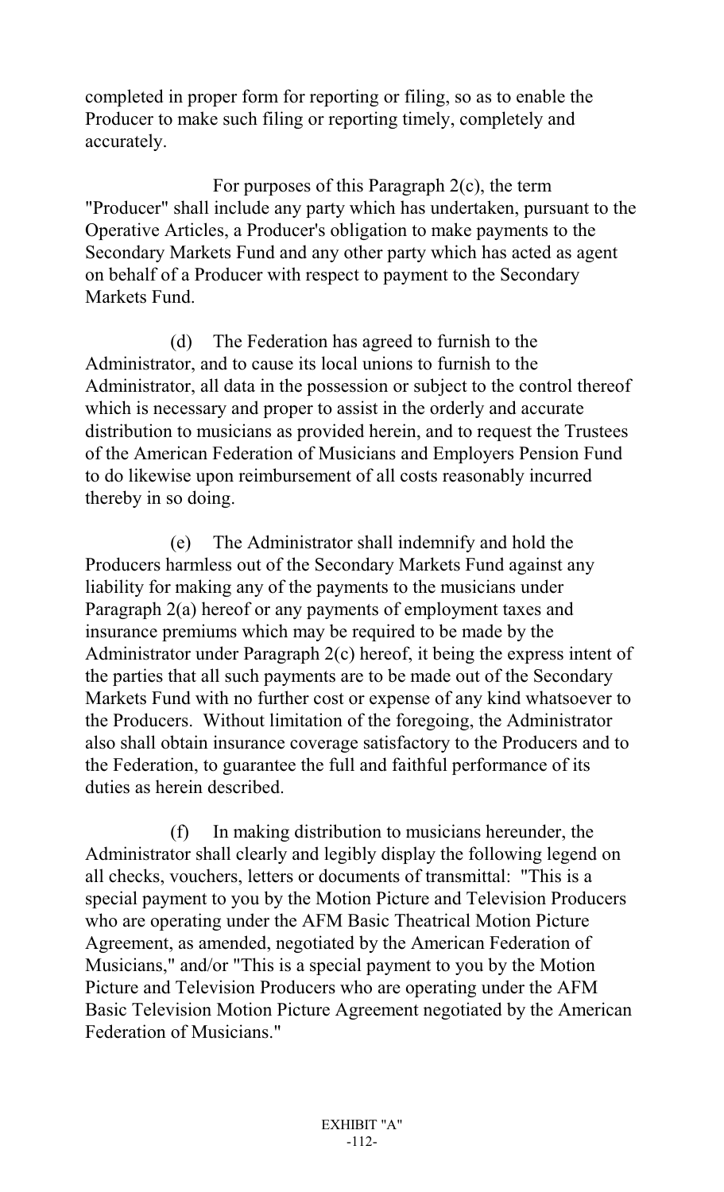completed in proper form for reporting or filing, so as to enable the Producer to make such filing or reporting timely, completely and accurately.

For purposes of this Paragraph 2(c), the term "Producer" shall include any party which has undertaken, pursuant to the Operative Articles, a Producer's obligation to make payments to the Secondary Markets Fund and any other party which has acted as agent on behalf of a Producer with respect to payment to the Secondary Markets Fund.

(d) The Federation has agreed to furnish to the Administrator, and to cause its local unions to furnish to the Administrator, all data in the possession or subject to the control thereof which is necessary and proper to assist in the orderly and accurate distribution to musicians as provided herein, and to request the Trustees of the American Federation of Musicians and Employers Pension Fund to do likewise upon reimbursement of all costs reasonably incurred thereby in so doing.

(e) The Administrator shall indemnify and hold the Producers harmless out of the Secondary Markets Fund against any liability for making any of the payments to the musicians under Paragraph 2(a) hereof or any payments of employment taxes and insurance premiums which may be required to be made by the Administrator under Paragraph 2(c) hereof, it being the express intent of the parties that all such payments are to be made out of the Secondary Markets Fund with no further cost or expense of any kind whatsoever to the Producers. Without limitation of the foregoing, the Administrator also shall obtain insurance coverage satisfactory to the Producers and to the Federation, to guarantee the full and faithful performance of its duties as herein described.

(f) In making distribution to musicians hereunder, the Administrator shall clearly and legibly display the following legend on all checks, vouchers, letters or documents of transmittal: "This is a special payment to you by the Motion Picture and Television Producers who are operating under the AFM Basic Theatrical Motion Picture Agreement, as amended, negotiated by the American Federation of Musicians," and/or "This is a special payment to you by the Motion Picture and Television Producers who are operating under the AFM Basic Television Motion Picture Agreement negotiated by the American Federation of Musicians."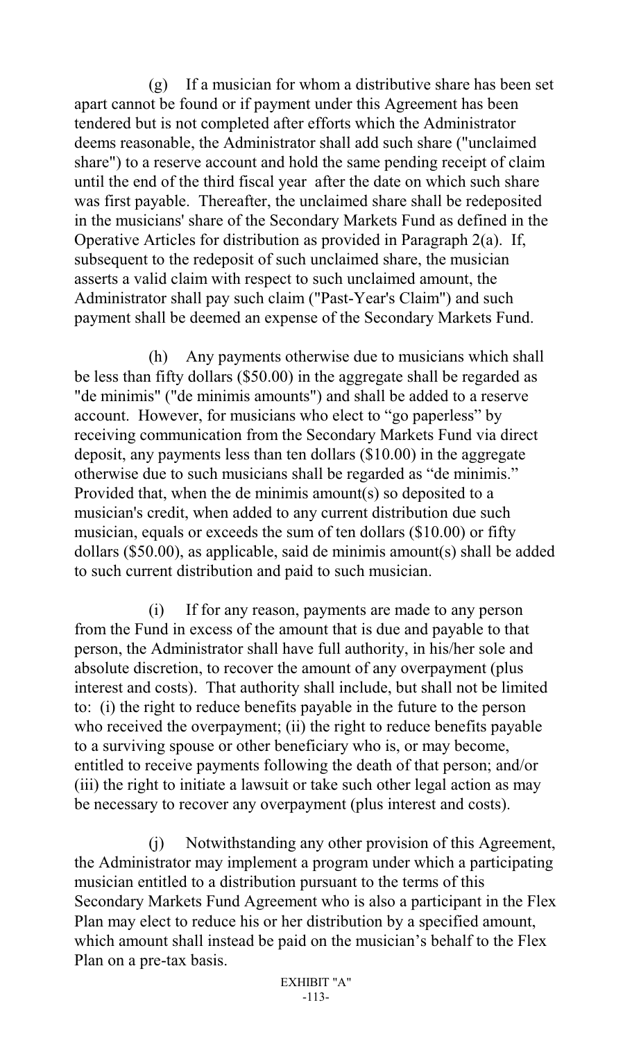(g) If a musician for whom a distributive share has been set apart cannot be found or if payment under this Agreement has been tendered but is not completed after efforts which the Administrator deems reasonable, the Administrator shall add such share ("unclaimed share") to a reserve account and hold the same pending receipt of claim until the end of the third fiscal year after the date on which such share was first payable. Thereafter, the unclaimed share shall be redeposited in the musicians' share of the Secondary Markets Fund as defined in the Operative Articles for distribution as provided in Paragraph 2(a). If, subsequent to the redeposit of such unclaimed share, the musician asserts a valid claim with respect to such unclaimed amount, the Administrator shall pay such claim ("Past-Year's Claim") and such payment shall be deemed an expense of the Secondary Markets Fund.

(h) Any payments otherwise due to musicians which shall be less than fifty dollars ($50.00) in the aggregate shall be regarded as "de minimis" ("de minimis amounts") and shall be added to a reserve account. However, for musicians who elect to "go paperless" by receiving communication from the Secondary Markets Fund via direct deposit, any payments less than ten dollars ($10.00) in the aggregate otherwise due to such musicians shall be regarded as "de minimis." Provided that, when the de minimis amount(s) so deposited to a musician's credit, when added to any current distribution due such musician, equals or exceeds the sum of ten dollars ($10.00) or fifty dollars ($50.00), as applicable, said de minimis amount(s) shall be added to such current distribution and paid to such musician.

(i) If for any reason, payments are made to any person from the Fund in excess of the amount that is due and payable to that person, the Administrator shall have full authority, in his/her sole and absolute discretion, to recover the amount of any overpayment (plus interest and costs). That authority shall include, but shall not be limited to: (i) the right to reduce benefits payable in the future to the person who received the overpayment; (ii) the right to reduce benefits payable to a surviving spouse or other beneficiary who is, or may become, entitled to receive payments following the death of that person; and/or (iii) the right to initiate a lawsuit or take such other legal action as may be necessary to recover any overpayment (plus interest and costs).

(j) Notwithstanding any other provision of this Agreement, the Administrator may implement a program under which a participating musician entitled to a distribution pursuant to the terms of this Secondary Markets Fund Agreement who is also a participant in the Flex Plan may elect to reduce his or her distribution by a specified amount, which amount shall instead be paid on the musician's behalf to the Flex Plan on a pre-tax basis.

EXHIBIT "A"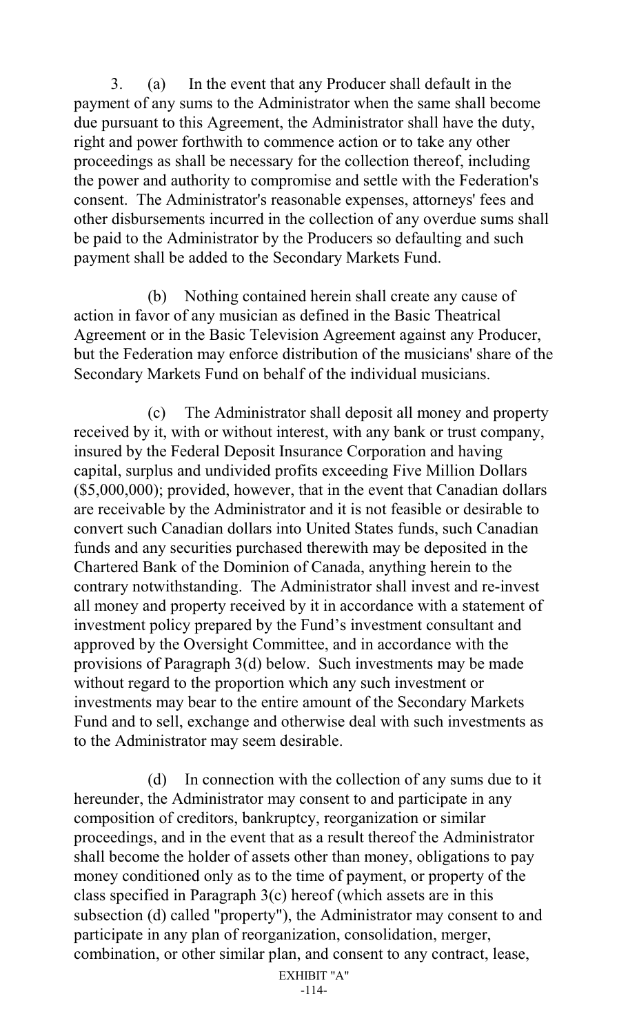3. (a) In the event that any Producer shall default in the payment of any sums to the Administrator when the same shall become due pursuant to this Agreement, the Administrator shall have the duty, right and power forthwith to commence action or to take any other proceedings as shall be necessary for the collection thereof, including the power and authority to compromise and settle with the Federation's consent. The Administrator's reasonable expenses, attorneys' fees and other disbursements incurred in the collection of any overdue sums shall be paid to the Administrator by the Producers so defaulting and such payment shall be added to the Secondary Markets Fund.

(b) Nothing contained herein shall create any cause of action in favor of any musician as defined in the Basic Theatrical Agreement or in the Basic Television Agreement against any Producer, but the Federation may enforce distribution of the musicians' share of the Secondary Markets Fund on behalf of the individual musicians.

(c) The Administrator shall deposit all money and property received by it, with or without interest, with any bank or trust company, insured by the Federal Deposit Insurance Corporation and having capital, surplus and undivided profits exceeding Five Million Dollars ($5,000,000); provided, however, that in the event that Canadian dollars are receivable by the Administrator and it is not feasible or desirable to convert such Canadian dollars into United States funds, such Canadian funds and any securities purchased therewith may be deposited in the Chartered Bank of the Dominion of Canada, anything herein to the contrary notwithstanding. The Administrator shall invest and re-invest all money and property received by it in accordance with a statement of investment policy prepared by the Fund's investment consultant and approved by the Oversight Committee, and in accordance with the provisions of Paragraph 3(d) below. Such investments may be made without regard to the proportion which any such investment or investments may bear to the entire amount of the Secondary Markets Fund and to sell, exchange and otherwise deal with such investments as to the Administrator may seem desirable.

(d) In connection with the collection of any sums due to it hereunder, the Administrator may consent to and participate in any composition of creditors, bankruptcy, reorganization or similar proceedings, and in the event that as a result thereof the Administrator shall become the holder of assets other than money, obligations to pay money conditioned only as to the time of payment, or property of the class specified in Paragraph 3(c) hereof (which assets are in this subsection (d) called "property"), the Administrator may consent to and participate in any plan of reorganization, consolidation, merger, combination, or other similar plan, and consent to any contract, lease,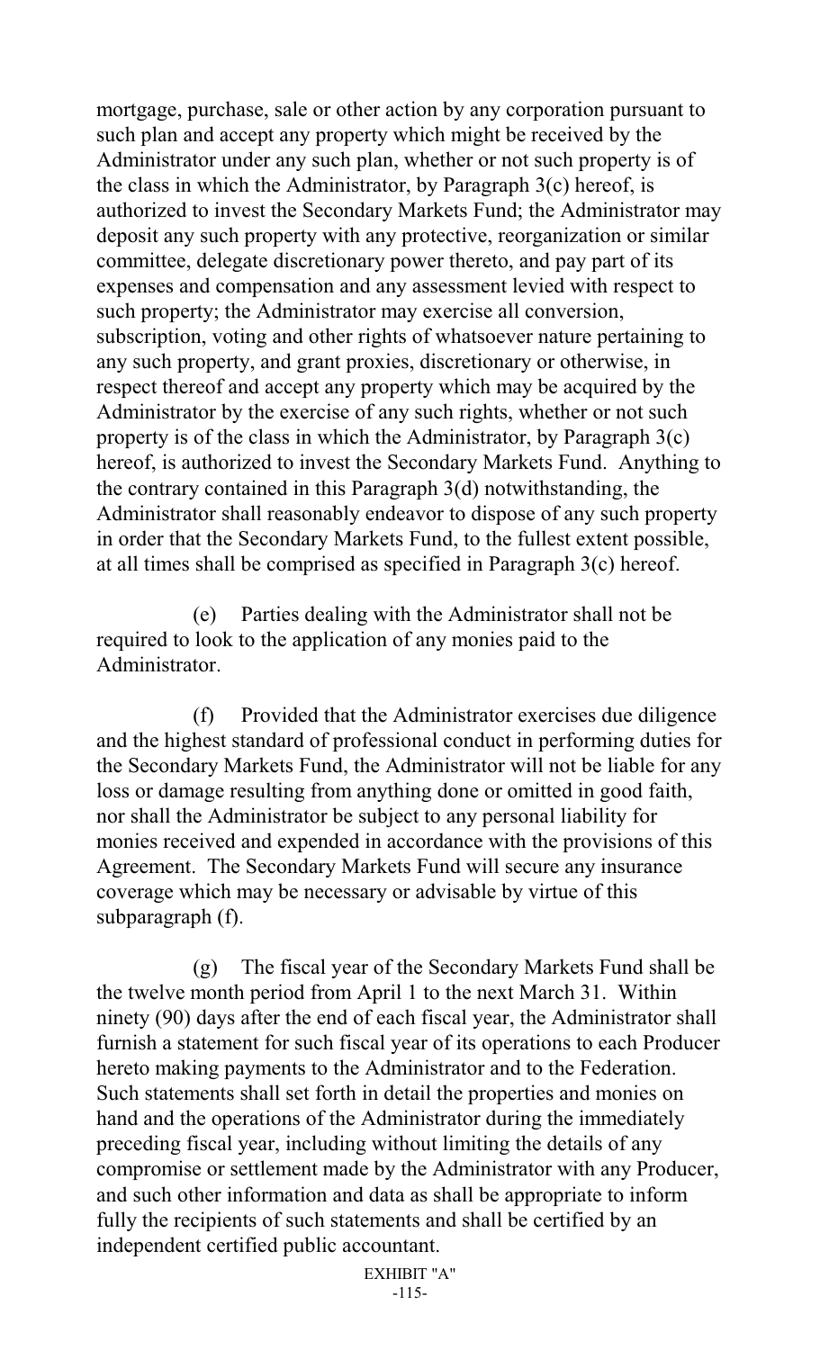mortgage, purchase, sale or other action by any corporation pursuant to such plan and accept any property which might be received by the Administrator under any such plan, whether or not such property is of the class in which the Administrator, by Paragraph 3(c) hereof, is authorized to invest the Secondary Markets Fund; the Administrator may deposit any such property with any protective, reorganization or similar committee, delegate discretionary power thereto, and pay part of its expenses and compensation and any assessment levied with respect to such property; the Administrator may exercise all conversion, subscription, voting and other rights of whatsoever nature pertaining to any such property, and grant proxies, discretionary or otherwise, in respect thereof and accept any property which may be acquired by the Administrator by the exercise of any such rights, whether or not such property is of the class in which the Administrator, by Paragraph 3(c) hereof, is authorized to invest the Secondary Markets Fund. Anything to the contrary contained in this Paragraph 3(d) notwithstanding, the Administrator shall reasonably endeavor to dispose of any such property in order that the Secondary Markets Fund, to the fullest extent possible, at all times shall be comprised as specified in Paragraph 3(c) hereof.

(e) Parties dealing with the Administrator shall not be required to look to the application of any monies paid to the Administrator.

(f) Provided that the Administrator exercises due diligence and the highest standard of professional conduct in performing duties for the Secondary Markets Fund, the Administrator will not be liable for any loss or damage resulting from anything done or omitted in good faith, nor shall the Administrator be subject to any personal liability for monies received and expended in accordance with the provisions of this Agreement. The Secondary Markets Fund will secure any insurance coverage which may be necessary or advisable by virtue of this subparagraph (f).

(g) The fiscal year of the Secondary Markets Fund shall be the twelve month period from April 1 to the next March 31. Within ninety (90) days after the end of each fiscal year, the Administrator shall furnish a statement for such fiscal year of its operations to each Producer hereto making payments to the Administrator and to the Federation. Such statements shall set forth in detail the properties and monies on hand and the operations of the Administrator during the immediately preceding fiscal year, including without limiting the details of any compromise or settlement made by the Administrator with any Producer, and such other information and data as shall be appropriate to inform fully the recipients of such statements and shall be certified by an independent certified public accountant.

EXHIBIT "A"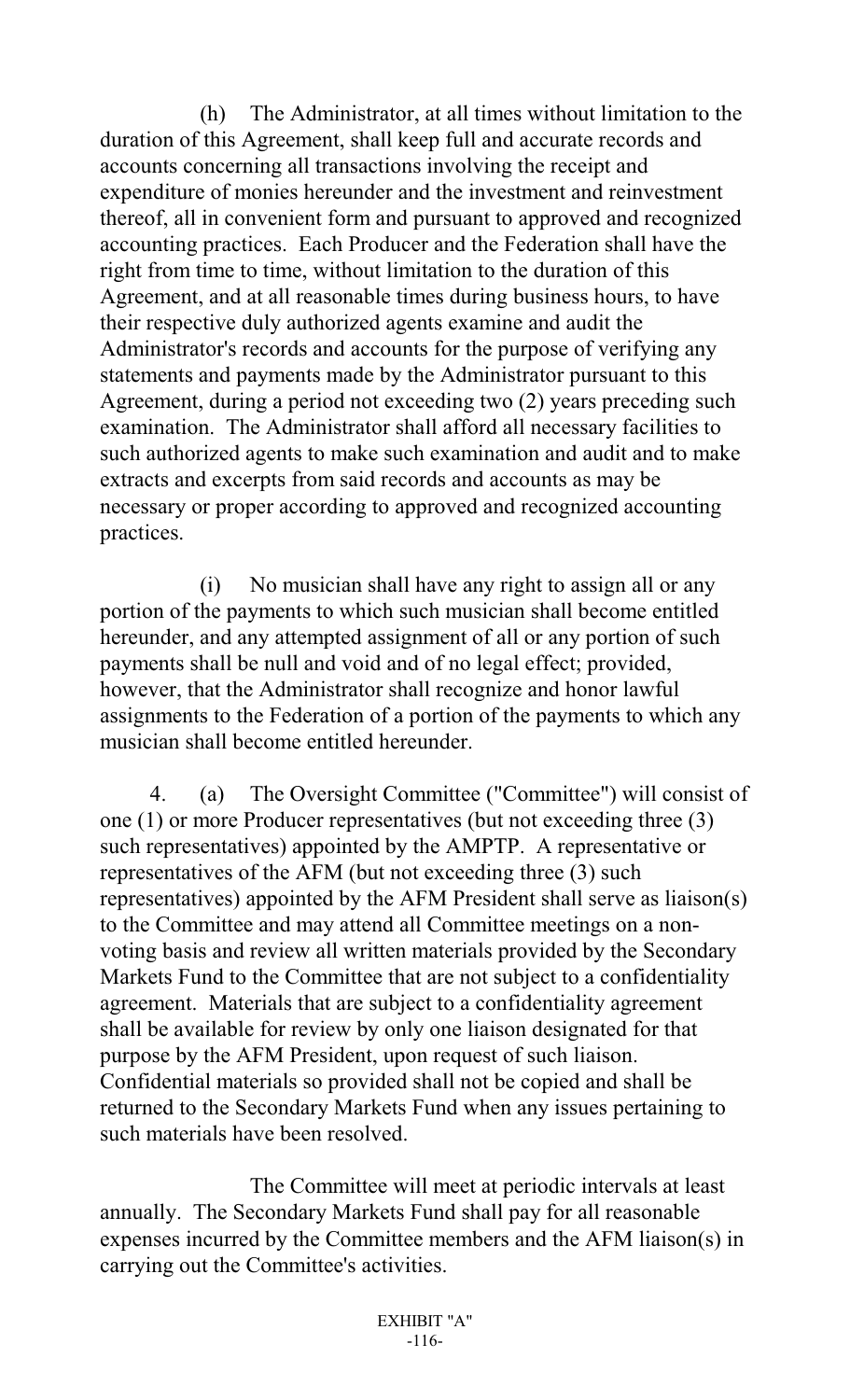(h) The Administrator, at all times without limitation to the duration of this Agreement, shall keep full and accurate records and accounts concerning all transactions involving the receipt and expenditure of monies hereunder and the investment and reinvestment thereof, all in convenient form and pursuant to approved and recognized accounting practices. Each Producer and the Federation shall have the right from time to time, without limitation to the duration of this Agreement, and at all reasonable times during business hours, to have their respective duly authorized agents examine and audit the Administrator's records and accounts for the purpose of verifying any statements and payments made by the Administrator pursuant to this Agreement, during a period not exceeding two (2) years preceding such examination. The Administrator shall afford all necessary facilities to such authorized agents to make such examination and audit and to make extracts and excerpts from said records and accounts as may be necessary or proper according to approved and recognized accounting practices.

(i) No musician shall have any right to assign all or any portion of the payments to which such musician shall become entitled hereunder, and any attempted assignment of all or any portion of such payments shall be null and void and of no legal effect; provided, however, that the Administrator shall recognize and honor lawful assignments to the Federation of a portion of the payments to which any musician shall become entitled hereunder.

4. (a) The Oversight Committee ("Committee") will consist of one (1) or more Producer representatives (but not exceeding three (3) such representatives) appointed by the AMPTP. A representative or representatives of the AFM (but not exceeding three (3) such representatives) appointed by the AFM President shall serve as liaison(s) to the Committee and may attend all Committee meetings on a non-voting basis and review all written materials provided by the Secondary Markets Fund to the Committee that are not subject to a confidentiality agreement. Materials that are subject to a confidentiality agreement shall be available for review by only one liaison designated for that purpose by the AFM President, upon request of such liaison. Confidential materials so provided shall not be copied and shall be returned to the Secondary Markets Fund when any issues pertaining to such materials have been resolved.

The Committee will meet at periodic intervals at least annually. The Secondary Markets Fund shall pay for all reasonable expenses incurred by the Committee members and the AFM liaison(s) in carrying out the Committee's activities.

EXHIBIT "A"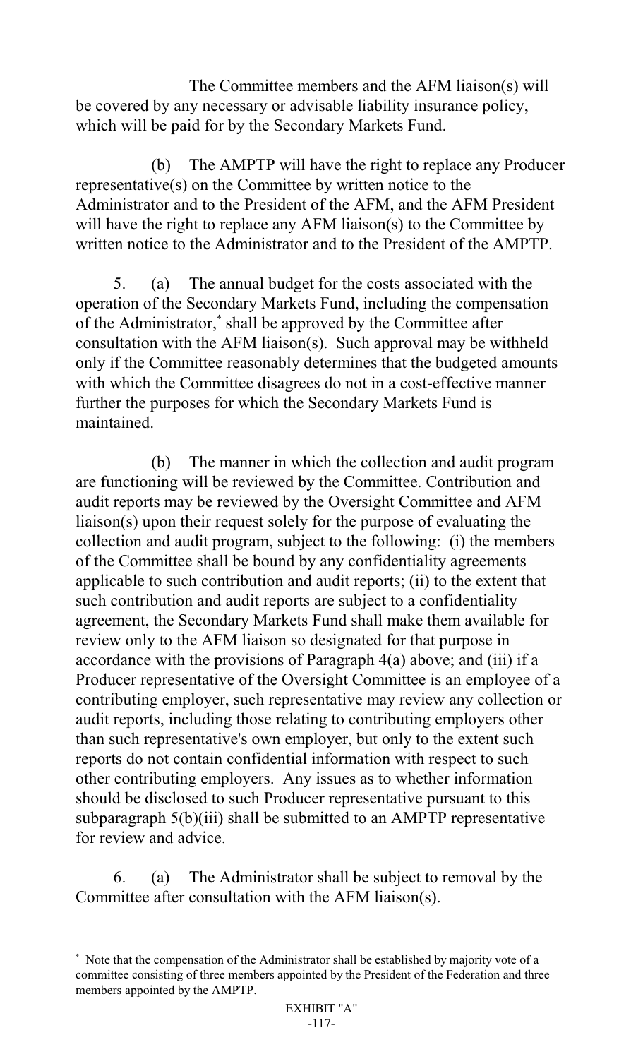The Committee members and the AFM liaison(s) will be covered by any necessary or advisable liability insurance policy, which will be paid for by the Secondary Markets Fund.

(b) The AMPTP will have the right to replace any Producer representative(s) on the Committee by written notice to the Administrator and to the President of the AFM, and the AFM President will have the right to replace any AFM liaison(s) to the Committee by written notice to the Administrator and to the President of the AMPTP.

5. (a) The annual budget for the costs associated with the operation of the Secondary Markets Fund, including the compensation of the Administrator,* shall be approved by the Committee after consultation with the AFM liaison(s). Such approval may be withheld only if the Committee reasonably determines that the budgeted amounts with which the Committee disagrees do not in a cost-effective manner further the purposes for which the Secondary Markets Fund is maintained.

(b) The manner in which the collection and audit program are functioning will be reviewed by the Committee. Contribution and audit reports may be reviewed by the Oversight Committee and AFM liaison(s) upon their request solely for the purpose of evaluating the collection and audit program, subject to the following: (i) the members of the Committee shall be bound by any confidentiality agreements applicable to such contribution and audit reports; (ii) to the extent that such contribution and audit reports are subject to a confidentiality agreement, the Secondary Markets Fund shall make them available for review only to the AFM liaison so designated for that purpose in accordance with the provisions of Paragraph 4(a) above; and (iii) if a Producer representative of the Oversight Committee is an employee of a contributing employer, such representative may review any collection or audit reports, including those relating to contributing employers other than such representative's own employer, but only to the extent such reports do not contain confidential information with respect to such other contributing employers. Any issues as to whether information should be disclosed to such Producer representative pursuant to this subparagraph 5(b)(iii) shall be submitted to an AMPTP representative for review and advice.

6. (a) The Administrator shall be subject to removal by the Committee after consultation with the AFM liaison(s).

---

* Note that the compensation of the Administrator shall be established by majority vote of a committee consisting of three members appointed by the President of the Federation and three members appointed by the AMPTP.

EXHIBIT "A"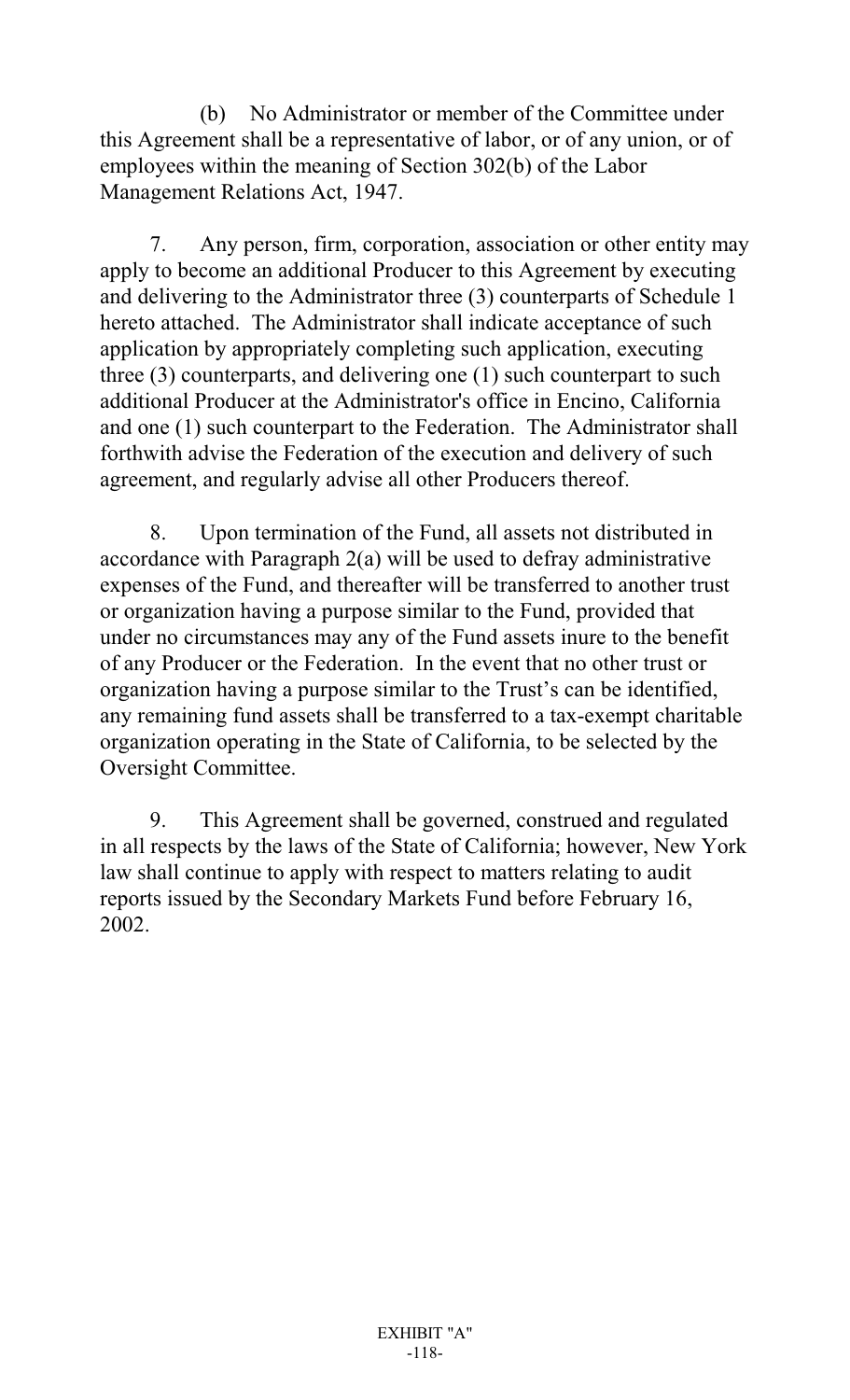(b) No Administrator or member of the Committee under this Agreement shall be a representative of labor, or of any union, or of employees within the meaning of Section 302(b) of the Labor Management Relations Act, 1947.

7. Any person, firm, corporation, association or other entity may apply to become an additional Producer to this Agreement by executing and delivering to the Administrator three (3) counterparts of Schedule 1 hereto attached. The Administrator shall indicate acceptance of such application by appropriately completing such application, executing three (3) counterparts, and delivering one (1) such counterpart to such additional Producer at the Administrator's office in Encino, California and one (1) such counterpart to the Federation. The Administrator shall forthwith advise the Federation of the execution and delivery of such agreement, and regularly advise all other Producers thereof.

8. Upon termination of the Fund, all assets not distributed in accordance with Paragraph 2(a) will be used to defray administrative expenses of the Fund, and thereafter will be transferred to another trust or organization having a purpose similar to the Fund, provided that under no circumstances may any of the Fund assets inure to the benefit of any Producer or the Federation. In the event that no other trust or organization having a purpose similar to the Trust's can be identified, any remaining fund assets shall be transferred to a tax-exempt charitable organization operating in the State of California, to be selected by the Oversight Committee.

9. This Agreement shall be governed, construed and regulated in all respects by the laws of the State of California; however, New York law shall continue to apply with respect to matters relating to audit reports issued by the Secondary Markets Fund before February 16, 2002.

EXHIBIT "A"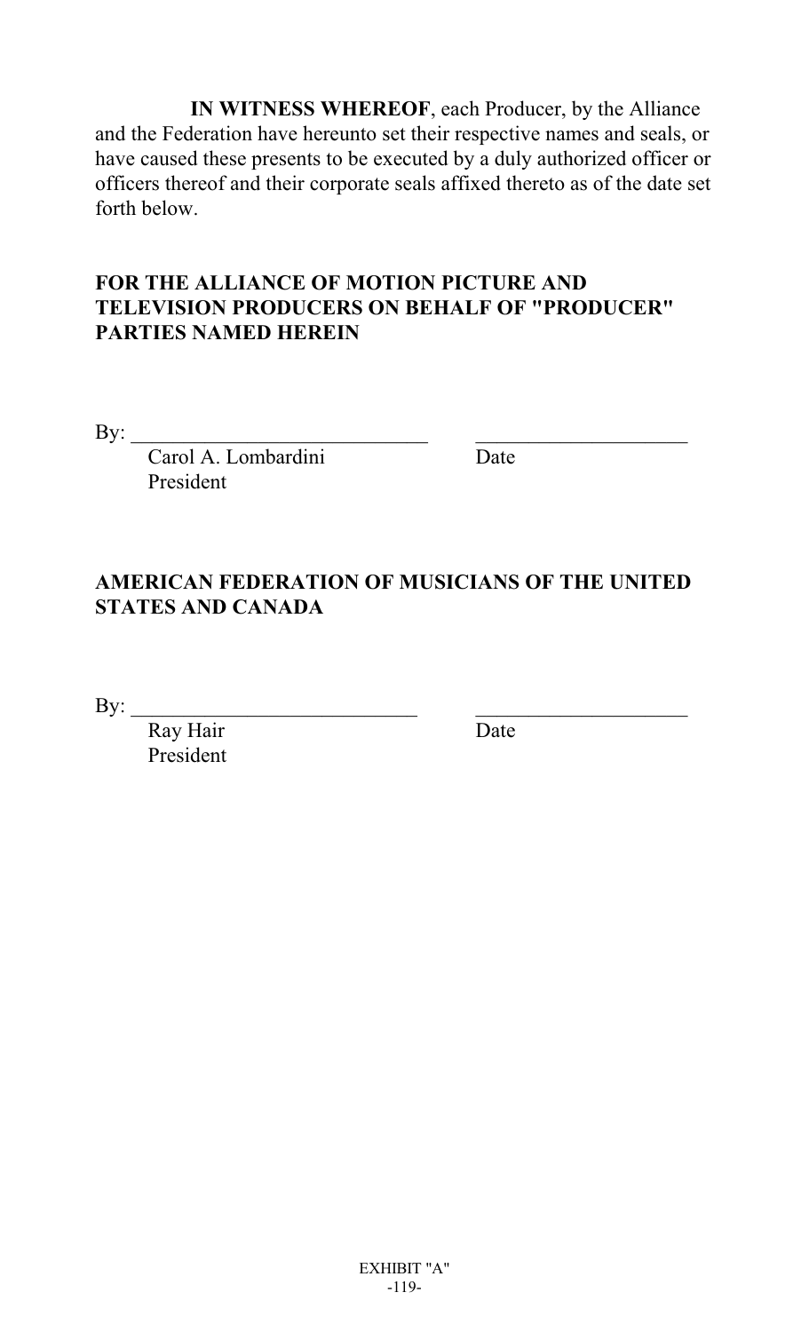**IN WITNESS WHEREOF**, each Producer, by the Alliance and the Federation have hereunto set their respective names and seals, or have caused these presents to be executed by a duly authorized officer or officers thereof and their corporate seals affixed thereto as of the date set forth below.

**FOR THE ALLIANCE OF MOTION PICTURE AND TELEVISION PRODUCERS ON BEHALF OF "PRODUCER" PARTIES NAMED HEREIN**

By: ____________________________ ____________________

Carol A. Lombardini Date

President

**AMERICAN FEDERATION OF MUSICIANS OF THE UNITED STATES AND CANADA**

By: ____________________________ ____________________

Ray Hair Date

President

EXHIBIT "A"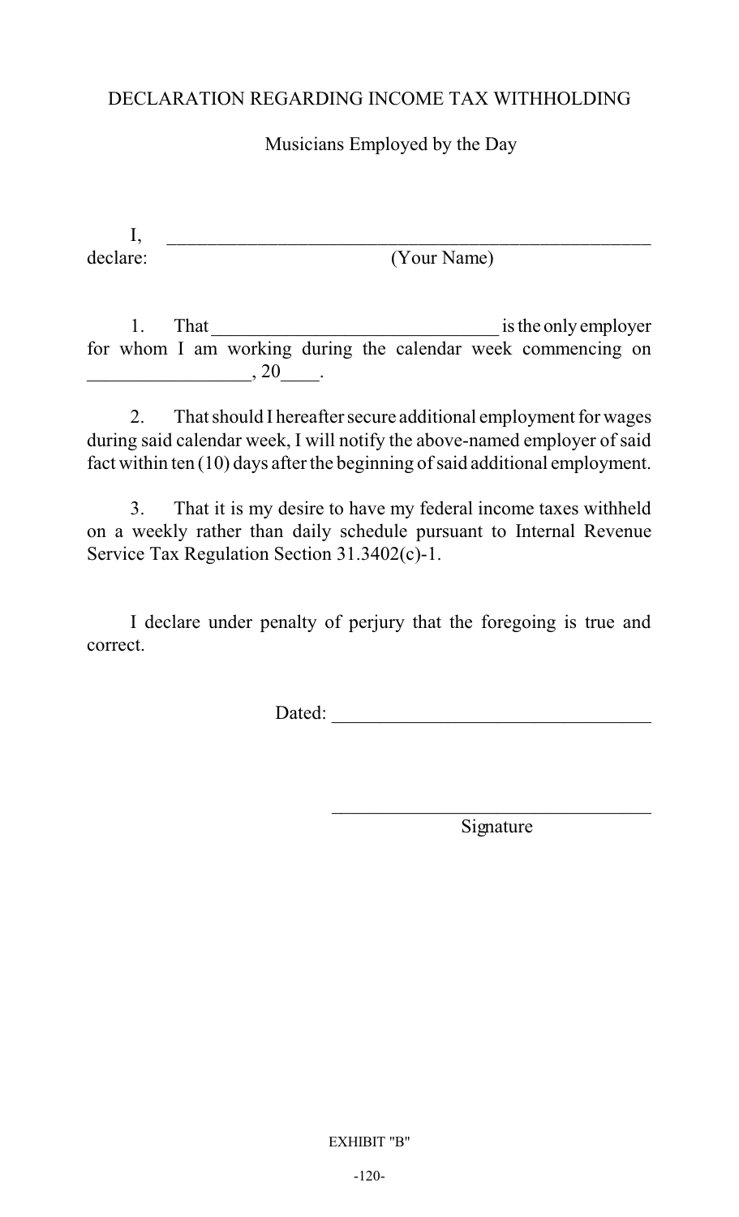# DECLARATION REGARDING INCOME TAX WITHHOLDING

## Musicians Employed by the Day

I, \_\_\_\_\_\_\_\_\_\_\_\_\_\_\_\_\_\_\_\_\_\_\_\_\_\_\_\_\_\_\_\_\_\_\_\_\_\_\_\_\_\_\_\_\_\_\_\_\_\_\_\_\_\_
declare: (Your Name)

1. That \_\_\_\_\_\_\_\_\_\_\_\_\_\_\_\_\_\_\_\_\_\_\_\_\_\_\_\_\_\_\_\_ is the only employer for whom I am working during the calendar week commencing on \_\_\_\_\_\_\_\_\_\_\_\_\_\_\_\_\_\_, 20\_\_\_\_.

2. That should I hereafter secure additional employment for wages during said calendar week, I will notify the above-named employer of said fact within ten (10) days after the beginning of said additional employment.

3. That it is my desire to have my federal income taxes withheld on a weekly rather than daily schedule pursuant to Internal Revenue Service Tax Regulation Section 31.3402(c)-1.

I declare under penalty of perjury that the foregoing is true and correct.

Dated: \_\_\_\_\_\_\_\_\_\_\_\_\_\_\_\_\_\_\_\_\_\_\_\_\_\_\_\_\_\_\_\_\_\_\_

\_\_\_\_\_\_\_\_\_\_\_\_\_\_\_\_\_\_\_\_\_\_\_\_\_\_\_\_\_\_\_\_\_\_\_\_
Signature

EXHIBIT "B"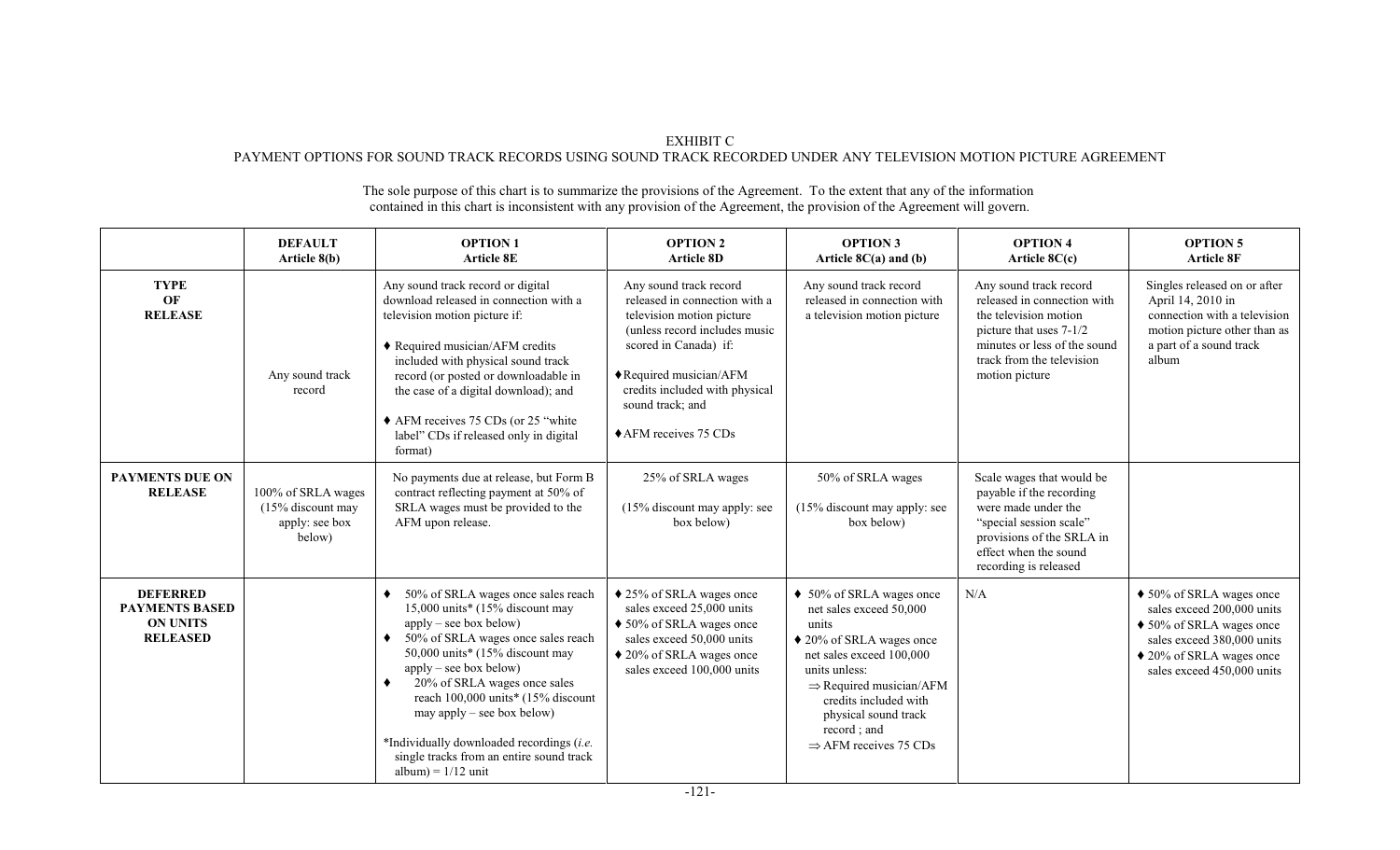EXHIBIT C

PAYMENT OPTIONS FOR SOUND TRACK RECORDS USING SOUND TRACK RECORDED UNDER ANY TELEVISION MOTION PICTURE AGREEMENT

The sole purpose of this chart is to summarize the provisions of the Agreement. To the extent that any of the information contained in this chart is inconsistent with any provision of the Agreement, the provision of the Agreement will govern.

| | **DEFAULT Article 8(b)** | **OPTION 1 Article 8E** | **OPTION 2 Article 8D** | **OPTION 3 Article 8C(a) and (b)** | **OPTION 4 Article 8C(c)** | **OPTION 5 Article 8F** |
|---|---|---|---|---|---|---|
| **TYPE OF RELEASE** | Any sound track record | Any sound track record or digital download released in connection with a television motion picture if:<br>♦ Required musician/AFM credits included with physical sound track record (or posted or downloadable in the case of a digital download); and<br>♦ AFM receives 75 CDs (or 25 "white label" CDs if released only in digital format) | Any sound track record released in connection with a television motion picture (unless record includes music scored in Canada) if:<br>♦ Required musician/AFM credits included with physical sound track; and<br>♦ AFM receives 75 CDs | Any sound track record released in connection with a television motion picture | Any sound track record released in connection with the television motion picture that uses 7-1/2 minutes or less of the sound track from the television motion picture | Singles released on or after April 14, 2010 in connection with a television motion picture other than as a part of a sound track album |
| **PAYMENTS DUE ON RELEASE** | 100% of SRLA wages (15% discount may apply: see box below) | No payments due at release, but Form B contract reflecting payment at 50% of SRLA wages must be provided to the AFM upon release. | 25% of SRLA wages<br>(15% discount may apply: see box below) | 50% of SRLA wages<br>(15% discount may apply: see box below) | Scale wages that would be payable if the recording were made under the "special session scale" provisions of the SRLA in effect when the sound recording is released | |
| **DEFERRED PAYMENTS BASED ON UNITS RELEASED** | | ♦ 50% of SRLA wages once sales reach 15,000 units* (15% discount may apply – see box below)<br>♦ 50% of SRLA wages once sales reach 50,000 units* (15% discount may apply – see box below)<br>♦ 20% of SRLA wages once sales reach 100,000 units* (15% discount may apply – see box below)<br>*Individually downloaded recordings (*i.e.* single tracks from an entire sound track album) = 1/12 unit | ♦ 25% of SRLA wages once sales exceed 25,000 units<br>♦ 50% of SRLA wages once sales exceed 50,000 units<br>♦ 20% of SRLA wages once sales exceed 100,000 units | ♦ 50% of SRLA wages once net sales exceed 50,000 units<br>♦ 20% of SRLA wages once net sales exceed 100,000 units unless:<br>⇒ Required musician/AFM credits included with physical sound track record ; and<br>⇒ AFM receives 75 CDs | N/A | ♦ 50% of SRLA wages once sales exceed 200,000 units<br>♦ 50% of SRLA wages once sales exceed 380,000 units<br>♦ 20% of SRLA wages once sales exceed 450,000 units |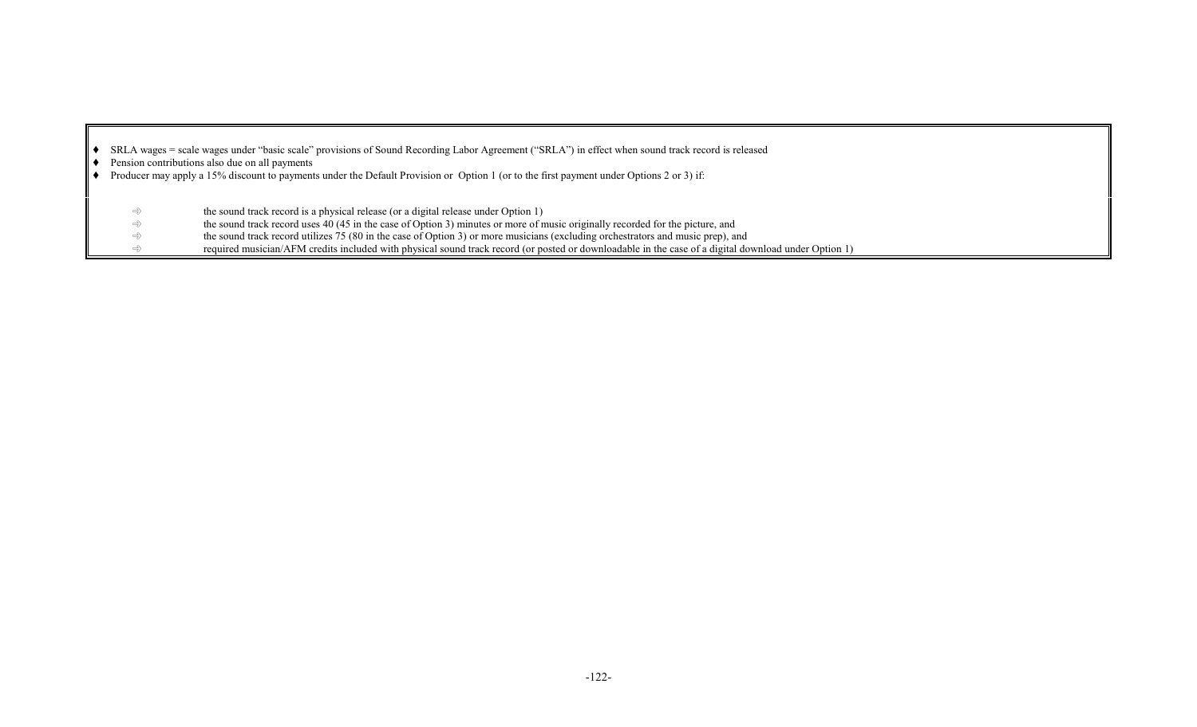- SRLA wages = scale wages under "basic scale" provisions of Sound Recording Labor Agreement ("SRLA") in effect when sound track record is released
- Pension contributions also due on all payments
- Producer may apply a 15% discount to payments under the Default Provision or Option 1 (or to the first payment under Options 2 or 3) if:

  - ⇨ the sound track record is a physical release (or a digital release under Option 1)
  - ⇨ the sound track record uses 40 (45 in the case of Option 3) minutes or more of music originally recorded for the picture, and
  - ⇨ the sound track record utilizes 75 (80 in the case of Option 3) or more musicians (excluding orchestrators and music prep), and
  - ⇨ required musician/AFM credits included with physical sound track record (or posted or downloadable in the case of a digital download under Option 1)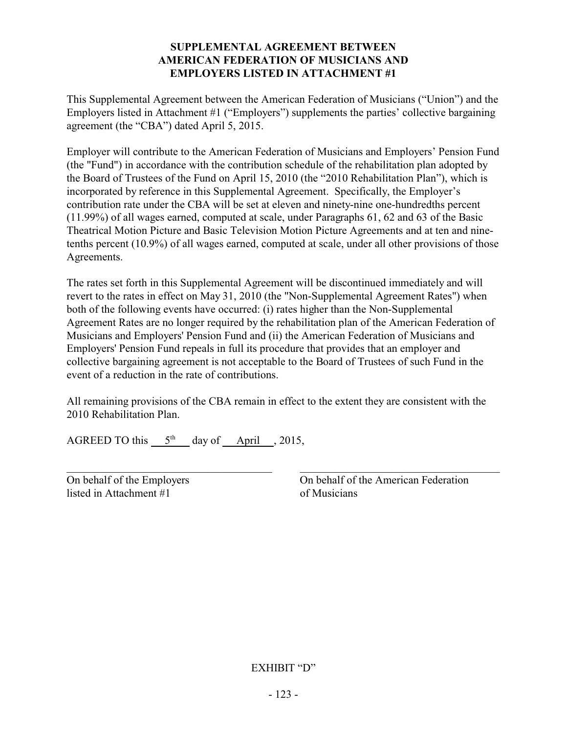# SUPPLEMENTAL AGREEMENT BETWEEN AMERICAN FEDERATION OF MUSICIANS AND EMPLOYERS LISTED IN ATTACHMENT #1

This Supplemental Agreement between the American Federation of Musicians ("Union") and the Employers listed in Attachment #1 ("Employers") supplements the parties' collective bargaining agreement (the "CBA") dated April 5, 2015.

Employer will contribute to the American Federation of Musicians and Employers' Pension Fund (the "Fund") in accordance with the contribution schedule of the rehabilitation plan adopted by the Board of Trustees of the Fund on April 15, 2010 (the "2010 Rehabilitation Plan"), which is incorporated by reference in this Supplemental Agreement. Specifically, the Employer's contribution rate under the CBA will be set at eleven and ninety-nine one-hundredths percent (11.99%) of all wages earned, computed at scale, under Paragraphs 61, 62 and 63 of the Basic Theatrical Motion Picture and Basic Television Motion Picture Agreements and at ten and nine-tenths percent (10.9%) of all wages earned, computed at scale, under all other provisions of those Agreements.

The rates set forth in this Supplemental Agreement will be discontinued immediately and will revert to the rates in effect on May 31, 2010 (the "Non-Supplemental Agreement Rates") when both of the following events have occurred: (i) rates higher than the Non-Supplemental Agreement Rates are no longer required by the rehabilitation plan of the American Federation of Musicians and Employers' Pension Fund and (ii) the American Federation of Musicians and Employers' Pension Fund repeals in full its procedure that provides that an employer and collective bargaining agreement is not acceptable to the Board of Trustees of such Fund in the event of a reduction in the rate of contributions.

All remaining provisions of the CBA remain in effect to the extent they are consistent with the 2010 Rehabilitation Plan.

AGREED TO this 5th day of April, 2015,

| ______________________________ | ______________________________ |
|---|---|
| On behalf of the Employers listed in Attachment #1 | On behalf of the American Federation of Musicians |

EXHIBIT "D"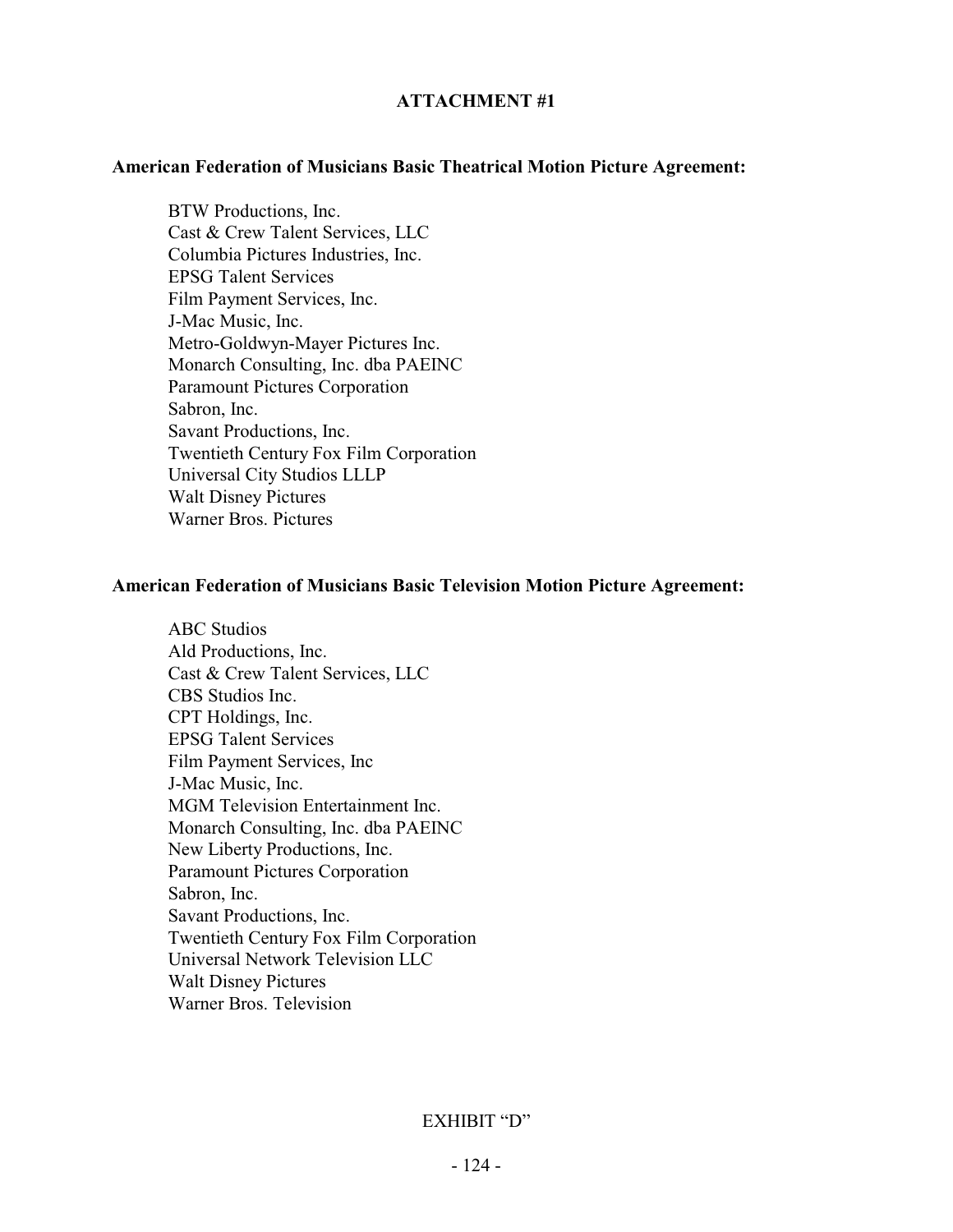**ATTACHMENT #1**

**American Federation of Musicians Basic Theatrical Motion Picture Agreement:**

BTW Productions, Inc.
Cast & Crew Talent Services, LLC
Columbia Pictures Industries, Inc.
EPSG Talent Services
Film Payment Services, Inc.
J-Mac Music, Inc.
Metro-Goldwyn-Mayer Pictures Inc.
Monarch Consulting, Inc. dba PAEINC
Paramount Pictures Corporation
Sabron, Inc.
Savant Productions, Inc.
Twentieth Century Fox Film Corporation
Universal City Studios LLLP
Walt Disney Pictures
Warner Bros. Pictures

**American Federation of Musicians Basic Television Motion Picture Agreement:**

ABC Studios
Ald Productions, Inc.
Cast & Crew Talent Services, LLC
CBS Studios Inc.
CPT Holdings, Inc.
EPSG Talent Services
Film Payment Services, Inc
J-Mac Music, Inc.
MGM Television Entertainment Inc.
Monarch Consulting, Inc. dba PAEINC
New Liberty Productions, Inc.
Paramount Pictures Corporation
Sabron, Inc.
Savant Productions, Inc.
Twentieth Century Fox Film Corporation
Universal Network Television LLC
Walt Disney Pictures
Warner Bros. Television

EXHIBIT "D"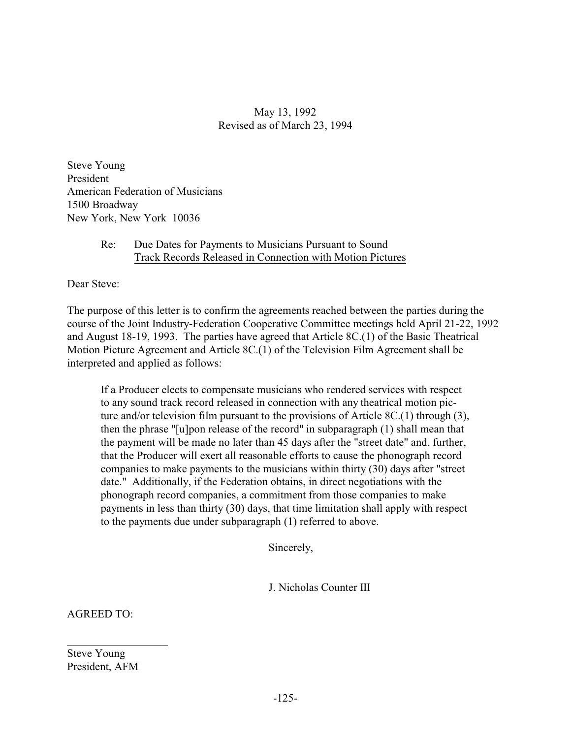May 13, 1992
Revised as of March 23, 1994

Steve Young
President
American Federation of Musicians
1500 Broadway
New York, New York 10036

Re: Due Dates for Payments to Musicians Pursuant to Sound Track Records Released in Connection with Motion Pictures

Dear Steve:

The purpose of this letter is to confirm the agreements reached between the parties during the course of the Joint Industry-Federation Cooperative Committee meetings held April 21-22, 1992 and August 18-19, 1993. The parties have agreed that Article 8C.(1) of the Basic Theatrical Motion Picture Agreement and Article 8C.(1) of the Television Film Agreement shall be interpreted and applied as follows:

> If a Producer elects to compensate musicians who rendered services with respect to any sound track record released in connection with any theatrical motion picture and/or television film pursuant to the provisions of Article 8C.(1) through (3), then the phrase "[u]pon release of the record" in subparagraph (1) shall mean that the payment will be made no later than 45 days after the "street date" and, further, that the Producer will exert all reasonable efforts to cause the phonograph record companies to make payments to the musicians within thirty (30) days after "street date." Additionally, if the Federation obtains, in direct negotiations with the phonograph record companies, a commitment from those companies to make payments in less than thirty (30) days, that time limitation shall apply with respect to the payments due under subparagraph (1) referred to above.

Sincerely,

J. Nicholas Counter III

AGREED TO:

\_\_\_\_\_\_\_\_\_\_\_\_\_\_\_\_\_\_
Steve Young
President, AFM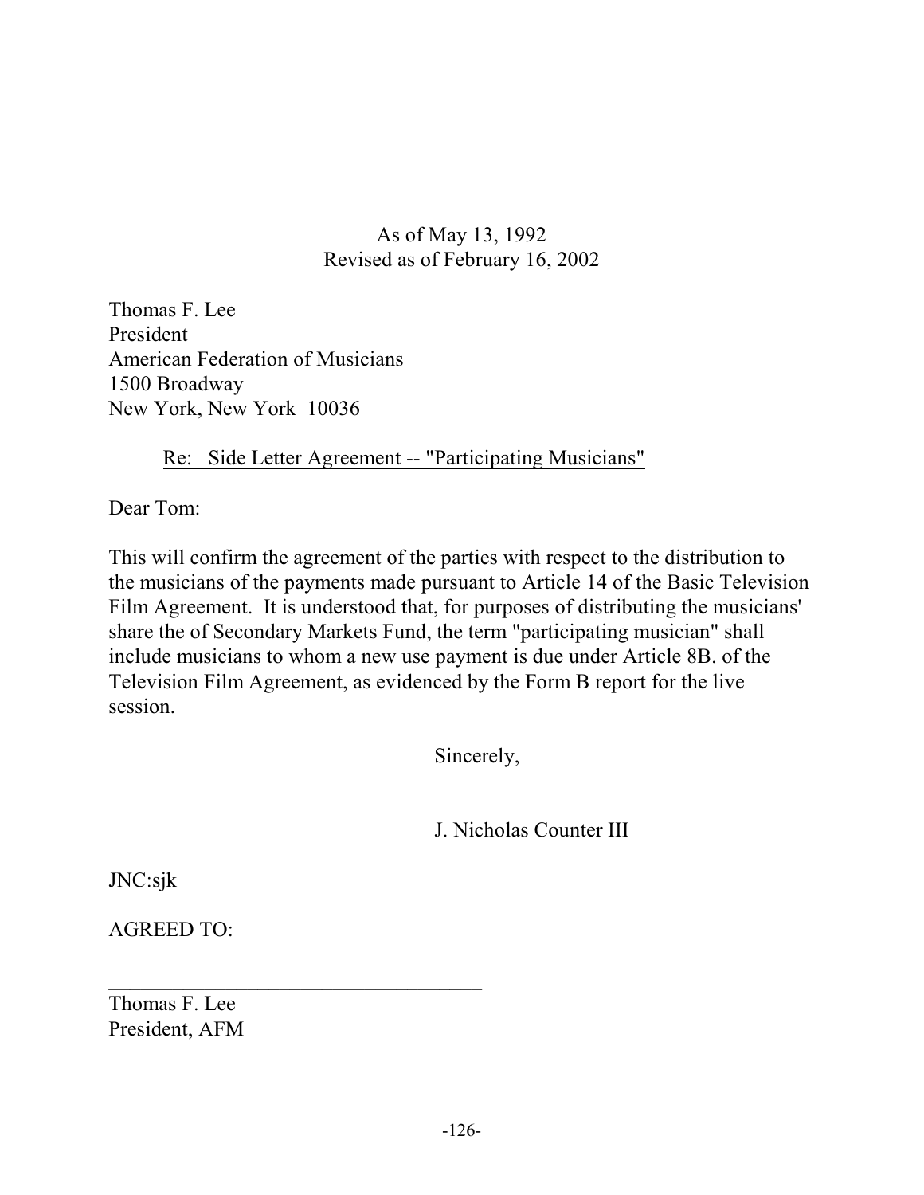As of May 13, 1992
Revised as of February 16, 2002

Thomas F. Lee
President
American Federation of Musicians
1500 Broadway
New York, New York 10036

Re: Side Letter Agreement -- "Participating Musicians"

Dear Tom:

This will confirm the agreement of the parties with respect to the distribution to the musicians of the payments made pursuant to Article 14 of the Basic Television Film Agreement. It is understood that, for purposes of distributing the musicians' share the of Secondary Markets Fund, the term "participating musician" shall include musicians to whom a new use payment is due under Article 8B. of the Television Film Agreement, as evidenced by the Form B report for the live session.

Sincerely,

J. Nicholas Counter III

JNC:sjk

AGREED TO:

\_\_\_\_\_\_\_\_\_\_\_\_\_\_\_\_\_\_\_\_\_\_\_\_\_\_\_\_\_\_\_\_\_\_\_\_

Thomas F. Lee
President, AFM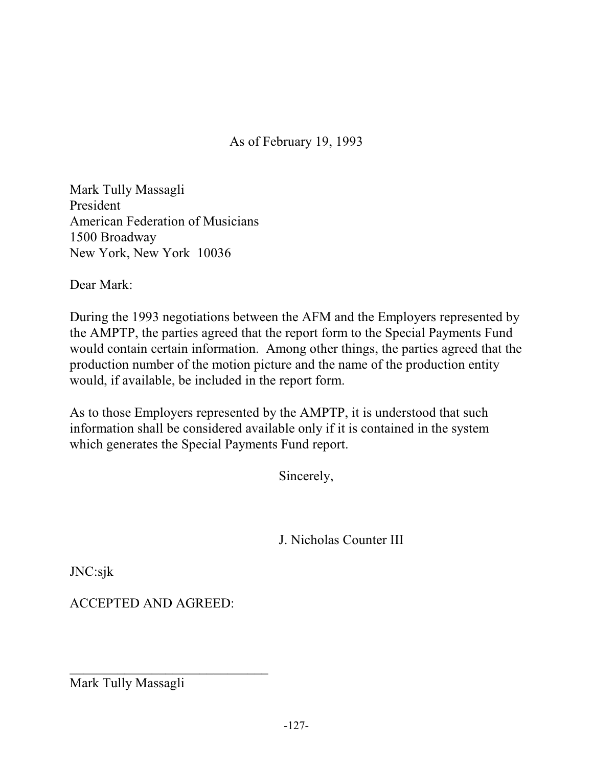As of February 19, 1993

Mark Tully Massagli  
President  
American Federation of Musicians  
1500 Broadway  
New York, New York 10036

Dear Mark:

During the 1993 negotiations between the AFM and the Employers represented by the AMPTP, the parties agreed that the report form to the Special Payments Fund would contain certain information. Among other things, the parties agreed that the production number of the motion picture and the name of the production entity would, if available, be included in the report form.

As to those Employers represented by the AMPTP, it is understood that such information shall be considered available only if it is contained in the system which generates the Special Payments Fund report.

Sincerely,

J. Nicholas Counter III

JNC:sjk

ACCEPTED AND AGREED:

\_\_\_\_\_\_\_\_\_\_\_\_\_\_\_\_\_\_\_\_\_\_\_\_\_\_\_\_\_\_  
Mark Tully Massagli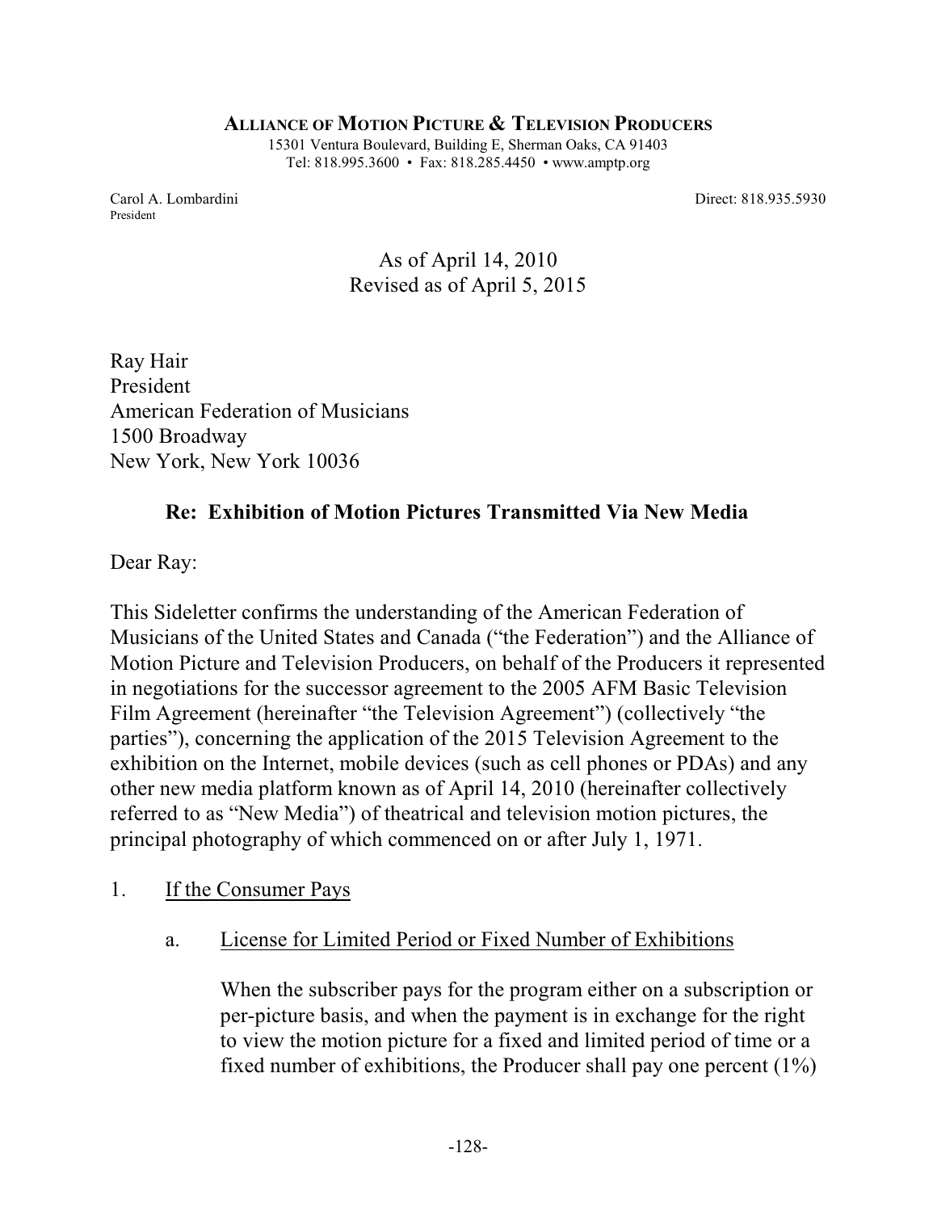**ALLIANCE OF MOTION PICTURE & TELEVISION PRODUCERS**
15301 Ventura Boulevard, Building E, Sherman Oaks, CA 91403
Tel: 818.995.3600 • Fax: 818.285.4450 • www.amptp.org

Carol A. Lombardini
President

Direct: 818.935.5930

As of April 14, 2010
Revised as of April 5, 2015

Ray Hair
President
American Federation of Musicians
1500 Broadway
New York, New York 10036

**Re: Exhibition of Motion Pictures Transmitted Via New Media**

Dear Ray:

This Sideletter confirms the understanding of the American Federation of Musicians of the United States and Canada ("the Federation") and the Alliance of Motion Picture and Television Producers, on behalf of the Producers it represented in negotiations for the successor agreement to the 2005 AFM Basic Television Film Agreement (hereinafter "the Television Agreement") (collectively "the parties"), concerning the application of the 2015 Television Agreement to the exhibition on the Internet, mobile devices (such as cell phones or PDAs) and any other new media platform known as of April 14, 2010 (hereinafter collectively referred to as "New Media") of theatrical and television motion pictures, the principal photography of which commenced on or after July 1, 1971.

1. <u>If the Consumer Pays</u>

   a. <u>License for Limited Period or Fixed Number of Exhibitions</u>

      When the subscriber pays for the program either on a subscription or per-picture basis, and when the payment is in exchange for the right to view the motion picture for a fixed and limited period of time or a fixed number of exhibitions, the Producer shall pay one percent (1%)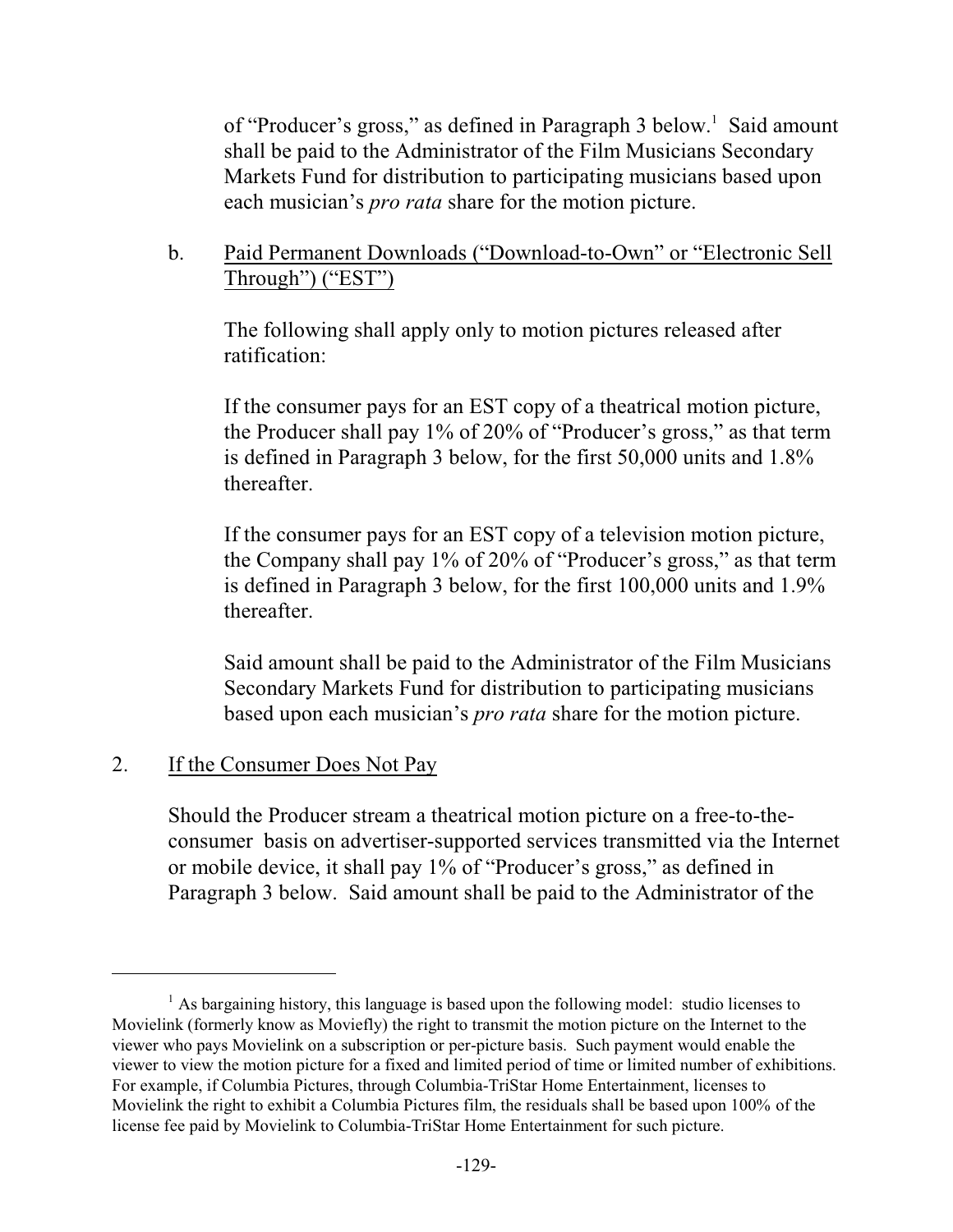of "Producer's gross," as defined in Paragraph 3 below.[1] Said amount shall be paid to the Administrator of the Film Musicians Secondary Markets Fund for distribution to participating musicians based upon each musician's *pro rata* share for the motion picture.

b. <u>Paid Permanent Downloads ("Download-to-Own" or "Electronic Sell Through") ("EST")</u>

The following shall apply only to motion pictures released after ratification:

If the consumer pays for an EST copy of a theatrical motion picture, the Producer shall pay 1% of 20% of "Producer's gross," as that term is defined in Paragraph 3 below, for the first 50,000 units and 1.8% thereafter.

If the consumer pays for an EST copy of a television motion picture, the Company shall pay 1% of 20% of "Producer's gross," as that term is defined in Paragraph 3 below, for the first 100,000 units and 1.9% thereafter.

Said amount shall be paid to the Administrator of the Film Musicians Secondary Markets Fund for distribution to participating musicians based upon each musician's *pro rata* share for the motion picture.

2. <u>If the Consumer Does Not Pay</u>

Should the Producer stream a theatrical motion picture on a free-to-the-consumer basis on advertiser-supported services transmitted via the Internet or mobile device, it shall pay 1% of "Producer's gross," as defined in Paragraph 3 below. Said amount shall be paid to the Administrator of the

---

[1] As bargaining history, this language is based upon the following model: studio licenses to Movielink (formerly know as Moviefly) the right to transmit the motion picture on the Internet to the viewer who pays Movielink on a subscription or per-picture basis. Such payment would enable the viewer to view the motion picture for a fixed and limited period of time or limited number of exhibitions. For example, if Columbia Pictures, through Columbia-TriStar Home Entertainment, licenses to Movielink the right to exhibit a Columbia Pictures film, the residuals shall be based upon 100% of the license fee paid by Movielink to Columbia-TriStar Home Entertainment for such picture.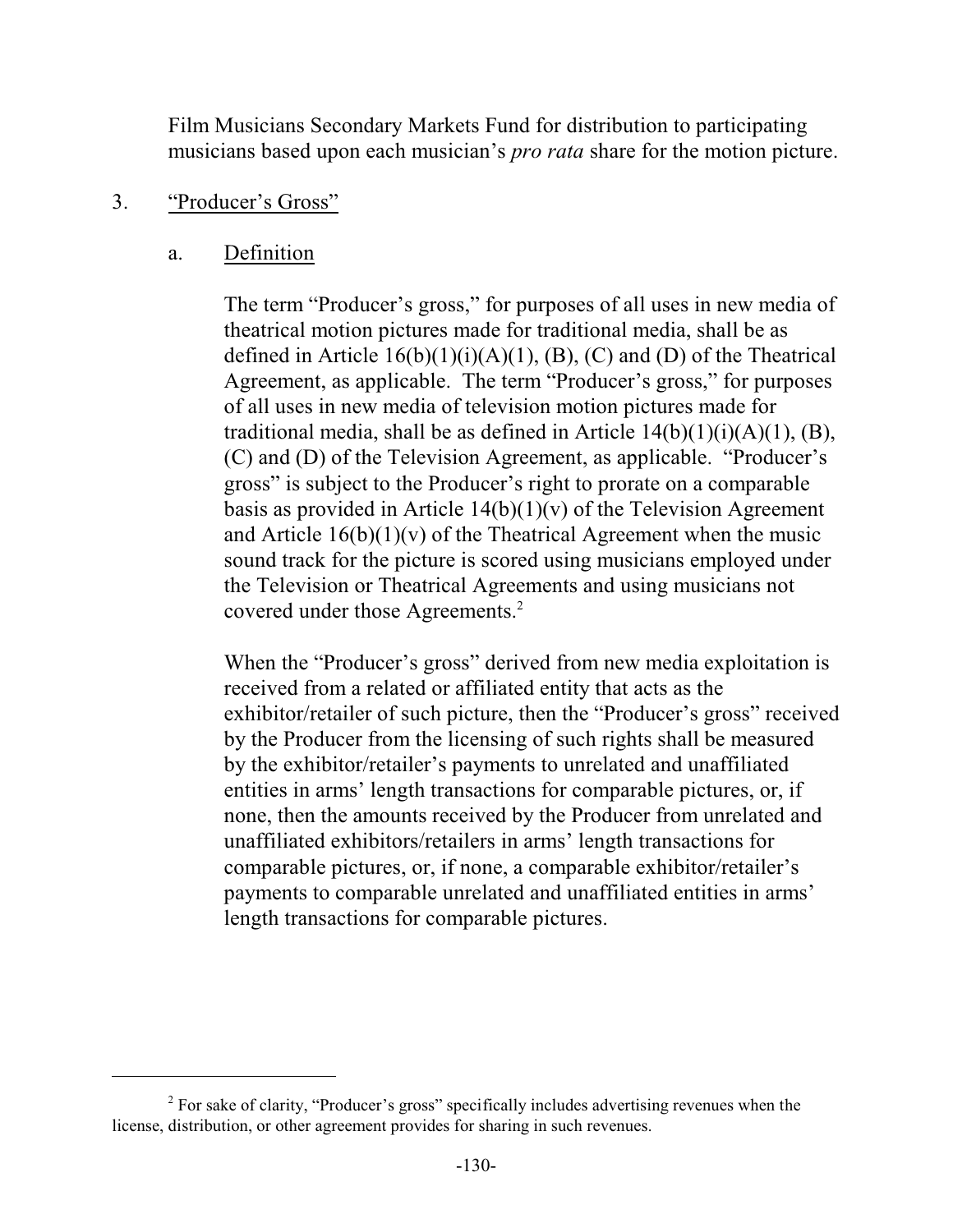Film Musicians Secondary Markets Fund for distribution to participating musicians based upon each musician's *pro rata* share for the motion picture.

3. <u>"Producer's Gross"</u>

   a. <u>Definition</u>

      The term "Producer's gross," for purposes of all uses in new media of theatrical motion pictures made for traditional media, shall be as defined in Article 16(b)(1)(i)(A)(1), (B), (C) and (D) of the Theatrical Agreement, as applicable. The term "Producer's gross," for purposes of all uses in new media of television motion pictures made for traditional media, shall be as defined in Article 14(b)(1)(i)(A)(1), (B), (C) and (D) of the Television Agreement, as applicable. "Producer's gross" is subject to the Producer's right to prorate on a comparable basis as provided in Article 14(b)(1)(v) of the Television Agreement and Article 16(b)(1)(v) of the Theatrical Agreement when the music sound track for the picture is scored using musicians employed under the Television or Theatrical Agreements and using musicians not covered under those Agreements.[2]

      When the "Producer's gross" derived from new media exploitation is received from a related or affiliated entity that acts as the exhibitor/retailer of such picture, then the "Producer's gross" received by the Producer from the licensing of such rights shall be measured by the exhibitor/retailer's payments to unrelated and unaffiliated entities in arms' length transactions for comparable pictures, or, if none, then the amounts received by the Producer from unrelated and unaffiliated exhibitors/retailers in arms' length transactions for comparable pictures, or, if none, a comparable exhibitor/retailer's payments to comparable unrelated and unaffiliated entities in arms' length transactions for comparable pictures.

---

[2] For sake of clarity, "Producer's gross" specifically includes advertising revenues when the license, distribution, or other agreement provides for sharing in such revenues.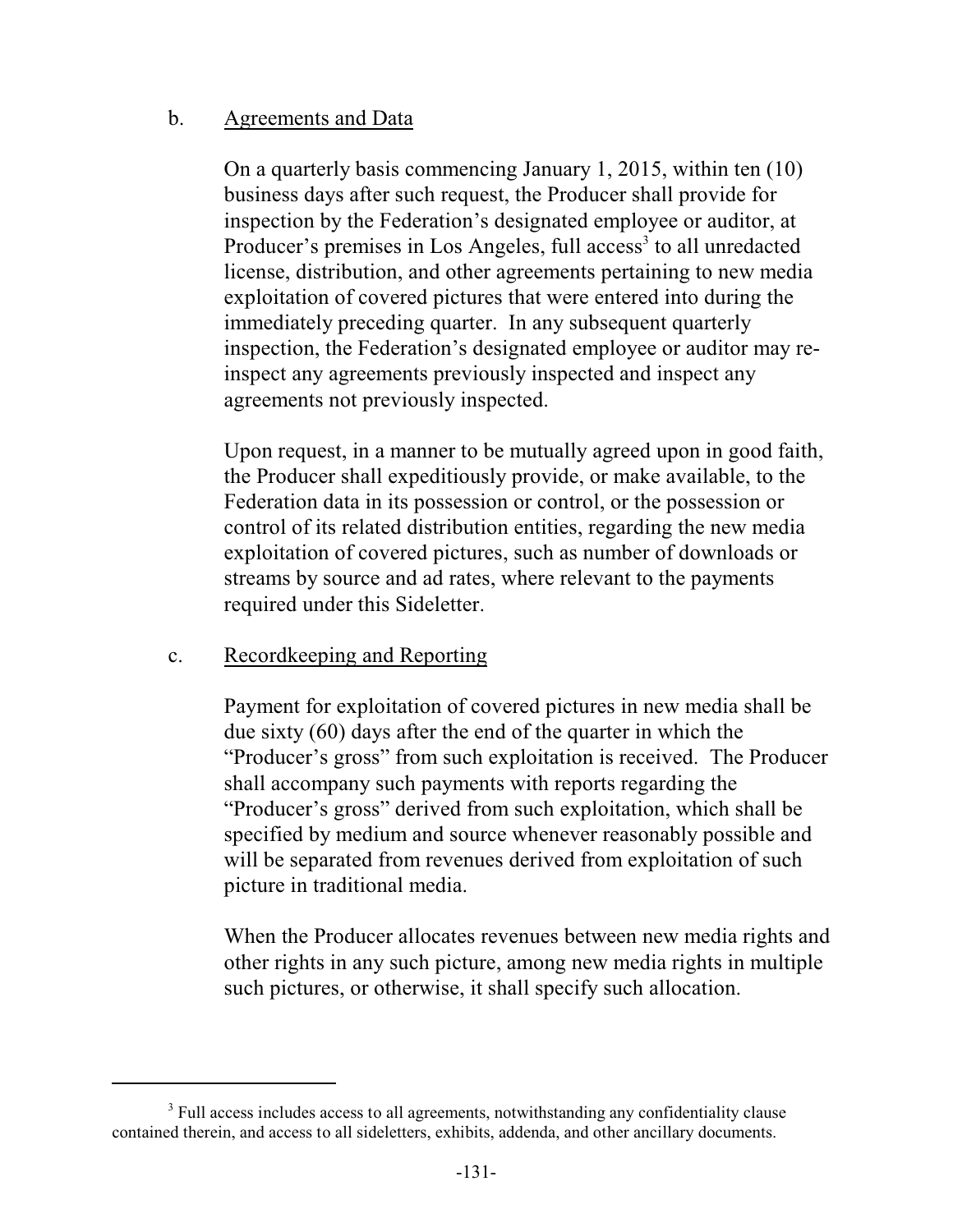b. Agreements and Data

On a quarterly basis commencing January 1, 2015, within ten (10) business days after such request, the Producer shall provide for inspection by the Federation's designated employee or auditor, at Producer's premises in Los Angeles, full access[3] to all unredacted license, distribution, and other agreements pertaining to new media exploitation of covered pictures that were entered into during the immediately preceding quarter. In any subsequent quarterly inspection, the Federation's designated employee or auditor may re-inspect any agreements previously inspected and inspect any agreements not previously inspected.

Upon request, in a manner to be mutually agreed upon in good faith, the Producer shall expeditiously provide, or make available, to the Federation data in its possession or control, or the possession or control of its related distribution entities, regarding the new media exploitation of covered pictures, such as number of downloads or streams by source and ad rates, where relevant to the payments required under this Sideletter.

c. Recordkeeping and Reporting

Payment for exploitation of covered pictures in new media shall be due sixty (60) days after the end of the quarter in which the "Producer's gross" from such exploitation is received. The Producer shall accompany such payments with reports regarding the "Producer's gross" derived from such exploitation, which shall be specified by medium and source whenever reasonably possible and will be separated from revenues derived from exploitation of such picture in traditional media.

When the Producer allocates revenues between new media rights and other rights in any such picture, among new media rights in multiple such pictures, or otherwise, it shall specify such allocation.

---

[3] Full access includes access to all agreements, notwithstanding any confidentiality clause contained therein, and access to all sideletters, exhibits, addenda, and other ancillary documents.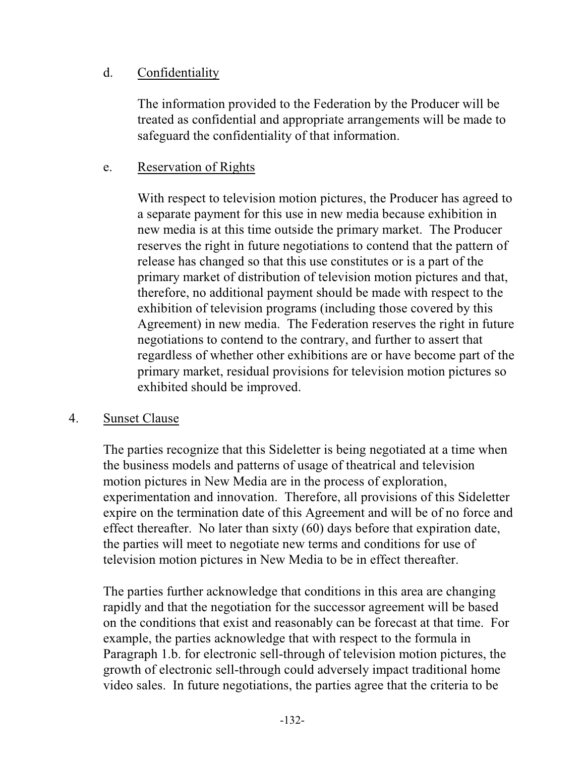d. <u>Confidentiality</u>

The information provided to the Federation by the Producer will be treated as confidential and appropriate arrangements will be made to safeguard the confidentiality of that information.

e. <u>Reservation of Rights</u>

With respect to television motion pictures, the Producer has agreed to a separate payment for this use in new media because exhibition in new media is at this time outside the primary market. The Producer reserves the right in future negotiations to contend that the pattern of release has changed so that this use constitutes or is a part of the primary market of distribution of television motion pictures and that, therefore, no additional payment should be made with respect to the exhibition of television programs (including those covered by this Agreement) in new media. The Federation reserves the right in future negotiations to contend to the contrary, and further to assert that regardless of whether other exhibitions are or have become part of the primary market, residual provisions for television motion pictures so exhibited should be improved.

4. <u>Sunset Clause</u>

The parties recognize that this Sideletter is being negotiated at a time when the business models and patterns of usage of theatrical and television motion pictures in New Media are in the process of exploration, experimentation and innovation. Therefore, all provisions of this Sideletter expire on the termination date of this Agreement and will be of no force and effect thereafter. No later than sixty (60) days before that expiration date, the parties will meet to negotiate new terms and conditions for use of television motion pictures in New Media to be in effect thereafter.

The parties further acknowledge that conditions in this area are changing rapidly and that the negotiation for the successor agreement will be based on the conditions that exist and reasonably can be forecast at that time. For example, the parties acknowledge that with respect to the formula in Paragraph 1.b. for electronic sell-through of television motion pictures, the growth of electronic sell-through could adversely impact traditional home video sales. In future negotiations, the parties agree that the criteria to be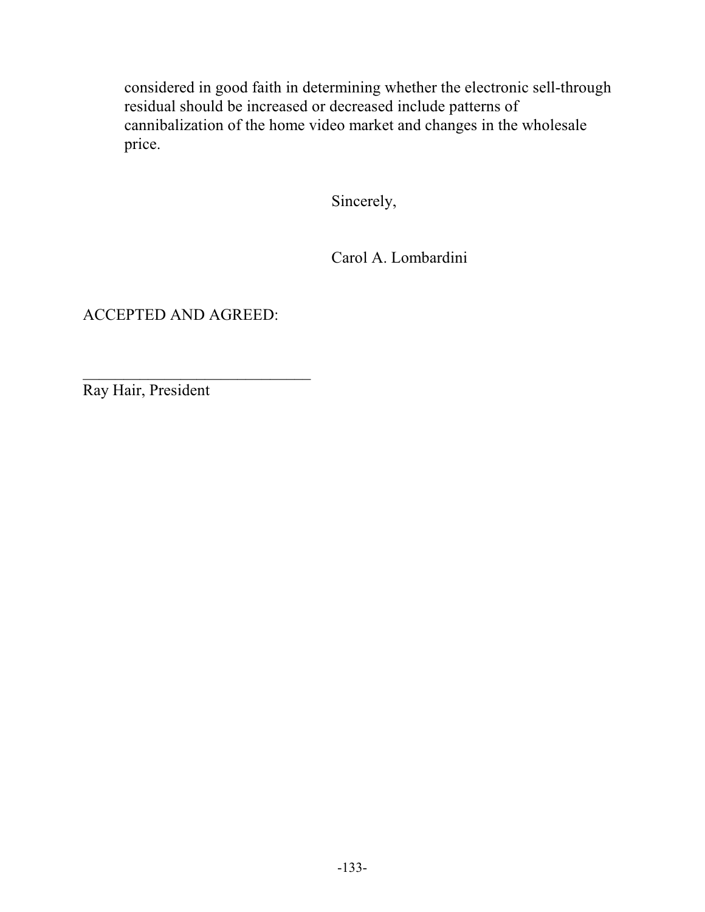considered in good faith in determining whether the electronic sell-through residual should be increased or decreased include patterns of cannibalization of the home video market and changes in the wholesale price.

Sincerely,

Carol A. Lombardini

ACCEPTED AND AGREED:

______________________________
Ray Hair, President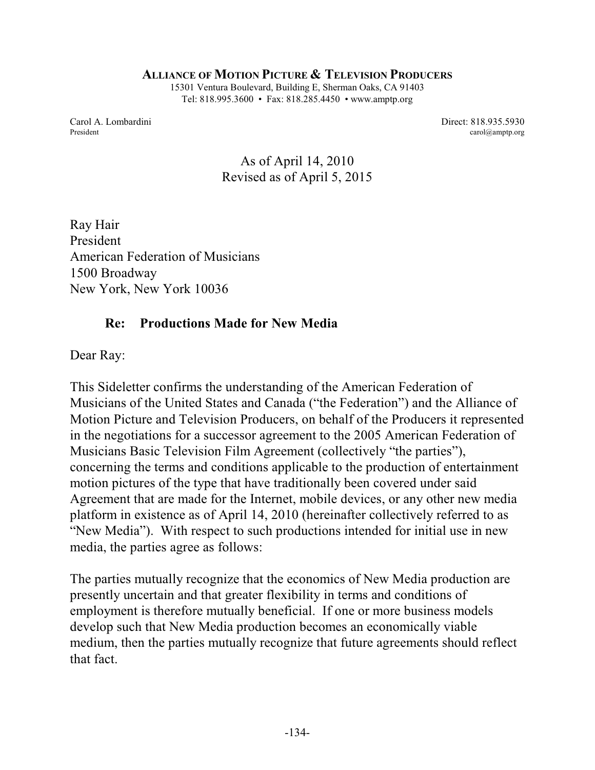**ALLIANCE OF MOTION PICTURE & TELEVISION PRODUCERS**

15301 Ventura Boulevard, Building E, Sherman Oaks, CA 91403
Tel: 818.995.3600 • Fax: 818.285.4450 • www.amptp.org

Carol A. Lombardini
President

Direct: 818.935.5930
carol@amptp.org

As of April 14, 2010
Revised as of April 5, 2015

Ray Hair
President
American Federation of Musicians
1500 Broadway
New York, New York 10036

**Re: Productions Made for New Media**

Dear Ray:

This Sideletter confirms the understanding of the American Federation of Musicians of the United States and Canada ("the Federation") and the Alliance of Motion Picture and Television Producers, on behalf of the Producers it represented in the negotiations for a successor agreement to the 2005 American Federation of Musicians Basic Television Film Agreement (collectively "the parties"), concerning the terms and conditions applicable to the production of entertainment motion pictures of the type that have traditionally been covered under said Agreement that are made for the Internet, mobile devices, or any other new media platform in existence as of April 14, 2010 (hereinafter collectively referred to as "New Media"). With respect to such productions intended for initial use in new media, the parties agree as follows:

The parties mutually recognize that the economics of New Media production are presently uncertain and that greater flexibility in terms and conditions of employment is therefore mutually beneficial. If one or more business models develop such that New Media production becomes an economically viable medium, then the parties mutually recognize that future agreements should reflect that fact.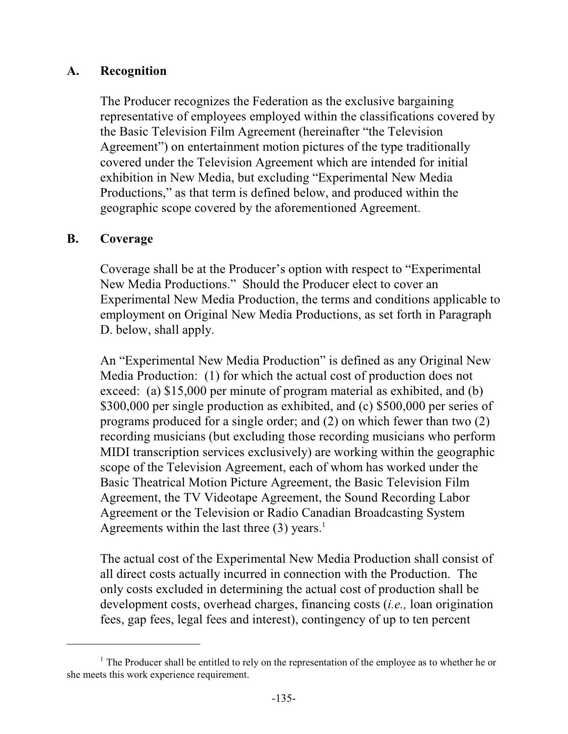## A. Recognition

The Producer recognizes the Federation as the exclusive bargaining representative of employees employed within the classifications covered by the Basic Television Film Agreement (hereinafter "the Television Agreement") on entertainment motion pictures of the type traditionally covered under the Television Agreement which are intended for initial exhibition in New Media, but excluding "Experimental New Media Productions," as that term is defined below, and produced within the geographic scope covered by the aforementioned Agreement.

## B. Coverage

Coverage shall be at the Producer's option with respect to "Experimental New Media Productions." Should the Producer elect to cover an Experimental New Media Production, the terms and conditions applicable to employment on Original New Media Productions, as set forth in Paragraph D. below, shall apply.

An "Experimental New Media Production" is defined as any Original New Media Production: (1) for which the actual cost of production does not exceed: (a) $15,000 per minute of program material as exhibited, and (b) $300,000 per single production as exhibited, and (c) $500,000 per series of programs produced for a single order; and (2) on which fewer than two (2) recording musicians (but excluding those recording musicians who perform MIDI transcription services exclusively) are working within the geographic scope of the Television Agreement, each of whom has worked under the Basic Theatrical Motion Picture Agreement, the Basic Television Film Agreement, the TV Videotape Agreement, the Sound Recording Labor Agreement or the Television or Radio Canadian Broadcasting System Agreements within the last three (3) years.[1]

The actual cost of the Experimental New Media Production shall consist of all direct costs actually incurred in connection with the Production. The only costs excluded in determining the actual cost of production shall be development costs, overhead charges, financing costs (*i.e.,* loan origination fees, gap fees, legal fees and interest), contingency of up to ten percent

---

[1] The Producer shall be entitled to rely on the representation of the employee as to whether he or she meets this work experience requirement.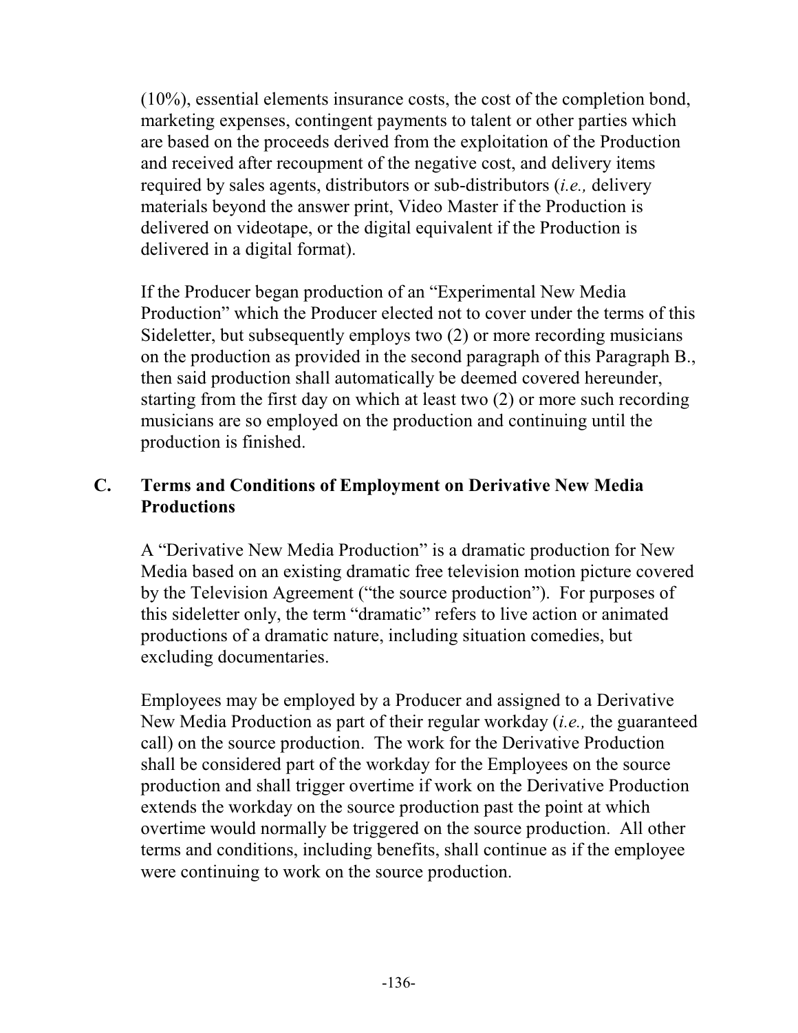(10%), essential elements insurance costs, the cost of the completion bond, marketing expenses, contingent payments to talent or other parties which are based on the proceeds derived from the exploitation of the Production and received after recoupment of the negative cost, and delivery items required by sales agents, distributors or sub-distributors (*i.e.,* delivery materials beyond the answer print, Video Master if the Production is delivered on videotape, or the digital equivalent if the Production is delivered in a digital format).

If the Producer began production of an "Experimental New Media Production" which the Producer elected not to cover under the terms of this Sideletter, but subsequently employs two (2) or more recording musicians on the production as provided in the second paragraph of this Paragraph B., then said production shall automatically be deemed covered hereunder, starting from the first day on which at least two (2) or more such recording musicians are so employed on the production and continuing until the production is finished.

### C. Terms and Conditions of Employment on Derivative New Media Productions

A "Derivative New Media Production" is a dramatic production for New Media based on an existing dramatic free television motion picture covered by the Television Agreement ("the source production"). For purposes of this sideletter only, the term "dramatic" refers to live action or animated productions of a dramatic nature, including situation comedies, but excluding documentaries.

Employees may be employed by a Producer and assigned to a Derivative New Media Production as part of their regular workday (*i.e.,* the guaranteed call) on the source production. The work for the Derivative Production shall be considered part of the workday for the Employees on the source production and shall trigger overtime if work on the Derivative Production extends the workday on the source production past the point at which overtime would normally be triggered on the source production. All other terms and conditions, including benefits, shall continue as if the employee were continuing to work on the source production.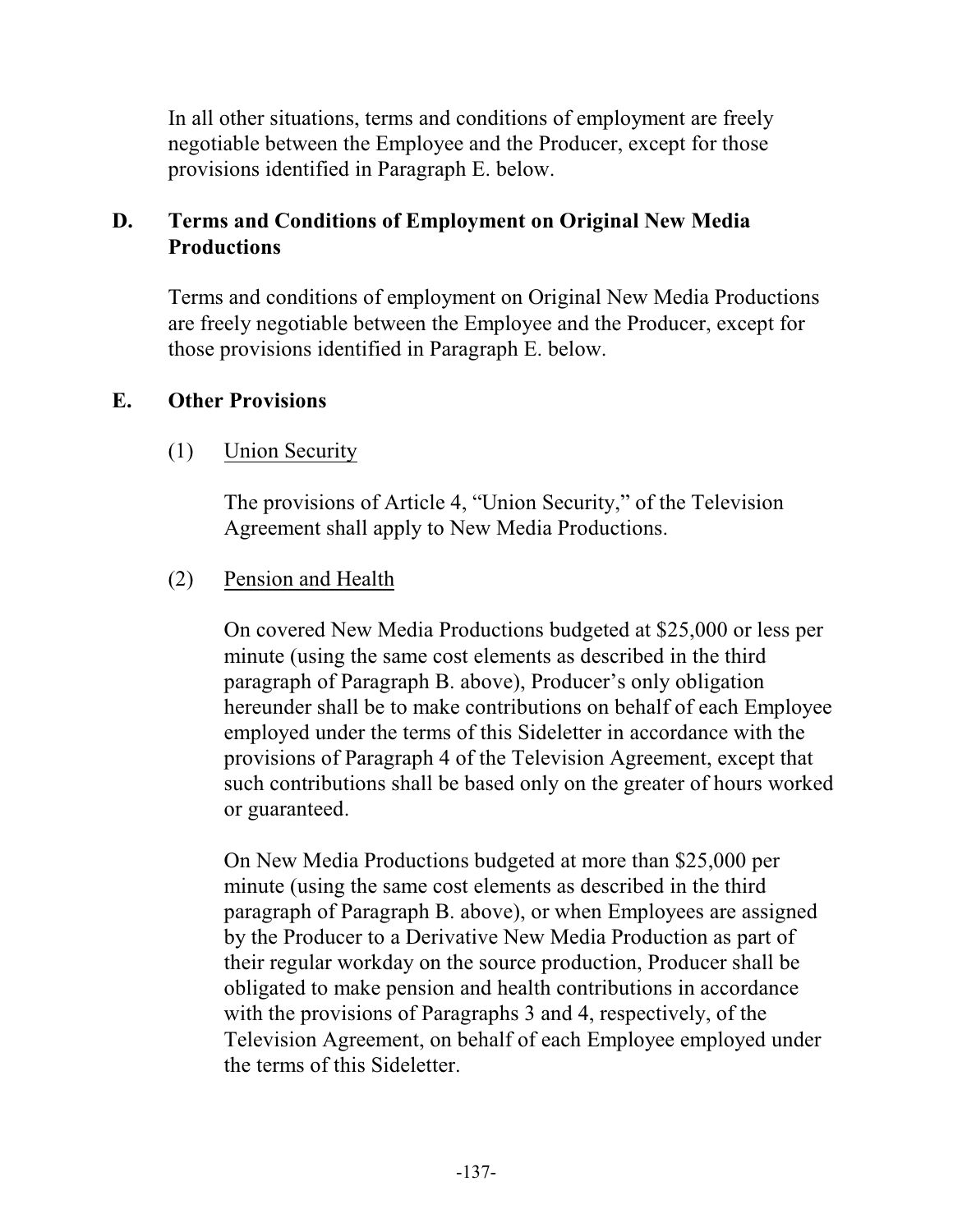In all other situations, terms and conditions of employment are freely negotiable between the Employee and the Producer, except for those provisions identified in Paragraph E. below.

## D. Terms and Conditions of Employment on Original New Media Productions

Terms and conditions of employment on Original New Media Productions are freely negotiable between the Employee and the Producer, except for those provisions identified in Paragraph E. below.

## E. Other Provisions

(1) Union Security

The provisions of Article 4, "Union Security," of the Television Agreement shall apply to New Media Productions.

(2) Pension and Health

On covered New Media Productions budgeted at $25,000 or less per minute (using the same cost elements as described in the third paragraph of Paragraph B. above), Producer's only obligation hereunder shall be to make contributions on behalf of each Employee employed under the terms of this Sideletter in accordance with the provisions of Paragraph 4 of the Television Agreement, except that such contributions shall be based only on the greater of hours worked or guaranteed.

On New Media Productions budgeted at more than $25,000 per minute (using the same cost elements as described in the third paragraph of Paragraph B. above), or when Employees are assigned by the Producer to a Derivative New Media Production as part of their regular workday on the source production, Producer shall be obligated to make pension and health contributions in accordance with the provisions of Paragraphs 3 and 4, respectively, of the Television Agreement, on behalf of each Employee employed under the terms of this Sideletter.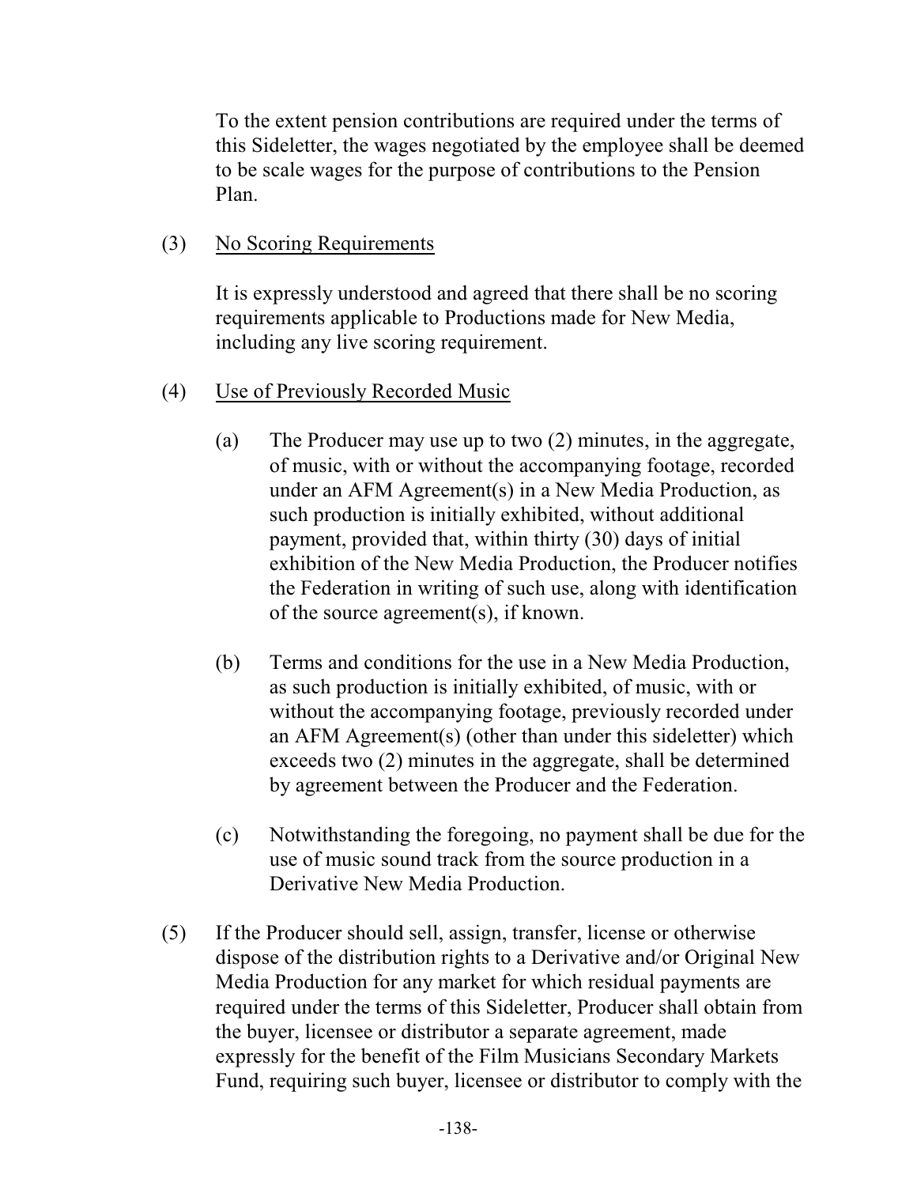To the extent pension contributions are required under the terms of this Sideletter, the wages negotiated by the employee shall be deemed to be scale wages for the purpose of contributions to the Pension Plan.

(3) No Scoring Requirements

It is expressly understood and agreed that there shall be no scoring requirements applicable to Productions made for New Media, including any live scoring requirement.

(4) Use of Previously Recorded Music

(a) The Producer may use up to two (2) minutes, in the aggregate, of music, with or without the accompanying footage, recorded under an AFM Agreement(s) in a New Media Production, as such production is initially exhibited, without additional payment, provided that, within thirty (30) days of initial exhibition of the New Media Production, the Producer notifies the Federation in writing of such use, along with identification of the source agreement(s), if known.

(b) Terms and conditions for the use in a New Media Production, as such production is initially exhibited, of music, with or without the accompanying footage, previously recorded under an AFM Agreement(s) (other than under this sideletter) which exceeds two (2) minutes in the aggregate, shall be determined by agreement between the Producer and the Federation.

(c) Notwithstanding the foregoing, no payment shall be due for the use of music sound track from the source production in a Derivative New Media Production.

(5) If the Producer should sell, assign, transfer, license or otherwise dispose of the distribution rights to a Derivative and/or Original New Media Production for any market for which residual payments are required under the terms of this Sideletter, Producer shall obtain from the buyer, licensee or distributor a separate agreement, made expressly for the benefit of the Film Musicians Secondary Markets Fund, requiring such buyer, licensee or distributor to comply with the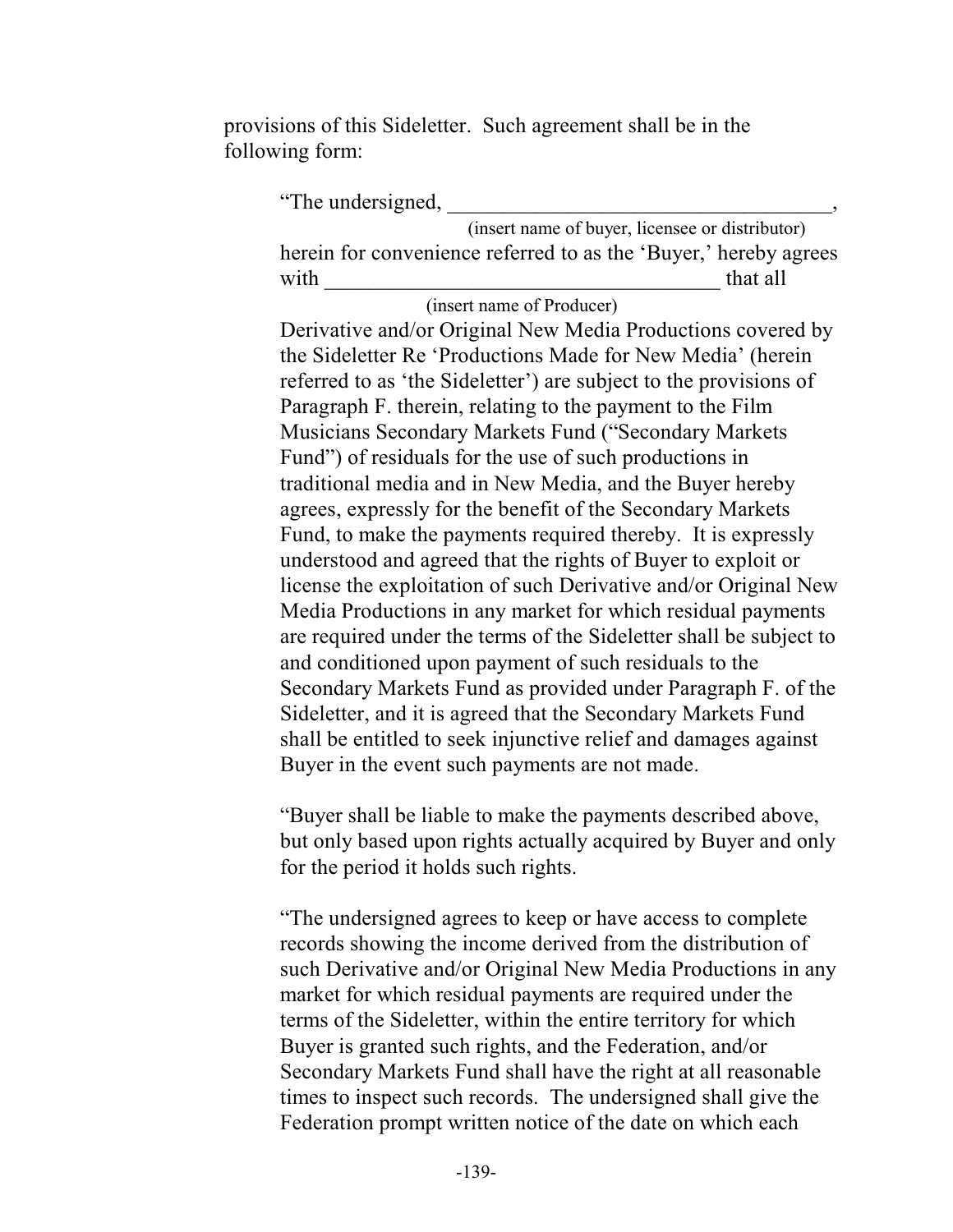provisions of this Sideletter. Such agreement shall be in the following form:

> "The undersigned, ___________________________________,
> (insert name of buyer, licensee or distributor)
> herein for convenience referred to as the 'Buyer,' hereby agrees with ___________________________________ that all
> (insert name of Producer)
> Derivative and/or Original New Media Productions covered by the Sideletter Re 'Productions Made for New Media' (herein referred to as 'the Sideletter') are subject to the provisions of Paragraph F. therein, relating to the payment to the Film Musicians Secondary Markets Fund ("Secondary Markets Fund") of residuals for the use of such productions in traditional media and in New Media, and the Buyer hereby agrees, expressly for the benefit of the Secondary Markets Fund, to make the payments required thereby. It is expressly understood and agreed that the rights of Buyer to exploit or license the exploitation of such Derivative and/or Original New Media Productions in any market for which residual payments are required under the terms of the Sideletter shall be subject to and conditioned upon payment of such residuals to the Secondary Markets Fund as provided under Paragraph F. of the Sideletter, and it is agreed that the Secondary Markets Fund shall be entitled to seek injunctive relief and damages against Buyer in the event such payments are not made.
>
> "Buyer shall be liable to make the payments described above, but only based upon rights actually acquired by Buyer and only for the period it holds such rights.
>
> "The undersigned agrees to keep or have access to complete records showing the income derived from the distribution of such Derivative and/or Original New Media Productions in any market for which residual payments are required under the terms of the Sideletter, within the entire territory for which Buyer is granted such rights, and the Federation, and/or Secondary Markets Fund shall have the right at all reasonable times to inspect such records. The undersigned shall give the Federation prompt written notice of the date on which each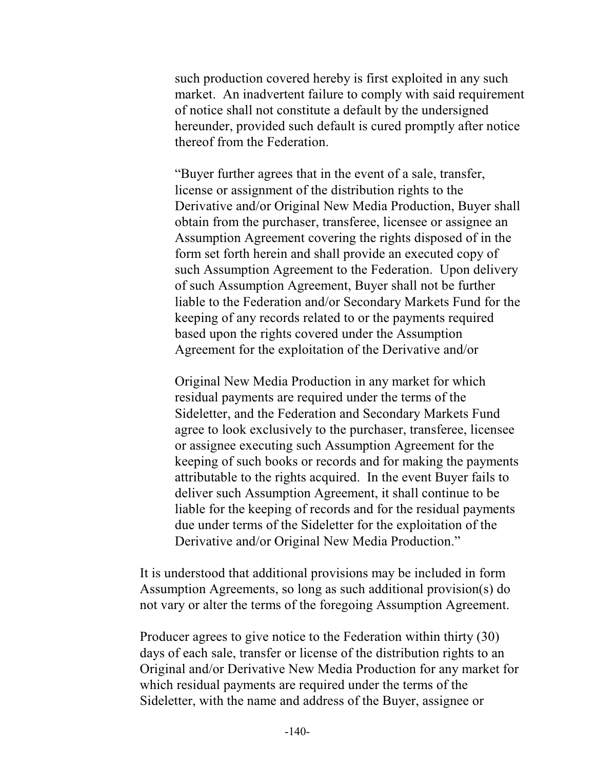such production covered hereby is first exploited in any such market. An inadvertent failure to comply with said requirement of notice shall not constitute a default by the undersigned hereunder, provided such default is cured promptly after notice thereof from the Federation.

"Buyer further agrees that in the event of a sale, transfer, license or assignment of the distribution rights to the Derivative and/or Original New Media Production, Buyer shall obtain from the purchaser, transferee, licensee or assignee an Assumption Agreement covering the rights disposed of in the form set forth herein and shall provide an executed copy of such Assumption Agreement to the Federation. Upon delivery of such Assumption Agreement, Buyer shall not be further liable to the Federation and/or Secondary Markets Fund for the keeping of any records related to or the payments required based upon the rights covered under the Assumption Agreement for the exploitation of the Derivative and/or Original New Media Production in any market for which residual payments are required under the terms of the Sideletter, and the Federation and Secondary Markets Fund agree to look exclusively to the purchaser, transferee, licensee or assignee executing such Assumption Agreement for the keeping of such books or records and for making the payments attributable to the rights acquired. In the event Buyer fails to deliver such Assumption Agreement, it shall continue to be liable for the keeping of records and for the residual payments due under terms of the Sideletter for the exploitation of the Derivative and/or Original New Media Production."

It is understood that additional provisions may be included in form Assumption Agreements, so long as such additional provision(s) do not vary or alter the terms of the foregoing Assumption Agreement.

Producer agrees to give notice to the Federation within thirty (30) days of each sale, transfer or license of the distribution rights to an Original and/or Derivative New Media Production for any market for which residual payments are required under the terms of the Sideletter, with the name and address of the Buyer, assignee or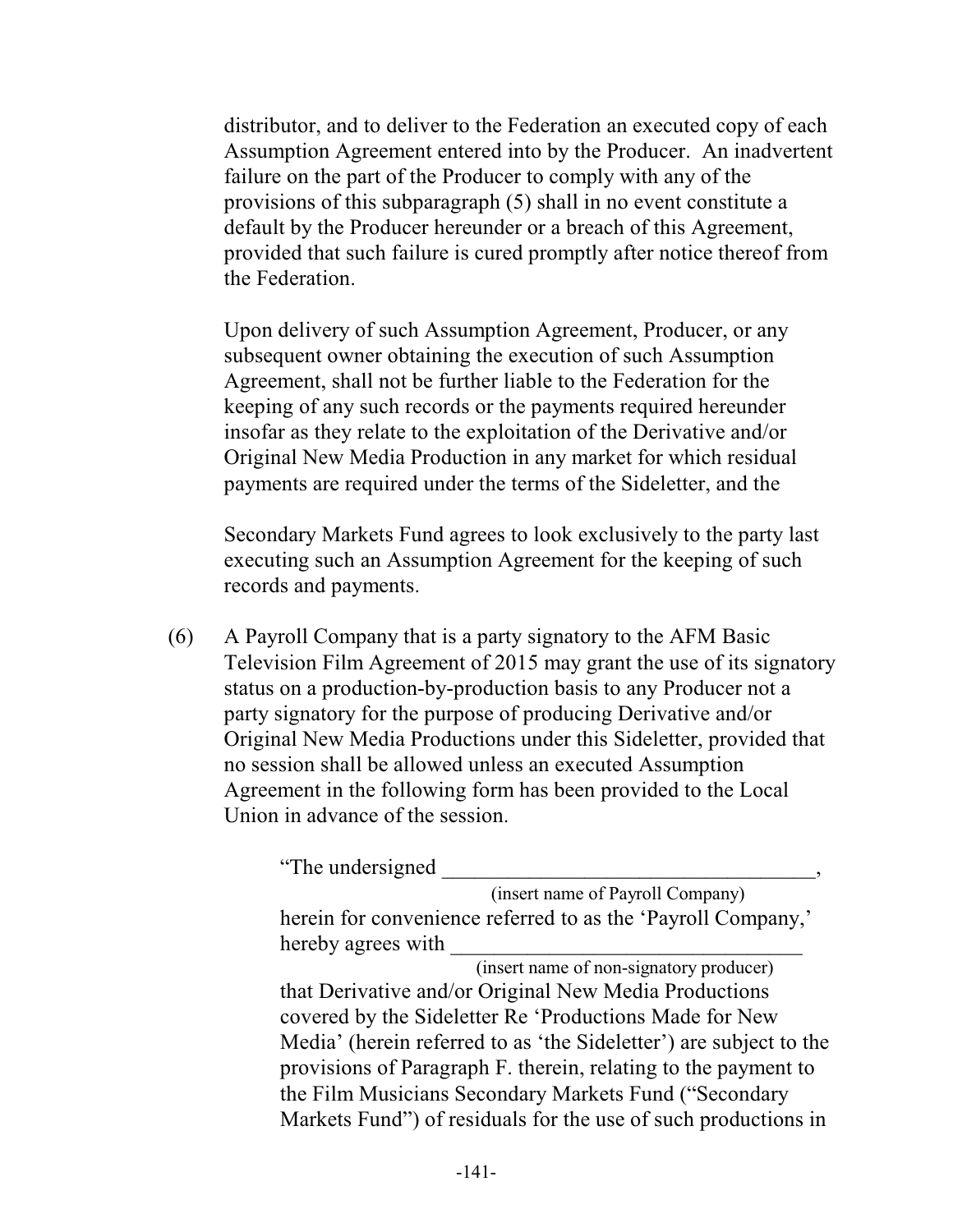distributor, and to deliver to the Federation an executed copy of each Assumption Agreement entered into by the Producer. An inadvertent failure on the part of the Producer to comply with any of the provisions of this subparagraph (5) shall in no event constitute a default by the Producer hereunder or a breach of this Agreement, provided that such failure is cured promptly after notice thereof from the Federation.

Upon delivery of such Assumption Agreement, Producer, or any subsequent owner obtaining the execution of such Assumption Agreement, shall not be further liable to the Federation for the keeping of any such records or the payments required hereunder insofar as they relate to the exploitation of the Derivative and/or Original New Media Production in any market for which residual payments are required under the terms of the Sideletter, and the

Secondary Markets Fund agrees to look exclusively to the party last executing such an Assumption Agreement for the keeping of such records and payments.

(6) A Payroll Company that is a party signatory to the AFM Basic Television Film Agreement of 2015 may grant the use of its signatory status on a production-by-production basis to any Producer not a party signatory for the purpose of producing Derivative and/or Original New Media Productions under this Sideletter, provided that no session shall be allowed unless an executed Assumption Agreement in the following form has been provided to the Local Union in advance of the session.

> "The undersigned \_\_\_\_\_\_\_\_\_\_\_\_\_\_\_\_\_\_\_\_\_\_\_\_\_\_\_\_\_\_\_\_\_\_\_\_,
> (insert name of Payroll Company)
> herein for convenience referred to as the 'Payroll Company,' hereby agrees with \_\_\_\_\_\_\_\_\_\_\_\_\_\_\_\_\_\_\_\_\_\_\_\_\_\_\_\_\_\_\_\_\_\_
> (insert name of non-signatory producer)
> that Derivative and/or Original New Media Productions covered by the Sideletter Re 'Productions Made for New Media' (herein referred to as 'the Sideletter') are subject to the provisions of Paragraph F. therein, relating to the payment to the Film Musicians Secondary Markets Fund ("Secondary Markets Fund") of residuals for the use of such productions in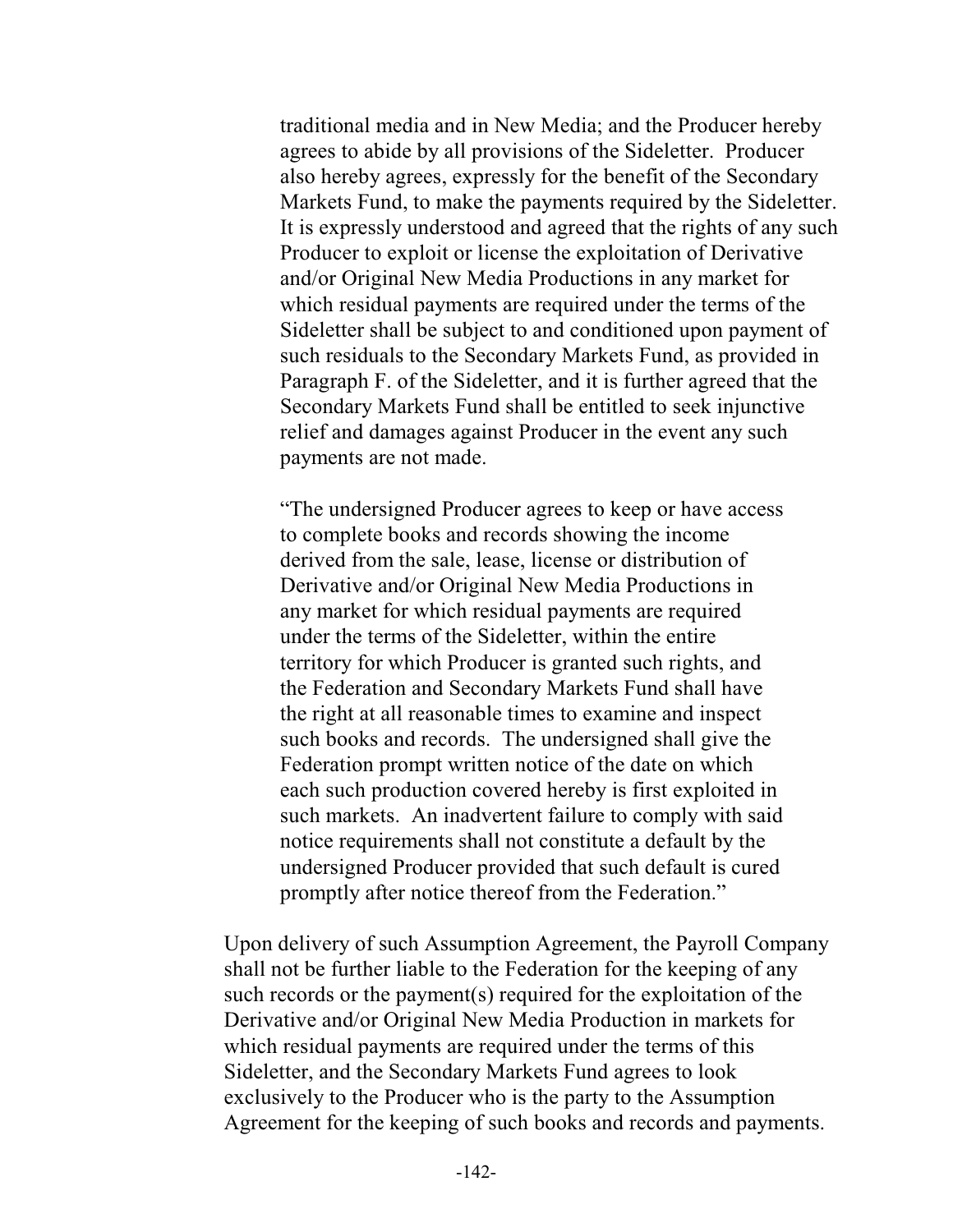traditional media and in New Media; and the Producer hereby agrees to abide by all provisions of the Sideletter. Producer also hereby agrees, expressly for the benefit of the Secondary Markets Fund, to make the payments required by the Sideletter. It is expressly understood and agreed that the rights of any such Producer to exploit or license the exploitation of Derivative and/or Original New Media Productions in any market for which residual payments are required under the terms of the Sideletter shall be subject to and conditioned upon payment of such residuals to the Secondary Markets Fund, as provided in Paragraph F. of the Sideletter, and it is further agreed that the Secondary Markets Fund shall be entitled to seek injunctive relief and damages against Producer in the event any such payments are not made.

"The undersigned Producer agrees to keep or have access to complete books and records showing the income derived from the sale, lease, license or distribution of Derivative and/or Original New Media Productions in any market for which residual payments are required under the terms of the Sideletter, within the entire territory for which Producer is granted such rights, and the Federation and Secondary Markets Fund shall have the right at all reasonable times to examine and inspect such books and records. The undersigned shall give the Federation prompt written notice of the date on which each such production covered hereby is first exploited in such markets. An inadvertent failure to comply with said notice requirements shall not constitute a default by the undersigned Producer provided that such default is cured promptly after notice thereof from the Federation."

Upon delivery of such Assumption Agreement, the Payroll Company shall not be further liable to the Federation for the keeping of any such records or the payment(s) required for the exploitation of the Derivative and/or Original New Media Production in markets for which residual payments are required under the terms of this Sideletter, and the Secondary Markets Fund agrees to look exclusively to the Producer who is the party to the Assumption Agreement for the keeping of such books and records and payments.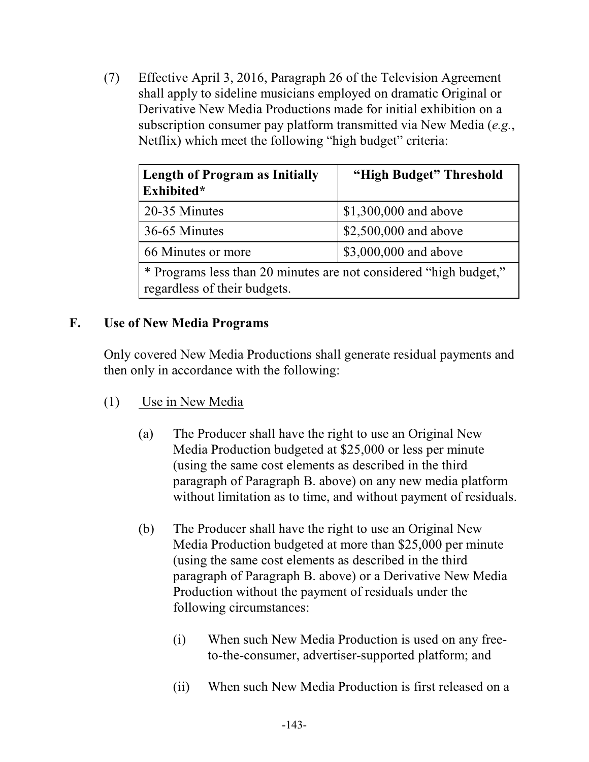(7) Effective April 3, 2016, Paragraph 26 of the Television Agreement shall apply to sideline musicians employed on dramatic Original or Derivative New Media Productions made for initial exhibition on a subscription consumer pay platform transmitted via New Media (*e.g.*, Netflix) which meet the following "high budget" criteria:

| **Length of Program as Initially Exhibited*** | **"High Budget" Threshold** |
|---|---|
| 20-35 Minutes | $1,300,000 and above |
| 36-65 Minutes | $2,500,000 and above |
| 66 Minutes or more | $3,000,000 and above |
| * Programs less than 20 minutes are not considered "high budget," regardless of their budgets. | |

## F. Use of New Media Programs

Only covered New Media Productions shall generate residual payments and then only in accordance with the following:

(1) Use in New Media

(a) The Producer shall have the right to use an Original New Media Production budgeted at $25,000 or less per minute (using the same cost elements as described in the third paragraph of Paragraph B. above) on any new media platform without limitation as to time, and without payment of residuals.

(b) The Producer shall have the right to use an Original New Media Production budgeted at more than $25,000 per minute (using the same cost elements as described in the third paragraph of Paragraph B. above) or a Derivative New Media Production without the payment of residuals under the following circumstances:

(i) When such New Media Production is used on any free-to-the-consumer, advertiser-supported platform; and

(ii) When such New Media Production is first released on a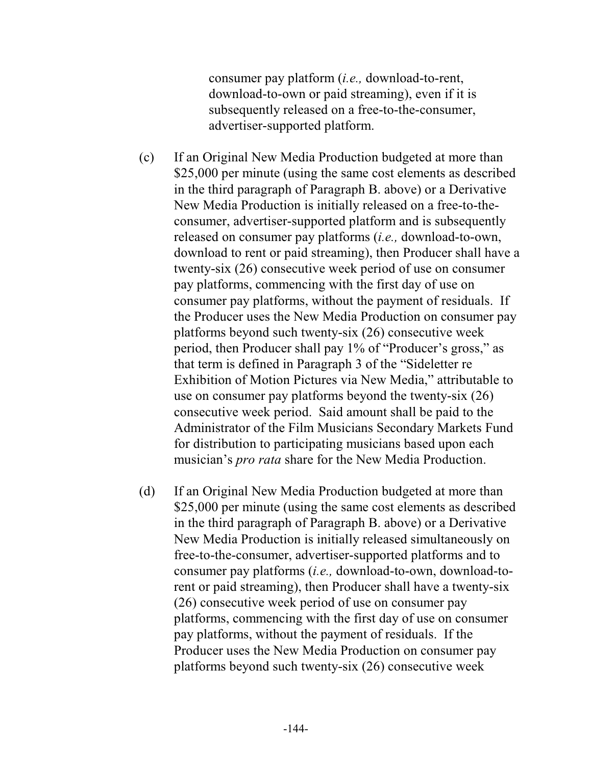consumer pay platform (*i.e.,* download-to-rent, download-to-own or paid streaming), even if it is subsequently released on a free-to-the-consumer, advertiser-supported platform.

(c) If an Original New Media Production budgeted at more than $25,000 per minute (using the same cost elements as described in the third paragraph of Paragraph B. above) or a Derivative New Media Production is initially released on a free-to-the-consumer, advertiser-supported platform and is subsequently released on consumer pay platforms (*i.e.,* download-to-own, download to rent or paid streaming), then Producer shall have a twenty-six (26) consecutive week period of use on consumer pay platforms, commencing with the first day of use on consumer pay platforms, without the payment of residuals. If the Producer uses the New Media Production on consumer pay platforms beyond such twenty-six (26) consecutive week period, then Producer shall pay 1% of "Producer's gross," as that term is defined in Paragraph 3 of the "Sideletter re Exhibition of Motion Pictures via New Media," attributable to use on consumer pay platforms beyond the twenty-six (26) consecutive week period. Said amount shall be paid to the Administrator of the Film Musicians Secondary Markets Fund for distribution to participating musicians based upon each musician's *pro rata* share for the New Media Production.

(d) If an Original New Media Production budgeted at more than $25,000 per minute (using the same cost elements as described in the third paragraph of Paragraph B. above) or a Derivative New Media Production is initially released simultaneously on free-to-the-consumer, advertiser-supported platforms and to consumer pay platforms (*i.e.,* download-to-own, download-to-rent or paid streaming), then Producer shall have a twenty-six (26) consecutive week period of use on consumer pay platforms, commencing with the first day of use on consumer pay platforms, without the payment of residuals. If the Producer uses the New Media Production on consumer pay platforms beyond such twenty-six (26) consecutive week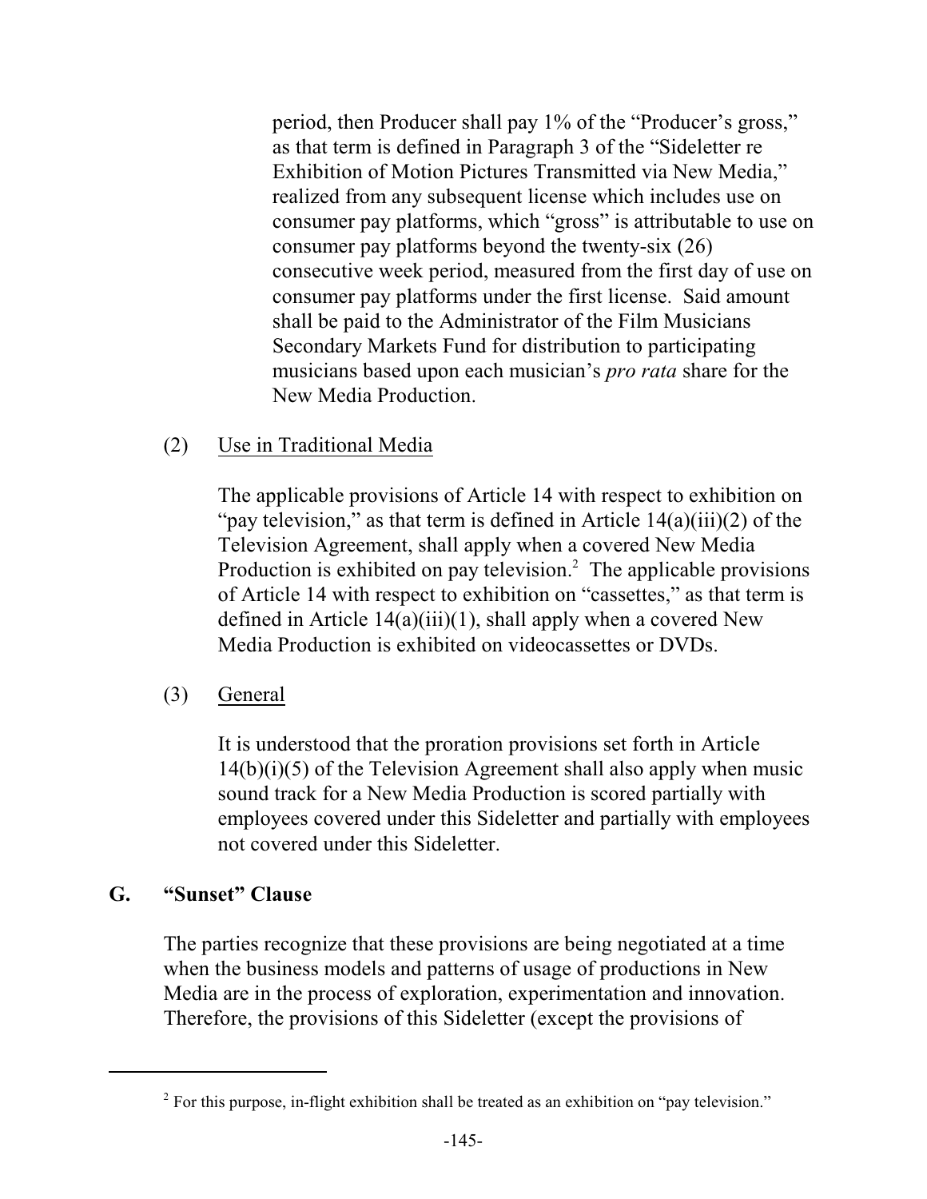period, then Producer shall pay 1% of the "Producer's gross," as that term is defined in Paragraph 3 of the "Sideletter re Exhibition of Motion Pictures Transmitted via New Media," realized from any subsequent license which includes use on consumer pay platforms, which "gross" is attributable to use on consumer pay platforms beyond the twenty-six (26) consecutive week period, measured from the first day of use on consumer pay platforms under the first license. Said amount shall be paid to the Administrator of the Film Musicians Secondary Markets Fund for distribution to participating musicians based upon each musician's *pro rata* share for the New Media Production.

(2) Use in Traditional Media

The applicable provisions of Article 14 with respect to exhibition on "pay television," as that term is defined in Article 14(a)(iii)(2) of the Television Agreement, shall apply when a covered New Media Production is exhibited on pay television.[2] The applicable provisions of Article 14 with respect to exhibition on "cassettes," as that term is defined in Article 14(a)(iii)(1), shall apply when a covered New Media Production is exhibited on videocassettes or DVDs.

(3) General

It is understood that the proration provisions set forth in Article 14(b)(i)(5) of the Television Agreement shall also apply when music sound track for a New Media Production is scored partially with employees covered under this Sideletter and partially with employees not covered under this Sideletter.

**G. "Sunset" Clause**

The parties recognize that these provisions are being negotiated at a time when the business models and patterns of usage of productions in New Media are in the process of exploration, experimentation and innovation. Therefore, the provisions of this Sideletter (except the provisions of

[2] For this purpose, in-flight exhibition shall be treated as an exhibition on "pay television."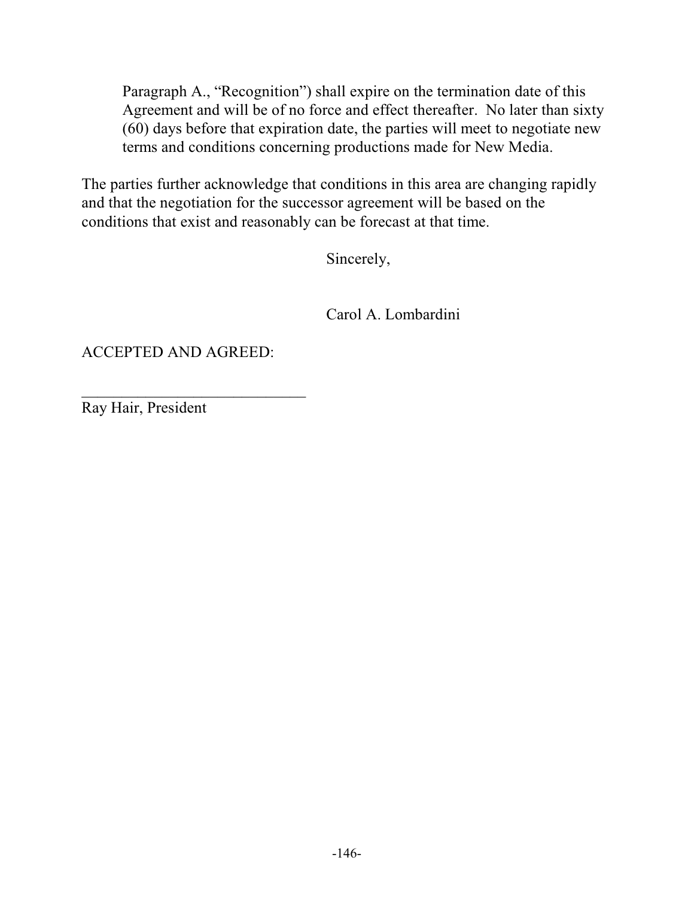Paragraph A., "Recognition") shall expire on the termination date of this Agreement and will be of no force and effect thereafter. No later than sixty (60) days before that expiration date, the parties will meet to negotiate new terms and conditions concerning productions made for New Media.

The parties further acknowledge that conditions in this area are changing rapidly and that the negotiation for the successor agreement will be based on the conditions that exist and reasonably can be forecast at that time.

Sincerely,

Carol A. Lombardini

ACCEPTED AND AGREED:

\_\_\_\_\_\_\_\_\_\_\_\_\_\_\_\_\_\_\_\_\_\_\_\_\_\_\_\_\_\_

Ray Hair, President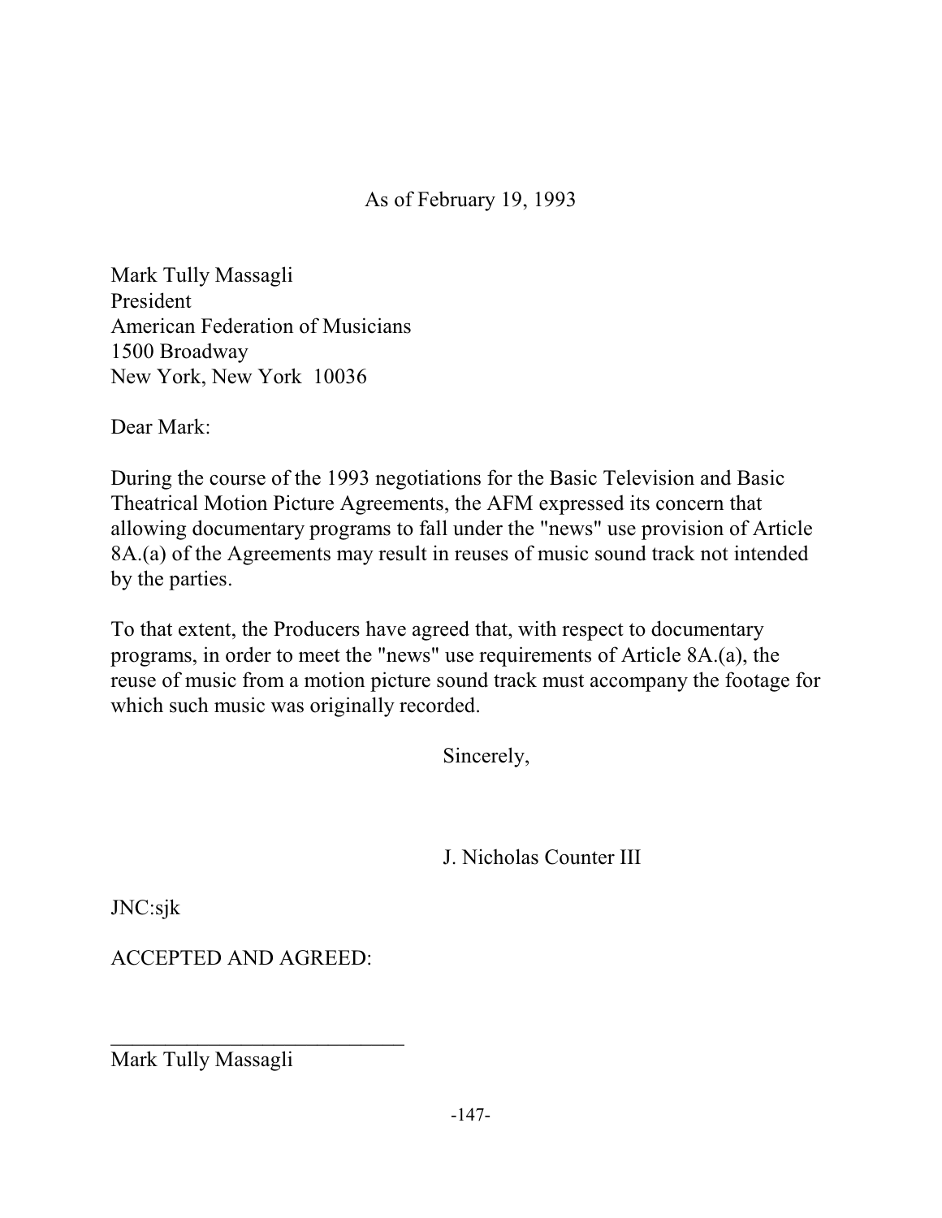As of February 19, 1993

Mark Tully Massagli
President
American Federation of Musicians
1500 Broadway
New York, New York 10036

Dear Mark:

During the course of the 1993 negotiations for the Basic Television and Basic Theatrical Motion Picture Agreements, the AFM expressed its concern that allowing documentary programs to fall under the "news" use provision of Article 8A.(a) of the Agreements may result in reuses of music sound track not intended by the parties.

To that extent, the Producers have agreed that, with respect to documentary programs, in order to meet the "news" use requirements of Article 8A.(a), the reuse of music from a motion picture sound track must accompany the footage for which such music was originally recorded.

Sincerely,

J. Nicholas Counter III

JNC:sjk

ACCEPTED AND AGREED:

\_\_\_\_\_\_\_\_\_\_\_\_\_\_\_\_\_\_\_\_\_\_\_\_\_\_\_\_
Mark Tully Massagli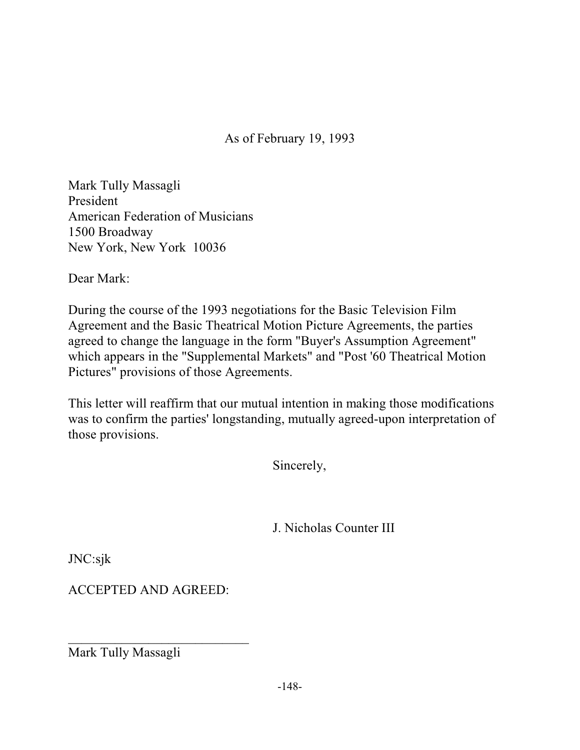As of February 19, 1993

Mark Tully Massagli
President
American Federation of Musicians
1500 Broadway
New York, New York 10036

Dear Mark:

During the course of the 1993 negotiations for the Basic Television Film Agreement and the Basic Theatrical Motion Picture Agreements, the parties agreed to change the language in the form "Buyer's Assumption Agreement" which appears in the "Supplemental Markets" and "Post '60 Theatrical Motion Pictures" provisions of those Agreements.

This letter will reaffirm that our mutual intention in making those modifications was to confirm the parties' longstanding, mutually agreed-upon interpretation of those provisions.

Sincerely,

J. Nicholas Counter III

JNC:sjk

ACCEPTED AND AGREED:

____________________________
Mark Tully Massagli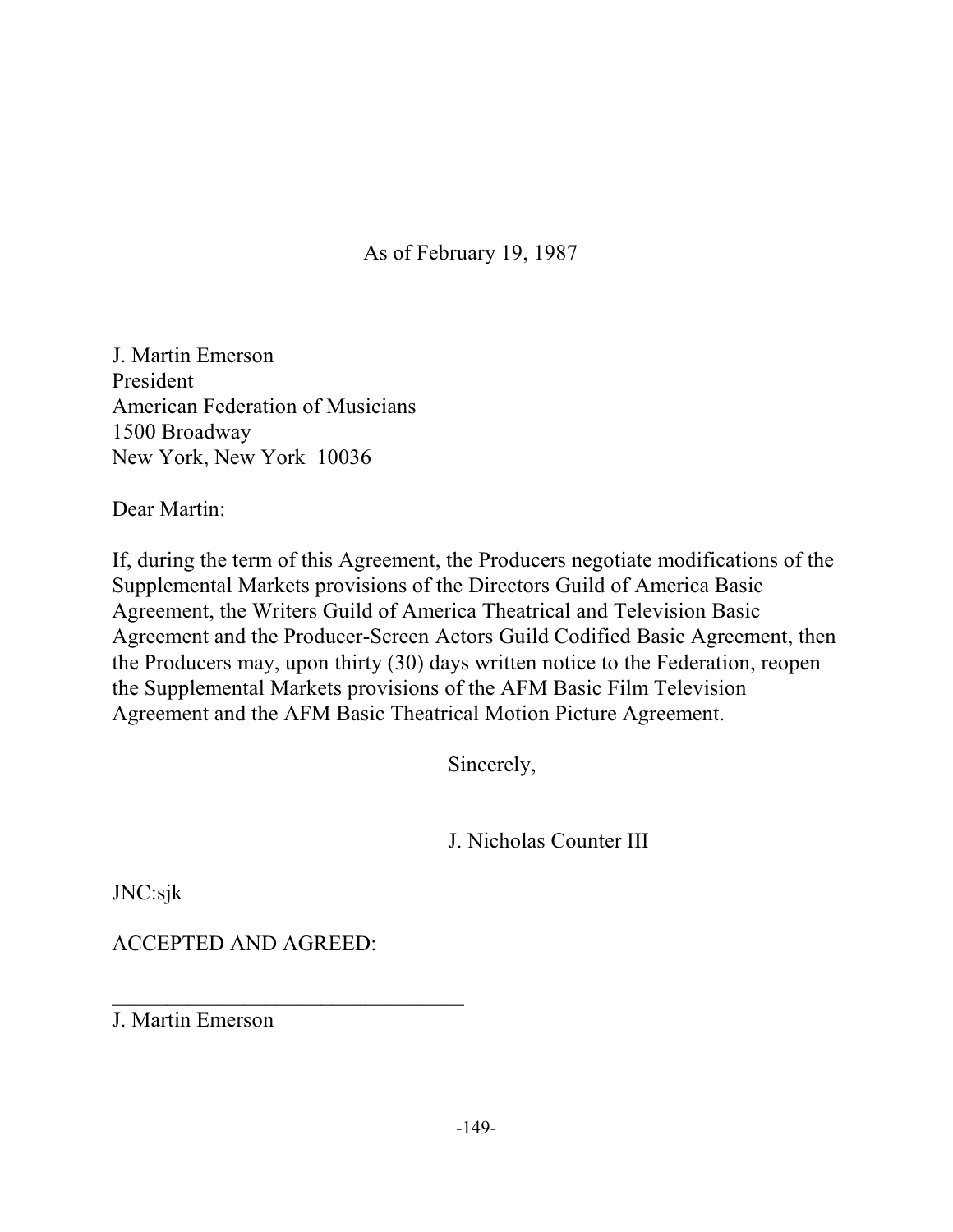As of February 19, 1987

J. Martin Emerson
President
American Federation of Musicians
1500 Broadway
New York, New York 10036

Dear Martin:

If, during the term of this Agreement, the Producers negotiate modifications of the Supplemental Markets provisions of the Directors Guild of America Basic Agreement, the Writers Guild of America Theatrical and Television Basic Agreement and the Producer-Screen Actors Guild Codified Basic Agreement, then the Producers may, upon thirty (30) days written notice to the Federation, reopen the Supplemental Markets provisions of the AFM Basic Film Television Agreement and the AFM Basic Theatrical Motion Picture Agreement.

Sincerely,

J. Nicholas Counter III

JNC:sjk

ACCEPTED AND AGREED:

\_\_\_\_\_\_\_\_\_\_\_\_\_\_\_\_\_\_\_\_\_\_\_\_\_\_\_\_\_\_\_\_\_\_

J. Martin Emerson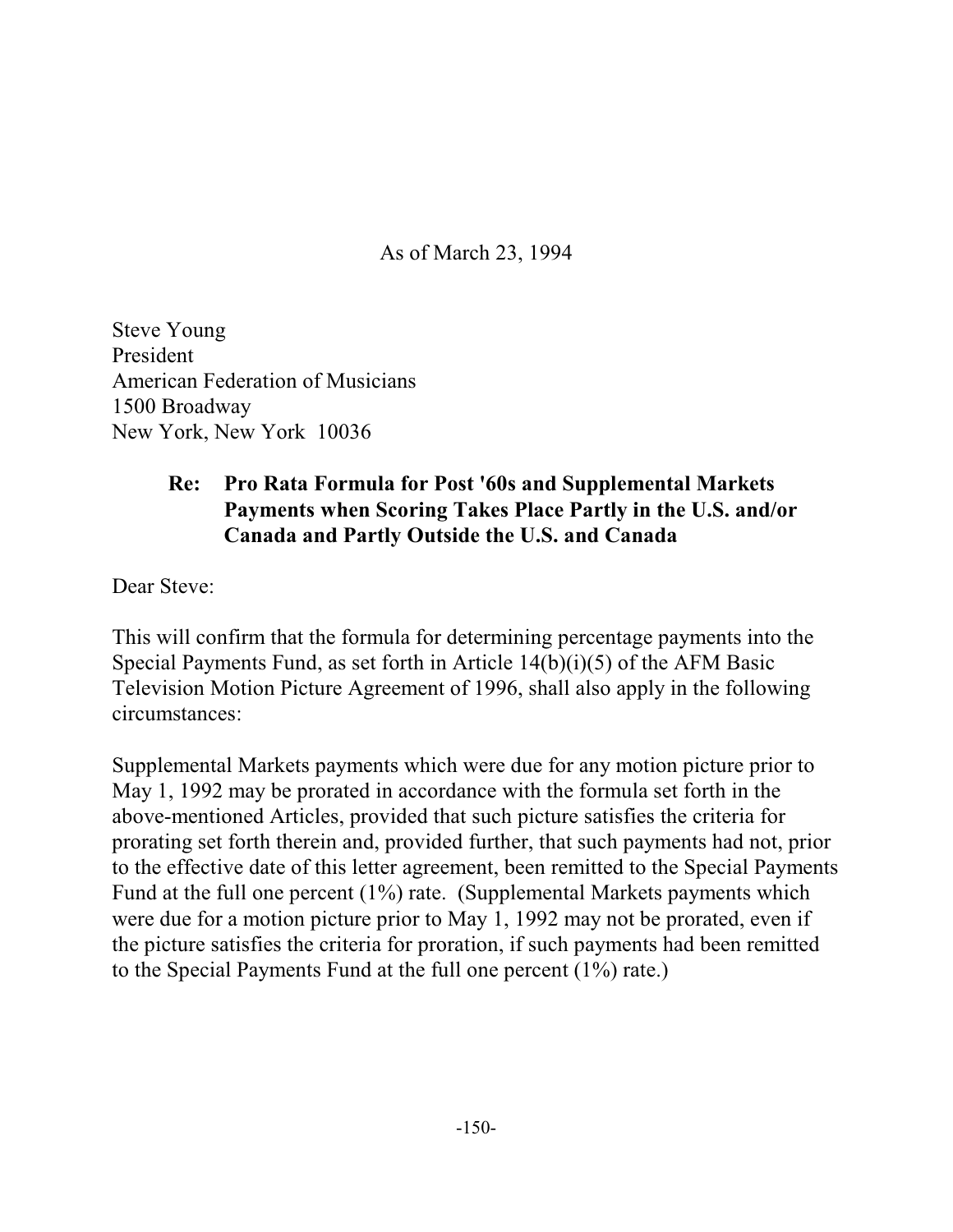As of March 23, 1994

Steve Young
President
American Federation of Musicians
1500 Broadway
New York, New York 10036

**Re: Pro Rata Formula for Post '60s and Supplemental Markets Payments when Scoring Takes Place Partly in the U.S. and/or Canada and Partly Outside the U.S. and Canada**

Dear Steve:

This will confirm that the formula for determining percentage payments into the Special Payments Fund, as set forth in Article 14(b)(i)(5) of the AFM Basic Television Motion Picture Agreement of 1996, shall also apply in the following circumstances:

Supplemental Markets payments which were due for any motion picture prior to May 1, 1992 may be prorated in accordance with the formula set forth in the above-mentioned Articles, provided that such picture satisfies the criteria for prorating set forth therein and, provided further, that such payments had not, prior to the effective date of this letter agreement, been remitted to the Special Payments Fund at the full one percent (1%) rate. (Supplemental Markets payments which were due for a motion picture prior to May 1, 1992 may not be prorated, even if the picture satisfies the criteria for proration, if such payments had been remitted to the Special Payments Fund at the full one percent (1%) rate.)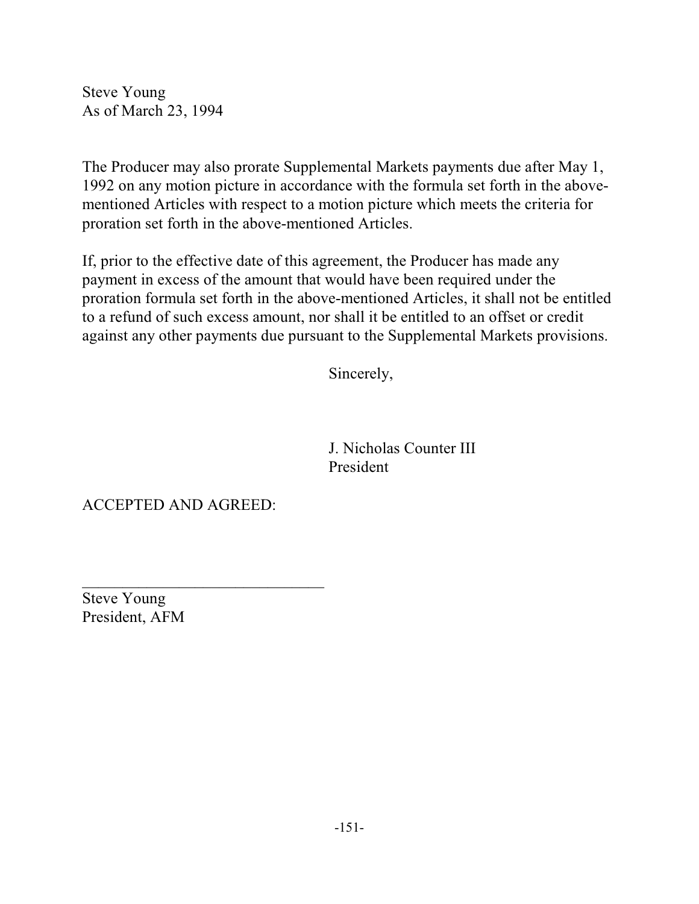Steve Young
As of March 23, 1994

The Producer may also prorate Supplemental Markets payments due after May 1, 1992 on any motion picture in accordance with the formula set forth in the above-mentioned Articles with respect to a motion picture which meets the criteria for proration set forth in the above-mentioned Articles.

If, prior to the effective date of this agreement, the Producer has made any payment in excess of the amount that would have been required under the proration formula set forth in the above-mentioned Articles, it shall not be entitled to a refund of such excess amount, nor shall it be entitled to an offset or credit against any other payments due pursuant to the Supplemental Markets provisions.

Sincerely,

J. Nicholas Counter III
President

ACCEPTED AND AGREED:

_______________________________
Steve Young
President, AFM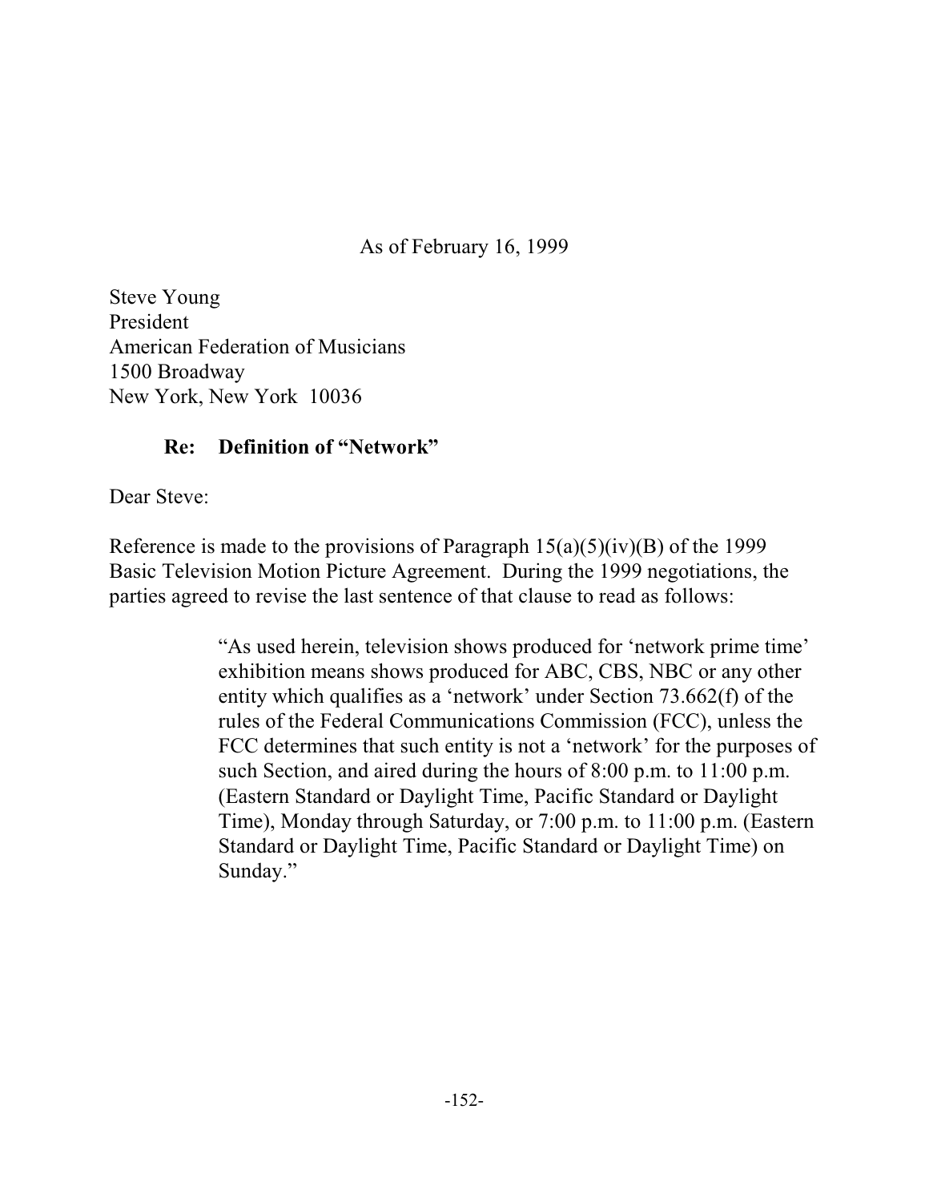As of February 16, 1999

Steve Young
President
American Federation of Musicians
1500 Broadway
New York, New York 10036

**Re: Definition of "Network"**

Dear Steve:

Reference is made to the provisions of Paragraph 15(a)(5)(iv)(B) of the 1999 Basic Television Motion Picture Agreement. During the 1999 negotiations, the parties agreed to revise the last sentence of that clause to read as follows:

> "As used herein, television shows produced for 'network prime time' exhibition means shows produced for ABC, CBS, NBC or any other entity which qualifies as a 'network' under Section 73.662(f) of the rules of the Federal Communications Commission (FCC), unless the FCC determines that such entity is not a 'network' for the purposes of such Section, and aired during the hours of 8:00 p.m. to 11:00 p.m. (Eastern Standard or Daylight Time, Pacific Standard or Daylight Time), Monday through Saturday, or 7:00 p.m. to 11:00 p.m. (Eastern Standard or Daylight Time, Pacific Standard or Daylight Time) on Sunday."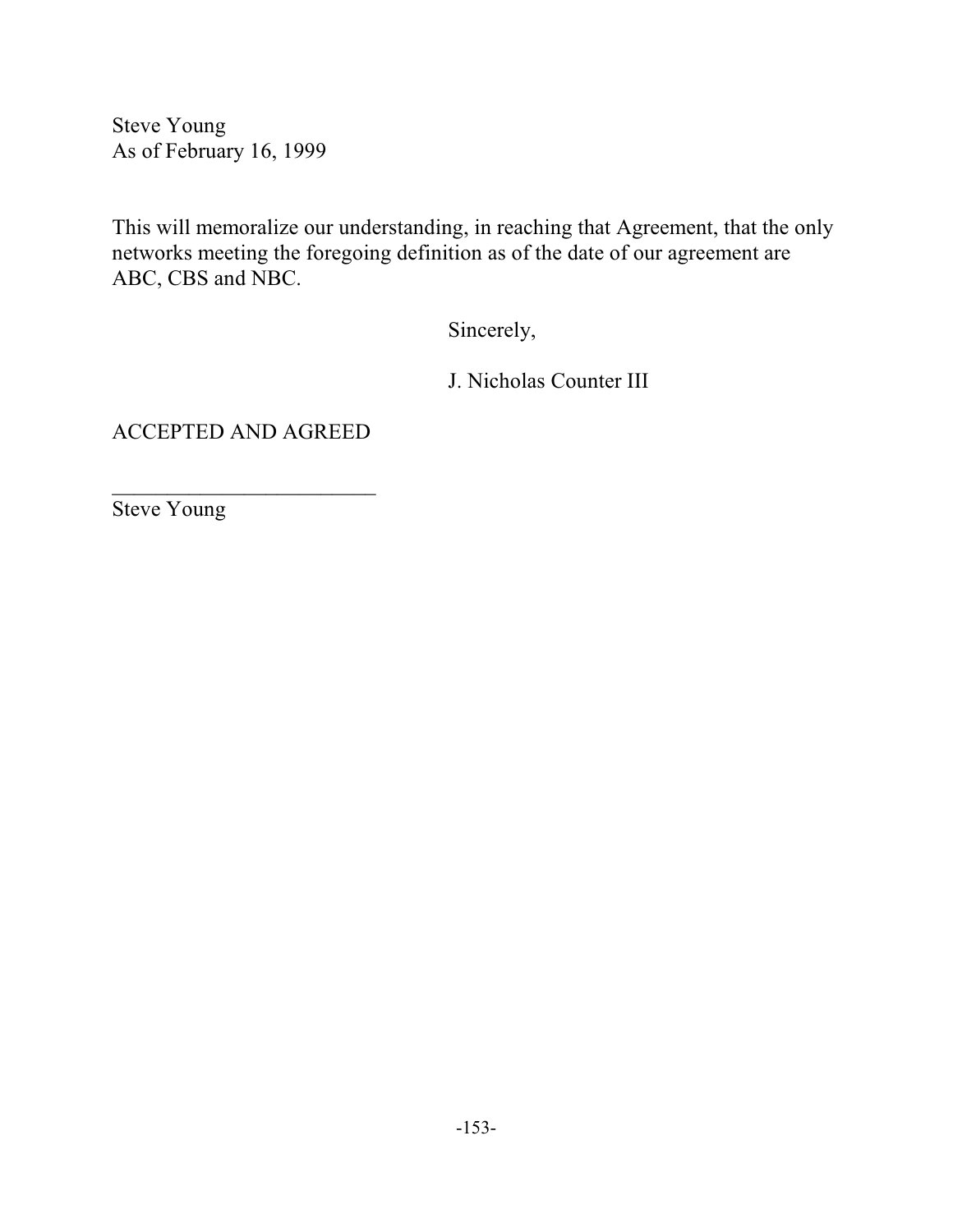Steve Young
As of February 16, 1999

This will memoralize our understanding, in reaching that Agreement, that the only networks meeting the foregoing definition as of the date of our agreement are ABC, CBS and NBC.

Sincerely,

J. Nicholas Counter III

ACCEPTED AND AGREED

_________________________
Steve Young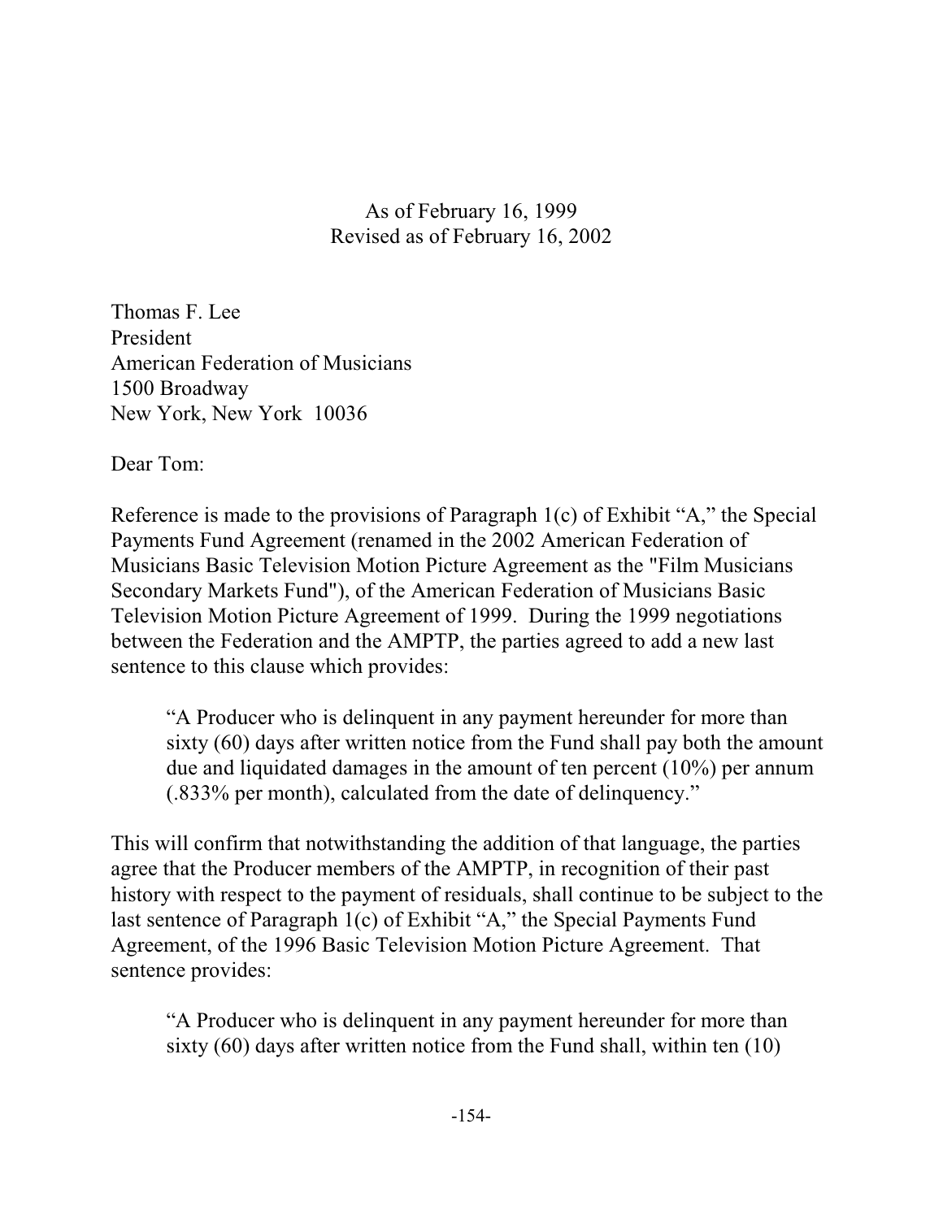As of February 16, 1999
Revised as of February 16, 2002

Thomas F. Lee
President
American Federation of Musicians
1500 Broadway
New York, New York 10036

Dear Tom:

Reference is made to the provisions of Paragraph 1(c) of Exhibit "A," the Special Payments Fund Agreement (renamed in the 2002 American Federation of Musicians Basic Television Motion Picture Agreement as the "Film Musicians Secondary Markets Fund"), of the American Federation of Musicians Basic Television Motion Picture Agreement of 1999. During the 1999 negotiations between the Federation and the AMPTP, the parties agreed to add a new last sentence to this clause which provides:

> "A Producer who is delinquent in any payment hereunder for more than sixty (60) days after written notice from the Fund shall pay both the amount due and liquidated damages in the amount of ten percent (10%) per annum (.833% per month), calculated from the date of delinquency."

This will confirm that notwithstanding the addition of that language, the parties agree that the Producer members of the AMPTP, in recognition of their past history with respect to the payment of residuals, shall continue to be subject to the last sentence of Paragraph 1(c) of Exhibit "A," the Special Payments Fund Agreement, of the 1996 Basic Television Motion Picture Agreement. That sentence provides:

> "A Producer who is delinquent in any payment hereunder for more than sixty (60) days after written notice from the Fund shall, within ten (10)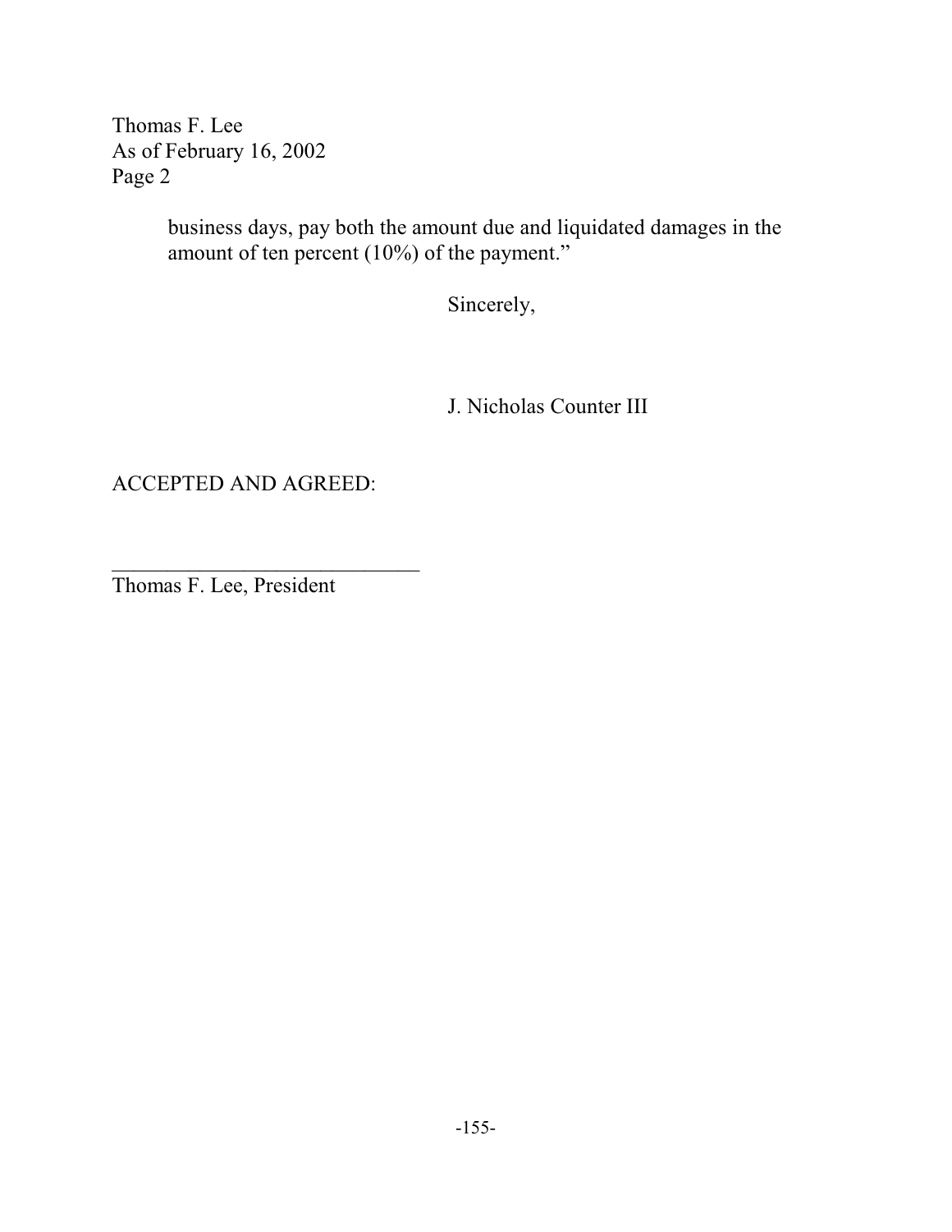business days, pay both the amount due and liquidated damages in the amount of ten percent (10%) of the payment."

Sincerely,

J. Nicholas Counter III

ACCEPTED AND AGREED:

_____________________________

Thomas F. Lee, President